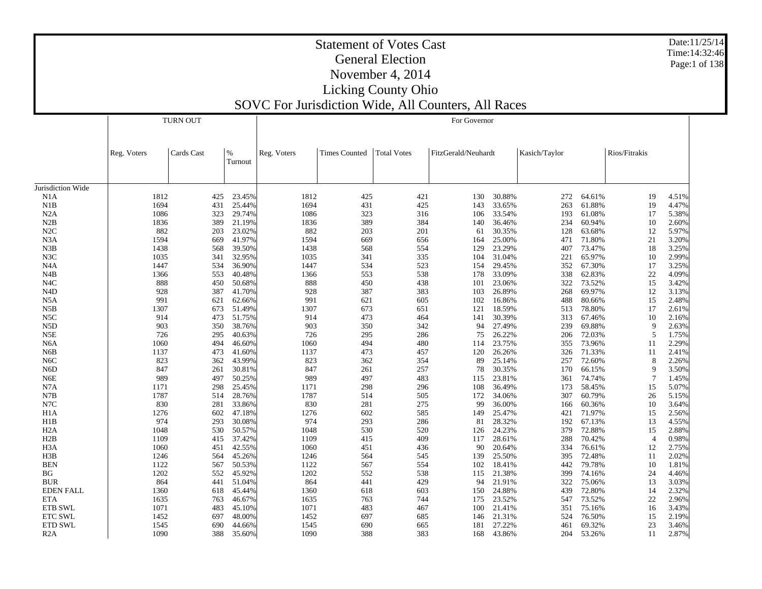# Statement of Votes Cast
## General Election
## November 4, 2014
## Licking County Ohio
## SOVC For Jurisdiction Wide, All Counters, All Races

Date:11/25/14
Time:14:32:46

| | TURN OUT | | | For Governor | | | | | | | | |
|---|---|---|---|---|---|---|---|---|---|---|---|---|
| | Reg. Voters | Cards Cast | % Turnout | Reg. Voters | Times Counted | Total Votes | FitzGerald/Neuhardt | | Kasich/Taylor | | Rios/Fitrakis | |
| Jurisdiction Wide | | | | | | | | | | | | |
| N1A | 1812 | 425 | 23.45% | 1812 | 425 | 421 | 130 | 30.88% | 272 | 64.61% | 19 | 4.51% |
| N1B | 1694 | 431 | 25.44% | 1694 | 431 | 425 | 143 | 33.65% | 263 | 61.88% | 19 | 4.47% |
| N2A | 1086 | 323 | 29.74% | 1086 | 323 | 316 | 106 | 33.54% | 193 | 61.08% | 17 | 5.38% |
| N2B | 1836 | 389 | 21.19% | 1836 | 389 | 384 | 140 | 36.46% | 234 | 60.94% | 10 | 2.60% |
| N2C | 882 | 203 | 23.02% | 882 | 203 | 201 | 61 | 30.35% | 128 | 63.68% | 12 | 5.97% |
| N3A | 1594 | 669 | 41.97% | 1594 | 669 | 656 | 164 | 25.00% | 471 | 71.80% | 21 | 3.20% |
| N3B | 1438 | 568 | 39.50% | 1438 | 568 | 554 | 129 | 23.29% | 407 | 73.47% | 18 | 3.25% |
| N3C | 1035 | 341 | 32.95% | 1035 | 341 | 335 | 104 | 31.04% | 221 | 65.97% | 10 | 2.99% |
| N4A | 1447 | 534 | 36.90% | 1447 | 534 | 523 | 154 | 29.45% | 352 | 67.30% | 17 | 3.25% |
| N4B | 1366 | 553 | 40.48% | 1366 | 553 | 538 | 178 | 33.09% | 338 | 62.83% | 22 | 4.09% |
| N4C | 888 | 450 | 50.68% | 888 | 450 | 438 | 101 | 23.06% | 322 | 73.52% | 15 | 3.42% |
| N4D | 928 | 387 | 41.70% | 928 | 387 | 383 | 103 | 26.89% | 268 | 69.97% | 12 | 3.13% |
| N5A | 991 | 621 | 62.66% | 991 | 621 | 605 | 102 | 16.86% | 488 | 80.66% | 15 | 2.48% |
| N5B | 1307 | 673 | 51.49% | 1307 | 673 | 651 | 121 | 18.59% | 513 | 78.80% | 17 | 2.61% |
| N5C | 914 | 473 | 51.75% | 914 | 473 | 464 | 141 | 30.39% | 313 | 67.46% | 10 | 2.16% |
| N5D | 903 | 350 | 38.76% | 903 | 350 | 342 | 94 | 27.49% | 239 | 69.88% | 9 | 2.63% |
| N5E | 726 | 295 | 40.63% | 726 | 295 | 286 | 75 | 26.22% | 206 | 72.03% | 5 | 1.75% |
| N6A | 1060 | 494 | 46.60% | 1060 | 494 | 480 | 114 | 23.75% | 355 | 73.96% | 11 | 2.29% |
| N6B | 1137 | 473 | 41.60% | 1137 | 473 | 457 | 120 | 26.26% | 326 | 71.33% | 11 | 2.41% |
| N6C | 823 | 362 | 43.99% | 823 | 362 | 354 | 89 | 25.14% | 257 | 72.60% | 8 | 2.26% |
| N6D | 847 | 261 | 30.81% | 847 | 261 | 257 | 78 | 30.35% | 170 | 66.15% | 9 | 3.50% |
| N6E | 989 | 497 | 50.25% | 989 | 497 | 483 | 115 | 23.81% | 361 | 74.74% | 7 | 1.45% |
| N7A | 1171 | 298 | 25.45% | 1171 | 298 | 296 | 108 | 36.49% | 173 | 58.45% | 15 | 5.07% |
| N7B | 1787 | 514 | 28.76% | 1787 | 514 | 505 | 172 | 34.06% | 307 | 60.79% | 26 | 5.15% |
| N7C | 830 | 281 | 33.86% | 830 | 281 | 275 | 99 | 36.00% | 166 | 60.36% | 10 | 3.64% |
| H1A | 1276 | 602 | 47.18% | 1276 | 602 | 585 | 149 | 25.47% | 421 | 71.97% | 15 | 2.56% |
| H1B | 974 | 293 | 30.08% | 974 | 293 | 286 | 81 | 28.32% | 192 | 67.13% | 13 | 4.55% |
| H2A | 1048 | 530 | 50.57% | 1048 | 530 | 520 | 126 | 24.23% | 379 | 72.88% | 15 | 2.88% |
| H2B | 1109 | 415 | 37.42% | 1109 | 415 | 409 | 117 | 28.61% | 288 | 70.42% | 4 | 0.98% |
| H3A | 1060 | 451 | 42.55% | 1060 | 451 | 436 | 90 | 20.64% | 334 | 76.61% | 12 | 2.75% |
| H3B | 1246 | 564 | 45.26% | 1246 | 564 | 545 | 139 | 25.50% | 395 | 72.48% | 11 | 2.02% |
| BEN | 1122 | 567 | 50.53% | 1122 | 567 | 554 | 102 | 18.41% | 442 | 79.78% | 10 | 1.81% |
| BG | 1202 | 552 | 45.92% | 1202 | 552 | 538 | 115 | 21.38% | 399 | 74.16% | 24 | 4.46% |
| BUR | 864 | 441 | 51.04% | 864 | 441 | 429 | 94 | 21.91% | 322 | 75.06% | 13 | 3.03% |
| EDEN FALL | 1360 | 618 | 45.44% | 1360 | 618 | 603 | 150 | 24.88% | 439 | 72.80% | 14 | 2.32% |
| ETA | 1635 | 763 | 46.67% | 1635 | 763 | 744 | 175 | 23.52% | 547 | 73.52% | 22 | 2.96% |
| ETB SWL | 1071 | 483 | 45.10% | 1071 | 483 | 467 | 100 | 21.41% | 351 | 75.16% | 16 | 3.43% |
| ETC SWL | 1452 | 697 | 48.00% | 1452 | 697 | 685 | 146 | 21.31% | 524 | 76.50% | 15 | 2.19% |
| ETD SWL | 1545 | 690 | 44.66% | 1545 | 690 | 665 | 181 | 27.22% | 461 | 69.32% | 23 | 3.46% |
| R2A | 1090 | 388 | 35.60% | 1090 | 388 | 383 | 168 | 43.86% | 204 | 53.26% | 11 | 2.87% |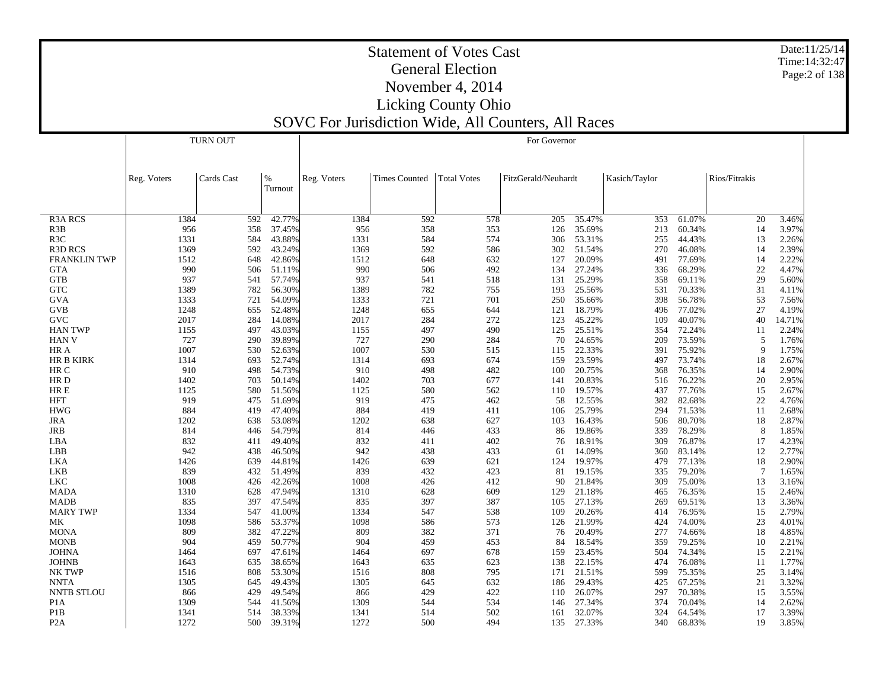# Statement of Votes Cast

## General Election

## November 4, 2014

## Licking County Ohio

## SOVC For Jurisdiction Wide, All Counters, All Races

Date:11/25/14
Time:14:32:47

| | TURN OUT | | | For Governor | | | | | | | | |
|---|---|---|---|---|---|---|---|---|---|---|---|---|
| | Reg. Voters | Cards Cast | % Turnout | Reg. Voters | Times Counted | Total Votes | FitzGerald/Neuhardt | | Kasich/Taylor | | Rios/Fitrakis | |
| R3A RCS | 1384 | 592 | 42.77% | 1384 | 592 | 578 | 205 | 35.47% | 353 | 61.07% | 20 | 3.46% |
| R3B | 956 | 358 | 37.45% | 956 | 358 | 353 | 126 | 35.69% | 213 | 60.34% | 14 | 3.97% |
| R3C | 1331 | 584 | 43.88% | 1331 | 584 | 574 | 306 | 53.31% | 255 | 44.43% | 13 | 2.26% |
| R3D RCS | 1369 | 592 | 43.24% | 1369 | 592 | 586 | 302 | 51.54% | 270 | 46.08% | 14 | 2.39% |
| FRANKLIN TWP | 1512 | 648 | 42.86% | 1512 | 648 | 632 | 127 | 20.09% | 491 | 77.69% | 14 | 2.22% |
| GTA | 990 | 506 | 51.11% | 990 | 506 | 492 | 134 | 27.24% | 336 | 68.29% | 22 | 4.47% |
| GTB | 937 | 541 | 57.74% | 937 | 541 | 518 | 131 | 25.29% | 358 | 69.11% | 29 | 5.60% |
| GTC | 1389 | 782 | 56.30% | 1389 | 782 | 755 | 193 | 25.56% | 531 | 70.33% | 31 | 4.11% |
| GVA | 1333 | 721 | 54.09% | 1333 | 721 | 701 | 250 | 35.66% | 398 | 56.78% | 53 | 7.56% |
| GVB | 1248 | 655 | 52.48% | 1248 | 655 | 644 | 121 | 18.79% | 496 | 77.02% | 27 | 4.19% |
| GVC | 2017 | 284 | 14.08% | 2017 | 284 | 272 | 123 | 45.22% | 109 | 40.07% | 40 | 14.71% |
| HAN TWP | 1155 | 497 | 43.03% | 1155 | 497 | 490 | 125 | 25.51% | 354 | 72.24% | 11 | 2.24% |
| HAN V | 727 | 290 | 39.89% | 727 | 290 | 284 | 70 | 24.65% | 209 | 73.59% | 5 | 1.76% |
| HR A | 1007 | 530 | 52.63% | 1007 | 530 | 515 | 115 | 22.33% | 391 | 75.92% | 9 | 1.75% |
| HR B KIRK | 1314 | 693 | 52.74% | 1314 | 693 | 674 | 159 | 23.59% | 497 | 73.74% | 18 | 2.67% |
| HR C | 910 | 498 | 54.73% | 910 | 498 | 482 | 100 | 20.75% | 368 | 76.35% | 14 | 2.90% |
| HR D | 1402 | 703 | 50.14% | 1402 | 703 | 677 | 141 | 20.83% | 516 | 76.22% | 20 | 2.95% |
| HR E | 1125 | 580 | 51.56% | 1125 | 580 | 562 | 110 | 19.57% | 437 | 77.76% | 15 | 2.67% |
| HFT | 919 | 475 | 51.69% | 919 | 475 | 462 | 58 | 12.55% | 382 | 82.68% | 22 | 4.76% |
| HWG | 884 | 419 | 47.40% | 884 | 419 | 411 | 106 | 25.79% | 294 | 71.53% | 11 | 2.68% |
| JRA | 1202 | 638 | 53.08% | 1202 | 638 | 627 | 103 | 16.43% | 506 | 80.70% | 18 | 2.87% |
| JRB | 814 | 446 | 54.79% | 814 | 446 | 433 | 86 | 19.86% | 339 | 78.29% | 8 | 1.85% |
| LBA | 832 | 411 | 49.40% | 832 | 411 | 402 | 76 | 18.91% | 309 | 76.87% | 17 | 4.23% |
| LBB | 942 | 438 | 46.50% | 942 | 438 | 433 | 61 | 14.09% | 360 | 83.14% | 12 | 2.77% |
| LKA | 1426 | 639 | 44.81% | 1426 | 639 | 621 | 124 | 19.97% | 479 | 77.13% | 18 | 2.90% |
| LKB | 839 | 432 | 51.49% | 839 | 432 | 423 | 81 | 19.15% | 335 | 79.20% | 7 | 1.65% |
| LKC | 1008 | 426 | 42.26% | 1008 | 426 | 412 | 90 | 21.84% | 309 | 75.00% | 13 | 3.16% |
| MADA | 1310 | 628 | 47.94% | 1310 | 628 | 609 | 129 | 21.18% | 465 | 76.35% | 15 | 2.46% |
| MADB | 835 | 397 | 47.54% | 835 | 397 | 387 | 105 | 27.13% | 269 | 69.51% | 13 | 3.36% |
| MARY TWP | 1334 | 547 | 41.00% | 1334 | 547 | 538 | 109 | 20.26% | 414 | 76.95% | 15 | 2.79% |
| MK | 1098 | 586 | 53.37% | 1098 | 586 | 573 | 126 | 21.99% | 424 | 74.00% | 23 | 4.01% |
| MONA | 809 | 382 | 47.22% | 809 | 382 | 371 | 76 | 20.49% | 277 | 74.66% | 18 | 4.85% |
| MONB | 904 | 459 | 50.77% | 904 | 459 | 453 | 84 | 18.54% | 359 | 79.25% | 10 | 2.21% |
| JOHNA | 1464 | 697 | 47.61% | 1464 | 697 | 678 | 159 | 23.45% | 504 | 74.34% | 15 | 2.21% |
| JOHNB | 1643 | 635 | 38.65% | 1643 | 635 | 623 | 138 | 22.15% | 474 | 76.08% | 11 | 1.77% |
| NK TWP | 1516 | 808 | 53.30% | 1516 | 808 | 795 | 171 | 21.51% | 599 | 75.35% | 25 | 3.14% |
| NNTA | 1305 | 645 | 49.43% | 1305 | 645 | 632 | 186 | 29.43% | 425 | 67.25% | 21 | 3.32% |
| NNTB STLOU | 866 | 429 | 49.54% | 866 | 429 | 422 | 110 | 26.07% | 297 | 70.38% | 15 | 3.55% |
| P1A | 1309 | 544 | 41.56% | 1309 | 544 | 534 | 146 | 27.34% | 374 | 70.04% | 14 | 2.62% |
| P1B | 1341 | 514 | 38.33% | 1341 | 514 | 502 | 161 | 32.07% | 324 | 64.54% | 17 | 3.39% |
| P2A | 1272 | 500 | 39.31% | 1272 | 500 | 494 | 135 | 27.33% | 340 | 68.83% | 19 | 3.85% |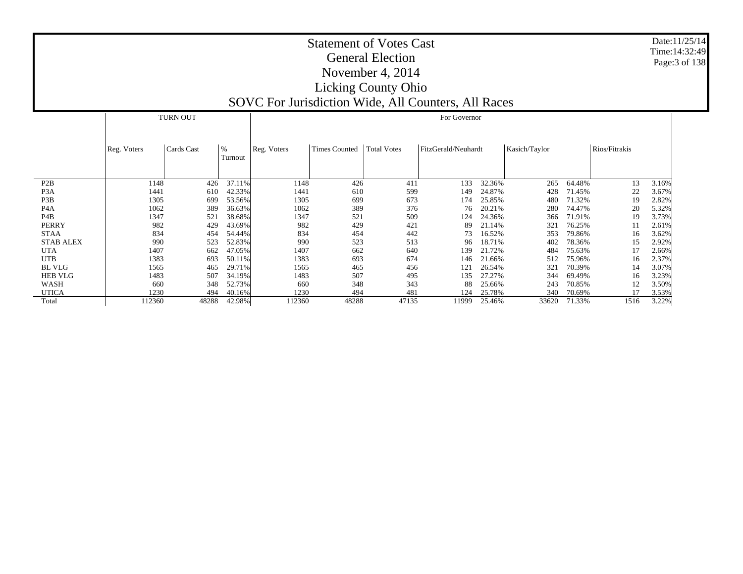# Statement of Votes Cast
## General Election
## November 4, 2014
## Licking County Ohio
## SOVC For Jurisdiction Wide, All Counters, All Races

| | TURN OUT | | | For Governor | | | | | | | | |
|---|---|---|---|---|---|---|---|---|---|---|---|---|
| | Reg. Voters | Cards Cast | % Turnout | Reg. Voters | Times Counted | Total Votes | FitzGerald/Neuhardt | | Kasich/Taylor | | Rios/Fitrakis | |
| P2B | 1148 | 426 | 37.11% | 1148 | 426 | 411 | 133 | 32.36% | 265 | 64.48% | 13 | 3.16% |
| P3A | 1441 | 610 | 42.33% | 1441 | 610 | 599 | 149 | 24.87% | 428 | 71.45% | 22 | 3.67% |
| P3B | 1305 | 699 | 53.56% | 1305 | 699 | 673 | 174 | 25.85% | 480 | 71.32% | 19 | 2.82% |
| P4A | 1062 | 389 | 36.63% | 1062 | 389 | 376 | 76 | 20.21% | 280 | 74.47% | 20 | 5.32% |
| P4B | 1347 | 521 | 38.68% | 1347 | 521 | 509 | 124 | 24.36% | 366 | 71.91% | 19 | 3.73% |
| PERRY | 982 | 429 | 43.69% | 982 | 429 | 421 | 89 | 21.14% | 321 | 76.25% | 11 | 2.61% |
| STAA | 834 | 454 | 54.44% | 834 | 454 | 442 | 73 | 16.52% | 353 | 79.86% | 16 | 3.62% |
| STAB ALEX | 990 | 523 | 52.83% | 990 | 523 | 513 | 96 | 18.71% | 402 | 78.36% | 15 | 2.92% |
| UTA | 1407 | 662 | 47.05% | 1407 | 662 | 640 | 139 | 21.72% | 484 | 75.63% | 17 | 2.66% |
| UTB | 1383 | 693 | 50.11% | 1383 | 693 | 674 | 146 | 21.66% | 512 | 75.96% | 16 | 2.37% |
| BL VLG | 1565 | 465 | 29.71% | 1565 | 465 | 456 | 121 | 26.54% | 321 | 70.39% | 14 | 3.07% |
| HEB VLG | 1483 | 507 | 34.19% | 1483 | 507 | 495 | 135 | 27.27% | 344 | 69.49% | 16 | 3.23% |
| WASH | 660 | 348 | 52.73% | 660 | 348 | 343 | 88 | 25.66% | 243 | 70.85% | 12 | 3.50% |
| UTICA | 1230 | 494 | 40.16% | 1230 | 494 | 481 | 124 | 25.78% | 340 | 70.69% | 17 | 3.53% |
| Total | 112360 | 48288 | 42.98% | 112360 | 48288 | 47135 | 11999 | 25.46% | 33620 | 71.33% | 1516 | 3.22% |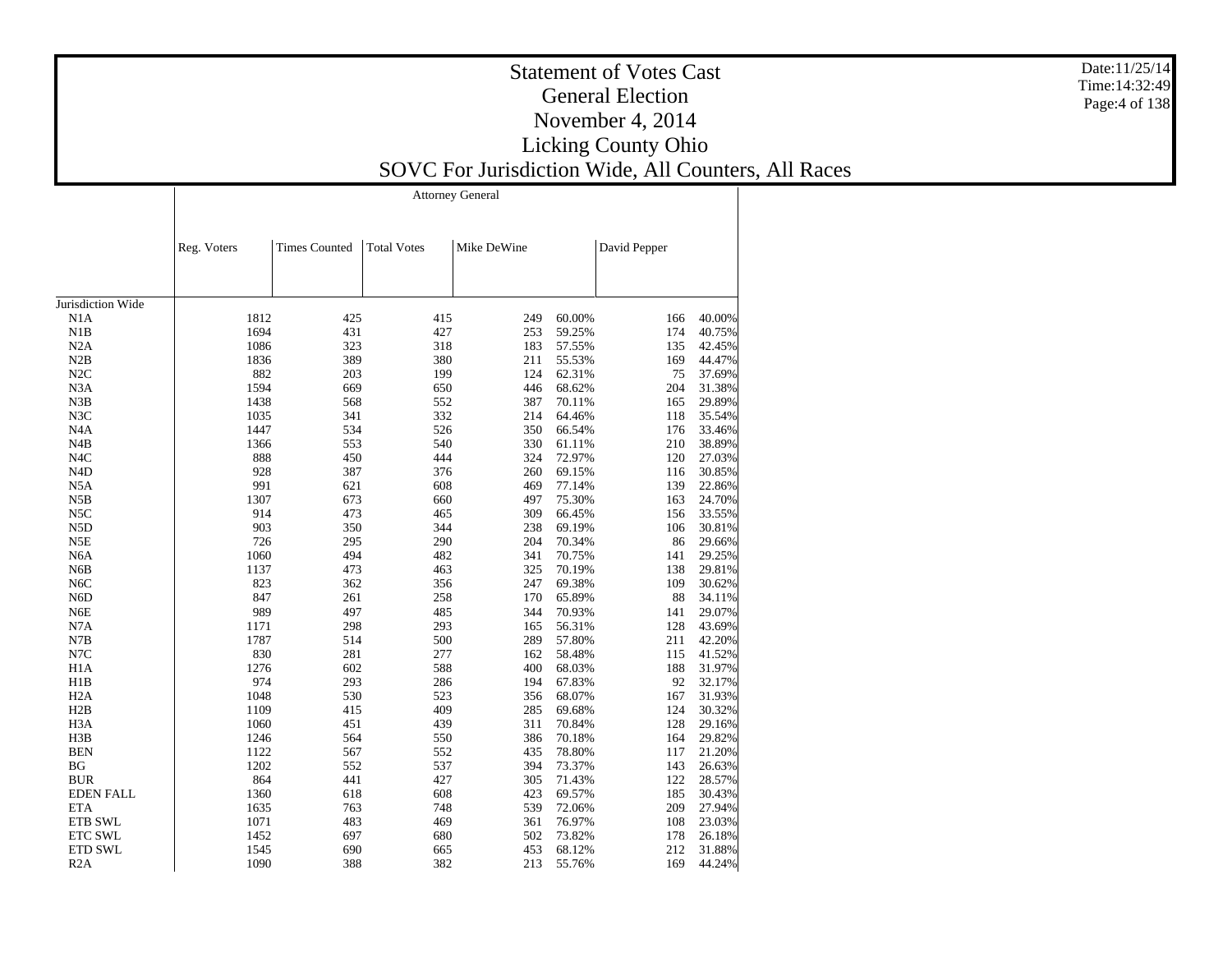# Statement of Votes Cast
## General Election
## November 4, 2014
## Licking County Ohio
## SOVC For Jurisdiction Wide, All Counters, All Races

Date:11/25/14
Time:14:32:49

| | Attorney General | | | | | | |
|---|---|---|---|---|---|---|---|
| | Reg. Voters | Times Counted | Total Votes | Mike DeWine | | David Pepper | |
| Jurisdiction Wide | | | | | | | |
| N1A | 1812 | 425 | 415 | 249 | 60.00% | 166 | 40.00% |
| N1B | 1694 | 431 | 427 | 253 | 59.25% | 174 | 40.75% |
| N2A | 1086 | 323 | 318 | 183 | 57.55% | 135 | 42.45% |
| N2B | 1836 | 389 | 380 | 211 | 55.53% | 169 | 44.47% |
| N2C | 882 | 203 | 199 | 124 | 62.31% | 75 | 37.69% |
| N3A | 1594 | 669 | 650 | 446 | 68.62% | 204 | 31.38% |
| N3B | 1438 | 568 | 552 | 387 | 70.11% | 165 | 29.89% |
| N3C | 1035 | 341 | 332 | 214 | 64.46% | 118 | 35.54% |
| N4A | 1447 | 534 | 526 | 350 | 66.54% | 176 | 33.46% |
| N4B | 1366 | 553 | 540 | 330 | 61.11% | 210 | 38.89% |
| N4C | 888 | 450 | 444 | 324 | 72.97% | 120 | 27.03% |
| N4D | 928 | 387 | 376 | 260 | 69.15% | 116 | 30.85% |
| N5A | 991 | 621 | 608 | 469 | 77.14% | 139 | 22.86% |
| N5B | 1307 | 673 | 660 | 497 | 75.30% | 163 | 24.70% |
| N5C | 914 | 473 | 465 | 309 | 66.45% | 156 | 33.55% |
| N5D | 903 | 350 | 344 | 238 | 69.19% | 106 | 30.81% |
| N5E | 726 | 295 | 290 | 204 | 70.34% | 86 | 29.66% |
| N6A | 1060 | 494 | 482 | 341 | 70.75% | 141 | 29.25% |
| N6B | 1137 | 473 | 463 | 325 | 70.19% | 138 | 29.81% |
| N6C | 823 | 362 | 356 | 247 | 69.38% | 109 | 30.62% |
| N6D | 847 | 261 | 258 | 170 | 65.89% | 88 | 34.11% |
| N6E | 989 | 497 | 485 | 344 | 70.93% | 141 | 29.07% |
| N7A | 1171 | 298 | 293 | 165 | 56.31% | 128 | 43.69% |
| N7B | 1787 | 514 | 500 | 289 | 57.80% | 211 | 42.20% |
| N7C | 830 | 281 | 277 | 162 | 58.48% | 115 | 41.52% |
| H1A | 1276 | 602 | 588 | 400 | 68.03% | 188 | 31.97% |
| H1B | 974 | 293 | 286 | 194 | 67.83% | 92 | 32.17% |
| H2A | 1048 | 530 | 523 | 356 | 68.07% | 167 | 31.93% |
| H2B | 1109 | 415 | 409 | 285 | 69.68% | 124 | 30.32% |
| H3A | 1060 | 451 | 439 | 311 | 70.84% | 128 | 29.16% |
| H3B | 1246 | 564 | 550 | 386 | 70.18% | 164 | 29.82% |
| BEN | 1122 | 567 | 552 | 435 | 78.80% | 117 | 21.20% |
| BG | 1202 | 552 | 537 | 394 | 73.37% | 143 | 26.63% |
| BUR | 864 | 441 | 427 | 305 | 71.43% | 122 | 28.57% |
| EDEN FALL | 1360 | 618 | 608 | 423 | 69.57% | 185 | 30.43% |
| ETA | 1635 | 763 | 748 | 539 | 72.06% | 209 | 27.94% |
| ETB SWL | 1071 | 483 | 469 | 361 | 76.97% | 108 | 23.03% |
| ETC SWL | 1452 | 697 | 680 | 502 | 73.82% | 178 | 26.18% |
| ETD SWL | 1545 | 690 | 665 | 453 | 68.12% | 212 | 31.88% |
| R2A | 1090 | 388 | 382 | 213 | 55.76% | 169 | 44.24% |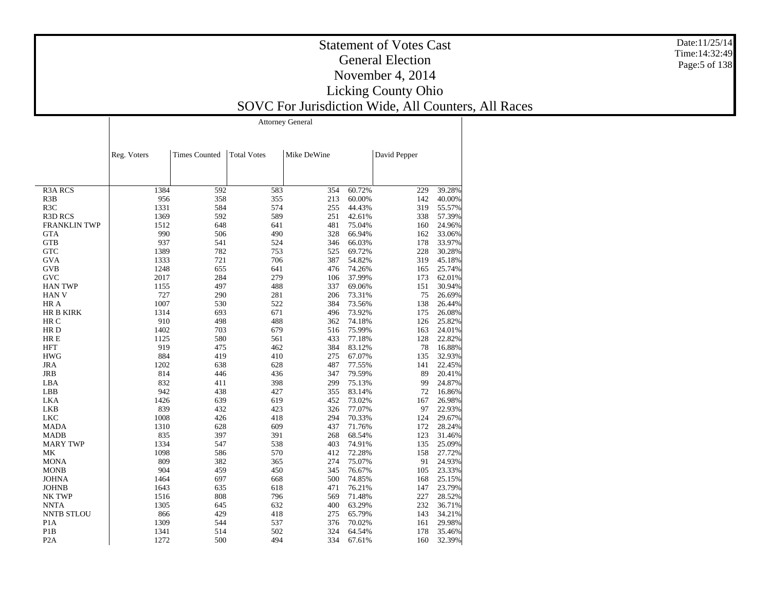# Statement of Votes Cast
## General Election
## November 4, 2014
## Licking County Ohio
## SOVC For Jurisdiction Wide, All Counters, All Races

Date:11/25/14
Time:14:32:49

| | Attorney General | | | | | | |
|---|---|---|---|---|---|---|---|
| | Reg. Voters | Times Counted | Total Votes | Mike DeWine | | David Pepper | |
| R3A RCS | 1384 | 592 | 583 | 354 | 60.72% | 229 | 39.28% |
| R3B | 956 | 358 | 355 | 213 | 60.00% | 142 | 40.00% |
| R3C | 1331 | 584 | 574 | 255 | 44.43% | 319 | 55.57% |
| R3D RCS | 1369 | 592 | 589 | 251 | 42.61% | 338 | 57.39% |
| FRANKLIN TWP | 1512 | 648 | 641 | 481 | 75.04% | 160 | 24.96% |
| GTA | 990 | 506 | 490 | 328 | 66.94% | 162 | 33.06% |
| GTB | 937 | 541 | 524 | 346 | 66.03% | 178 | 33.97% |
| GTC | 1389 | 782 | 753 | 525 | 69.72% | 228 | 30.28% |
| GVA | 1333 | 721 | 706 | 387 | 54.82% | 319 | 45.18% |
| GVB | 1248 | 655 | 641 | 476 | 74.26% | 165 | 25.74% |
| GVC | 2017 | 284 | 279 | 106 | 37.99% | 173 | 62.01% |
| HAN TWP | 1155 | 497 | 488 | 337 | 69.06% | 151 | 30.94% |
| HAN V | 727 | 290 | 281 | 206 | 73.31% | 75 | 26.69% |
| HR A | 1007 | 530 | 522 | 384 | 73.56% | 138 | 26.44% |
| HR B KIRK | 1314 | 693 | 671 | 496 | 73.92% | 175 | 26.08% |
| HR C | 910 | 498 | 488 | 362 | 74.18% | 126 | 25.82% |
| HR D | 1402 | 703 | 679 | 516 | 75.99% | 163 | 24.01% |
| HR E | 1125 | 580 | 561 | 433 | 77.18% | 128 | 22.82% |
| HFT | 919 | 475 | 462 | 384 | 83.12% | 78 | 16.88% |
| HWG | 884 | 419 | 410 | 275 | 67.07% | 135 | 32.93% |
| JRA | 1202 | 638 | 628 | 487 | 77.55% | 141 | 22.45% |
| JRB | 814 | 446 | 436 | 347 | 79.59% | 89 | 20.41% |
| LBA | 832 | 411 | 398 | 299 | 75.13% | 99 | 24.87% |
| LBB | 942 | 438 | 427 | 355 | 83.14% | 72 | 16.86% |
| LKA | 1426 | 639 | 619 | 452 | 73.02% | 167 | 26.98% |
| LKB | 839 | 432 | 423 | 326 | 77.07% | 97 | 22.93% |
| LKC | 1008 | 426 | 418 | 294 | 70.33% | 124 | 29.67% |
| MADA | 1310 | 628 | 609 | 437 | 71.76% | 172 | 28.24% |
| MADB | 835 | 397 | 391 | 268 | 68.54% | 123 | 31.46% |
| MARY TWP | 1334 | 547 | 538 | 403 | 74.91% | 135 | 25.09% |
| MK | 1098 | 586 | 570 | 412 | 72.28% | 158 | 27.72% |
| MONA | 809 | 382 | 365 | 274 | 75.07% | 91 | 24.93% |
| MONB | 904 | 459 | 450 | 345 | 76.67% | 105 | 23.33% |
| JOHNA | 1464 | 697 | 668 | 500 | 74.85% | 168 | 25.15% |
| JOHNB | 1643 | 635 | 618 | 471 | 76.21% | 147 | 23.79% |
| NK TWP | 1516 | 808 | 796 | 569 | 71.48% | 227 | 28.52% |
| NNTA | 1305 | 645 | 632 | 400 | 63.29% | 232 | 36.71% |
| NNTB STLOU | 866 | 429 | 418 | 275 | 65.79% | 143 | 34.21% |
| P1A | 1309 | 544 | 537 | 376 | 70.02% | 161 | 29.98% |
| P1B | 1341 | 514 | 502 | 324 | 64.54% | 178 | 35.46% |
| P2A | 1272 | 500 | 494 | 334 | 67.61% | 160 | 32.39% |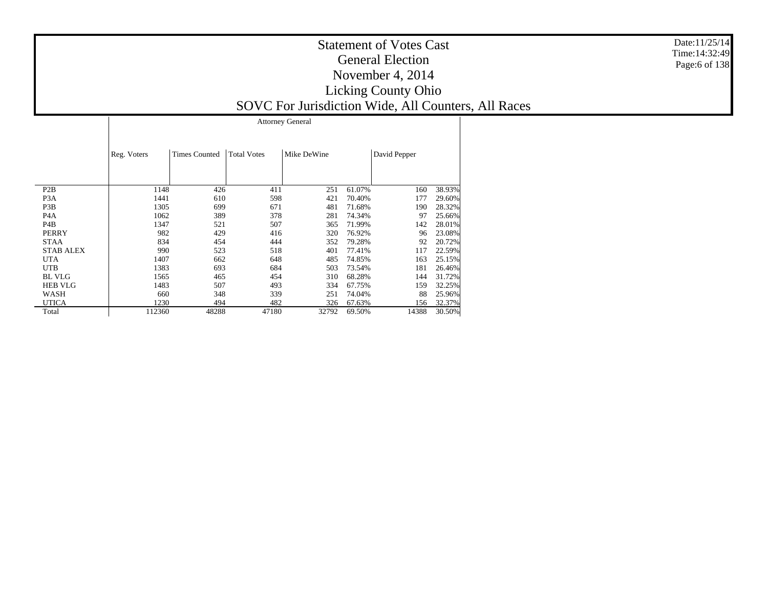# Statement of Votes Cast
## General Election
## November 4, 2014
## Licking County Ohio
## SOVC For Jurisdiction Wide, All Counters, All Races

Date:11/25/14
Time:14:32:49

| | Attorney General | | | | | | |
|---|---|---|---|---|---|---|---|
| | Reg. Voters | Times Counted | Total Votes | Mike DeWine | | David Pepper | |
| P2B | 1148 | 426 | 411 | 251 | 61.07% | 160 | 38.93% |
| P3A | 1441 | 610 | 598 | 421 | 70.40% | 177 | 29.60% |
| P3B | 1305 | 699 | 671 | 481 | 71.68% | 190 | 28.32% |
| P4A | 1062 | 389 | 378 | 281 | 74.34% | 97 | 25.66% |
| P4B | 1347 | 521 | 507 | 365 | 71.99% | 142 | 28.01% |
| PERRY | 982 | 429 | 416 | 320 | 76.92% | 96 | 23.08% |
| STAA | 834 | 454 | 444 | 352 | 79.28% | 92 | 20.72% |
| STAB ALEX | 990 | 523 | 518 | 401 | 77.41% | 117 | 22.59% |
| UTA | 1407 | 662 | 648 | 485 | 74.85% | 163 | 25.15% |
| UTB | 1383 | 693 | 684 | 503 | 73.54% | 181 | 26.46% |
| BL VLG | 1565 | 465 | 454 | 310 | 68.28% | 144 | 31.72% |
| HEB VLG | 1483 | 507 | 493 | 334 | 67.75% | 159 | 32.25% |
| WASH | 660 | 348 | 339 | 251 | 74.04% | 88 | 25.96% |
| UTICA | 1230 | 494 | 482 | 326 | 67.63% | 156 | 32.37% |
| Total | 112360 | 48288 | 47180 | 32792 | 69.50% | 14388 | 30.50% |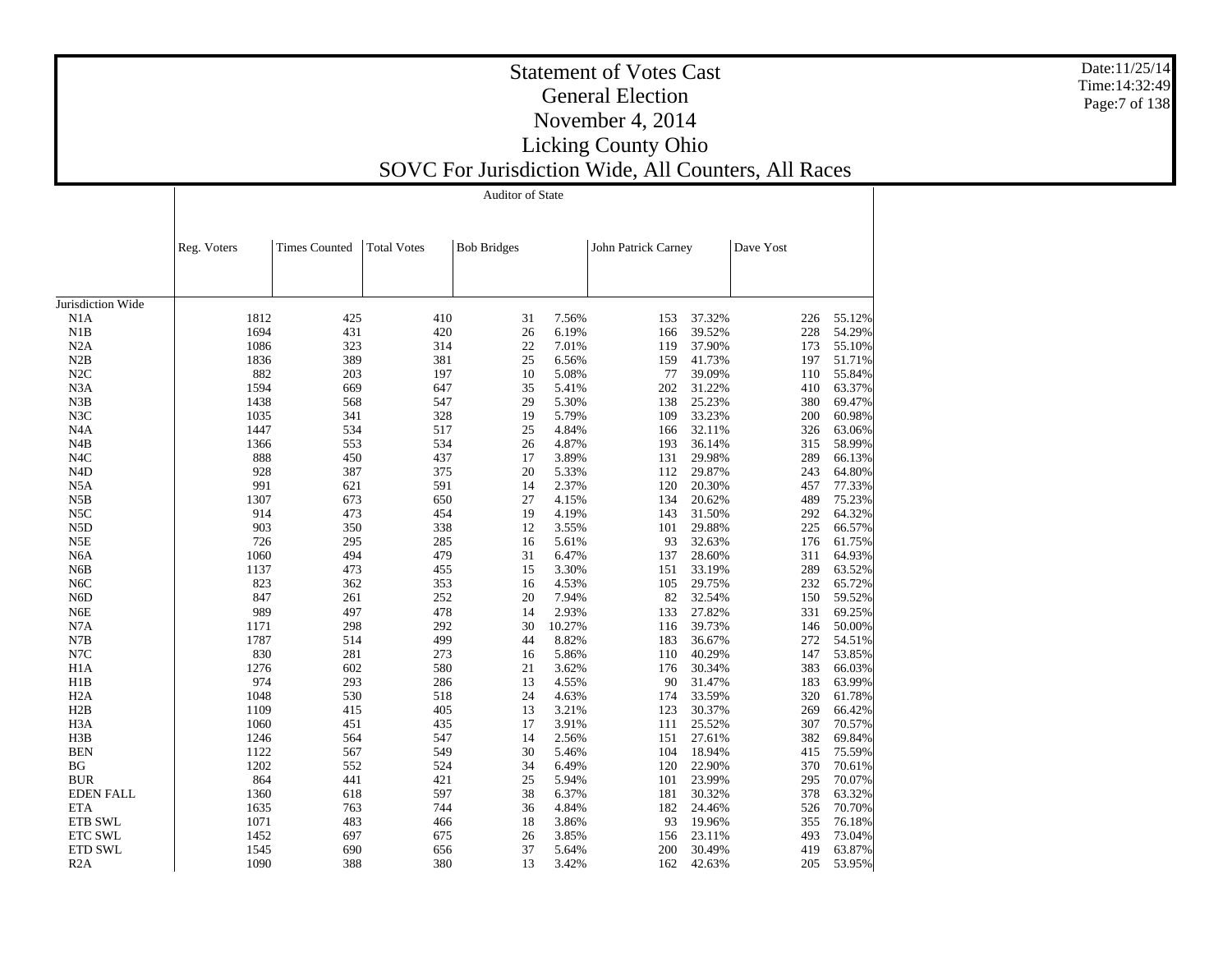# Statement of Votes Cast

## General Election

## November 4, 2014

## Licking County Ohio

## SOVC For Jurisdiction Wide, All Counters, All Races

| | | | | Auditor of State | | | | | |
|---|---|---|---|---|---|---|---|---|---|
| | Reg. Voters | Times Counted | Total Votes | Bob Bridges | | John Patrick Carney | | Dave Yost | |
| Jurisdiction Wide | | | | | | | | | |
| N1A | 1812 | 425 | 410 | 31 | 7.56% | 153 | 37.32% | 226 | 55.12% |
| N1B | 1694 | 431 | 420 | 26 | 6.19% | 166 | 39.52% | 228 | 54.29% |
| N2A | 1086 | 323 | 314 | 22 | 7.01% | 119 | 37.90% | 173 | 55.10% |
| N2B | 1836 | 389 | 381 | 25 | 6.56% | 159 | 41.73% | 197 | 51.71% |
| N2C | 882 | 203 | 197 | 10 | 5.08% | 77 | 39.09% | 110 | 55.84% |
| N3A | 1594 | 669 | 647 | 35 | 5.41% | 202 | 31.22% | 410 | 63.37% |
| N3B | 1438 | 568 | 547 | 29 | 5.30% | 138 | 25.23% | 380 | 69.47% |
| N3C | 1035 | 341 | 328 | 19 | 5.79% | 109 | 33.23% | 200 | 60.98% |
| N4A | 1447 | 534 | 517 | 25 | 4.84% | 166 | 32.11% | 326 | 63.06% |
| N4B | 1366 | 553 | 534 | 26 | 4.87% | 193 | 36.14% | 315 | 58.99% |
| N4C | 888 | 450 | 437 | 17 | 3.89% | 131 | 29.98% | 289 | 66.13% |
| N4D | 928 | 387 | 375 | 20 | 5.33% | 112 | 29.87% | 243 | 64.80% |
| N5A | 991 | 621 | 591 | 14 | 2.37% | 120 | 20.30% | 457 | 77.33% |
| N5B | 1307 | 673 | 650 | 27 | 4.15% | 134 | 20.62% | 489 | 75.23% |
| N5C | 914 | 473 | 454 | 19 | 4.19% | 143 | 31.50% | 292 | 64.32% |
| N5D | 903 | 350 | 338 | 12 | 3.55% | 101 | 29.88% | 225 | 66.57% |
| N5E | 726 | 295 | 285 | 16 | 5.61% | 93 | 32.63% | 176 | 61.75% |
| N6A | 1060 | 494 | 479 | 31 | 6.47% | 137 | 28.60% | 311 | 64.93% |
| N6B | 1137 | 473 | 455 | 15 | 3.30% | 151 | 33.19% | 289 | 63.52% |
| N6C | 823 | 362 | 353 | 16 | 4.53% | 105 | 29.75% | 232 | 65.72% |
| N6D | 847 | 261 | 252 | 20 | 7.94% | 82 | 32.54% | 150 | 59.52% |
| N6E | 989 | 497 | 478 | 14 | 2.93% | 133 | 27.82% | 331 | 69.25% |
| N7A | 1171 | 298 | 292 | 30 | 10.27% | 116 | 39.73% | 146 | 50.00% |
| N7B | 1787 | 514 | 499 | 44 | 8.82% | 183 | 36.67% | 272 | 54.51% |
| N7C | 830 | 281 | 273 | 16 | 5.86% | 110 | 40.29% | 147 | 53.85% |
| H1A | 1276 | 602 | 580 | 21 | 3.62% | 176 | 30.34% | 383 | 66.03% |
| H1B | 974 | 293 | 286 | 13 | 4.55% | 90 | 31.47% | 183 | 63.99% |
| H2A | 1048 | 530 | 518 | 24 | 4.63% | 174 | 33.59% | 320 | 61.78% |
| H2B | 1109 | 415 | 405 | 13 | 3.21% | 123 | 30.37% | 269 | 66.42% |
| H3A | 1060 | 451 | 435 | 17 | 3.91% | 111 | 25.52% | 307 | 70.57% |
| H3B | 1246 | 564 | 547 | 14 | 2.56% | 151 | 27.61% | 382 | 69.84% |
| BEN | 1122 | 567 | 549 | 30 | 5.46% | 104 | 18.94% | 415 | 75.59% |
| BG | 1202 | 552 | 524 | 34 | 6.49% | 120 | 22.90% | 370 | 70.61% |
| BUR | 864 | 441 | 421 | 25 | 5.94% | 101 | 23.99% | 295 | 70.07% |
| EDEN FALL | 1360 | 618 | 597 | 38 | 6.37% | 181 | 30.32% | 378 | 63.32% |
| ETA | 1635 | 763 | 744 | 36 | 4.84% | 182 | 24.46% | 526 | 70.70% |
| ETB SWL | 1071 | 483 | 466 | 18 | 3.86% | 93 | 19.96% | 355 | 76.18% |
| ETC SWL | 1452 | 697 | 675 | 26 | 3.85% | 156 | 23.11% | 493 | 73.04% |
| ETD SWL | 1545 | 690 | 656 | 37 | 5.64% | 200 | 30.49% | 419 | 63.87% |
| R2A | 1090 | 388 | 380 | 13 | 3.42% | 162 | 42.63% | 205 | 53.95% |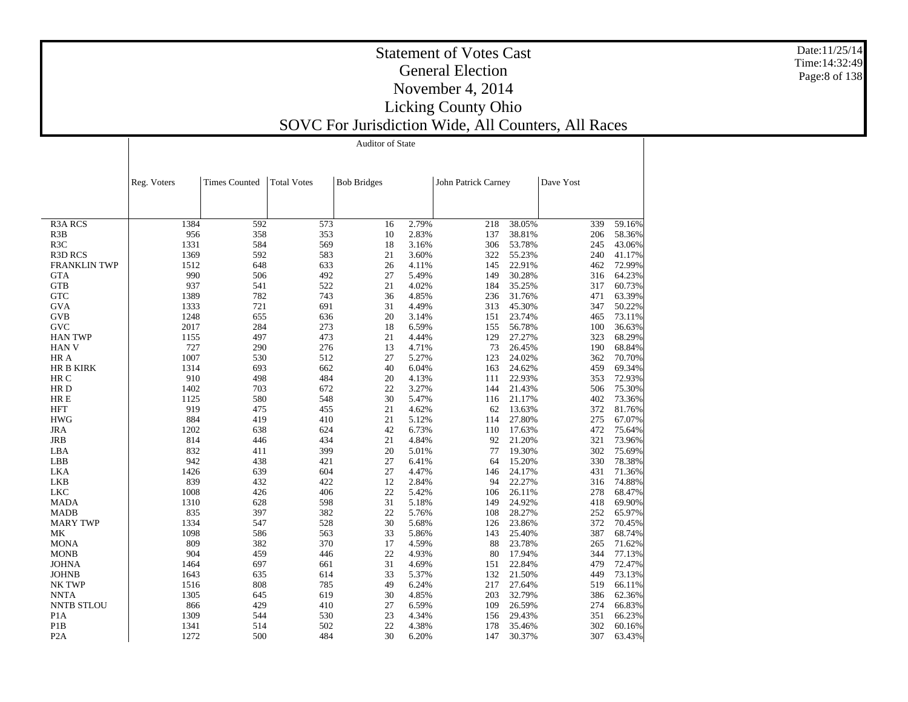# Statement of Votes Cast
## General Election
## November 4, 2014
## Licking County Ohio
## SOVC For Jurisdiction Wide, All Counters, All Races

Date:11/25/14
Time:14:32:49

| | Auditor of State | | | | | | | | |
|---|---|---|---|---|---|---|---|---|---|
| | Reg. Voters | Times Counted | Total Votes | Bob Bridges | | John Patrick Carney | | Dave Yost | |
| R3A RCS | 1384 | 592 | 573 | 16 | 2.79% | 218 | 38.05% | 339 | 59.16% |
| R3B | 956 | 358 | 353 | 10 | 2.83% | 137 | 38.81% | 206 | 58.36% |
| R3C | 1331 | 584 | 569 | 18 | 3.16% | 306 | 53.78% | 245 | 43.06% |
| R3D RCS | 1369 | 592 | 583 | 21 | 3.60% | 322 | 55.23% | 240 | 41.17% |
| FRANKLIN TWP | 1512 | 648 | 633 | 26 | 4.11% | 145 | 22.91% | 462 | 72.99% |
| GTA | 990 | 506 | 492 | 27 | 5.49% | 149 | 30.28% | 316 | 64.23% |
| GTB | 937 | 541 | 522 | 21 | 4.02% | 184 | 35.25% | 317 | 60.73% |
| GTC | 1389 | 782 | 743 | 36 | 4.85% | 236 | 31.76% | 471 | 63.39% |
| GVA | 1333 | 721 | 691 | 31 | 4.49% | 313 | 45.30% | 347 | 50.22% |
| GVB | 1248 | 655 | 636 | 20 | 3.14% | 151 | 23.74% | 465 | 73.11% |
| GVC | 2017 | 284 | 273 | 18 | 6.59% | 155 | 56.78% | 100 | 36.63% |
| HAN TWP | 1155 | 497 | 473 | 21 | 4.44% | 129 | 27.27% | 323 | 68.29% |
| HAN V | 727 | 290 | 276 | 13 | 4.71% | 73 | 26.45% | 190 | 68.84% |
| HR A | 1007 | 530 | 512 | 27 | 5.27% | 123 | 24.02% | 362 | 70.70% |
| HR B KIRK | 1314 | 693 | 662 | 40 | 6.04% | 163 | 24.62% | 459 | 69.34% |
| HR C | 910 | 498 | 484 | 20 | 4.13% | 111 | 22.93% | 353 | 72.93% |
| HR D | 1402 | 703 | 672 | 22 | 3.27% | 144 | 21.43% | 506 | 75.30% |
| HR E | 1125 | 580 | 548 | 30 | 5.47% | 116 | 21.17% | 402 | 73.36% |
| HFT | 919 | 475 | 455 | 21 | 4.62% | 62 | 13.63% | 372 | 81.76% |
| HWG | 884 | 419 | 410 | 21 | 5.12% | 114 | 27.80% | 275 | 67.07% |
| JRA | 1202 | 638 | 624 | 42 | 6.73% | 110 | 17.63% | 472 | 75.64% |
| JRB | 814 | 446 | 434 | 21 | 4.84% | 92 | 21.20% | 321 | 73.96% |
| LBA | 832 | 411 | 399 | 20 | 5.01% | 77 | 19.30% | 302 | 75.69% |
| LBB | 942 | 438 | 421 | 27 | 6.41% | 64 | 15.20% | 330 | 78.38% |
| LKA | 1426 | 639 | 604 | 27 | 4.47% | 146 | 24.17% | 431 | 71.36% |
| LKB | 839 | 432 | 422 | 12 | 2.84% | 94 | 22.27% | 316 | 74.88% |
| LKC | 1008 | 426 | 406 | 22 | 5.42% | 106 | 26.11% | 278 | 68.47% |
| MADA | 1310 | 628 | 598 | 31 | 5.18% | 149 | 24.92% | 418 | 69.90% |
| MADB | 835 | 397 | 382 | 22 | 5.76% | 108 | 28.27% | 252 | 65.97% |
| MARY TWP | 1334 | 547 | 528 | 30 | 5.68% | 126 | 23.86% | 372 | 70.45% |
| MK | 1098 | 586 | 563 | 33 | 5.86% | 143 | 25.40% | 387 | 68.74% |
| MONA | 809 | 382 | 370 | 17 | 4.59% | 88 | 23.78% | 265 | 71.62% |
| MONB | 904 | 459 | 446 | 22 | 4.93% | 80 | 17.94% | 344 | 77.13% |
| JOHNA | 1464 | 697 | 661 | 31 | 4.69% | 151 | 22.84% | 479 | 72.47% |
| JOHNB | 1643 | 635 | 614 | 33 | 5.37% | 132 | 21.50% | 449 | 73.13% |
| NK TWP | 1516 | 808 | 785 | 49 | 6.24% | 217 | 27.64% | 519 | 66.11% |
| NNTA | 1305 | 645 | 619 | 30 | 4.85% | 203 | 32.79% | 386 | 62.36% |
| NNTB STLOU | 866 | 429 | 410 | 27 | 6.59% | 109 | 26.59% | 274 | 66.83% |
| P1A | 1309 | 544 | 530 | 23 | 4.34% | 156 | 29.43% | 351 | 66.23% |
| P1B | 1341 | 514 | 502 | 22 | 4.38% | 178 | 35.46% | 302 | 60.16% |
| P2A | 1272 | 500 | 484 | 30 | 6.20% | 147 | 30.37% | 307 | 63.43% |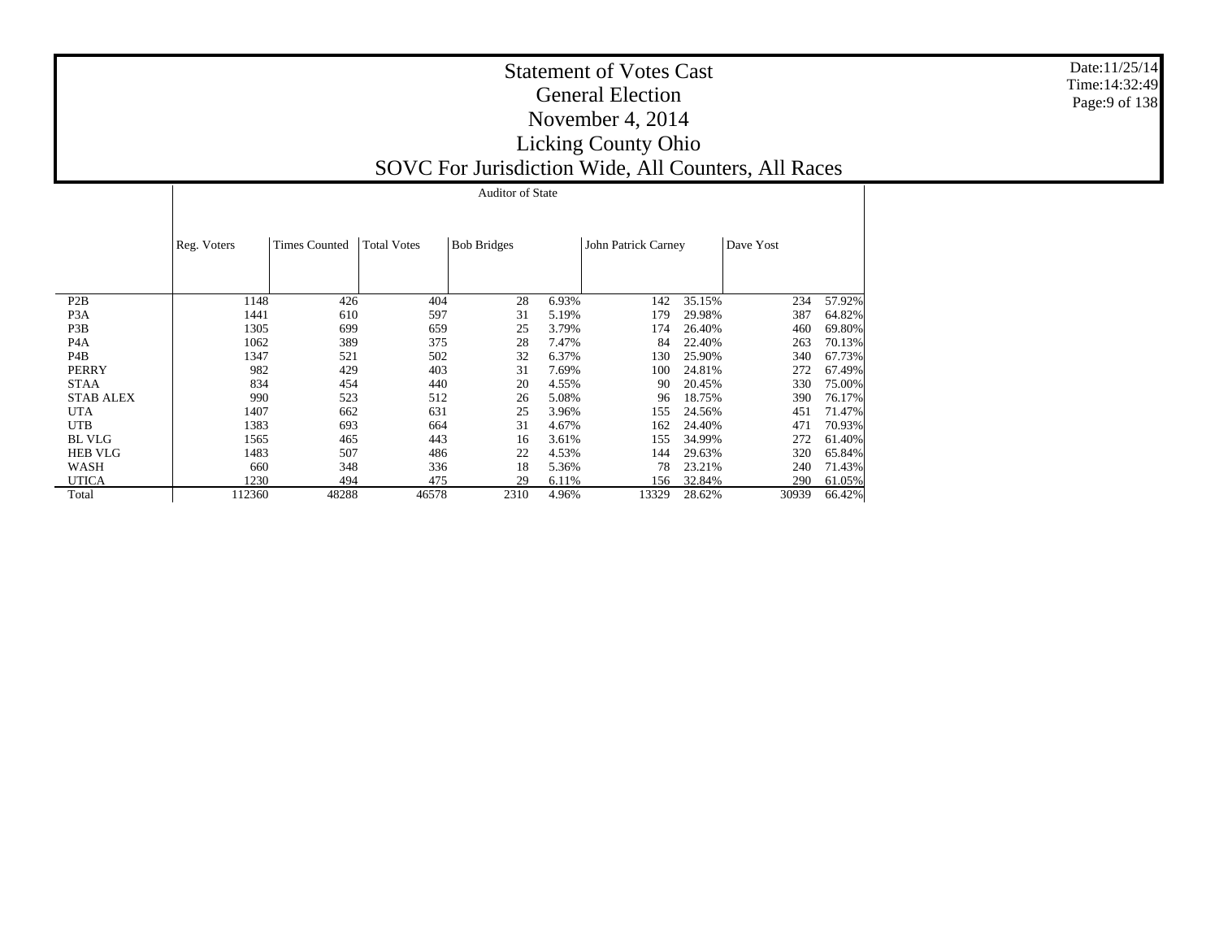# Statement of Votes Cast
## General Election
## November 4, 2014
## Licking County Ohio
## SOVC For Jurisdiction Wide, All Counters, All Races

Date:11/25/14
Time:14:32:49

| | Auditor of State | | | | | | | | |
|---|---|---|---|---|---|---|---|---|---|
| | Reg. Voters | Times Counted | Total Votes | Bob Bridges | | John Patrick Carney | | Dave Yost | |
| P2B | 1148 | 426 | 404 | 28 | 6.93% | 142 | 35.15% | 234 | 57.92% |
| P3A | 1441 | 610 | 597 | 31 | 5.19% | 179 | 29.98% | 387 | 64.82% |
| P3B | 1305 | 699 | 659 | 25 | 3.79% | 174 | 26.40% | 460 | 69.80% |
| P4A | 1062 | 389 | 375 | 28 | 7.47% | 84 | 22.40% | 263 | 70.13% |
| P4B | 1347 | 521 | 502 | 32 | 6.37% | 130 | 25.90% | 340 | 67.73% |
| PERRY | 982 | 429 | 403 | 31 | 7.69% | 100 | 24.81% | 272 | 67.49% |
| STAA | 834 | 454 | 440 | 20 | 4.55% | 90 | 20.45% | 330 | 75.00% |
| STAB ALEX | 990 | 523 | 512 | 26 | 5.08% | 96 | 18.75% | 390 | 76.17% |
| UTA | 1407 | 662 | 631 | 25 | 3.96% | 155 | 24.56% | 451 | 71.47% |
| UTB | 1383 | 693 | 664 | 31 | 4.67% | 162 | 24.40% | 471 | 70.93% |
| BL VLG | 1565 | 465 | 443 | 16 | 3.61% | 155 | 34.99% | 272 | 61.40% |
| HEB VLG | 1483 | 507 | 486 | 22 | 4.53% | 144 | 29.63% | 320 | 65.84% |
| WASH | 660 | 348 | 336 | 18 | 5.36% | 78 | 23.21% | 240 | 71.43% |
| UTICA | 1230 | 494 | 475 | 29 | 6.11% | 156 | 32.84% | 290 | 61.05% |
| Total | 112360 | 48288 | 46578 | 2310 | 4.96% | 13329 | 28.62% | 30939 | 66.42% |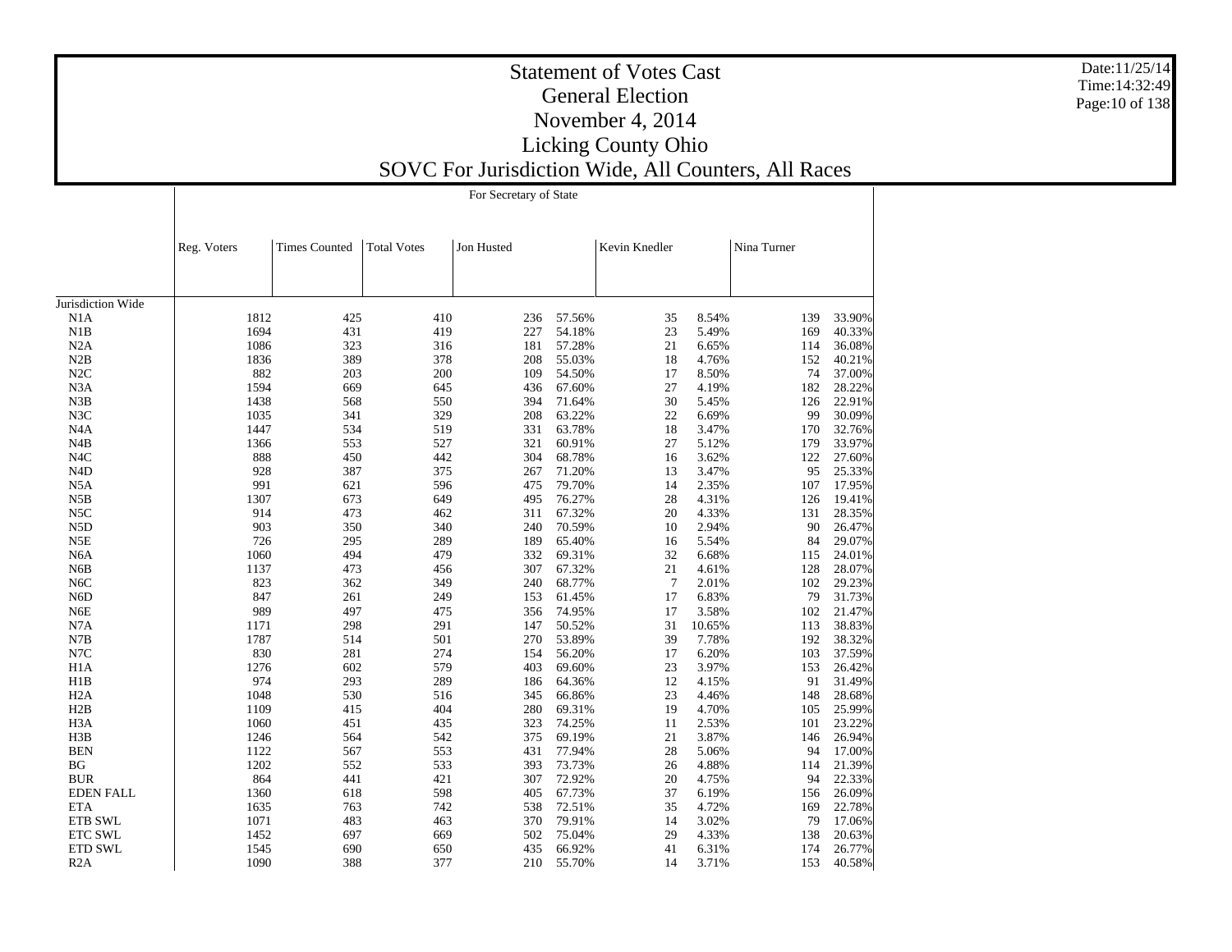# Statement of Votes Cast
## General Election
## November 4, 2014
## Licking County Ohio
## SOVC For Jurisdiction Wide, All Counters, All Races

Date:11/25/14
Time:14:32:49

For Secretary of State

| | Reg. Voters | Times Counted | Total Votes | Jon Husted | | Kevin Knedler | | Nina Turner | |
|---|---|---|---|---|---|---|---|---|---|
| Jurisdiction Wide | | | | | | | | | |
| N1A | 1812 | 425 | 410 | 236 | 57.56% | 35 | 8.54% | 139 | 33.90% |
| N1B | 1694 | 431 | 419 | 227 | 54.18% | 23 | 5.49% | 169 | 40.33% |
| N2A | 1086 | 323 | 316 | 181 | 57.28% | 21 | 6.65% | 114 | 36.08% |
| N2B | 1836 | 389 | 378 | 208 | 55.03% | 18 | 4.76% | 152 | 40.21% |
| N2C | 882 | 203 | 200 | 109 | 54.50% | 17 | 8.50% | 74 | 37.00% |
| N3A | 1594 | 669 | 645 | 436 | 67.60% | 27 | 4.19% | 182 | 28.22% |
| N3B | 1438 | 568 | 550 | 394 | 71.64% | 30 | 5.45% | 126 | 22.91% |
| N3C | 1035 | 341 | 329 | 208 | 63.22% | 22 | 6.69% | 99 | 30.09% |
| N4A | 1447 | 534 | 519 | 331 | 63.78% | 18 | 3.47% | 170 | 32.76% |
| N4B | 1366 | 553 | 527 | 321 | 60.91% | 27 | 5.12% | 179 | 33.97% |
| N4C | 888 | 450 | 442 | 304 | 68.78% | 16 | 3.62% | 122 | 27.60% |
| N4D | 928 | 387 | 375 | 267 | 71.20% | 13 | 3.47% | 95 | 25.33% |
| N5A | 991 | 621 | 596 | 475 | 79.70% | 14 | 2.35% | 107 | 17.95% |
| N5B | 1307 | 673 | 649 | 495 | 76.27% | 28 | 4.31% | 126 | 19.41% |
| N5C | 914 | 473 | 462 | 311 | 67.32% | 20 | 4.33% | 131 | 28.35% |
| N5D | 903 | 350 | 340 | 240 | 70.59% | 10 | 2.94% | 90 | 26.47% |
| N5E | 726 | 295 | 289 | 189 | 65.40% | 16 | 5.54% | 84 | 29.07% |
| N6A | 1060 | 494 | 479 | 332 | 69.31% | 32 | 6.68% | 115 | 24.01% |
| N6B | 1137 | 473 | 456 | 307 | 67.32% | 21 | 4.61% | 128 | 28.07% |
| N6C | 823 | 362 | 349 | 240 | 68.77% | 7 | 2.01% | 102 | 29.23% |
| N6D | 847 | 261 | 249 | 153 | 61.45% | 17 | 6.83% | 79 | 31.73% |
| N6E | 989 | 497 | 475 | 356 | 74.95% | 17 | 3.58% | 102 | 21.47% |
| N7A | 1171 | 298 | 291 | 147 | 50.52% | 31 | 10.65% | 113 | 38.83% |
| N7B | 1787 | 514 | 501 | 270 | 53.89% | 39 | 7.78% | 192 | 38.32% |
| N7C | 830 | 281 | 274 | 154 | 56.20% | 17 | 6.20% | 103 | 37.59% |
| H1A | 1276 | 602 | 579 | 403 | 69.60% | 23 | 3.97% | 153 | 26.42% |
| H1B | 974 | 293 | 289 | 186 | 64.36% | 12 | 4.15% | 91 | 31.49% |
| H2A | 1048 | 530 | 516 | 345 | 66.86% | 23 | 4.46% | 148 | 28.68% |
| H2B | 1109 | 415 | 404 | 280 | 69.31% | 19 | 4.70% | 105 | 25.99% |
| H3A | 1060 | 451 | 435 | 323 | 74.25% | 11 | 2.53% | 101 | 23.22% |
| H3B | 1246 | 564 | 542 | 375 | 69.19% | 21 | 3.87% | 146 | 26.94% |
| BEN | 1122 | 567 | 553 | 431 | 77.94% | 28 | 5.06% | 94 | 17.00% |
| BG | 1202 | 552 | 533 | 393 | 73.73% | 26 | 4.88% | 114 | 21.39% |
| BUR | 864 | 441 | 421 | 307 | 72.92% | 20 | 4.75% | 94 | 22.33% |
| EDEN FALL | 1360 | 618 | 598 | 405 | 67.73% | 37 | 6.19% | 156 | 26.09% |
| ETA | 1635 | 763 | 742 | 538 | 72.51% | 35 | 4.72% | 169 | 22.78% |
| ETB SWL | 1071 | 483 | 463 | 370 | 79.91% | 14 | 3.02% | 79 | 17.06% |
| ETC SWL | 1452 | 697 | 669 | 502 | 75.04% | 29 | 4.33% | 138 | 20.63% |
| ETD SWL | 1545 | 690 | 650 | 435 | 66.92% | 41 | 6.31% | 174 | 26.77% |
| R2A | 1090 | 388 | 377 | 210 | 55.70% | 14 | 3.71% | 153 | 40.58% |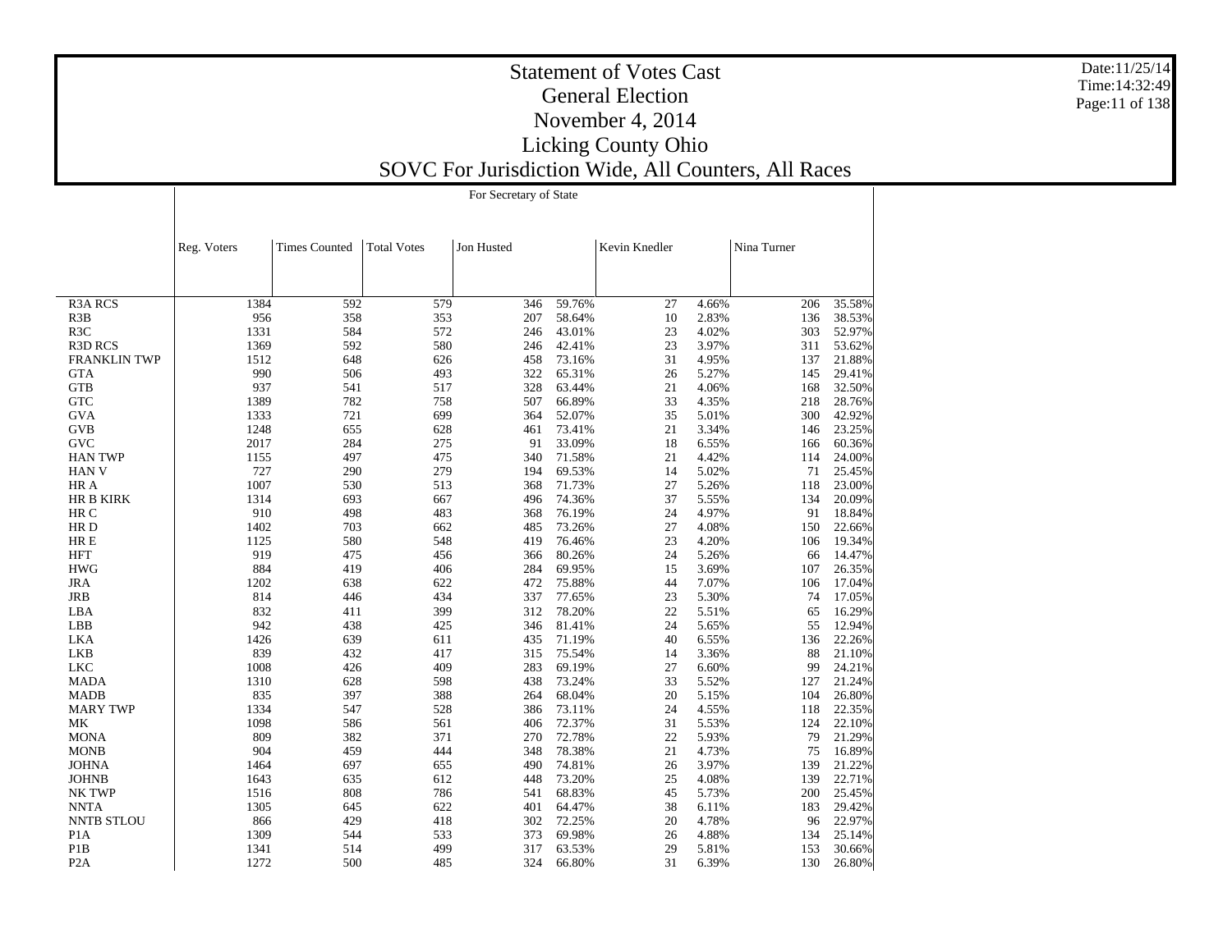# Statement of Votes Cast

## General Election

## November 4, 2014

## Licking County Ohio

## SOVC For Jurisdiction Wide, All Counters, All Races

Date:11/25/14
Time:14:32:49

For Secretary of State

| | Reg. Voters | Times Counted | Total Votes | Jon Husted | | Kevin Knedler | | Nina Turner | |
|---|---|---|---|---|---|---|---|---|---|
| R3A RCS | 1384 | 592 | 579 | 346 | 59.76% | 27 | 4.66% | 206 | 35.58% |
| R3B | 956 | 358 | 353 | 207 | 58.64% | 10 | 2.83% | 136 | 38.53% |
| R3C | 1331 | 584 | 572 | 246 | 43.01% | 23 | 4.02% | 303 | 52.97% |
| R3D RCS | 1369 | 592 | 580 | 246 | 42.41% | 23 | 3.97% | 311 | 53.62% |
| FRANKLIN TWP | 1512 | 648 | 626 | 458 | 73.16% | 31 | 4.95% | 137 | 21.88% |
| GTA | 990 | 506 | 493 | 322 | 65.31% | 26 | 5.27% | 145 | 29.41% |
| GTB | 937 | 541 | 517 | 328 | 63.44% | 21 | 4.06% | 168 | 32.50% |
| GTC | 1389 | 782 | 758 | 507 | 66.89% | 33 | 4.35% | 218 | 28.76% |
| GVA | 1333 | 721 | 699 | 364 | 52.07% | 35 | 5.01% | 300 | 42.92% |
| GVB | 1248 | 655 | 628 | 461 | 73.41% | 21 | 3.34% | 146 | 23.25% |
| GVC | 2017 | 284 | 275 | 91 | 33.09% | 18 | 6.55% | 166 | 60.36% |
| HAN TWP | 1155 | 497 | 475 | 340 | 71.58% | 21 | 4.42% | 114 | 24.00% |
| HAN V | 727 | 290 | 279 | 194 | 69.53% | 14 | 5.02% | 71 | 25.45% |
| HR A | 1007 | 530 | 513 | 368 | 71.73% | 27 | 5.26% | 118 | 23.00% |
| HR B KIRK | 1314 | 693 | 667 | 496 | 74.36% | 37 | 5.55% | 134 | 20.09% |
| HR C | 910 | 498 | 483 | 368 | 76.19% | 24 | 4.97% | 91 | 18.84% |
| HR D | 1402 | 703 | 662 | 485 | 73.26% | 27 | 4.08% | 150 | 22.66% |
| HR E | 1125 | 580 | 548 | 419 | 76.46% | 23 | 4.20% | 106 | 19.34% |
| HFT | 919 | 475 | 456 | 366 | 80.26% | 24 | 5.26% | 66 | 14.47% |
| HWG | 884 | 419 | 406 | 284 | 69.95% | 15 | 3.69% | 107 | 26.35% |
| JRA | 1202 | 638 | 622 | 472 | 75.88% | 44 | 7.07% | 106 | 17.04% |
| JRB | 814 | 446 | 434 | 337 | 77.65% | 23 | 5.30% | 74 | 17.05% |
| LBA | 832 | 411 | 399 | 312 | 78.20% | 22 | 5.51% | 65 | 16.29% |
| LBB | 942 | 438 | 425 | 346 | 81.41% | 24 | 5.65% | 55 | 12.94% |
| LKA | 1426 | 639 | 611 | 435 | 71.19% | 40 | 6.55% | 136 | 22.26% |
| LKB | 839 | 432 | 417 | 315 | 75.54% | 14 | 3.36% | 88 | 21.10% |
| LKC | 1008 | 426 | 409 | 283 | 69.19% | 27 | 6.60% | 99 | 24.21% |
| MADA | 1310 | 628 | 598 | 438 | 73.24% | 33 | 5.52% | 127 | 21.24% |
| MADB | 835 | 397 | 388 | 264 | 68.04% | 20 | 5.15% | 104 | 26.80% |
| MARY TWP | 1334 | 547 | 528 | 386 | 73.11% | 24 | 4.55% | 118 | 22.35% |
| MK | 1098 | 586 | 561 | 406 | 72.37% | 31 | 5.53% | 124 | 22.10% |
| MONA | 809 | 382 | 371 | 270 | 72.78% | 22 | 5.93% | 79 | 21.29% |
| MONB | 904 | 459 | 444 | 348 | 78.38% | 21 | 4.73% | 75 | 16.89% |
| JOHNA | 1464 | 697 | 655 | 490 | 74.81% | 26 | 3.97% | 139 | 21.22% |
| JOHNB | 1643 | 635 | 612 | 448 | 73.20% | 25 | 4.08% | 139 | 22.71% |
| NK TWP | 1516 | 808 | 786 | 541 | 68.83% | 45 | 5.73% | 200 | 25.45% |
| NNTA | 1305 | 645 | 622 | 401 | 64.47% | 38 | 6.11% | 183 | 29.42% |
| NNTB STLOU | 866 | 429 | 418 | 302 | 72.25% | 20 | 4.78% | 96 | 22.97% |
| P1A | 1309 | 544 | 533 | 373 | 69.98% | 26 | 4.88% | 134 | 25.14% |
| P1B | 1341 | 514 | 499 | 317 | 63.53% | 29 | 5.81% | 153 | 30.66% |
| P2A | 1272 | 500 | 485 | 324 | 66.80% | 31 | 6.39% | 130 | 26.80% |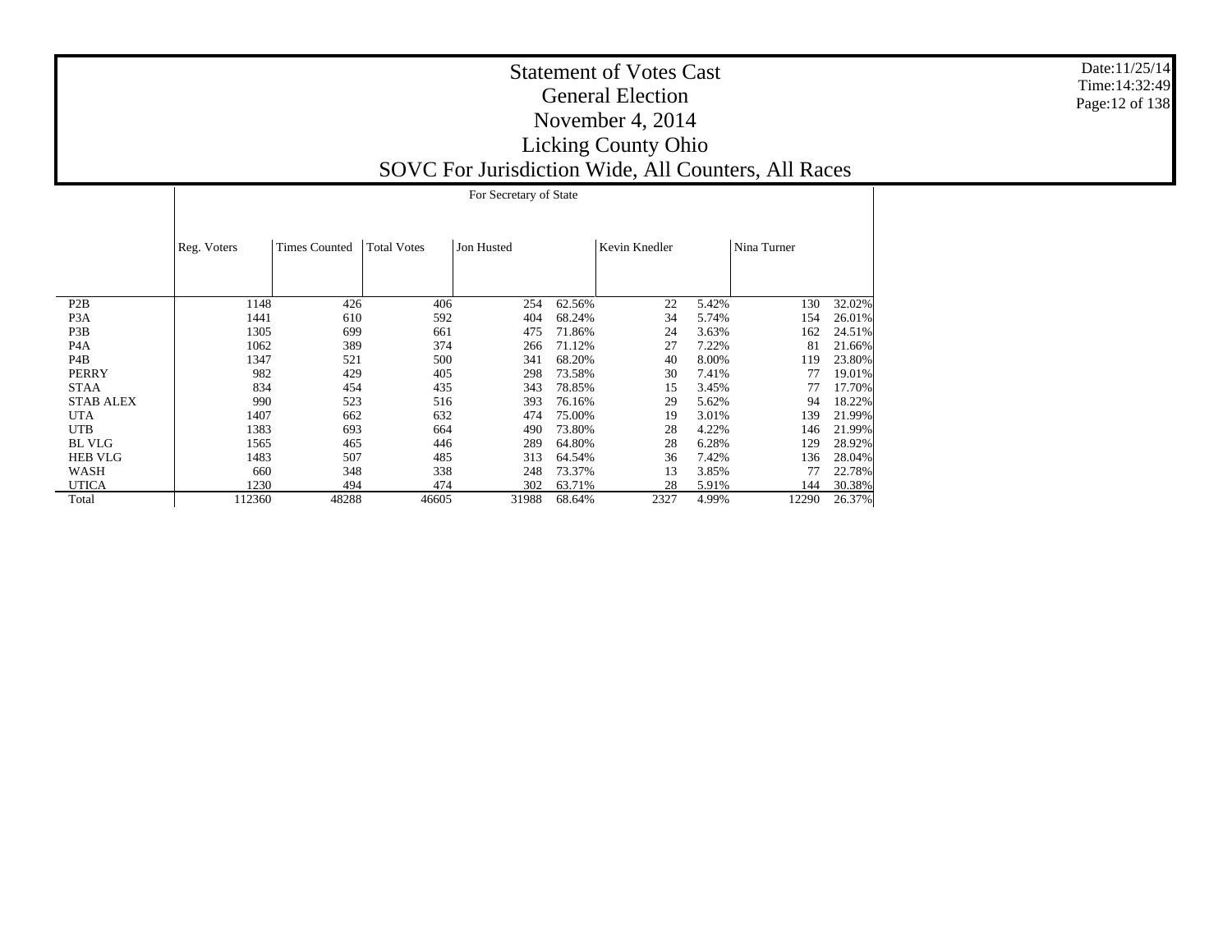# Statement of Votes Cast
## General Election
## November 4, 2014
## Licking County Ohio
## SOVC For Jurisdiction Wide, All Counters, All Races

| | | | | For Secretary of State | | | | | |
|---|---|---|---|---|---|---|---|---|---|
| | Reg. Voters | Times Counted | Total Votes | Jon Husted | | Kevin Knedler | | Nina Turner | |
| P2B | 1148 | 426 | 406 | 254 | 62.56% | 22 | 5.42% | 130 | 32.02% |
| P3A | 1441 | 610 | 592 | 404 | 68.24% | 34 | 5.74% | 154 | 26.01% |
| P3B | 1305 | 699 | 661 | 475 | 71.86% | 24 | 3.63% | 162 | 24.51% |
| P4A | 1062 | 389 | 374 | 266 | 71.12% | 27 | 7.22% | 81 | 21.66% |
| P4B | 1347 | 521 | 500 | 341 | 68.20% | 40 | 8.00% | 119 | 23.80% |
| PERRY | 982 | 429 | 405 | 298 | 73.58% | 30 | 7.41% | 77 | 19.01% |
| STAA | 834 | 454 | 435 | 343 | 78.85% | 15 | 3.45% | 77 | 17.70% |
| STAB ALEX | 990 | 523 | 516 | 393 | 76.16% | 29 | 5.62% | 94 | 18.22% |
| UTA | 1407 | 662 | 632 | 474 | 75.00% | 19 | 3.01% | 139 | 21.99% |
| UTB | 1383 | 693 | 664 | 490 | 73.80% | 28 | 4.22% | 146 | 21.99% |
| BL VLG | 1565 | 465 | 446 | 289 | 64.80% | 28 | 6.28% | 129 | 28.92% |
| HEB VLG | 1483 | 507 | 485 | 313 | 64.54% | 36 | 7.42% | 136 | 28.04% |
| WASH | 660 | 348 | 338 | 248 | 73.37% | 13 | 3.85% | 77 | 22.78% |
| UTICA | 1230 | 494 | 474 | 302 | 63.71% | 28 | 5.91% | 144 | 30.38% |
| Total | 112360 | 48288 | 46605 | 31988 | 68.64% | 2327 | 4.99% | 12290 | 26.37% |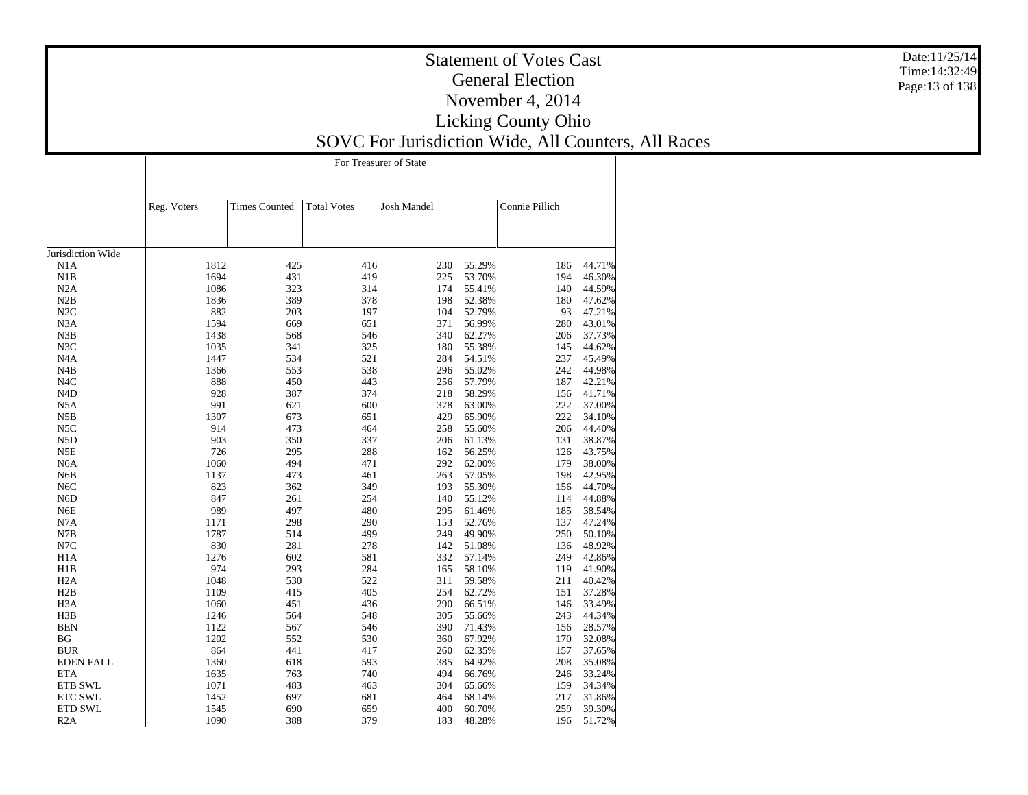# Statement of Votes Cast
## General Election
## November 4, 2014
## Licking County Ohio
## SOVC For Jurisdiction Wide, All Counters, All Races

Date:11/25/14
Time:14:32:49

For Treasurer of State

| | Reg. Voters | Times Counted | Total Votes | Josh Mandel | | Connie Pillich | |
|---|---|---|---|---|---|---|---|
| Jurisdiction Wide | | | | | | | |
| N1A | 1812 | 425 | 416 | 230 | 55.29% | 186 | 44.71% |
| N1B | 1694 | 431 | 419 | 225 | 53.70% | 194 | 46.30% |
| N2A | 1086 | 323 | 314 | 174 | 55.41% | 140 | 44.59% |
| N2B | 1836 | 389 | 378 | 198 | 52.38% | 180 | 47.62% |
| N2C | 882 | 203 | 197 | 104 | 52.79% | 93 | 47.21% |
| N3A | 1594 | 669 | 651 | 371 | 56.99% | 280 | 43.01% |
| N3B | 1438 | 568 | 546 | 340 | 62.27% | 206 | 37.73% |
| N3C | 1035 | 341 | 325 | 180 | 55.38% | 145 | 44.62% |
| N4A | 1447 | 534 | 521 | 284 | 54.51% | 237 | 45.49% |
| N4B | 1366 | 553 | 538 | 296 | 55.02% | 242 | 44.98% |
| N4C | 888 | 450 | 443 | 256 | 57.79% | 187 | 42.21% |
| N4D | 928 | 387 | 374 | 218 | 58.29% | 156 | 41.71% |
| N5A | 991 | 621 | 600 | 378 | 63.00% | 222 | 37.00% |
| N5B | 1307 | 673 | 651 | 429 | 65.90% | 222 | 34.10% |
| N5C | 914 | 473 | 464 | 258 | 55.60% | 206 | 44.40% |
| N5D | 903 | 350 | 337 | 206 | 61.13% | 131 | 38.87% |
| N5E | 726 | 295 | 288 | 162 | 56.25% | 126 | 43.75% |
| N6A | 1060 | 494 | 471 | 292 | 62.00% | 179 | 38.00% |
| N6B | 1137 | 473 | 461 | 263 | 57.05% | 198 | 42.95% |
| N6C | 823 | 362 | 349 | 193 | 55.30% | 156 | 44.70% |
| N6D | 847 | 261 | 254 | 140 | 55.12% | 114 | 44.88% |
| N6E | 989 | 497 | 480 | 295 | 61.46% | 185 | 38.54% |
| N7A | 1171 | 298 | 290 | 153 | 52.76% | 137 | 47.24% |
| N7B | 1787 | 514 | 499 | 249 | 49.90% | 250 | 50.10% |
| N7C | 830 | 281 | 278 | 142 | 51.08% | 136 | 48.92% |
| H1A | 1276 | 602 | 581 | 332 | 57.14% | 249 | 42.86% |
| H1B | 974 | 293 | 284 | 165 | 58.10% | 119 | 41.90% |
| H2A | 1048 | 530 | 522 | 311 | 59.58% | 211 | 40.42% |
| H2B | 1109 | 415 | 405 | 254 | 62.72% | 151 | 37.28% |
| H3A | 1060 | 451 | 436 | 290 | 66.51% | 146 | 33.49% |
| H3B | 1246 | 564 | 548 | 305 | 55.66% | 243 | 44.34% |
| BEN | 1122 | 567 | 546 | 390 | 71.43% | 156 | 28.57% |
| BG | 1202 | 552 | 530 | 360 | 67.92% | 170 | 32.08% |
| BUR | 864 | 441 | 417 | 260 | 62.35% | 157 | 37.65% |
| EDEN FALL | 1360 | 618 | 593 | 385 | 64.92% | 208 | 35.08% |
| ETA | 1635 | 763 | 740 | 494 | 66.76% | 246 | 33.24% |
| ETB SWL | 1071 | 483 | 463 | 304 | 65.66% | 159 | 34.34% |
| ETC SWL | 1452 | 697 | 681 | 464 | 68.14% | 217 | 31.86% |
| ETD SWL | 1545 | 690 | 659 | 400 | 60.70% | 259 | 39.30% |
| R2A | 1090 | 388 | 379 | 183 | 48.28% | 196 | 51.72% |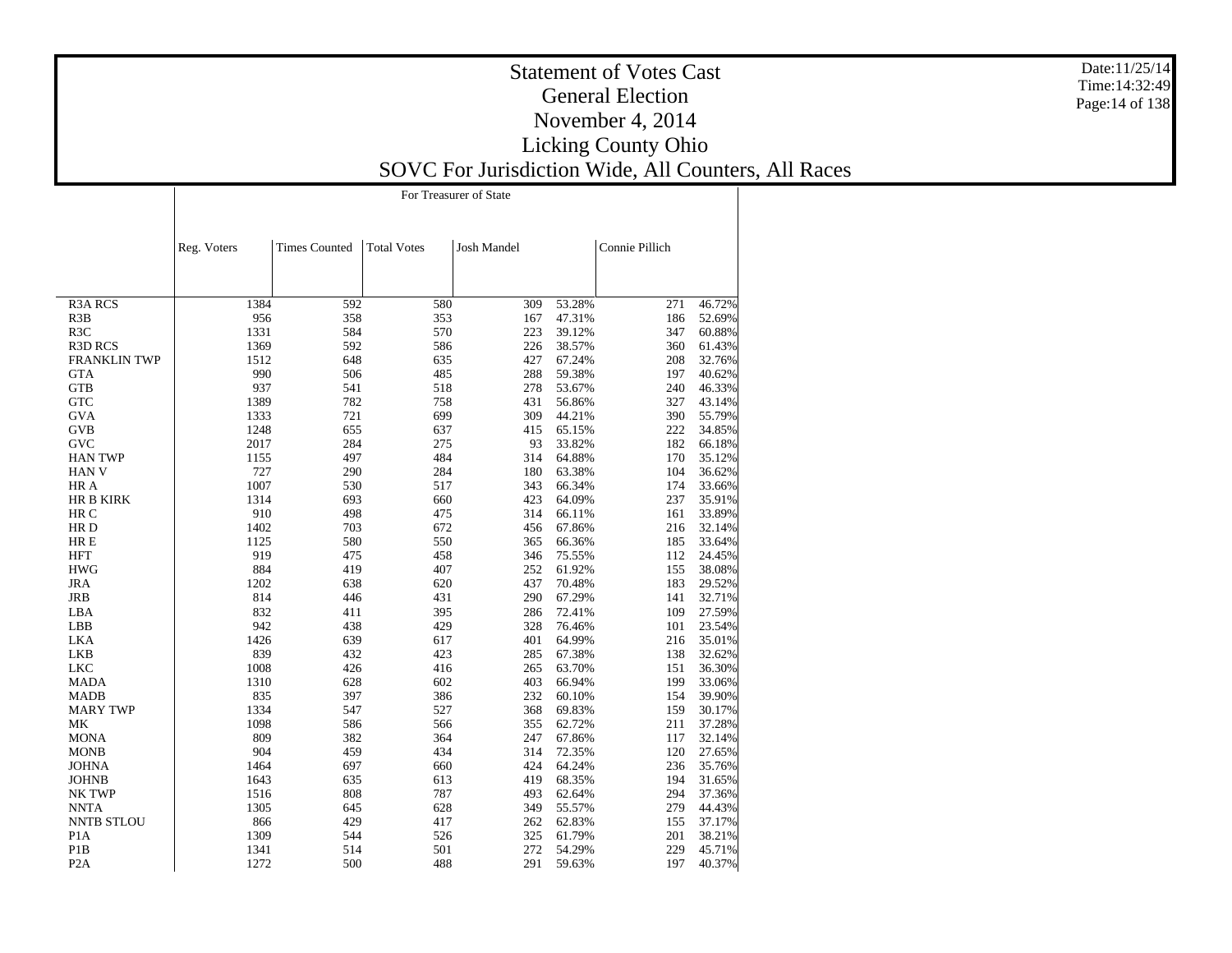# Statement of Votes Cast
## General Election
## November 4, 2014
## Licking County Ohio
## SOVC For Jurisdiction Wide, All Counters, All Races

Date:11/25/14
Time:14:32:49

For Treasurer of State

| | Reg. Voters | Times Counted | Total Votes | Josh Mandel | | Connie Pillich | |
|---|---|---|---|---|---|---|---|
| R3A RCS | 1384 | 592 | 580 | 309 | 53.28% | 271 | 46.72% |
| R3B | 956 | 358 | 353 | 167 | 47.31% | 186 | 52.69% |
| R3C | 1331 | 584 | 570 | 223 | 39.12% | 347 | 60.88% |
| R3D RCS | 1369 | 592 | 586 | 226 | 38.57% | 360 | 61.43% |
| FRANKLIN TWP | 1512 | 648 | 635 | 427 | 67.24% | 208 | 32.76% |
| GTA | 990 | 506 | 485 | 288 | 59.38% | 197 | 40.62% |
| GTB | 937 | 541 | 518 | 278 | 53.67% | 240 | 46.33% |
| GTC | 1389 | 782 | 758 | 431 | 56.86% | 327 | 43.14% |
| GVA | 1333 | 721 | 699 | 309 | 44.21% | 390 | 55.79% |
| GVB | 1248 | 655 | 637 | 415 | 65.15% | 222 | 34.85% |
| GVC | 2017 | 284 | 275 | 93 | 33.82% | 182 | 66.18% |
| HAN TWP | 1155 | 497 | 484 | 314 | 64.88% | 170 | 35.12% |
| HAN V | 727 | 290 | 284 | 180 | 63.38% | 104 | 36.62% |
| HR A | 1007 | 530 | 517 | 343 | 66.34% | 174 | 33.66% |
| HR B KIRK | 1314 | 693 | 660 | 423 | 64.09% | 237 | 35.91% |
| HR C | 910 | 498 | 475 | 314 | 66.11% | 161 | 33.89% |
| HR D | 1402 | 703 | 672 | 456 | 67.86% | 216 | 32.14% |
| HR E | 1125 | 580 | 550 | 365 | 66.36% | 185 | 33.64% |
| HFT | 919 | 475 | 458 | 346 | 75.55% | 112 | 24.45% |
| HWG | 884 | 419 | 407 | 252 | 61.92% | 155 | 38.08% |
| JRA | 1202 | 638 | 620 | 437 | 70.48% | 183 | 29.52% |
| JRB | 814 | 446 | 431 | 290 | 67.29% | 141 | 32.71% |
| LBA | 832 | 411 | 395 | 286 | 72.41% | 109 | 27.59% |
| LBB | 942 | 438 | 429 | 328 | 76.46% | 101 | 23.54% |
| LKA | 1426 | 639 | 617 | 401 | 64.99% | 216 | 35.01% |
| LKB | 839 | 432 | 423 | 285 | 67.38% | 138 | 32.62% |
| LKC | 1008 | 426 | 416 | 265 | 63.70% | 151 | 36.30% |
| MADA | 1310 | 628 | 602 | 403 | 66.94% | 199 | 33.06% |
| MADB | 835 | 397 | 386 | 232 | 60.10% | 154 | 39.90% |
| MARY TWP | 1334 | 547 | 527 | 368 | 69.83% | 159 | 30.17% |
| MK | 1098 | 586 | 566 | 355 | 62.72% | 211 | 37.28% |
| MONA | 809 | 382 | 364 | 247 | 67.86% | 117 | 32.14% |
| MONB | 904 | 459 | 434 | 314 | 72.35% | 120 | 27.65% |
| JOHNA | 1464 | 697 | 660 | 424 | 64.24% | 236 | 35.76% |
| JOHNB | 1643 | 635 | 613 | 419 | 68.35% | 194 | 31.65% |
| NK TWP | 1516 | 808 | 787 | 493 | 62.64% | 294 | 37.36% |
| NNTA | 1305 | 645 | 628 | 349 | 55.57% | 279 | 44.43% |
| NNTB STLOU | 866 | 429 | 417 | 262 | 62.83% | 155 | 37.17% |
| P1A | 1309 | 544 | 526 | 325 | 61.79% | 201 | 38.21% |
| P1B | 1341 | 514 | 501 | 272 | 54.29% | 229 | 45.71% |
| P2A | 1272 | 500 | 488 | 291 | 59.63% | 197 | 40.37% |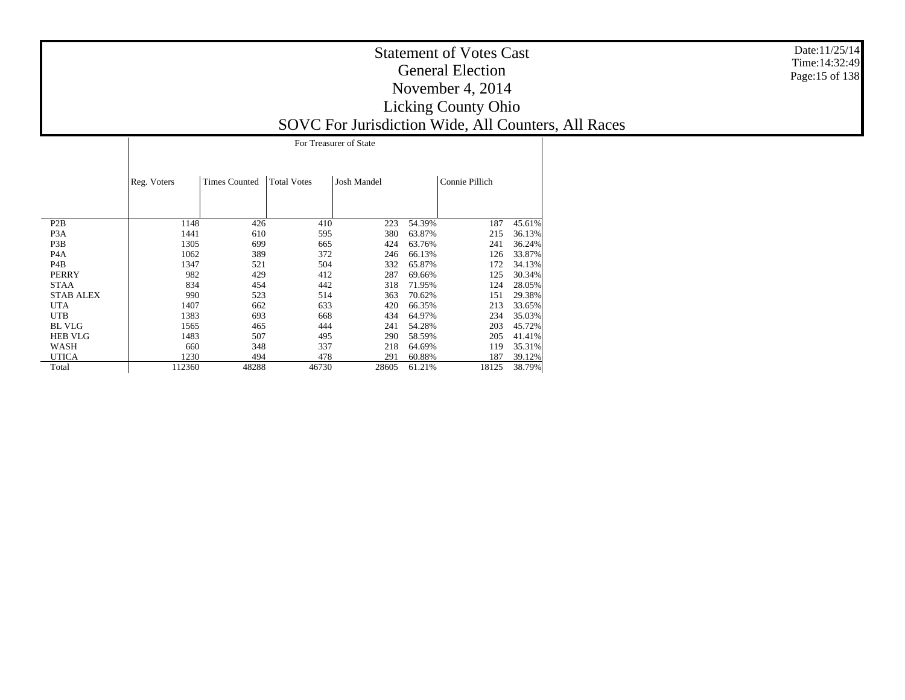# Statement of Votes Cast
## General Election
## November 4, 2014
## Licking County Ohio
## SOVC For Jurisdiction Wide, All Counters, All Races

For Treasurer of State

| | Reg. Voters | Times Counted | Total Votes | Josh Mandel | | Connie Pillich | |
|---|---|---|---|---|---|---|---|
| P2B | 1148 | 426 | 410 | 223 | 54.39% | 187 | 45.61% |
| P3A | 1441 | 610 | 595 | 380 | 63.87% | 215 | 36.13% |
| P3B | 1305 | 699 | 665 | 424 | 63.76% | 241 | 36.24% |
| P4A | 1062 | 389 | 372 | 246 | 66.13% | 126 | 33.87% |
| P4B | 1347 | 521 | 504 | 332 | 65.87% | 172 | 34.13% |
| PERRY | 982 | 429 | 412 | 287 | 69.66% | 125 | 30.34% |
| STAA | 834 | 454 | 442 | 318 | 71.95% | 124 | 28.05% |
| STAB ALEX | 990 | 523 | 514 | 363 | 70.62% | 151 | 29.38% |
| UTA | 1407 | 662 | 633 | 420 | 66.35% | 213 | 33.65% |
| UTB | 1383 | 693 | 668 | 434 | 64.97% | 234 | 35.03% |
| BL VLG | 1565 | 465 | 444 | 241 | 54.28% | 203 | 45.72% |
| HEB VLG | 1483 | 507 | 495 | 290 | 58.59% | 205 | 41.41% |
| WASH | 660 | 348 | 337 | 218 | 64.69% | 119 | 35.31% |
| UTICA | 1230 | 494 | 478 | 291 | 60.88% | 187 | 39.12% |
| Total | 112360 | 48288 | 46730 | 28605 | 61.21% | 18125 | 38.79% |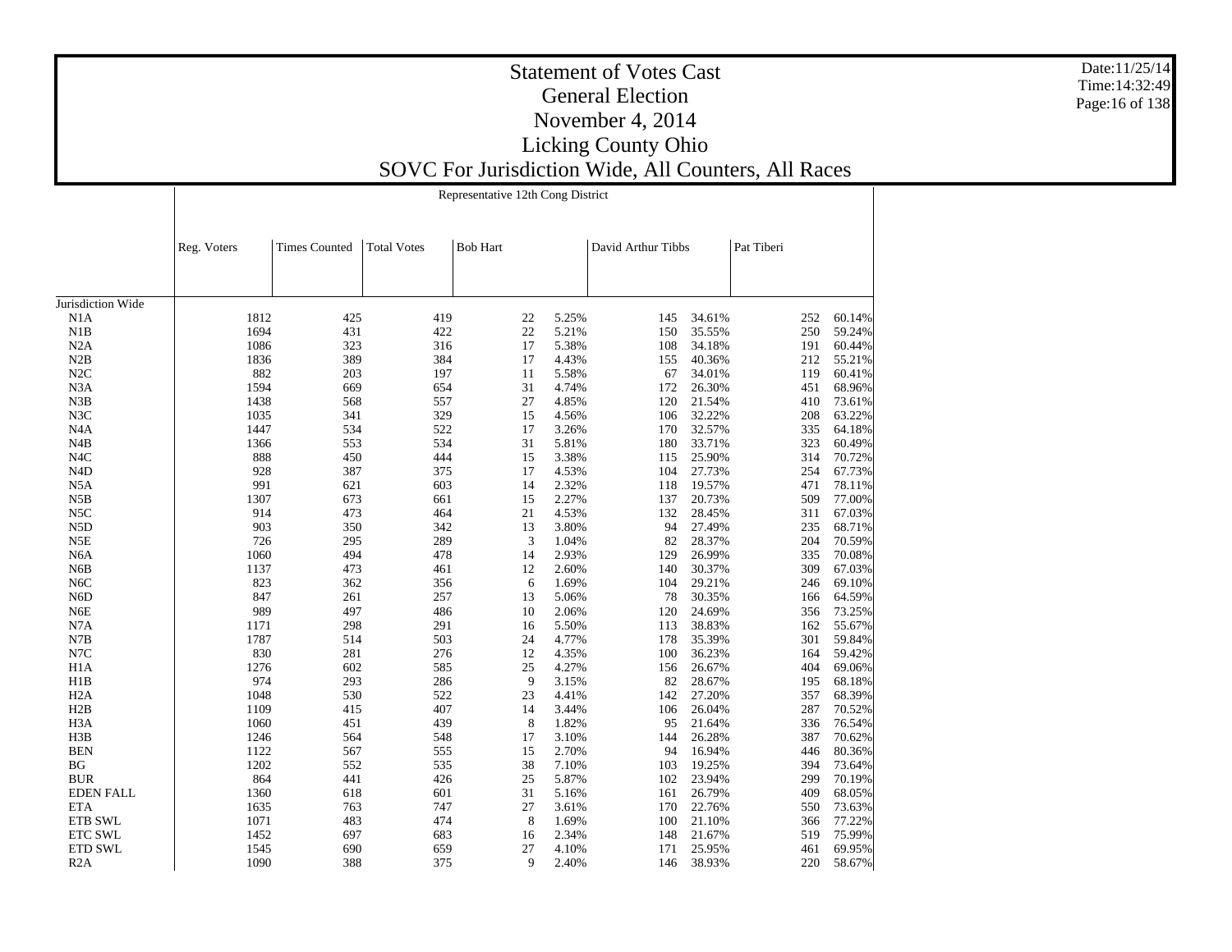# Statement of Votes Cast
# General Election
# November 4, 2014
# Licking County Ohio
# SOVC For Jurisdiction Wide, All Counters, All Races

Date:11/25/14
Time:14:32:49

| | Reg. Voters | Times Counted | Total Votes | Representative 12th Cong District | | | | | |
|---|---|---|---|---|---|---|---|---|---|
| | | | | Bob Hart | | David Arthur Tibbs | | Pat Tiberi | |
| Jurisdiction Wide | | | | | | | | | |
| N1A | 1812 | 425 | 419 | 22 | 5.25% | 145 | 34.61% | 252 | 60.14% |
| N1B | 1694 | 431 | 422 | 22 | 5.21% | 150 | 35.55% | 250 | 59.24% |
| N2A | 1086 | 323 | 316 | 17 | 5.38% | 108 | 34.18% | 191 | 60.44% |
| N2B | 1836 | 389 | 384 | 17 | 4.43% | 155 | 40.36% | 212 | 55.21% |
| N2C | 882 | 203 | 197 | 11 | 5.58% | 67 | 34.01% | 119 | 60.41% |
| N3A | 1594 | 669 | 654 | 31 | 4.74% | 172 | 26.30% | 451 | 68.96% |
| N3B | 1438 | 568 | 557 | 27 | 4.85% | 120 | 21.54% | 410 | 73.61% |
| N3C | 1035 | 341 | 329 | 15 | 4.56% | 106 | 32.22% | 208 | 63.22% |
| N4A | 1447 | 534 | 522 | 17 | 3.26% | 170 | 32.57% | 335 | 64.18% |
| N4B | 1366 | 553 | 534 | 31 | 5.81% | 180 | 33.71% | 323 | 60.49% |
| N4C | 888 | 450 | 444 | 15 | 3.38% | 115 | 25.90% | 314 | 70.72% |
| N4D | 928 | 387 | 375 | 17 | 4.53% | 104 | 27.73% | 254 | 67.73% |
| N5A | 991 | 621 | 603 | 14 | 2.32% | 118 | 19.57% | 471 | 78.11% |
| N5B | 1307 | 673 | 661 | 15 | 2.27% | 137 | 20.73% | 509 | 77.00% |
| N5C | 914 | 473 | 464 | 21 | 4.53% | 132 | 28.45% | 311 | 67.03% |
| N5D | 903 | 350 | 342 | 13 | 3.80% | 94 | 27.49% | 235 | 68.71% |
| N5E | 726 | 295 | 289 | 3 | 1.04% | 82 | 28.37% | 204 | 70.59% |
| N6A | 1060 | 494 | 478 | 14 | 2.93% | 129 | 26.99% | 335 | 70.08% |
| N6B | 1137 | 473 | 461 | 12 | 2.60% | 140 | 30.37% | 309 | 67.03% |
| N6C | 823 | 362 | 356 | 6 | 1.69% | 104 | 29.21% | 246 | 69.10% |
| N6D | 847 | 261 | 257 | 13 | 5.06% | 78 | 30.35% | 166 | 64.59% |
| N6E | 989 | 497 | 486 | 10 | 2.06% | 120 | 24.69% | 356 | 73.25% |
| N7A | 1171 | 298 | 291 | 16 | 5.50% | 113 | 38.83% | 162 | 55.67% |
| N7B | 1787 | 514 | 503 | 24 | 4.77% | 178 | 35.39% | 301 | 59.84% |
| N7C | 830 | 281 | 276 | 12 | 4.35% | 100 | 36.23% | 164 | 59.42% |
| H1A | 1276 | 602 | 585 | 25 | 4.27% | 156 | 26.67% | 404 | 69.06% |
| H1B | 974 | 293 | 286 | 9 | 3.15% | 82 | 28.67% | 195 | 68.18% |
| H2A | 1048 | 530 | 522 | 23 | 4.41% | 142 | 27.20% | 357 | 68.39% |
| H2B | 1109 | 415 | 407 | 14 | 3.44% | 106 | 26.04% | 287 | 70.52% |
| H3A | 1060 | 451 | 439 | 8 | 1.82% | 95 | 21.64% | 336 | 76.54% |
| H3B | 1246 | 564 | 548 | 17 | 3.10% | 144 | 26.28% | 387 | 70.62% |
| BEN | 1122 | 567 | 555 | 15 | 2.70% | 94 | 16.94% | 446 | 80.36% |
| BG | 1202 | 552 | 535 | 38 | 7.10% | 103 | 19.25% | 394 | 73.64% |
| BUR | 864 | 441 | 426 | 25 | 5.87% | 102 | 23.94% | 299 | 70.19% |
| EDEN FALL | 1360 | 618 | 601 | 31 | 5.16% | 161 | 26.79% | 409 | 68.05% |
| ETA | 1635 | 763 | 747 | 27 | 3.61% | 170 | 22.76% | 550 | 73.63% |
| ETB SWL | 1071 | 483 | 474 | 8 | 1.69% | 100 | 21.10% | 366 | 77.22% |
| ETC SWL | 1452 | 697 | 683 | 16 | 2.34% | 148 | 21.67% | 519 | 75.99% |
| ETD SWL | 1545 | 690 | 659 | 27 | 4.10% | 171 | 25.95% | 461 | 69.95% |
| R2A | 1090 | 388 | 375 | 9 | 2.40% | 146 | 38.93% | 220 | 58.67% |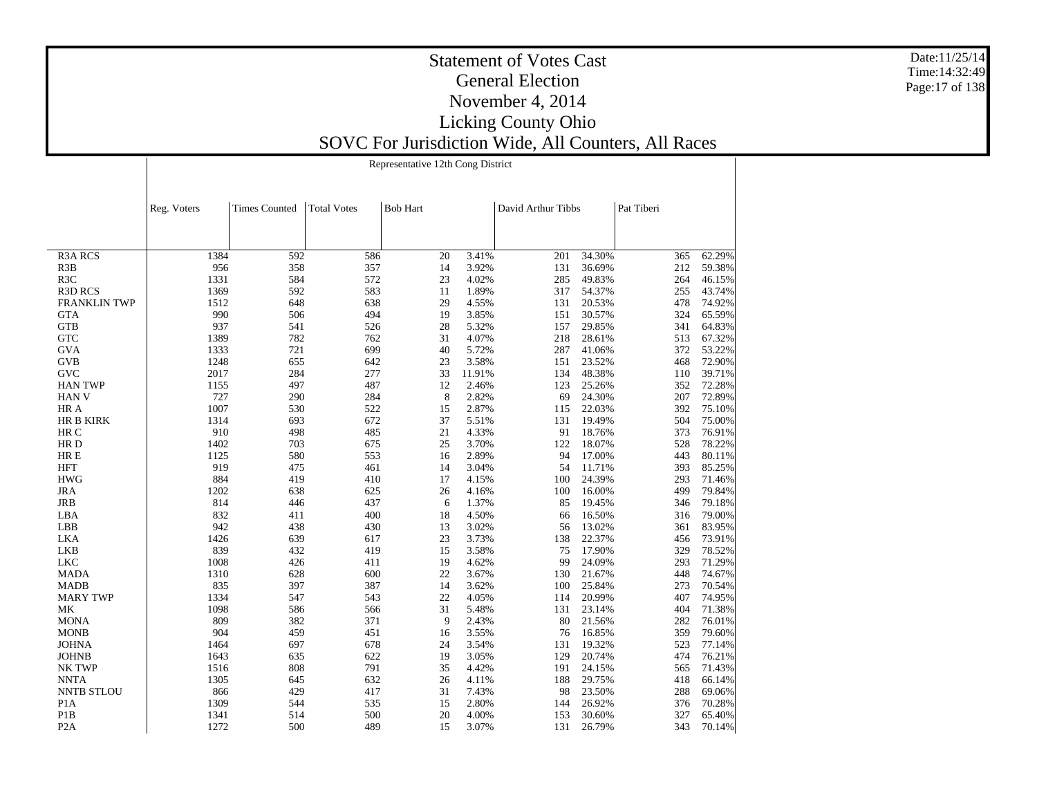# Statement of Votes Cast

## General Election

## November 4, 2014

## Licking County Ohio

## SOVC For Jurisdiction Wide, All Counters, All Races

Date:11/25/14
Time:14:32:49

Representative 12th Cong District

| | Reg. Voters | Times Counted | Total Votes | Bob Hart | | David Arthur Tibbs | | Pat Tiberi | |
|---|---|---|---|---|---|---|---|---|---|
| R3A RCS | 1384 | 592 | 586 | 20 | 3.41% | 201 | 34.30% | 365 | 62.29% |
| R3B | 956 | 358 | 357 | 14 | 3.92% | 131 | 36.69% | 212 | 59.38% |
| R3C | 1331 | 584 | 572 | 23 | 4.02% | 285 | 49.83% | 264 | 46.15% |
| R3D RCS | 1369 | 592 | 583 | 11 | 1.89% | 317 | 54.37% | 255 | 43.74% |
| FRANKLIN TWP | 1512 | 648 | 638 | 29 | 4.55% | 131 | 20.53% | 478 | 74.92% |
| GTA | 990 | 506 | 494 | 19 | 3.85% | 151 | 30.57% | 324 | 65.59% |
| GTB | 937 | 541 | 526 | 28 | 5.32% | 157 | 29.85% | 341 | 64.83% |
| GTC | 1389 | 782 | 762 | 31 | 4.07% | 218 | 28.61% | 513 | 67.32% |
| GVA | 1333 | 721 | 699 | 40 | 5.72% | 287 | 41.06% | 372 | 53.22% |
| GVB | 1248 | 655 | 642 | 23 | 3.58% | 151 | 23.52% | 468 | 72.90% |
| GVC | 2017 | 284 | 277 | 33 | 11.91% | 134 | 48.38% | 110 | 39.71% |
| HAN TWP | 1155 | 497 | 487 | 12 | 2.46% | 123 | 25.26% | 352 | 72.28% |
| HAN V | 727 | 290 | 284 | 8 | 2.82% | 69 | 24.30% | 207 | 72.89% |
| HR A | 1007 | 530 | 522 | 15 | 2.87% | 115 | 22.03% | 392 | 75.10% |
| HR B KIRK | 1314 | 693 | 672 | 37 | 5.51% | 131 | 19.49% | 504 | 75.00% |
| HR C | 910 | 498 | 485 | 21 | 4.33% | 91 | 18.76% | 373 | 76.91% |
| HR D | 1402 | 703 | 675 | 25 | 3.70% | 122 | 18.07% | 528 | 78.22% |
| HR E | 1125 | 580 | 553 | 16 | 2.89% | 94 | 17.00% | 443 | 80.11% |
| HFT | 919 | 475 | 461 | 14 | 3.04% | 54 | 11.71% | 393 | 85.25% |
| HWG | 884 | 419 | 410 | 17 | 4.15% | 100 | 24.39% | 293 | 71.46% |
| JRA | 1202 | 638 | 625 | 26 | 4.16% | 100 | 16.00% | 499 | 79.84% |
| JRB | 814 | 446 | 437 | 6 | 1.37% | 85 | 19.45% | 346 | 79.18% |
| LBA | 832 | 411 | 400 | 18 | 4.50% | 66 | 16.50% | 316 | 79.00% |
| LBB | 942 | 438 | 430 | 13 | 3.02% | 56 | 13.02% | 361 | 83.95% |
| LKA | 1426 | 639 | 617 | 23 | 3.73% | 138 | 22.37% | 456 | 73.91% |
| LKB | 839 | 432 | 419 | 15 | 3.58% | 75 | 17.90% | 329 | 78.52% |
| LKC | 1008 | 426 | 411 | 19 | 4.62% | 99 | 24.09% | 293 | 71.29% |
| MADA | 1310 | 628 | 600 | 22 | 3.67% | 130 | 21.67% | 448 | 74.67% |
| MADB | 835 | 397 | 387 | 14 | 3.62% | 100 | 25.84% | 273 | 70.54% |
| MARY TWP | 1334 | 547 | 543 | 22 | 4.05% | 114 | 20.99% | 407 | 74.95% |
| MK | 1098 | 586 | 566 | 31 | 5.48% | 131 | 23.14% | 404 | 71.38% |
| MONA | 809 | 382 | 371 | 9 | 2.43% | 80 | 21.56% | 282 | 76.01% |
| MONB | 904 | 459 | 451 | 16 | 3.55% | 76 | 16.85% | 359 | 79.60% |
| JOHNA | 1464 | 697 | 678 | 24 | 3.54% | 131 | 19.32% | 523 | 77.14% |
| JOHNB | 1643 | 635 | 622 | 19 | 3.05% | 129 | 20.74% | 474 | 76.21% |
| NK TWP | 1516 | 808 | 791 | 35 | 4.42% | 191 | 24.15% | 565 | 71.43% |
| NNTA | 1305 | 645 | 632 | 26 | 4.11% | 188 | 29.75% | 418 | 66.14% |
| NNTB STLOU | 866 | 429 | 417 | 31 | 7.43% | 98 | 23.50% | 288 | 69.06% |
| P1A | 1309 | 544 | 535 | 15 | 2.80% | 144 | 26.92% | 376 | 70.28% |
| P1B | 1341 | 514 | 500 | 20 | 4.00% | 153 | 30.60% | 327 | 65.40% |
| P2A | 1272 | 500 | 489 | 15 | 3.07% | 131 | 26.79% | 343 | 70.14% |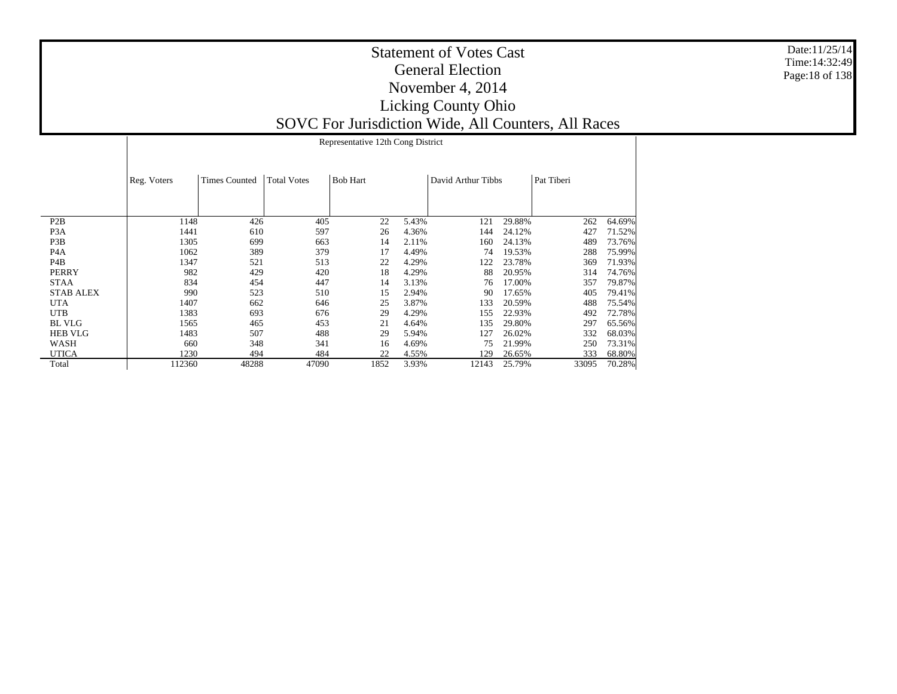# Statement of Votes Cast
## General Election
## November 4, 2014
## Licking County Ohio
## SOVC For Jurisdiction Wide, All Counters, All Races

Date:11/25/14
Time:14:32:49

| | Representative 12th Cong District | | | | | | | | |
|---|---|---|---|---|---|---|---|---|---|
| | Reg. Voters | Times Counted | Total Votes | Bob Hart | | David Arthur Tibbs | | Pat Tiberi | |
| P2B | 1148 | 426 | 405 | 22 | 5.43% | 121 | 29.88% | 262 | 64.69% |
| P3A | 1441 | 610 | 597 | 26 | 4.36% | 144 | 24.12% | 427 | 71.52% |
| P3B | 1305 | 699 | 663 | 14 | 2.11% | 160 | 24.13% | 489 | 73.76% |
| P4A | 1062 | 389 | 379 | 17 | 4.49% | 74 | 19.53% | 288 | 75.99% |
| P4B | 1347 | 521 | 513 | 22 | 4.29% | 122 | 23.78% | 369 | 71.93% |
| PERRY | 982 | 429 | 420 | 18 | 4.29% | 88 | 20.95% | 314 | 74.76% |
| STAA | 834 | 454 | 447 | 14 | 3.13% | 76 | 17.00% | 357 | 79.87% |
| STAB ALEX | 990 | 523 | 510 | 15 | 2.94% | 90 | 17.65% | 405 | 79.41% |
| UTA | 1407 | 662 | 646 | 25 | 3.87% | 133 | 20.59% | 488 | 75.54% |
| UTB | 1383 | 693 | 676 | 29 | 4.29% | 155 | 22.93% | 492 | 72.78% |
| BL VLG | 1565 | 465 | 453 | 21 | 4.64% | 135 | 29.80% | 297 | 65.56% |
| HEB VLG | 1483 | 507 | 488 | 29 | 5.94% | 127 | 26.02% | 332 | 68.03% |
| WASH | 660 | 348 | 341 | 16 | 4.69% | 75 | 21.99% | 250 | 73.31% |
| UTICA | 1230 | 494 | 484 | 22 | 4.55% | 129 | 26.65% | 333 | 68.80% |
| Total | 112360 | 48288 | 47090 | 1852 | 3.93% | 12143 | 25.79% | 33095 | 70.28% |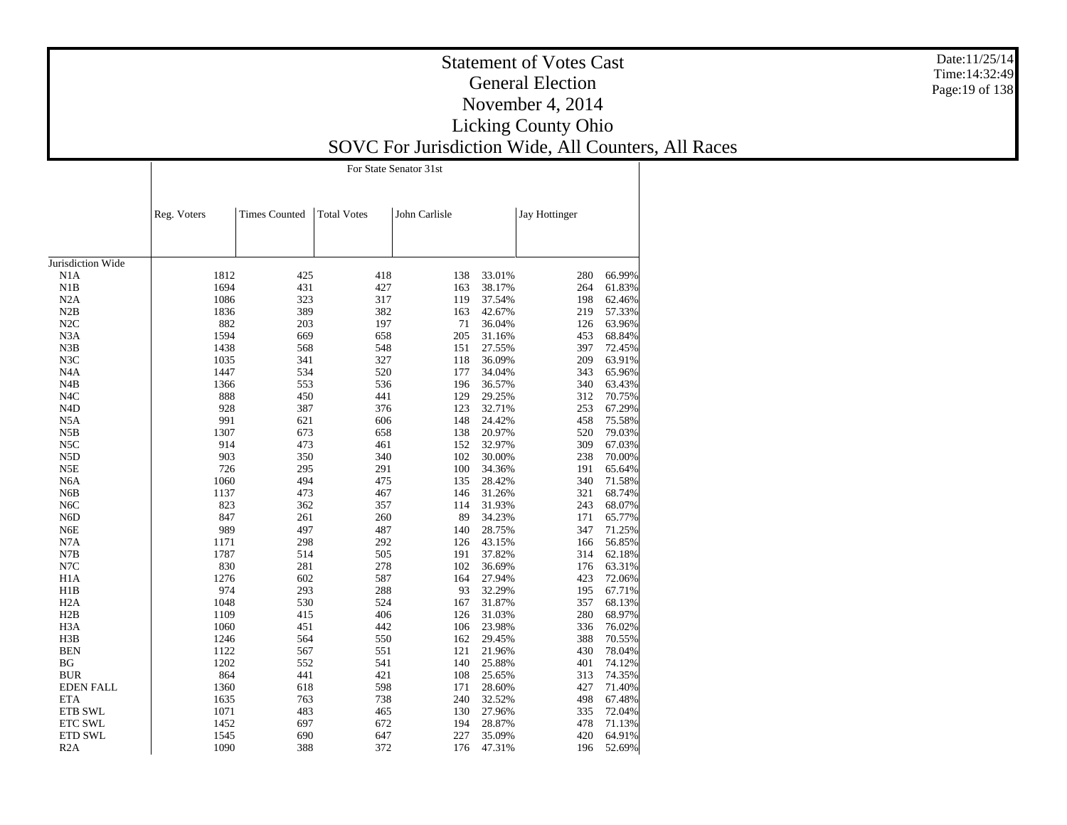# Statement of Votes Cast
## General Election
## November 4, 2014
## Licking County Ohio
## SOVC For Jurisdiction Wide, All Counters, All Races

Date:11/25/14
Time:14:32:49

| | For State Senator 31st | | | | | | |
|---|---|---|---|---|---|---|---|
| | Reg. Voters | Times Counted | Total Votes | John Carlisle | | Jay Hottinger | |
| Jurisdiction Wide | | | | | | | |
| N1A | 1812 | 425 | 418 | 138 | 33.01% | 280 | 66.99% |
| N1B | 1694 | 431 | 427 | 163 | 38.17% | 264 | 61.83% |
| N2A | 1086 | 323 | 317 | 119 | 37.54% | 198 | 62.46% |
| N2B | 1836 | 389 | 382 | 163 | 42.67% | 219 | 57.33% |
| N2C | 882 | 203 | 197 | 71 | 36.04% | 126 | 63.96% |
| N3A | 1594 | 669 | 658 | 205 | 31.16% | 453 | 68.84% |
| N3B | 1438 | 568 | 548 | 151 | 27.55% | 397 | 72.45% |
| N3C | 1035 | 341 | 327 | 118 | 36.09% | 209 | 63.91% |
| N4A | 1447 | 534 | 520 | 177 | 34.04% | 343 | 65.96% |
| N4B | 1366 | 553 | 536 | 196 | 36.57% | 340 | 63.43% |
| N4C | 888 | 450 | 441 | 129 | 29.25% | 312 | 70.75% |
| N4D | 928 | 387 | 376 | 123 | 32.71% | 253 | 67.29% |
| N5A | 991 | 621 | 606 | 148 | 24.42% | 458 | 75.58% |
| N5B | 1307 | 673 | 658 | 138 | 20.97% | 520 | 79.03% |
| N5C | 914 | 473 | 461 | 152 | 32.97% | 309 | 67.03% |
| N5D | 903 | 350 | 340 | 102 | 30.00% | 238 | 70.00% |
| N5E | 726 | 295 | 291 | 100 | 34.36% | 191 | 65.64% |
| N6A | 1060 | 494 | 475 | 135 | 28.42% | 340 | 71.58% |
| N6B | 1137 | 473 | 467 | 146 | 31.26% | 321 | 68.74% |
| N6C | 823 | 362 | 357 | 114 | 31.93% | 243 | 68.07% |
| N6D | 847 | 261 | 260 | 89 | 34.23% | 171 | 65.77% |
| N6E | 989 | 497 | 487 | 140 | 28.75% | 347 | 71.25% |
| N7A | 1171 | 298 | 292 | 126 | 43.15% | 166 | 56.85% |
| N7B | 1787 | 514 | 505 | 191 | 37.82% | 314 | 62.18% |
| N7C | 830 | 281 | 278 | 102 | 36.69% | 176 | 63.31% |
| H1A | 1276 | 602 | 587 | 164 | 27.94% | 423 | 72.06% |
| H1B | 974 | 293 | 288 | 93 | 32.29% | 195 | 67.71% |
| H2A | 1048 | 530 | 524 | 167 | 31.87% | 357 | 68.13% |
| H2B | 1109 | 415 | 406 | 126 | 31.03% | 280 | 68.97% |
| H3A | 1060 | 451 | 442 | 106 | 23.98% | 336 | 76.02% |
| H3B | 1246 | 564 | 550 | 162 | 29.45% | 388 | 70.55% |
| BEN | 1122 | 567 | 551 | 121 | 21.96% | 430 | 78.04% |
| BG | 1202 | 552 | 541 | 140 | 25.88% | 401 | 74.12% |
| BUR | 864 | 441 | 421 | 108 | 25.65% | 313 | 74.35% |
| EDEN FALL | 1360 | 618 | 598 | 171 | 28.60% | 427 | 71.40% |
| ETA | 1635 | 763 | 738 | 240 | 32.52% | 498 | 67.48% |
| ETB SWL | 1071 | 483 | 465 | 130 | 27.96% | 335 | 72.04% |
| ETC SWL | 1452 | 697 | 672 | 194 | 28.87% | 478 | 71.13% |
| ETD SWL | 1545 | 690 | 647 | 227 | 35.09% | 420 | 64.91% |
| R2A | 1090 | 388 | 372 | 176 | 47.31% | 196 | 52.69% |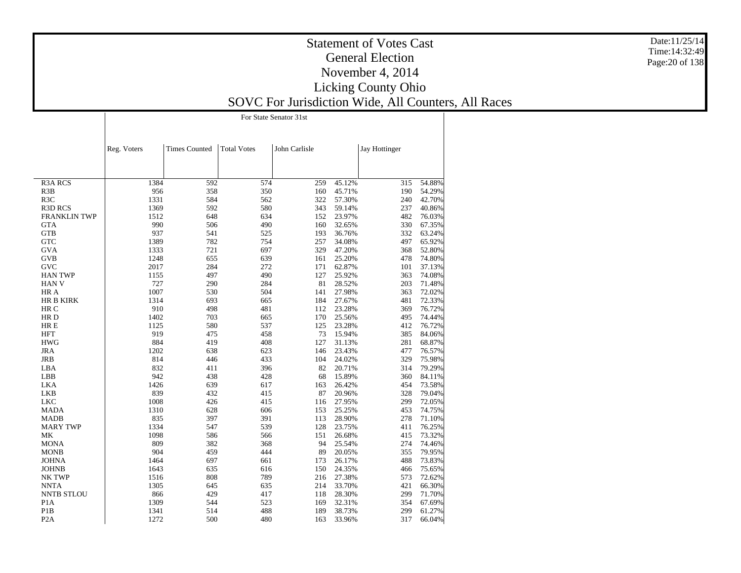# Statement of Votes Cast
## General Election
## November 4, 2014
## Licking County Ohio
## SOVC For Jurisdiction Wide, All Counters, All Races

Date:11/25/14
Time:14:32:49

| | For State Senator 31st | | | | | | |
|---|---|---|---|---|---|---|---|
| | Reg. Voters | Times Counted | Total Votes | John Carlisle | | Jay Hottinger | |
| R3A RCS | 1384 | 592 | 574 | 259 | 45.12% | 315 | 54.88% |
| R3B | 956 | 358 | 350 | 160 | 45.71% | 190 | 54.29% |
| R3C | 1331 | 584 | 562 | 322 | 57.30% | 240 | 42.70% |
| R3D RCS | 1369 | 592 | 580 | 343 | 59.14% | 237 | 40.86% |
| FRANKLIN TWP | 1512 | 648 | 634 | 152 | 23.97% | 482 | 76.03% |
| GTA | 990 | 506 | 490 | 160 | 32.65% | 330 | 67.35% |
| GTB | 937 | 541 | 525 | 193 | 36.76% | 332 | 63.24% |
| GTC | 1389 | 782 | 754 | 257 | 34.08% | 497 | 65.92% |
| GVA | 1333 | 721 | 697 | 329 | 47.20% | 368 | 52.80% |
| GVB | 1248 | 655 | 639 | 161 | 25.20% | 478 | 74.80% |
| GVC | 2017 | 284 | 272 | 171 | 62.87% | 101 | 37.13% |
| HAN TWP | 1155 | 497 | 490 | 127 | 25.92% | 363 | 74.08% |
| HAN V | 727 | 290 | 284 | 81 | 28.52% | 203 | 71.48% |
| HR A | 1007 | 530 | 504 | 141 | 27.98% | 363 | 72.02% |
| HR B KIRK | 1314 | 693 | 665 | 184 | 27.67% | 481 | 72.33% |
| HR C | 910 | 498 | 481 | 112 | 23.28% | 369 | 76.72% |
| HR D | 1402 | 703 | 665 | 170 | 25.56% | 495 | 74.44% |
| HR E | 1125 | 580 | 537 | 125 | 23.28% | 412 | 76.72% |
| HFT | 919 | 475 | 458 | 73 | 15.94% | 385 | 84.06% |
| HWG | 884 | 419 | 408 | 127 | 31.13% | 281 | 68.87% |
| JRA | 1202 | 638 | 623 | 146 | 23.43% | 477 | 76.57% |
| JRB | 814 | 446 | 433 | 104 | 24.02% | 329 | 75.98% |
| LBA | 832 | 411 | 396 | 82 | 20.71% | 314 | 79.29% |
| LBB | 942 | 438 | 428 | 68 | 15.89% | 360 | 84.11% |
| LKA | 1426 | 639 | 617 | 163 | 26.42% | 454 | 73.58% |
| LKB | 839 | 432 | 415 | 87 | 20.96% | 328 | 79.04% |
| LKC | 1008 | 426 | 415 | 116 | 27.95% | 299 | 72.05% |
| MADA | 1310 | 628 | 606 | 153 | 25.25% | 453 | 74.75% |
| MADB | 835 | 397 | 391 | 113 | 28.90% | 278 | 71.10% |
| MARY TWP | 1334 | 547 | 539 | 128 | 23.75% | 411 | 76.25% |
| MK | 1098 | 586 | 566 | 151 | 26.68% | 415 | 73.32% |
| MONA | 809 | 382 | 368 | 94 | 25.54% | 274 | 74.46% |
| MONB | 904 | 459 | 444 | 89 | 20.05% | 355 | 79.95% |
| JOHNA | 1464 | 697 | 661 | 173 | 26.17% | 488 | 73.83% |
| JOHNB | 1643 | 635 | 616 | 150 | 24.35% | 466 | 75.65% |
| NK TWP | 1516 | 808 | 789 | 216 | 27.38% | 573 | 72.62% |
| NNTA | 1305 | 645 | 635 | 214 | 33.70% | 421 | 66.30% |
| NNTB STLOU | 866 | 429 | 417 | 118 | 28.30% | 299 | 71.70% |
| P1A | 1309 | 544 | 523 | 169 | 32.31% | 354 | 67.69% |
| P1B | 1341 | 514 | 488 | 189 | 38.73% | 299 | 61.27% |
| P2A | 1272 | 500 | 480 | 163 | 33.96% | 317 | 66.04% |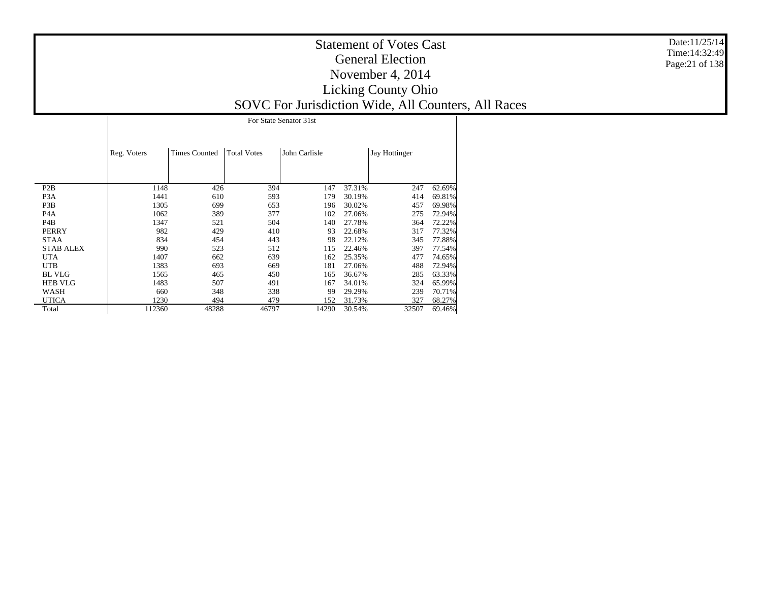# Statement of Votes Cast
## General Election
## November 4, 2014
## Licking County Ohio
## SOVC For Jurisdiction Wide, All Counters, All Races

Date:11/25/14
Time:14:32:49

For State Senator 31st

| | Reg. Voters | Times Counted | Total Votes | John Carlisle | | Jay Hottinger | |
|---|---|---|---|---|---|---|---|
| P2B | 1148 | 426 | 394 | 147 | 37.31% | 247 | 62.69% |
| P3A | 1441 | 610 | 593 | 179 | 30.19% | 414 | 69.81% |
| P3B | 1305 | 699 | 653 | 196 | 30.02% | 457 | 69.98% |
| P4A | 1062 | 389 | 377 | 102 | 27.06% | 275 | 72.94% |
| P4B | 1347 | 521 | 504 | 140 | 27.78% | 364 | 72.22% |
| PERRY | 982 | 429 | 410 | 93 | 22.68% | 317 | 77.32% |
| STAA | 834 | 454 | 443 | 98 | 22.12% | 345 | 77.88% |
| STAB ALEX | 990 | 523 | 512 | 115 | 22.46% | 397 | 77.54% |
| UTA | 1407 | 662 | 639 | 162 | 25.35% | 477 | 74.65% |
| UTB | 1383 | 693 | 669 | 181 | 27.06% | 488 | 72.94% |
| BL VLG | 1565 | 465 | 450 | 165 | 36.67% | 285 | 63.33% |
| HEB VLG | 1483 | 507 | 491 | 167 | 34.01% | 324 | 65.99% |
| WASH | 660 | 348 | 338 | 99 | 29.29% | 239 | 70.71% |
| UTICA | 1230 | 494 | 479 | 152 | 31.73% | 327 | 68.27% |
| Total | 112360 | 48288 | 46797 | 14290 | 30.54% | 32507 | 69.46% |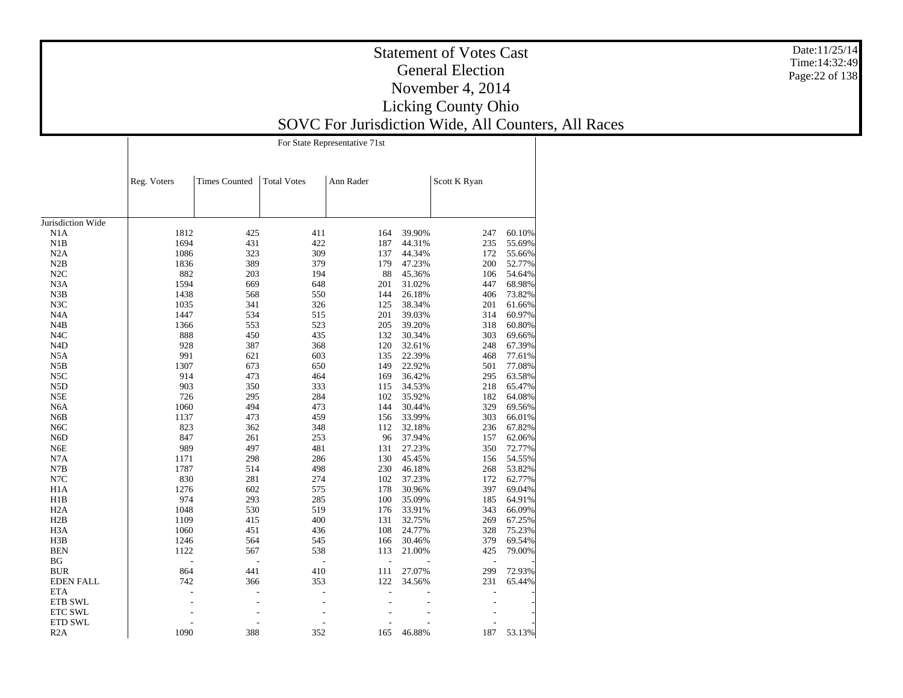# Statement of Votes Cast
## General Election
## November 4, 2014
## Licking County Ohio
## SOVC For Jurisdiction Wide, All Counters, All Races

Date:11/25/14
Time:14:32:49

For State Representative 71st

| | Reg. Voters | Times Counted | Total Votes | Ann Rader | | Scott K Ryan | |
|---|---|---|---|---|---|---|---|
| Jurisdiction Wide | | | | | | | |
| N1A | 1812 | 425 | 411 | 164 | 39.90% | 247 | 60.10% |
| N1B | 1694 | 431 | 422 | 187 | 44.31% | 235 | 55.69% |
| N2A | 1086 | 323 | 309 | 137 | 44.34% | 172 | 55.66% |
| N2B | 1836 | 389 | 379 | 179 | 47.23% | 200 | 52.77% |
| N2C | 882 | 203 | 194 | 88 | 45.36% | 106 | 54.64% |
| N3A | 1594 | 669 | 648 | 201 | 31.02% | 447 | 68.98% |
| N3B | 1438 | 568 | 550 | 144 | 26.18% | 406 | 73.82% |
| N3C | 1035 | 341 | 326 | 125 | 38.34% | 201 | 61.66% |
| N4A | 1447 | 534 | 515 | 201 | 39.03% | 314 | 60.97% |
| N4B | 1366 | 553 | 523 | 205 | 39.20% | 318 | 60.80% |
| N4C | 888 | 450 | 435 | 132 | 30.34% | 303 | 69.66% |
| N4D | 928 | 387 | 368 | 120 | 32.61% | 248 | 67.39% |
| N5A | 991 | 621 | 603 | 135 | 22.39% | 468 | 77.61% |
| N5B | 1307 | 673 | 650 | 149 | 22.92% | 501 | 77.08% |
| N5C | 914 | 473 | 464 | 169 | 36.42% | 295 | 63.58% |
| N5D | 903 | 350 | 333 | 115 | 34.53% | 218 | 65.47% |
| N5E | 726 | 295 | 284 | 102 | 35.92% | 182 | 64.08% |
| N6A | 1060 | 494 | 473 | 144 | 30.44% | 329 | 69.56% |
| N6B | 1137 | 473 | 459 | 156 | 33.99% | 303 | 66.01% |
| N6C | 823 | 362 | 348 | 112 | 32.18% | 236 | 67.82% |
| N6D | 847 | 261 | 253 | 96 | 37.94% | 157 | 62.06% |
| N6E | 989 | 497 | 481 | 131 | 27.23% | 350 | 72.77% |
| N7A | 1171 | 298 | 286 | 130 | 45.45% | 156 | 54.55% |
| N7B | 1787 | 514 | 498 | 230 | 46.18% | 268 | 53.82% |
| N7C | 830 | 281 | 274 | 102 | 37.23% | 172 | 62.77% |
| H1A | 1276 | 602 | 575 | 178 | 30.96% | 397 | 69.04% |
| H1B | 974 | 293 | 285 | 100 | 35.09% | 185 | 64.91% |
| H2A | 1048 | 530 | 519 | 176 | 33.91% | 343 | 66.09% |
| H2B | 1109 | 415 | 400 | 131 | 32.75% | 269 | 67.25% |
| H3A | 1060 | 451 | 436 | 108 | 24.77% | 328 | 75.23% |
| H3B | 1246 | 564 | 545 | 166 | 30.46% | 379 | 69.54% |
| BEN | 1122 | 567 | 538 | 113 | 21.00% | 425 | 79.00% |
| BG | - | - | - | - | - | - | - |
| BUR | 864 | 441 | 410 | 111 | 27.07% | 299 | 72.93% |
| EDEN FALL | 742 | 366 | 353 | 122 | 34.56% | 231 | 65.44% |
| ETA | - | - | - | - | - | - | - |
| ETB SWL | - | - | - | - | - | - | - |
| ETC SWL | - | - | - | - | - | - | - |
| ETD SWL | - | - | - | - | - | - | - |
| R2A | 1090 | 388 | 352 | 165 | 46.88% | 187 | 53.13% |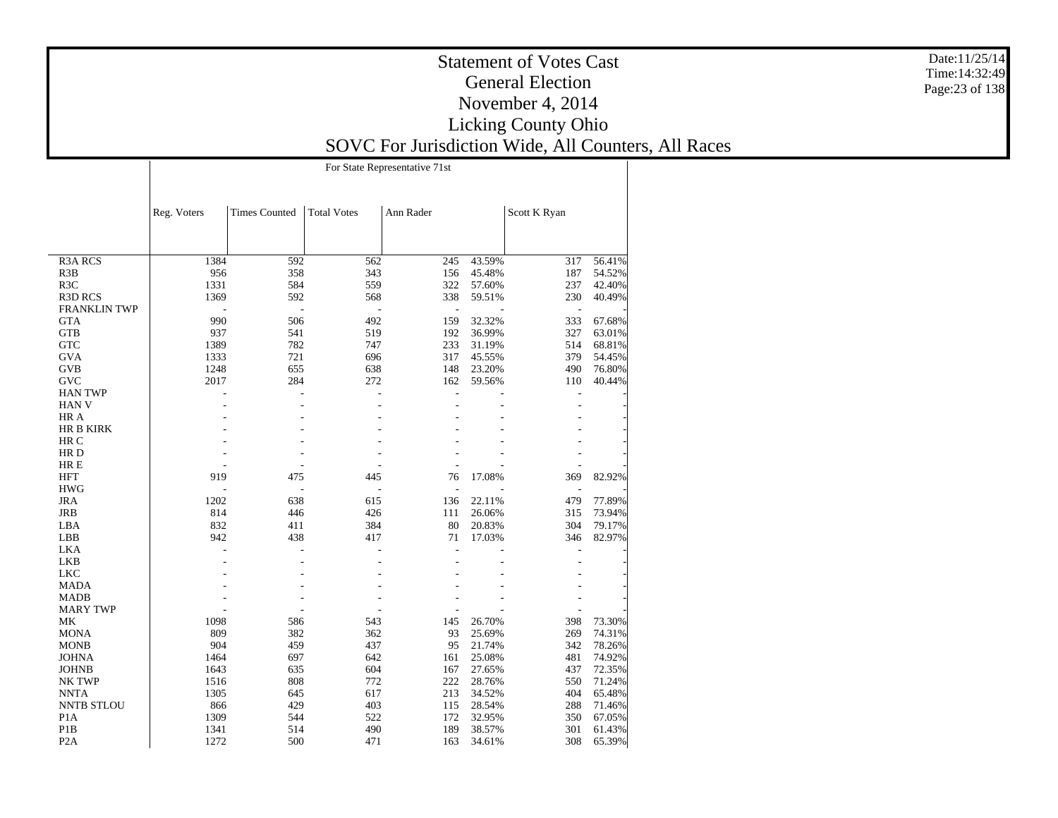# Statement of Votes Cast
## General Election
## November 4, 2014
## Licking County Ohio
## SOVC For Jurisdiction Wide, All Counters, All Races

Date:11/25/14
Time:14:32:49

For State Representative 71st

| | Reg. Voters | Times Counted | Total Votes | Ann Rader | | Scott K Ryan | |
|---|---|---|---|---|---|---|---|
| R3A RCS | 1384 | 592 | 562 | 245 | 43.59% | 317 | 56.41% |
| R3B | 956 | 358 | 343 | 156 | 45.48% | 187 | 54.52% |
| R3C | 1331 | 584 | 559 | 322 | 57.60% | 237 | 42.40% |
| R3D RCS | 1369 | 592 | 568 | 338 | 59.51% | 230 | 40.49% |
| FRANKLIN TWP | - | - | - | - | - | - | - |
| GTA | 990 | 506 | 492 | 159 | 32.32% | 333 | 67.68% |
| GTB | 937 | 541 | 519 | 192 | 36.99% | 327 | 63.01% |
| GTC | 1389 | 782 | 747 | 233 | 31.19% | 514 | 68.81% |
| GVA | 1333 | 721 | 696 | 317 | 45.55% | 379 | 54.45% |
| GVB | 1248 | 655 | 638 | 148 | 23.20% | 490 | 76.80% |
| GVC | 2017 | 284 | 272 | 162 | 59.56% | 110 | 40.44% |
| HAN TWP | - | - | - | - | - | - | - |
| HAN V | - | - | - | - | - | - | - |
| HR A | - | - | - | - | - | - | - |
| HR B KIRK | - | - | - | - | - | - | - |
| HR C | - | - | - | - | - | - | - |
| HR D | - | - | - | - | - | - | - |
| HR E | - | - | - | - | - | - | - |
| HFT | 919 | 475 | 445 | 76 | 17.08% | 369 | 82.92% |
| HWG | - | - | - | - | - | - | - |
| JRA | 1202 | 638 | 615 | 136 | 22.11% | 479 | 77.89% |
| JRB | 814 | 446 | 426 | 111 | 26.06% | 315 | 73.94% |
| LBA | 832 | 411 | 384 | 80 | 20.83% | 304 | 79.17% |
| LBB | 942 | 438 | 417 | 71 | 17.03% | 346 | 82.97% |
| LKA | - | - | - | - | - | - | - |
| LKB | - | - | - | - | - | - | - |
| LKC | - | - | - | - | - | - | - |
| MADA | - | - | - | - | - | - | - |
| MADB | - | - | - | - | - | - | - |
| MARY TWP | - | - | - | - | - | - | - |
| MK | 1098 | 586 | 543 | 145 | 26.70% | 398 | 73.30% |
| MONA | 809 | 382 | 362 | 93 | 25.69% | 269 | 74.31% |
| MONB | 904 | 459 | 437 | 95 | 21.74% | 342 | 78.26% |
| JOHNA | 1464 | 697 | 642 | 161 | 25.08% | 481 | 74.92% |
| JOHNB | 1643 | 635 | 604 | 167 | 27.65% | 437 | 72.35% |
| NK TWP | 1516 | 808 | 772 | 222 | 28.76% | 550 | 71.24% |
| NNTA | 1305 | 645 | 617 | 213 | 34.52% | 404 | 65.48% |
| NNTB STLOU | 866 | 429 | 403 | 115 | 28.54% | 288 | 71.46% |
| P1A | 1309 | 544 | 522 | 172 | 32.95% | 350 | 67.05% |
| P1B | 1341 | 514 | 490 | 189 | 38.57% | 301 | 61.43% |
| P2A | 1272 | 500 | 471 | 163 | 34.61% | 308 | 65.39% |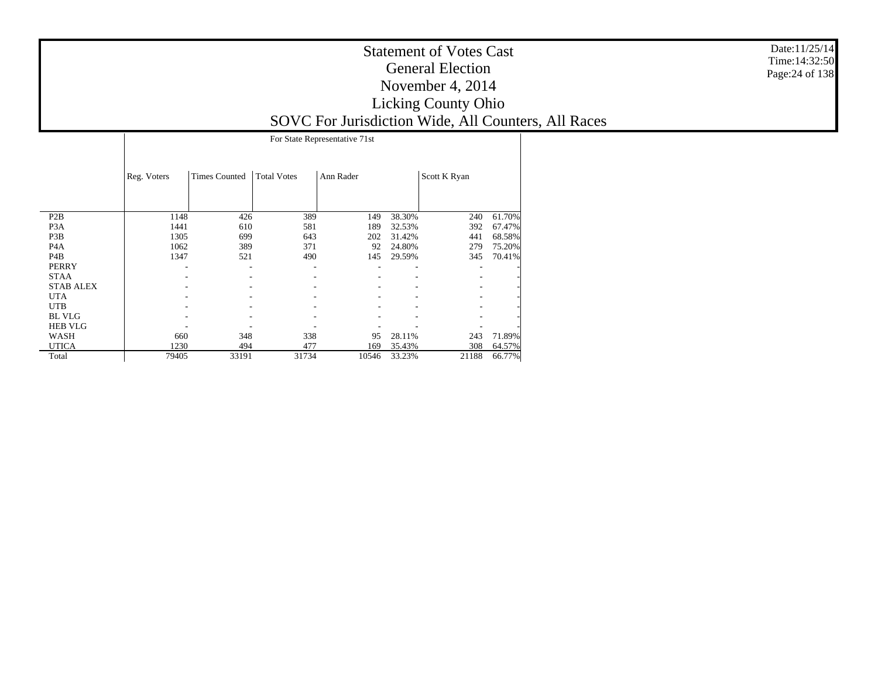# Statement of Votes Cast
## General Election
## November 4, 2014
## Licking County Ohio
## SOVC For Jurisdiction Wide, All Counters, All Races

| | For State Representative 71st | | | | | | |
|---|---|---|---|---|---|---|---|
| | Reg. Voters | Times Counted | Total Votes | Ann Rader | | Scott K Ryan | |
| P2B | 1148 | 426 | 389 | 149 | 38.30% | 240 | 61.70% |
| P3A | 1441 | 610 | 581 | 189 | 32.53% | 392 | 67.47% |
| P3B | 1305 | 699 | 643 | 202 | 31.42% | 441 | 68.58% |
| P4A | 1062 | 389 | 371 | 92 | 24.80% | 279 | 75.20% |
| P4B | 1347 | 521 | 490 | 145 | 29.59% | 345 | 70.41% |
| PERRY | - | - | - | - | - | - | - |
| STAA | - | - | - | - | - | - | - |
| STAB ALEX | - | - | - | - | - | - | - |
| UTA | - | - | - | - | - | - | - |
| UTB | - | - | - | - | - | - | - |
| BL VLG | - | - | - | - | - | - | - |
| HEB VLG | - | - | - | - | - | - | - |
| WASH | 660 | 348 | 338 | 95 | 28.11% | 243 | 71.89% |
| UTICA | 1230 | 494 | 477 | 169 | 35.43% | 308 | 64.57% |
| Total | 79405 | 33191 | 31734 | 10546 | 33.23% | 21188 | 66.77% |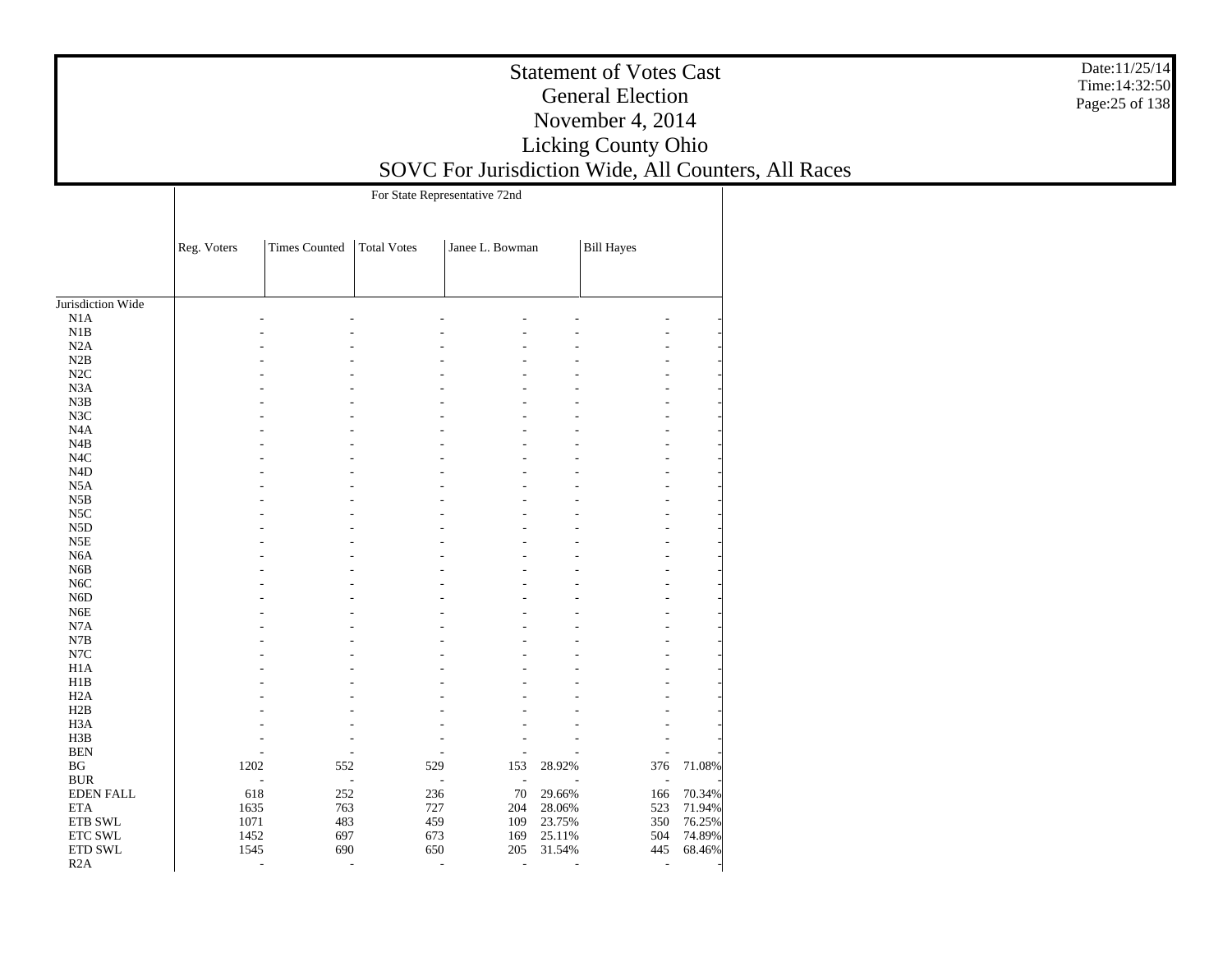# Statement of Votes Cast
## General Election
## November 4, 2014
## Licking County Ohio
## SOVC For Jurisdiction Wide, All Counters, All Races

Date:11/25/14
Time:14:32:50

| | For State Representative 72nd | | | | | | |
|---|---|---|---|---|---|---|---|
| | Reg. Voters | Times Counted | Total Votes | Janee L. Bowman | | Bill Hayes | |
| Jurisdiction Wide | | | | | | | |
| N1A | - | - | - | - | - | - | - |
| N1B | - | - | - | - | - | - | - |
| N2A | - | - | - | - | - | - | - |
| N2B | - | - | - | - | - | - | - |
| N2C | - | - | - | - | - | - | - |
| N3A | - | - | - | - | - | - | - |
| N3B | - | - | - | - | - | - | - |
| N3C | - | - | - | - | - | - | - |
| N4A | - | - | - | - | - | - | - |
| N4B | - | - | - | - | - | - | - |
| N4C | - | - | - | - | - | - | - |
| N4D | - | - | - | - | - | - | - |
| N5A | - | - | - | - | - | - | - |
| N5B | - | - | - | - | - | - | - |
| N5C | - | - | - | - | - | - | - |
| N5D | - | - | - | - | - | - | - |
| N5E | - | - | - | - | - | - | - |
| N6A | - | - | - | - | - | - | - |
| N6B | - | - | - | - | - | - | - |
| N6C | - | - | - | - | - | - | - |
| N6D | - | - | - | - | - | - | - |
| N6E | - | - | - | - | - | - | - |
| N7A | - | - | - | - | - | - | - |
| N7B | - | - | - | - | - | - | - |
| N7C | - | - | - | - | - | - | - |
| H1A | - | - | - | - | - | - | - |
| H1B | - | - | - | - | - | - | - |
| H2A | - | - | - | - | - | - | - |
| H2B | - | - | - | - | - | - | - |
| H3A | - | - | - | - | - | - | - |
| H3B | - | - | - | - | - | - | - |
| BEN | - | - | - | - | - | - | - |
| BG | 1202 | 552 | 529 | 153 | 28.92% | 376 | 71.08% |
| BUR | - | - | - | - | - | - | - |
| EDEN FALL | 618 | 252 | 236 | 70 | 29.66% | 166 | 70.34% |
| ETA | 1635 | 763 | 727 | 204 | 28.06% | 523 | 71.94% |
| ETB SWL | 1071 | 483 | 459 | 109 | 23.75% | 350 | 76.25% |
| ETC SWL | 1452 | 697 | 673 | 169 | 25.11% | 504 | 74.89% |
| ETD SWL | 1545 | 690 | 650 | 205 | 31.54% | 445 | 68.46% |
| R2A | - | - | - | - | - | - | - |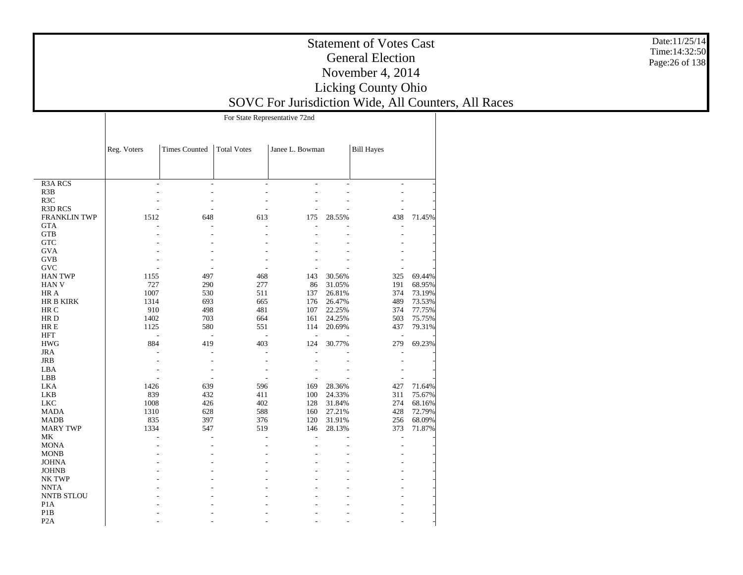# Statement of Votes Cast
## General Election
## November 4, 2014
## Licking County Ohio
## SOVC For Jurisdiction Wide, All Counters, All Races

For State Representative 72nd

| | Reg. Voters | Times Counted | Total Votes | Janee L. Bowman | | Bill Hayes | |
|---|---|---|---|---|---|---|---|
| R3A RCS | - | - | - | - | - | - | - |
| R3B | - | - | - | - | - | - | - |
| R3C | - | - | - | - | - | - | - |
| R3D RCS | - | - | - | - | - | - | - |
| FRANKLIN TWP | 1512 | 648 | 613 | 175 | 28.55% | 438 | 71.45% |
| GTA | - | - | - | - | - | - | - |
| GTB | - | - | - | - | - | - | - |
| GTC | - | - | - | - | - | - | - |
| GVA | - | - | - | - | - | - | - |
| GVB | - | - | - | - | - | - | - |
| GVC | - | - | - | - | - | - | - |
| HAN TWP | 1155 | 497 | 468 | 143 | 30.56% | 325 | 69.44% |
| HAN V | 727 | 290 | 277 | 86 | 31.05% | 191 | 68.95% |
| HR A | 1007 | 530 | 511 | 137 | 26.81% | 374 | 73.19% |
| HR B KIRK | 1314 | 693 | 665 | 176 | 26.47% | 489 | 73.53% |
| HR C | 910 | 498 | 481 | 107 | 22.25% | 374 | 77.75% |
| HR D | 1402 | 703 | 664 | 161 | 24.25% | 503 | 75.75% |
| HR E | 1125 | 580 | 551 | 114 | 20.69% | 437 | 79.31% |
| HFT | - | - | - | - | - | - | - |
| HWG | 884 | 419 | 403 | 124 | 30.77% | 279 | 69.23% |
| JRA | - | - | - | - | - | - | - |
| JRB | - | - | - | - | - | - | - |
| LBA | - | - | - | - | - | - | - |
| LBB | - | - | - | - | - | - | - |
| LKA | 1426 | 639 | 596 | 169 | 28.36% | 427 | 71.64% |
| LKB | 839 | 432 | 411 | 100 | 24.33% | 311 | 75.67% |
| LKC | 1008 | 426 | 402 | 128 | 31.84% | 274 | 68.16% |
| MADA | 1310 | 628 | 588 | 160 | 27.21% | 428 | 72.79% |
| MADB | 835 | 397 | 376 | 120 | 31.91% | 256 | 68.09% |
| MARY TWP | 1334 | 547 | 519 | 146 | 28.13% | 373 | 71.87% |
| MK | - | - | - | - | - | - | - |
| MONA | - | - | - | - | - | - | - |
| MONB | - | - | - | - | - | - | - |
| JOHNA | - | - | - | - | - | - | - |
| JOHNB | - | - | - | - | - | - | - |
| NK TWP | - | - | - | - | - | - | - |
| NNTA | - | - | - | - | - | - | - |
| NNTB STLOU | - | - | - | - | - | - | - |
| P1A | - | - | - | - | - | - | - |
| P1B | - | - | - | - | - | - | - |
| P2A | - | - | - | - | - | - | - |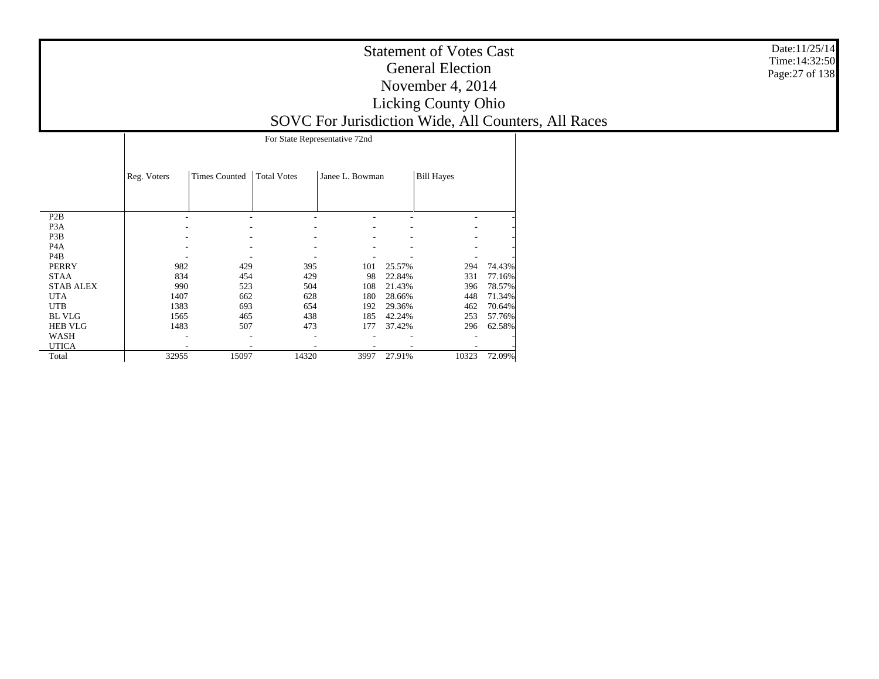# Statement of Votes Cast
## General Election
## November 4, 2014
## Licking County Ohio
## SOVC For Jurisdiction Wide, All Counters, All Races

Date:11/25/14
Time:14:32:50

For State Representative 72nd

| | Reg. Voters | Times Counted | Total Votes | Janee L. Bowman | | Bill Hayes | |
|---|---|---|---|---|---|---|---|
| P2B | - | - | - | - | - | - | - |
| P3A | - | - | - | - | - | - | - |
| P3B | - | - | - | - | - | - | - |
| P4A | - | - | - | - | - | - | - |
| P4B | - | - | - | - | - | - | - |
| PERRY | 982 | 429 | 395 | 101 | 25.57% | 294 | 74.43% |
| STAA | 834 | 454 | 429 | 98 | 22.84% | 331 | 77.16% |
| STAB ALEX | 990 | 523 | 504 | 108 | 21.43% | 396 | 78.57% |
| UTA | 1407 | 662 | 628 | 180 | 28.66% | 448 | 71.34% |
| UTB | 1383 | 693 | 654 | 192 | 29.36% | 462 | 70.64% |
| BL VLG | 1565 | 465 | 438 | 185 | 42.24% | 253 | 57.76% |
| HEB VLG | 1483 | 507 | 473 | 177 | 37.42% | 296 | 62.58% |
| WASH | - | - | - | - | - | - | - |
| UTICA | - | - | - | - | - | - | - |
| Total | 32955 | 15097 | 14320 | 3997 | 27.91% | 10323 | 72.09% |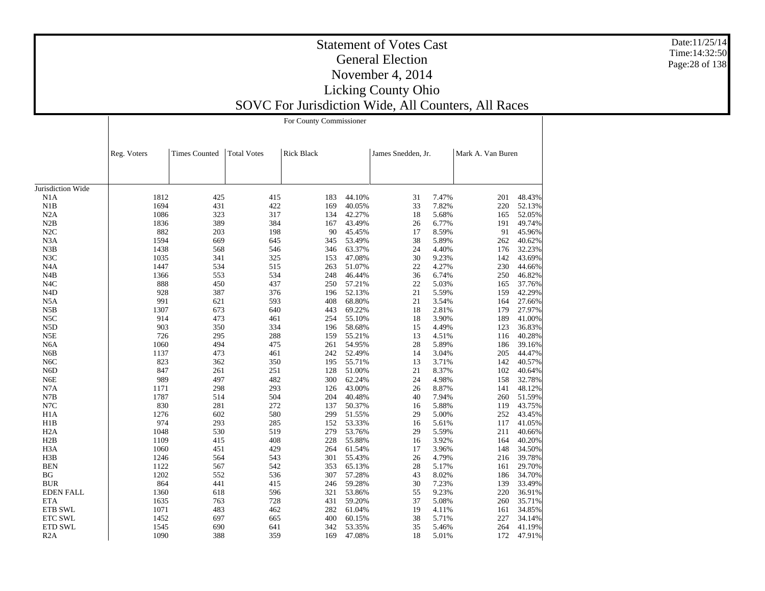# Statement of Votes Cast
## General Election
## November 4, 2014
## Licking County Ohio
## SOVC For Jurisdiction Wide, All Counters, All Races

Date:11/25/14
Time:14:32:50

| | For County Commissioner | | | | | | | | |
|---|---|---|---|---|---|---|---|---|---|
| | Reg. Voters | Times Counted | Total Votes | Rick Black | | James Snedden, Jr. | | Mark A. Van Buren | |
| Jurisdiction Wide | | | | | | | | | |
| N1A | 1812 | 425 | 415 | 183 | 44.10% | 31 | 7.47% | 201 | 48.43% |
| N1B | 1694 | 431 | 422 | 169 | 40.05% | 33 | 7.82% | 220 | 52.13% |
| N2A | 1086 | 323 | 317 | 134 | 42.27% | 18 | 5.68% | 165 | 52.05% |
| N2B | 1836 | 389 | 384 | 167 | 43.49% | 26 | 6.77% | 191 | 49.74% |
| N2C | 882 | 203 | 198 | 90 | 45.45% | 17 | 8.59% | 91 | 45.96% |
| N3A | 1594 | 669 | 645 | 345 | 53.49% | 38 | 5.89% | 262 | 40.62% |
| N3B | 1438 | 568 | 546 | 346 | 63.37% | 24 | 4.40% | 176 | 32.23% |
| N3C | 1035 | 341 | 325 | 153 | 47.08% | 30 | 9.23% | 142 | 43.69% |
| N4A | 1447 | 534 | 515 | 263 | 51.07% | 22 | 4.27% | 230 | 44.66% |
| N4B | 1366 | 553 | 534 | 248 | 46.44% | 36 | 6.74% | 250 | 46.82% |
| N4C | 888 | 450 | 437 | 250 | 57.21% | 22 | 5.03% | 165 | 37.76% |
| N4D | 928 | 387 | 376 | 196 | 52.13% | 21 | 5.59% | 159 | 42.29% |
| N5A | 991 | 621 | 593 | 408 | 68.80% | 21 | 3.54% | 164 | 27.66% |
| N5B | 1307 | 673 | 640 | 443 | 69.22% | 18 | 2.81% | 179 | 27.97% |
| N5C | 914 | 473 | 461 | 254 | 55.10% | 18 | 3.90% | 189 | 41.00% |
| N5D | 903 | 350 | 334 | 196 | 58.68% | 15 | 4.49% | 123 | 36.83% |
| N5E | 726 | 295 | 288 | 159 | 55.21% | 13 | 4.51% | 116 | 40.28% |
| N6A | 1060 | 494 | 475 | 261 | 54.95% | 28 | 5.89% | 186 | 39.16% |
| N6B | 1137 | 473 | 461 | 242 | 52.49% | 14 | 3.04% | 205 | 44.47% |
| N6C | 823 | 362 | 350 | 195 | 55.71% | 13 | 3.71% | 142 | 40.57% |
| N6D | 847 | 261 | 251 | 128 | 51.00% | 21 | 8.37% | 102 | 40.64% |
| N6E | 989 | 497 | 482 | 300 | 62.24% | 24 | 4.98% | 158 | 32.78% |
| N7A | 1171 | 298 | 293 | 126 | 43.00% | 26 | 8.87% | 141 | 48.12% |
| N7B | 1787 | 514 | 504 | 204 | 40.48% | 40 | 7.94% | 260 | 51.59% |
| N7C | 830 | 281 | 272 | 137 | 50.37% | 16 | 5.88% | 119 | 43.75% |
| H1A | 1276 | 602 | 580 | 299 | 51.55% | 29 | 5.00% | 252 | 43.45% |
| H1B | 974 | 293 | 285 | 152 | 53.33% | 16 | 5.61% | 117 | 41.05% |
| H2A | 1048 | 530 | 519 | 279 | 53.76% | 29 | 5.59% | 211 | 40.66% |
| H2B | 1109 | 415 | 408 | 228 | 55.88% | 16 | 3.92% | 164 | 40.20% |
| H3A | 1060 | 451 | 429 | 264 | 61.54% | 17 | 3.96% | 148 | 34.50% |
| H3B | 1246 | 564 | 543 | 301 | 55.43% | 26 | 4.79% | 216 | 39.78% |
| BEN | 1122 | 567 | 542 | 353 | 65.13% | 28 | 5.17% | 161 | 29.70% |
| BG | 1202 | 552 | 536 | 307 | 57.28% | 43 | 8.02% | 186 | 34.70% |
| BUR | 864 | 441 | 415 | 246 | 59.28% | 30 | 7.23% | 139 | 33.49% |
| EDEN FALL | 1360 | 618 | 596 | 321 | 53.86% | 55 | 9.23% | 220 | 36.91% |
| ETA | 1635 | 763 | 728 | 431 | 59.20% | 37 | 5.08% | 260 | 35.71% |
| ETB SWL | 1071 | 483 | 462 | 282 | 61.04% | 19 | 4.11% | 161 | 34.85% |
| ETC SWL | 1452 | 697 | 665 | 400 | 60.15% | 38 | 5.71% | 227 | 34.14% |
| ETD SWL | 1545 | 690 | 641 | 342 | 53.35% | 35 | 5.46% | 264 | 41.19% |
| R2A | 1090 | 388 | 359 | 169 | 47.08% | 18 | 5.01% | 172 | 47.91% |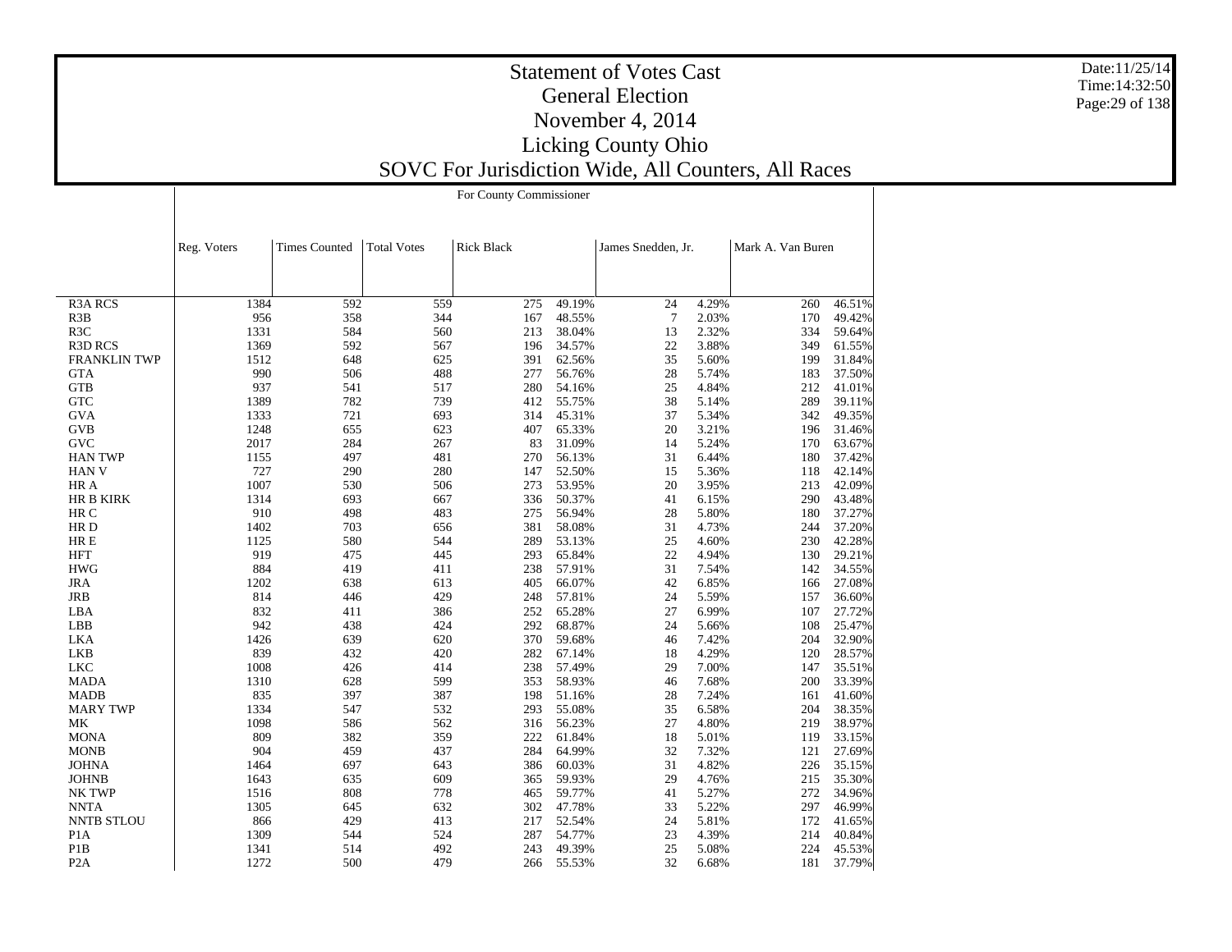# Statement of Votes Cast
## General Election
## November 4, 2014
## Licking County Ohio
## SOVC For Jurisdiction Wide, All Counters, All Races

For County Commissioner

| | Reg. Voters | Times Counted | Total Votes | Rick Black | | James Snedden, Jr. | | Mark A. Van Buren | |
|---|---|---|---|---|---|---|---|---|---|
| R3A RCS | 1384 | 592 | 559 | 275 | 49.19% | 24 | 4.29% | 260 | 46.51% |
| R3B | 956 | 358 | 344 | 167 | 48.55% | 7 | 2.03% | 170 | 49.42% |
| R3C | 1331 | 584 | 560 | 213 | 38.04% | 13 | 2.32% | 334 | 59.64% |
| R3D RCS | 1369 | 592 | 567 | 196 | 34.57% | 22 | 3.88% | 349 | 61.55% |
| FRANKLIN TWP | 1512 | 648 | 625 | 391 | 62.56% | 35 | 5.60% | 199 | 31.84% |
| GTA | 990 | 506 | 488 | 277 | 56.76% | 28 | 5.74% | 183 | 37.50% |
| GTB | 937 | 541 | 517 | 280 | 54.16% | 25 | 4.84% | 212 | 41.01% |
| GTC | 1389 | 782 | 739 | 412 | 55.75% | 38 | 5.14% | 289 | 39.11% |
| GVA | 1333 | 721 | 693 | 314 | 45.31% | 37 | 5.34% | 342 | 49.35% |
| GVB | 1248 | 655 | 623 | 407 | 65.33% | 20 | 3.21% | 196 | 31.46% |
| GVC | 2017 | 284 | 267 | 83 | 31.09% | 14 | 5.24% | 170 | 63.67% |
| HAN TWP | 1155 | 497 | 481 | 270 | 56.13% | 31 | 6.44% | 180 | 37.42% |
| HAN V | 727 | 290 | 280 | 147 | 52.50% | 15 | 5.36% | 118 | 42.14% |
| HR A | 1007 | 530 | 506 | 273 | 53.95% | 20 | 3.95% | 213 | 42.09% |
| HR B KIRK | 1314 | 693 | 667 | 336 | 50.37% | 41 | 6.15% | 290 | 43.48% |
| HR C | 910 | 498 | 483 | 275 | 56.94% | 28 | 5.80% | 180 | 37.27% |
| HR D | 1402 | 703 | 656 | 381 | 58.08% | 31 | 4.73% | 244 | 37.20% |
| HR E | 1125 | 580 | 544 | 289 | 53.13% | 25 | 4.60% | 230 | 42.28% |
| HFT | 919 | 475 | 445 | 293 | 65.84% | 22 | 4.94% | 130 | 29.21% |
| HWG | 884 | 419 | 411 | 238 | 57.91% | 31 | 7.54% | 142 | 34.55% |
| JRA | 1202 | 638 | 613 | 405 | 66.07% | 42 | 6.85% | 166 | 27.08% |
| JRB | 814 | 446 | 429 | 248 | 57.81% | 24 | 5.59% | 157 | 36.60% |
| LBA | 832 | 411 | 386 | 252 | 65.28% | 27 | 6.99% | 107 | 27.72% |
| LBB | 942 | 438 | 424 | 292 | 68.87% | 24 | 5.66% | 108 | 25.47% |
| LKA | 1426 | 639 | 620 | 370 | 59.68% | 46 | 7.42% | 204 | 32.90% |
| LKB | 839 | 432 | 420 | 282 | 67.14% | 18 | 4.29% | 120 | 28.57% |
| LKC | 1008 | 426 | 414 | 238 | 57.49% | 29 | 7.00% | 147 | 35.51% |
| MADA | 1310 | 628 | 599 | 353 | 58.93% | 46 | 7.68% | 200 | 33.39% |
| MADB | 835 | 397 | 387 | 198 | 51.16% | 28 | 7.24% | 161 | 41.60% |
| MARY TWP | 1334 | 547 | 532 | 293 | 55.08% | 35 | 6.58% | 204 | 38.35% |
| MK | 1098 | 586 | 562 | 316 | 56.23% | 27 | 4.80% | 219 | 38.97% |
| MONA | 809 | 382 | 359 | 222 | 61.84% | 18 | 5.01% | 119 | 33.15% |
| MONB | 904 | 459 | 437 | 284 | 64.99% | 32 | 7.32% | 121 | 27.69% |
| JOHNA | 1464 | 697 | 643 | 386 | 60.03% | 31 | 4.82% | 226 | 35.15% |
| JOHNB | 1643 | 635 | 609 | 365 | 59.93% | 29 | 4.76% | 215 | 35.30% |
| NK TWP | 1516 | 808 | 778 | 465 | 59.77% | 41 | 5.27% | 272 | 34.96% |
| NNTA | 1305 | 645 | 632 | 302 | 47.78% | 33 | 5.22% | 297 | 46.99% |
| NNTB STLOU | 866 | 429 | 413 | 217 | 52.54% | 24 | 5.81% | 172 | 41.65% |
| P1A | 1309 | 544 | 524 | 287 | 54.77% | 23 | 4.39% | 214 | 40.84% |
| P1B | 1341 | 514 | 492 | 243 | 49.39% | 25 | 5.08% | 224 | 45.53% |
| P2A | 1272 | 500 | 479 | 266 | 55.53% | 32 | 6.68% | 181 | 37.79% |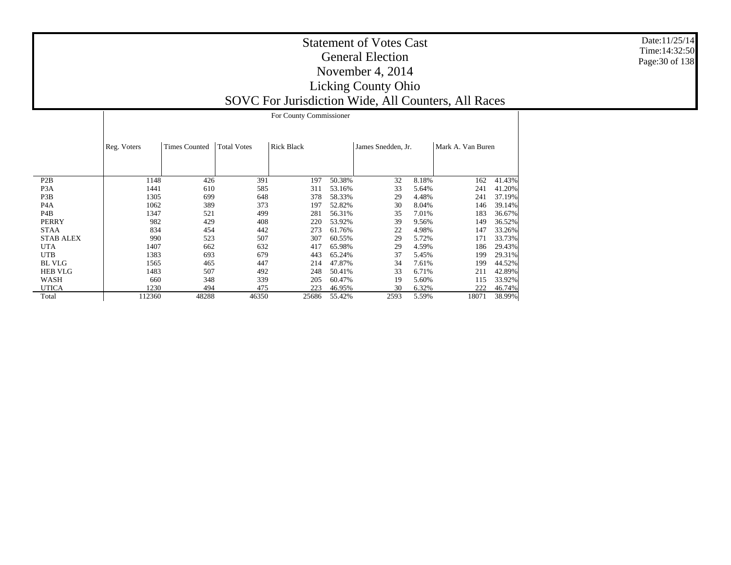# Statement of Votes Cast
# General Election
# November 4, 2014
# Licking County Ohio
# SOVC For Jurisdiction Wide, All Counters, All Races

For County Commissioner

| | Reg. Voters | Times Counted | Total Votes | Rick Black | | James Snedden, Jr. | | Mark A. Van Buren | |
|---|---|---|---|---|---|---|---|---|---|
| P2B | 1148 | 426 | 391 | 197 | 50.38% | 32 | 8.18% | 162 | 41.43% |
| P3A | 1441 | 610 | 585 | 311 | 53.16% | 33 | 5.64% | 241 | 41.20% |
| P3B | 1305 | 699 | 648 | 378 | 58.33% | 29 | 4.48% | 241 | 37.19% |
| P4A | 1062 | 389 | 373 | 197 | 52.82% | 30 | 8.04% | 146 | 39.14% |
| P4B | 1347 | 521 | 499 | 281 | 56.31% | 35 | 7.01% | 183 | 36.67% |
| PERRY | 982 | 429 | 408 | 220 | 53.92% | 39 | 9.56% | 149 | 36.52% |
| STAA | 834 | 454 | 442 | 273 | 61.76% | 22 | 4.98% | 147 | 33.26% |
| STAB ALEX | 990 | 523 | 507 | 307 | 60.55% | 29 | 5.72% | 171 | 33.73% |
| UTA | 1407 | 662 | 632 | 417 | 65.98% | 29 | 4.59% | 186 | 29.43% |
| UTB | 1383 | 693 | 679 | 443 | 65.24% | 37 | 5.45% | 199 | 29.31% |
| BL VLG | 1565 | 465 | 447 | 214 | 47.87% | 34 | 7.61% | 199 | 44.52% |
| HEB VLG | 1483 | 507 | 492 | 248 | 50.41% | 33 | 6.71% | 211 | 42.89% |
| WASH | 660 | 348 | 339 | 205 | 60.47% | 19 | 5.60% | 115 | 33.92% |
| UTICA | 1230 | 494 | 475 | 223 | 46.95% | 30 | 6.32% | 222 | 46.74% |
| Total | 112360 | 48288 | 46350 | 25686 | 55.42% | 2593 | 5.59% | 18071 | 38.99% |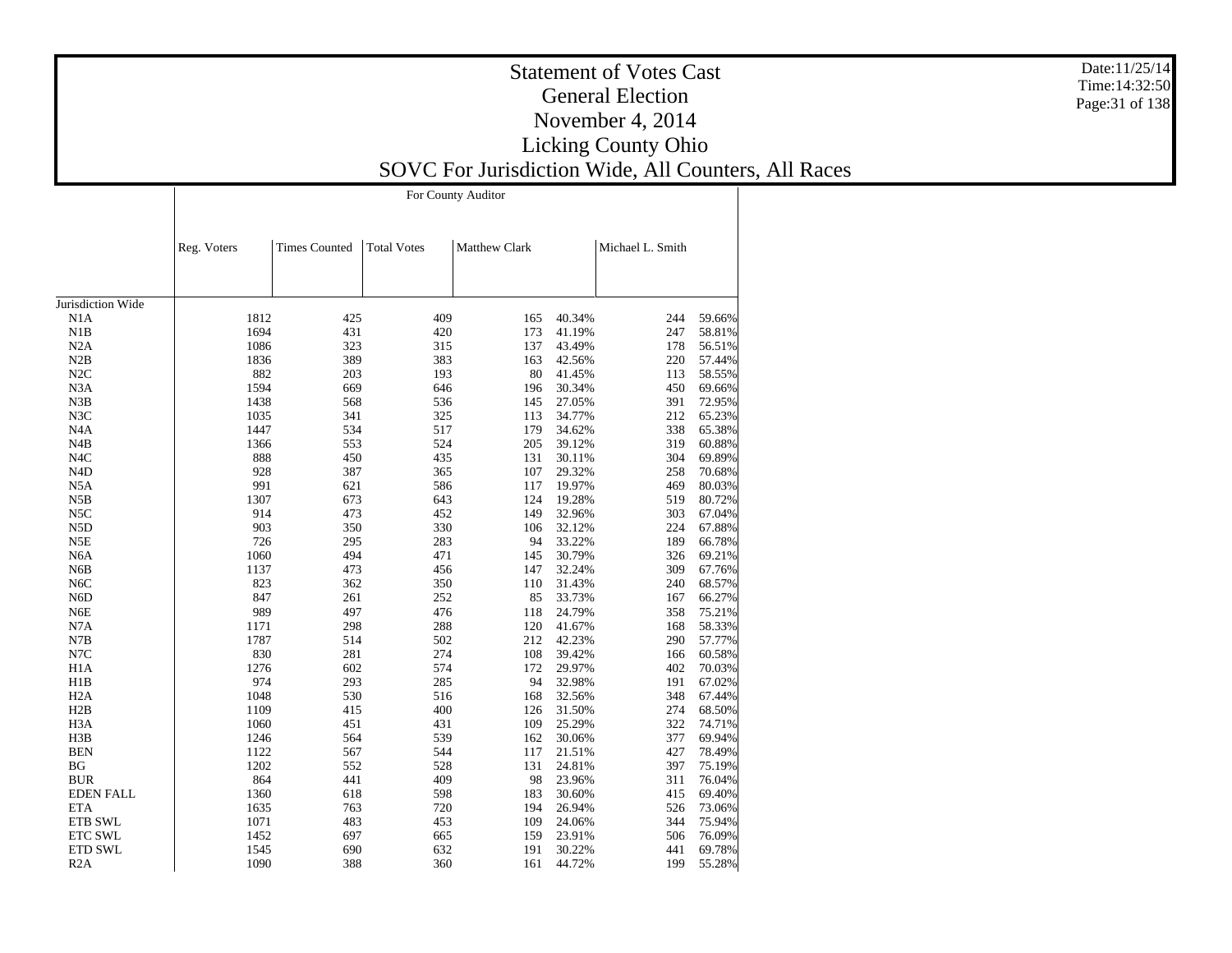# Statement of Votes Cast
## General Election
## November 4, 2014
## Licking County Ohio
## SOVC For Jurisdiction Wide, All Counters, All Races

Date:11/25/14
Time:14:32:50

| | For County Auditor | | | | | | |
|---|---|---|---|---|---|---|---|
| | Reg. Voters | Times Counted | Total Votes | Matthew Clark | | Michael L. Smith | |
| Jurisdiction Wide | | | | | | | |
| N1A | 1812 | 425 | 409 | 165 | 40.34% | 244 | 59.66% |
| N1B | 1694 | 431 | 420 | 173 | 41.19% | 247 | 58.81% |
| N2A | 1086 | 323 | 315 | 137 | 43.49% | 178 | 56.51% |
| N2B | 1836 | 389 | 383 | 163 | 42.56% | 220 | 57.44% |
| N2C | 882 | 203 | 193 | 80 | 41.45% | 113 | 58.55% |
| N3A | 1594 | 669 | 646 | 196 | 30.34% | 450 | 69.66% |
| N3B | 1438 | 568 | 536 | 145 | 27.05% | 391 | 72.95% |
| N3C | 1035 | 341 | 325 | 113 | 34.77% | 212 | 65.23% |
| N4A | 1447 | 534 | 517 | 179 | 34.62% | 338 | 65.38% |
| N4B | 1366 | 553 | 524 | 205 | 39.12% | 319 | 60.88% |
| N4C | 888 | 450 | 435 | 131 | 30.11% | 304 | 69.89% |
| N4D | 928 | 387 | 365 | 107 | 29.32% | 258 | 70.68% |
| N5A | 991 | 621 | 586 | 117 | 19.97% | 469 | 80.03% |
| N5B | 1307 | 673 | 643 | 124 | 19.28% | 519 | 80.72% |
| N5C | 914 | 473 | 452 | 149 | 32.96% | 303 | 67.04% |
| N5D | 903 | 350 | 330 | 106 | 32.12% | 224 | 67.88% |
| N5E | 726 | 295 | 283 | 94 | 33.22% | 189 | 66.78% |
| N6A | 1060 | 494 | 471 | 145 | 30.79% | 326 | 69.21% |
| N6B | 1137 | 473 | 456 | 147 | 32.24% | 309 | 67.76% |
| N6C | 823 | 362 | 350 | 110 | 31.43% | 240 | 68.57% |
| N6D | 847 | 261 | 252 | 85 | 33.73% | 167 | 66.27% |
| N6E | 989 | 497 | 476 | 118 | 24.79% | 358 | 75.21% |
| N7A | 1171 | 298 | 288 | 120 | 41.67% | 168 | 58.33% |
| N7B | 1787 | 514 | 502 | 212 | 42.23% | 290 | 57.77% |
| N7C | 830 | 281 | 274 | 108 | 39.42% | 166 | 60.58% |
| H1A | 1276 | 602 | 574 | 172 | 29.97% | 402 | 70.03% |
| H1B | 974 | 293 | 285 | 94 | 32.98% | 191 | 67.02% |
| H2A | 1048 | 530 | 516 | 168 | 32.56% | 348 | 67.44% |
| H2B | 1109 | 415 | 400 | 126 | 31.50% | 274 | 68.50% |
| H3A | 1060 | 451 | 431 | 109 | 25.29% | 322 | 74.71% |
| H3B | 1246 | 564 | 539 | 162 | 30.06% | 377 | 69.94% |
| BEN | 1122 | 567 | 544 | 117 | 21.51% | 427 | 78.49% |
| BG | 1202 | 552 | 528 | 131 | 24.81% | 397 | 75.19% |
| BUR | 864 | 441 | 409 | 98 | 23.96% | 311 | 76.04% |
| EDEN FALL | 1360 | 618 | 598 | 183 | 30.60% | 415 | 69.40% |
| ETA | 1635 | 763 | 720 | 194 | 26.94% | 526 | 73.06% |
| ETB SWL | 1071 | 483 | 453 | 109 | 24.06% | 344 | 75.94% |
| ETC SWL | 1452 | 697 | 665 | 159 | 23.91% | 506 | 76.09% |
| ETD SWL | 1545 | 690 | 632 | 191 | 30.22% | 441 | 69.78% |
| R2A | 1090 | 388 | 360 | 161 | 44.72% | 199 | 55.28% |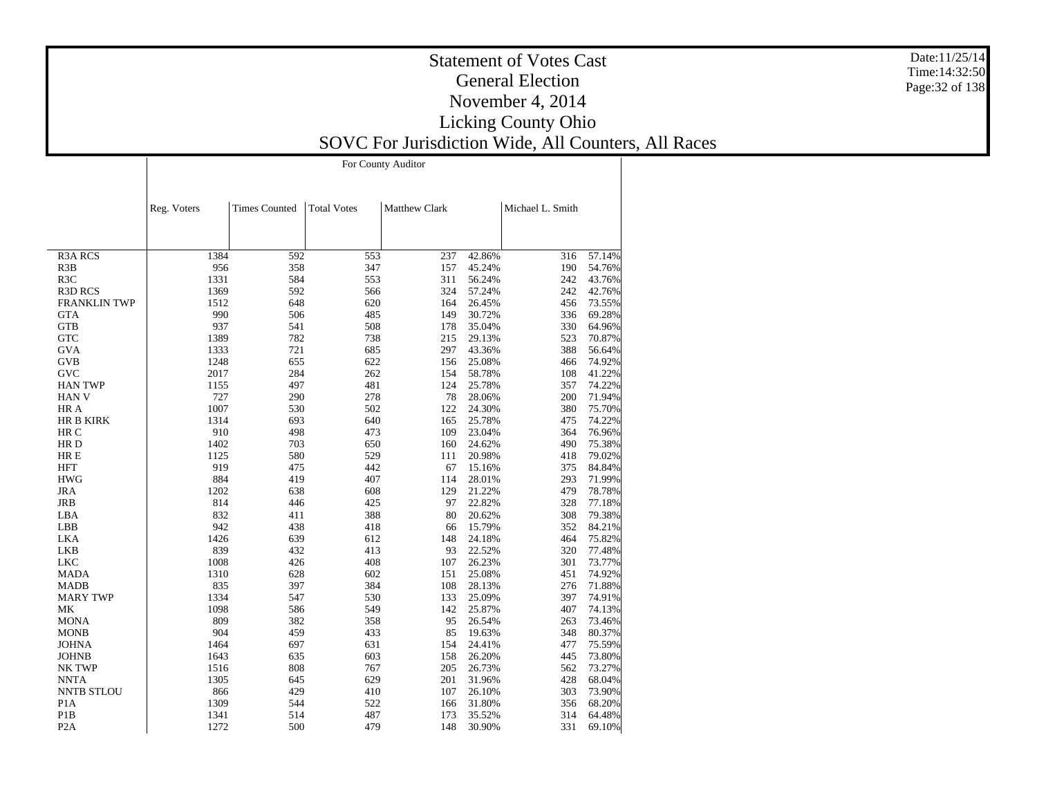# Statement of Votes Cast

## General Election

## November 4, 2014

## Licking County Ohio

## SOVC For Jurisdiction Wide, All Counters, All Races

| | For County Auditor | | | | | | |
|---|---|---|---|---|---|---|---|
| | Reg. Voters | Times Counted | Total Votes | Matthew Clark | | Michael L. Smith | |
| R3A RCS | 1384 | 592 | 553 | 237 | 42.86% | 316 | 57.14% |
| R3B | 956 | 358 | 347 | 157 | 45.24% | 190 | 54.76% |
| R3C | 1331 | 584 | 553 | 311 | 56.24% | 242 | 43.76% |
| R3D RCS | 1369 | 592 | 566 | 324 | 57.24% | 242 | 42.76% |
| FRANKLIN TWP | 1512 | 648 | 620 | 164 | 26.45% | 456 | 73.55% |
| GTA | 990 | 506 | 485 | 149 | 30.72% | 336 | 69.28% |
| GTB | 937 | 541 | 508 | 178 | 35.04% | 330 | 64.96% |
| GTC | 1389 | 782 | 738 | 215 | 29.13% | 523 | 70.87% |
| GVA | 1333 | 721 | 685 | 297 | 43.36% | 388 | 56.64% |
| GVB | 1248 | 655 | 622 | 156 | 25.08% | 466 | 74.92% |
| GVC | 2017 | 284 | 262 | 154 | 58.78% | 108 | 41.22% |
| HAN TWP | 1155 | 497 | 481 | 124 | 25.78% | 357 | 74.22% |
| HAN V | 727 | 290 | 278 | 78 | 28.06% | 200 | 71.94% |
| HR A | 1007 | 530 | 502 | 122 | 24.30% | 380 | 75.70% |
| HR B KIRK | 1314 | 693 | 640 | 165 | 25.78% | 475 | 74.22% |
| HR C | 910 | 498 | 473 | 109 | 23.04% | 364 | 76.96% |
| HR D | 1402 | 703 | 650 | 160 | 24.62% | 490 | 75.38% |
| HR E | 1125 | 580 | 529 | 111 | 20.98% | 418 | 79.02% |
| HFT | 919 | 475 | 442 | 67 | 15.16% | 375 | 84.84% |
| HWG | 884 | 419 | 407 | 114 | 28.01% | 293 | 71.99% |
| JRA | 1202 | 638 | 608 | 129 | 21.22% | 479 | 78.78% |
| JRB | 814 | 446 | 425 | 97 | 22.82% | 328 | 77.18% |
| LBA | 832 | 411 | 388 | 80 | 20.62% | 308 | 79.38% |
| LBB | 942 | 438 | 418 | 66 | 15.79% | 352 | 84.21% |
| LKA | 1426 | 639 | 612 | 148 | 24.18% | 464 | 75.82% |
| LKB | 839 | 432 | 413 | 93 | 22.52% | 320 | 77.48% |
| LKC | 1008 | 426 | 408 | 107 | 26.23% | 301 | 73.77% |
| MADA | 1310 | 628 | 602 | 151 | 25.08% | 451 | 74.92% |
| MADB | 835 | 397 | 384 | 108 | 28.13% | 276 | 71.88% |
| MARY TWP | 1334 | 547 | 530 | 133 | 25.09% | 397 | 74.91% |
| MK | 1098 | 586 | 549 | 142 | 25.87% | 407 | 74.13% |
| MONA | 809 | 382 | 358 | 95 | 26.54% | 263 | 73.46% |
| MONB | 904 | 459 | 433 | 85 | 19.63% | 348 | 80.37% |
| JOHNA | 1464 | 697 | 631 | 154 | 24.41% | 477 | 75.59% |
| JOHNB | 1643 | 635 | 603 | 158 | 26.20% | 445 | 73.80% |
| NK TWP | 1516 | 808 | 767 | 205 | 26.73% | 562 | 73.27% |
| NNTA | 1305 | 645 | 629 | 201 | 31.96% | 428 | 68.04% |
| NNTB STLOU | 866 | 429 | 410 | 107 | 26.10% | 303 | 73.90% |
| P1A | 1309 | 544 | 522 | 166 | 31.80% | 356 | 68.20% |
| P1B | 1341 | 514 | 487 | 173 | 35.52% | 314 | 64.48% |
| P2A | 1272 | 500 | 479 | 148 | 30.90% | 331 | 69.10% |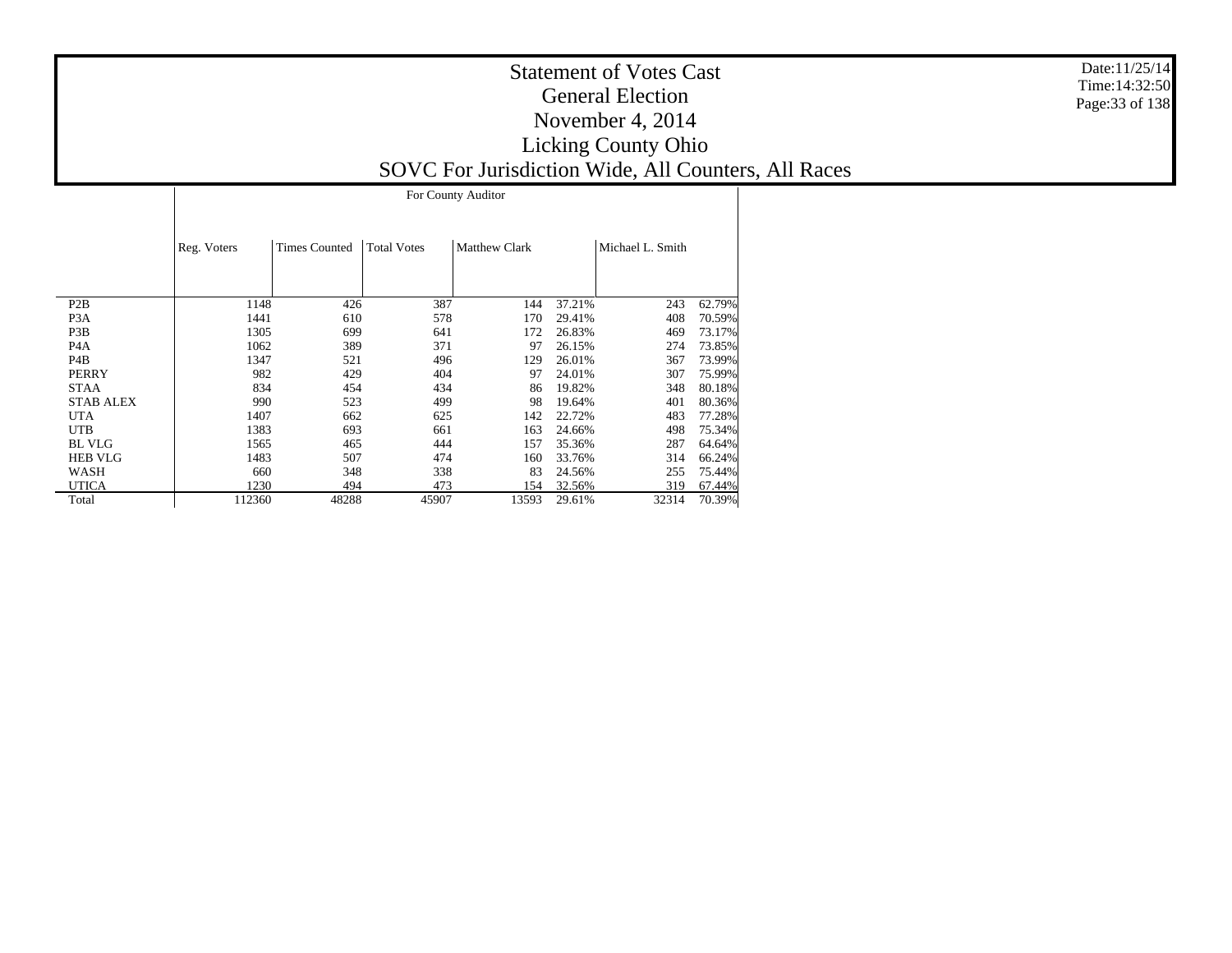# Statement of Votes Cast
## General Election
## November 4, 2014
## Licking County Ohio
## SOVC For Jurisdiction Wide, All Counters, All Races

Date:11/25/14
Time:14:32:50

| | For County Auditor | | | | | | |
|---|---|---|---|---|---|---|---|
| | Reg. Voters | Times Counted | Total Votes | Matthew Clark | | Michael L. Smith | |
| P2B | 1148 | 426 | 387 | 144 | 37.21% | 243 | 62.79% |
| P3A | 1441 | 610 | 578 | 170 | 29.41% | 408 | 70.59% |
| P3B | 1305 | 699 | 641 | 172 | 26.83% | 469 | 73.17% |
| P4A | 1062 | 389 | 371 | 97 | 26.15% | 274 | 73.85% |
| P4B | 1347 | 521 | 496 | 129 | 26.01% | 367 | 73.99% |
| PERRY | 982 | 429 | 404 | 97 | 24.01% | 307 | 75.99% |
| STAA | 834 | 454 | 434 | 86 | 19.82% | 348 | 80.18% |
| STAB ALEX | 990 | 523 | 499 | 98 | 19.64% | 401 | 80.36% |
| UTA | 1407 | 662 | 625 | 142 | 22.72% | 483 | 77.28% |
| UTB | 1383 | 693 | 661 | 163 | 24.66% | 498 | 75.34% |
| BL VLG | 1565 | 465 | 444 | 157 | 35.36% | 287 | 64.64% |
| HEB VLG | 1483 | 507 | 474 | 160 | 33.76% | 314 | 66.24% |
| WASH | 660 | 348 | 338 | 83 | 24.56% | 255 | 75.44% |
| UTICA | 1230 | 494 | 473 | 154 | 32.56% | 319 | 67.44% |
| Total | 112360 | 48288 | 45907 | 13593 | 29.61% | 32314 | 70.39% |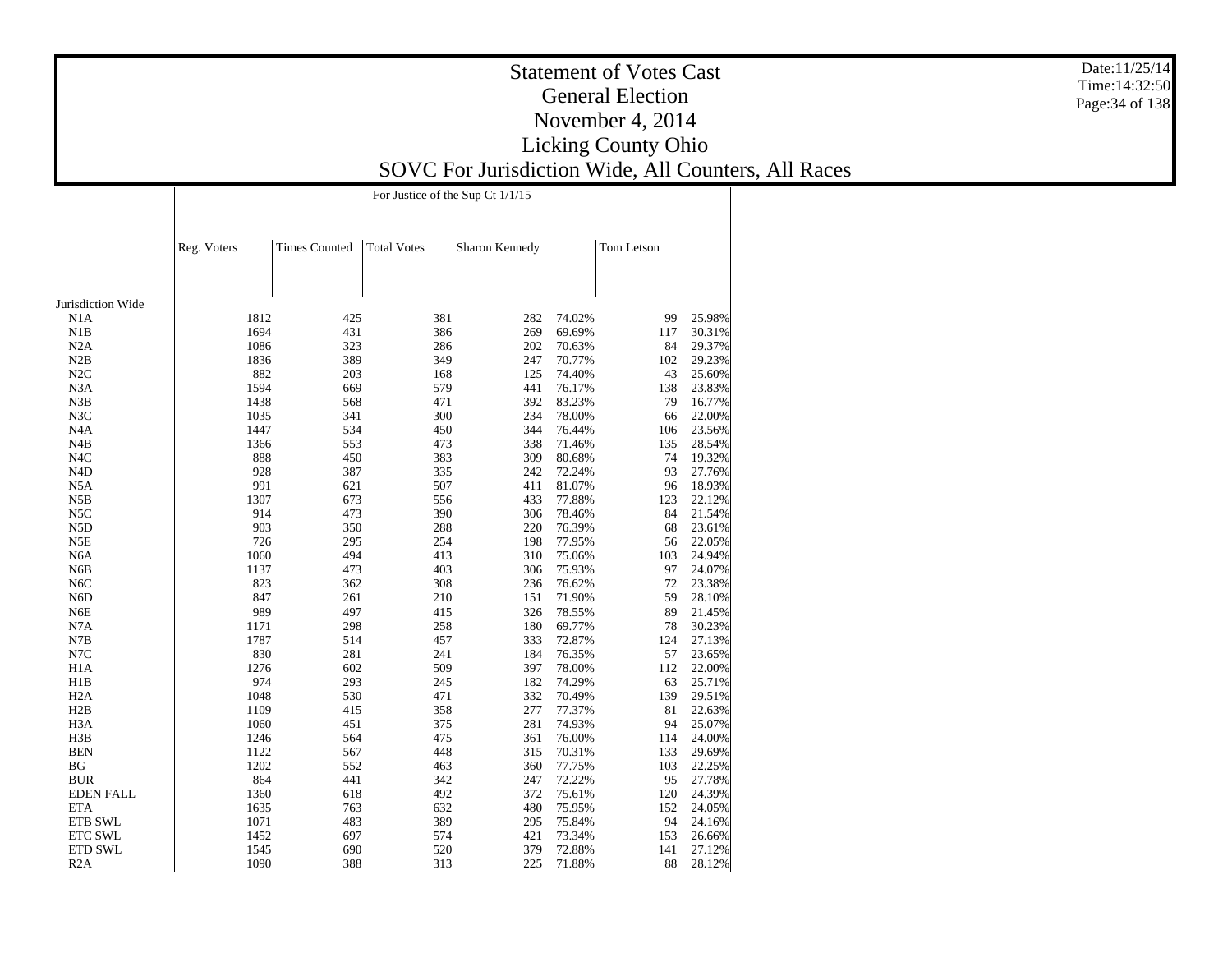# Statement of Votes Cast
## General Election
## November 4, 2014
## Licking County Ohio
## SOVC For Jurisdiction Wide, All Counters, All Races

| | For Justice of the Sup Ct 1/1/15 | | | | | | |
|---|---|---|---|---|---|---|---|
| | Reg. Voters | Times Counted | Total Votes | Sharon Kennedy | | Tom Letson | |
| Jurisdiction Wide | | | | | | | |
| N1A | 1812 | 425 | 381 | 282 | 74.02% | 99 | 25.98% |
| N1B | 1694 | 431 | 386 | 269 | 69.69% | 117 | 30.31% |
| N2A | 1086 | 323 | 286 | 202 | 70.63% | 84 | 29.37% |
| N2B | 1836 | 389 | 349 | 247 | 70.77% | 102 | 29.23% |
| N2C | 882 | 203 | 168 | 125 | 74.40% | 43 | 25.60% |
| N3A | 1594 | 669 | 579 | 441 | 76.17% | 138 | 23.83% |
| N3B | 1438 | 568 | 471 | 392 | 83.23% | 79 | 16.77% |
| N3C | 1035 | 341 | 300 | 234 | 78.00% | 66 | 22.00% |
| N4A | 1447 | 534 | 450 | 344 | 76.44% | 106 | 23.56% |
| N4B | 1366 | 553 | 473 | 338 | 71.46% | 135 | 28.54% |
| N4C | 888 | 450 | 383 | 309 | 80.68% | 74 | 19.32% |
| N4D | 928 | 387 | 335 | 242 | 72.24% | 93 | 27.76% |
| N5A | 991 | 621 | 507 | 411 | 81.07% | 96 | 18.93% |
| N5B | 1307 | 673 | 556 | 433 | 77.88% | 123 | 22.12% |
| N5C | 914 | 473 | 390 | 306 | 78.46% | 84 | 21.54% |
| N5D | 903 | 350 | 288 | 220 | 76.39% | 68 | 23.61% |
| N5E | 726 | 295 | 254 | 198 | 77.95% | 56 | 22.05% |
| N6A | 1060 | 494 | 413 | 310 | 75.06% | 103 | 24.94% |
| N6B | 1137 | 473 | 403 | 306 | 75.93% | 97 | 24.07% |
| N6C | 823 | 362 | 308 | 236 | 76.62% | 72 | 23.38% |
| N6D | 847 | 261 | 210 | 151 | 71.90% | 59 | 28.10% |
| N6E | 989 | 497 | 415 | 326 | 78.55% | 89 | 21.45% |
| N7A | 1171 | 298 | 258 | 180 | 69.77% | 78 | 30.23% |
| N7B | 1787 | 514 | 457 | 333 | 72.87% | 124 | 27.13% |
| N7C | 830 | 281 | 241 | 184 | 76.35% | 57 | 23.65% |
| H1A | 1276 | 602 | 509 | 397 | 78.00% | 112 | 22.00% |
| H1B | 974 | 293 | 245 | 182 | 74.29% | 63 | 25.71% |
| H2A | 1048 | 530 | 471 | 332 | 70.49% | 139 | 29.51% |
| H2B | 1109 | 415 | 358 | 277 | 77.37% | 81 | 22.63% |
| H3A | 1060 | 451 | 375 | 281 | 74.93% | 94 | 25.07% |
| H3B | 1246 | 564 | 475 | 361 | 76.00% | 114 | 24.00% |
| BEN | 1122 | 567 | 448 | 315 | 70.31% | 133 | 29.69% |
| BG | 1202 | 552 | 463 | 360 | 77.75% | 103 | 22.25% |
| BUR | 864 | 441 | 342 | 247 | 72.22% | 95 | 27.78% |
| EDEN FALL | 1360 | 618 | 492 | 372 | 75.61% | 120 | 24.39% |
| ETA | 1635 | 763 | 632 | 480 | 75.95% | 152 | 24.05% |
| ETB SWL | 1071 | 483 | 389 | 295 | 75.84% | 94 | 24.16% |
| ETC SWL | 1452 | 697 | 574 | 421 | 73.34% | 153 | 26.66% |
| ETD SWL | 1545 | 690 | 520 | 379 | 72.88% | 141 | 27.12% |
| R2A | 1090 | 388 | 313 | 225 | 71.88% | 88 | 28.12% |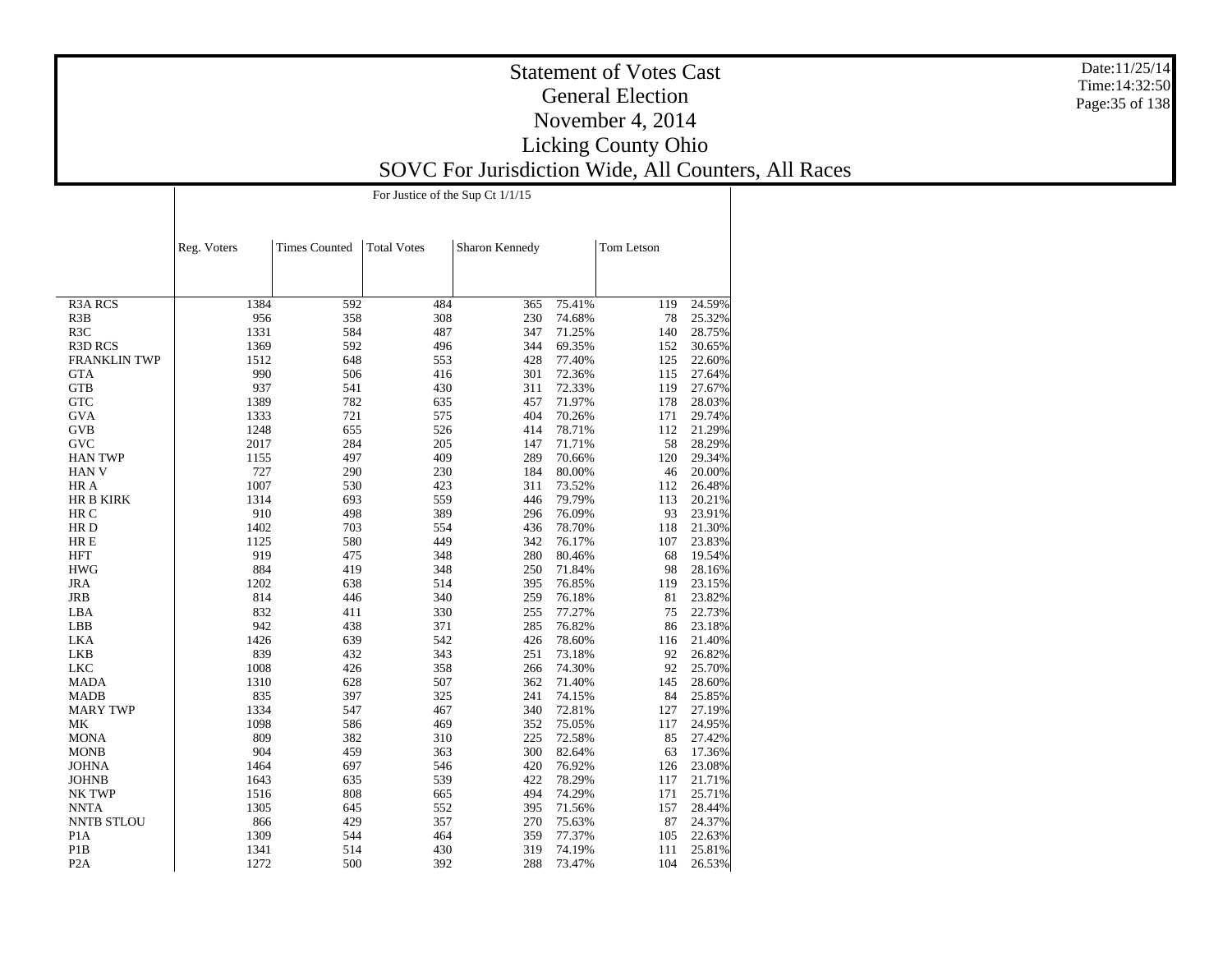# Statement of Votes Cast

## General Election

## November 4, 2014

## Licking County Ohio

## SOVC For Jurisdiction Wide, All Counters, All Races

Date:11/25/14
Time:14:32:50

For Justice of the Sup Ct 1/1/15

| | Reg. Voters | Times Counted | Total Votes | Sharon Kennedy | | Tom Letson | |
|---|---|---|---|---|---|---|---|
| R3A RCS | 1384 | 592 | 484 | 365 | 75.41% | 119 | 24.59% |
| R3B | 956 | 358 | 308 | 230 | 74.68% | 78 | 25.32% |
| R3C | 1331 | 584 | 487 | 347 | 71.25% | 140 | 28.75% |
| R3D RCS | 1369 | 592 | 496 | 344 | 69.35% | 152 | 30.65% |
| FRANKLIN TWP | 1512 | 648 | 553 | 428 | 77.40% | 125 | 22.60% |
| GTA | 990 | 506 | 416 | 301 | 72.36% | 115 | 27.64% |
| GTB | 937 | 541 | 430 | 311 | 72.33% | 119 | 27.67% |
| GTC | 1389 | 782 | 635 | 457 | 71.97% | 178 | 28.03% |
| GVA | 1333 | 721 | 575 | 404 | 70.26% | 171 | 29.74% |
| GVB | 1248 | 655 | 526 | 414 | 78.71% | 112 | 21.29% |
| GVC | 2017 | 284 | 205 | 147 | 71.71% | 58 | 28.29% |
| HAN TWP | 1155 | 497 | 409 | 289 | 70.66% | 120 | 29.34% |
| HAN V | 727 | 290 | 230 | 184 | 80.00% | 46 | 20.00% |
| HR A | 1007 | 530 | 423 | 311 | 73.52% | 112 | 26.48% |
| HR B KIRK | 1314 | 693 | 559 | 446 | 79.79% | 113 | 20.21% |
| HR C | 910 | 498 | 389 | 296 | 76.09% | 93 | 23.91% |
| HR D | 1402 | 703 | 554 | 436 | 78.70% | 118 | 21.30% |
| HR E | 1125 | 580 | 449 | 342 | 76.17% | 107 | 23.83% |
| HFT | 919 | 475 | 348 | 280 | 80.46% | 68 | 19.54% |
| HWG | 884 | 419 | 348 | 250 | 71.84% | 98 | 28.16% |
| JRA | 1202 | 638 | 514 | 395 | 76.85% | 119 | 23.15% |
| JRB | 814 | 446 | 340 | 259 | 76.18% | 81 | 23.82% |
| LBA | 832 | 411 | 330 | 255 | 77.27% | 75 | 22.73% |
| LBB | 942 | 438 | 371 | 285 | 76.82% | 86 | 23.18% |
| LKA | 1426 | 639 | 542 | 426 | 78.60% | 116 | 21.40% |
| LKB | 839 | 432 | 343 | 251 | 73.18% | 92 | 26.82% |
| LKC | 1008 | 426 | 358 | 266 | 74.30% | 92 | 25.70% |
| MADA | 1310 | 628 | 507 | 362 | 71.40% | 145 | 28.60% |
| MADB | 835 | 397 | 325 | 241 | 74.15% | 84 | 25.85% |
| MARY TWP | 1334 | 547 | 467 | 340 | 72.81% | 127 | 27.19% |
| MK | 1098 | 586 | 469 | 352 | 75.05% | 117 | 24.95% |
| MONA | 809 | 382 | 310 | 225 | 72.58% | 85 | 27.42% |
| MONB | 904 | 459 | 363 | 300 | 82.64% | 63 | 17.36% |
| JOHNA | 1464 | 697 | 546 | 420 | 76.92% | 126 | 23.08% |
| JOHNB | 1643 | 635 | 539 | 422 | 78.29% | 117 | 21.71% |
| NK TWP | 1516 | 808 | 665 | 494 | 74.29% | 171 | 25.71% |
| NNTA | 1305 | 645 | 552 | 395 | 71.56% | 157 | 28.44% |
| NNTB STLOU | 866 | 429 | 357 | 270 | 75.63% | 87 | 24.37% |
| P1A | 1309 | 544 | 464 | 359 | 77.37% | 105 | 22.63% |
| P1B | 1341 | 514 | 430 | 319 | 74.19% | 111 | 25.81% |
| P2A | 1272 | 500 | 392 | 288 | 73.47% | 104 | 26.53% |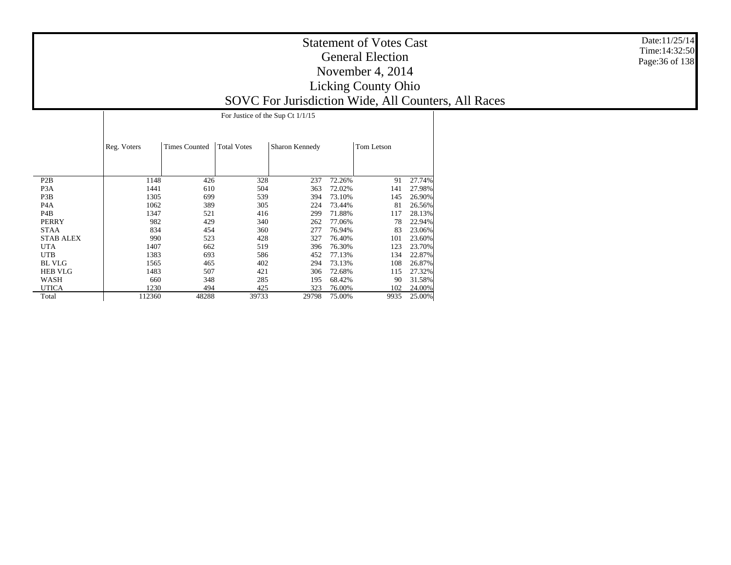# Statement of Votes Cast
## General Election
## November 4, 2014
## Licking County Ohio
## SOVC For Jurisdiction Wide, All Counters, All Races

Date:11/25/14
Time:14:32:50

| | For Justice of the Sup Ct 1/1/15 | | | | | | |
|---|---|---|---|---|---|---|---|
| | Reg. Voters | Times Counted | Total Votes | Sharon Kennedy | | Tom Letson | |
| P2B | 1148 | 426 | 328 | 237 | 72.26% | 91 | 27.74% |
| P3A | 1441 | 610 | 504 | 363 | 72.02% | 141 | 27.98% |
| P3B | 1305 | 699 | 539 | 394 | 73.10% | 145 | 26.90% |
| P4A | 1062 | 389 | 305 | 224 | 73.44% | 81 | 26.56% |
| P4B | 1347 | 521 | 416 | 299 | 71.88% | 117 | 28.13% |
| PERRY | 982 | 429 | 340 | 262 | 77.06% | 78 | 22.94% |
| STAA | 834 | 454 | 360 | 277 | 76.94% | 83 | 23.06% |
| STAB ALEX | 990 | 523 | 428 | 327 | 76.40% | 101 | 23.60% |
| UTA | 1407 | 662 | 519 | 396 | 76.30% | 123 | 23.70% |
| UTB | 1383 | 693 | 586 | 452 | 77.13% | 134 | 22.87% |
| BL VLG | 1565 | 465 | 402 | 294 | 73.13% | 108 | 26.87% |
| HEB VLG | 1483 | 507 | 421 | 306 | 72.68% | 115 | 27.32% |
| WASH | 660 | 348 | 285 | 195 | 68.42% | 90 | 31.58% |
| UTICA | 1230 | 494 | 425 | 323 | 76.00% | 102 | 24.00% |
| Total | 112360 | 48288 | 39733 | 29798 | 75.00% | 9935 | 25.00% |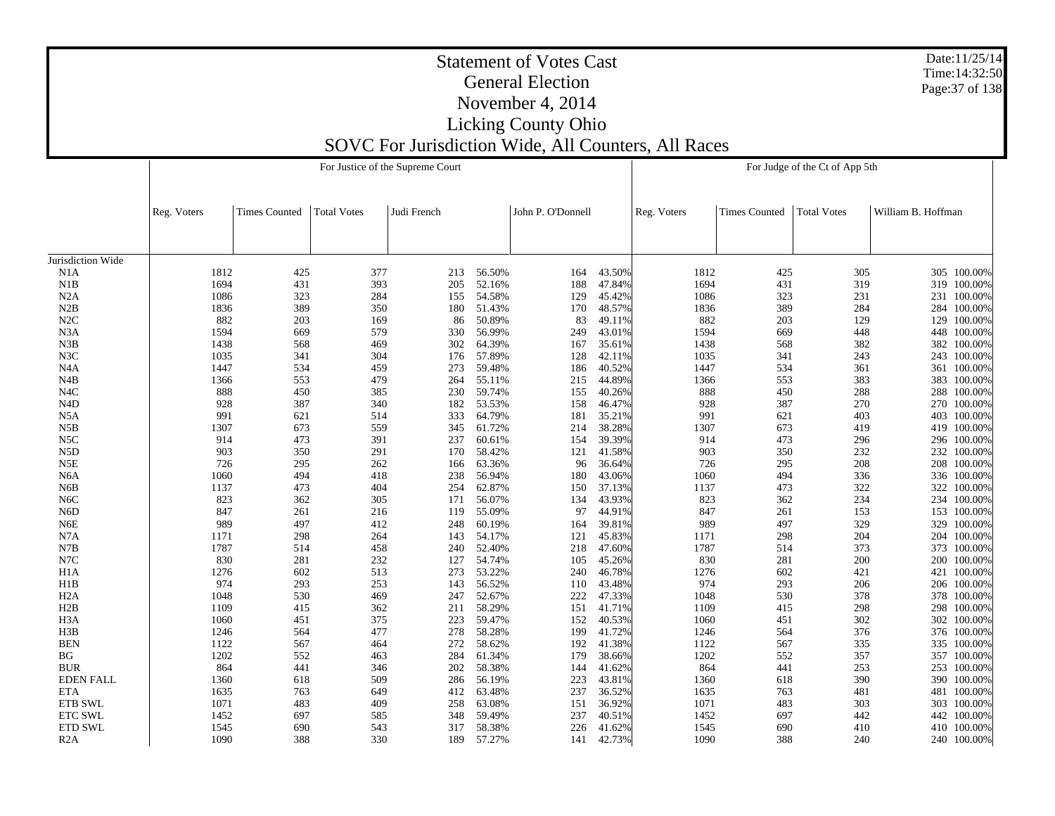# Statement of Votes Cast
## General Election
## November 4, 2014
## Licking County Ohio
## SOVC For Jurisdiction Wide, All Counters, All Races

Date:11/25/14
Time:14:32:50

| | For Justice of the Supreme Court | | | | | | | For Judge of the Ct of App 5th | | | | |
|---|---|---|---|---|---|---|---|---|---|---|---|---|
| | Reg. Voters | Times Counted | Total Votes | Judi French | | John P. O'Donnell | | Reg. Voters | Times Counted | Total Votes | William B. Hoffman | |
| Jurisdiction Wide | | | | | | | | | | | | |
| N1A | 1812 | 425 | 377 | 213 | 56.50% | 164 | 43.50% | 1812 | 425 | 305 | 305 | 100.00% |
| N1B | 1694 | 431 | 393 | 205 | 52.16% | 188 | 47.84% | 1694 | 431 | 319 | 319 | 100.00% |
| N2A | 1086 | 323 | 284 | 155 | 54.58% | 129 | 45.42% | 1086 | 323 | 231 | 231 | 100.00% |
| N2B | 1836 | 389 | 350 | 180 | 51.43% | 170 | 48.57% | 1836 | 389 | 284 | 284 | 100.00% |
| N2C | 882 | 203 | 169 | 86 | 50.89% | 83 | 49.11% | 882 | 203 | 129 | 129 | 100.00% |
| N3A | 1594 | 669 | 579 | 330 | 56.99% | 249 | 43.01% | 1594 | 669 | 448 | 448 | 100.00% |
| N3B | 1438 | 568 | 469 | 302 | 64.39% | 167 | 35.61% | 1438 | 568 | 382 | 382 | 100.00% |
| N3C | 1035 | 341 | 304 | 176 | 57.89% | 128 | 42.11% | 1035 | 341 | 243 | 243 | 100.00% |
| N4A | 1447 | 534 | 459 | 273 | 59.48% | 186 | 40.52% | 1447 | 534 | 361 | 361 | 100.00% |
| N4B | 1366 | 553 | 479 | 264 | 55.11% | 215 | 44.89% | 1366 | 553 | 383 | 383 | 100.00% |
| N4C | 888 | 450 | 385 | 230 | 59.74% | 155 | 40.26% | 888 | 450 | 288 | 288 | 100.00% |
| N4D | 928 | 387 | 340 | 182 | 53.53% | 158 | 46.47% | 928 | 387 | 270 | 270 | 100.00% |
| N5A | 991 | 621 | 514 | 333 | 64.79% | 181 | 35.21% | 991 | 621 | 403 | 403 | 100.00% |
| N5B | 1307 | 673 | 559 | 345 | 61.72% | 214 | 38.28% | 1307 | 673 | 419 | 419 | 100.00% |
| N5C | 914 | 473 | 391 | 237 | 60.61% | 154 | 39.39% | 914 | 473 | 296 | 296 | 100.00% |
| N5D | 903 | 350 | 291 | 170 | 58.42% | 121 | 41.58% | 903 | 350 | 232 | 232 | 100.00% |
| N5E | 726 | 295 | 262 | 166 | 63.36% | 96 | 36.64% | 726 | 295 | 208 | 208 | 100.00% |
| N6A | 1060 | 494 | 418 | 238 | 56.94% | 180 | 43.06% | 1060 | 494 | 336 | 336 | 100.00% |
| N6B | 1137 | 473 | 404 | 254 | 62.87% | 150 | 37.13% | 1137 | 473 | 322 | 322 | 100.00% |
| N6C | 823 | 362 | 305 | 171 | 56.07% | 134 | 43.93% | 823 | 362 | 234 | 234 | 100.00% |
| N6D | 847 | 261 | 216 | 119 | 55.09% | 97 | 44.91% | 847 | 261 | 153 | 153 | 100.00% |
| N6E | 989 | 497 | 412 | 248 | 60.19% | 164 | 39.81% | 989 | 497 | 329 | 329 | 100.00% |
| N7A | 1171 | 298 | 264 | 143 | 54.17% | 121 | 45.83% | 1171 | 298 | 204 | 204 | 100.00% |
| N7B | 1787 | 514 | 458 | 240 | 52.40% | 218 | 47.60% | 1787 | 514 | 373 | 373 | 100.00% |
| N7C | 830 | 281 | 232 | 127 | 54.74% | 105 | 45.26% | 830 | 281 | 200 | 200 | 100.00% |
| H1A | 1276 | 602 | 513 | 273 | 53.22% | 240 | 46.78% | 1276 | 602 | 421 | 421 | 100.00% |
| H1B | 974 | 293 | 253 | 143 | 56.52% | 110 | 43.48% | 974 | 293 | 206 | 206 | 100.00% |
| H2A | 1048 | 530 | 469 | 247 | 52.67% | 222 | 47.33% | 1048 | 530 | 378 | 378 | 100.00% |
| H2B | 1109 | 415 | 362 | 211 | 58.29% | 151 | 41.71% | 1109 | 415 | 298 | 298 | 100.00% |
| H3A | 1060 | 451 | 375 | 223 | 59.47% | 152 | 40.53% | 1060 | 451 | 302 | 302 | 100.00% |
| H3B | 1246 | 564 | 477 | 278 | 58.28% | 199 | 41.72% | 1246 | 564 | 376 | 376 | 100.00% |
| BEN | 1122 | 567 | 464 | 272 | 58.62% | 192 | 41.38% | 1122 | 567 | 335 | 335 | 100.00% |
| BG | 1202 | 552 | 463 | 284 | 61.34% | 179 | 38.66% | 1202 | 552 | 357 | 357 | 100.00% |
| BUR | 864 | 441 | 346 | 202 | 58.38% | 144 | 41.62% | 864 | 441 | 253 | 253 | 100.00% |
| EDEN FALL | 1360 | 618 | 509 | 286 | 56.19% | 223 | 43.81% | 1360 | 618 | 390 | 390 | 100.00% |
| ETA | 1635 | 763 | 649 | 412 | 63.48% | 237 | 36.52% | 1635 | 763 | 481 | 481 | 100.00% |
| ETB SWL | 1071 | 483 | 409 | 258 | 63.08% | 151 | 36.92% | 1071 | 483 | 303 | 303 | 100.00% |
| ETC SWL | 1452 | 697 | 585 | 348 | 59.49% | 237 | 40.51% | 1452 | 697 | 442 | 442 | 100.00% |
| ETD SWL | 1545 | 690 | 543 | 317 | 58.38% | 226 | 41.62% | 1545 | 690 | 410 | 410 | 100.00% |
| R2A | 1090 | 388 | 330 | 189 | 57.27% | 141 | 42.73% | 1090 | 388 | 240 | 240 | 100.00% |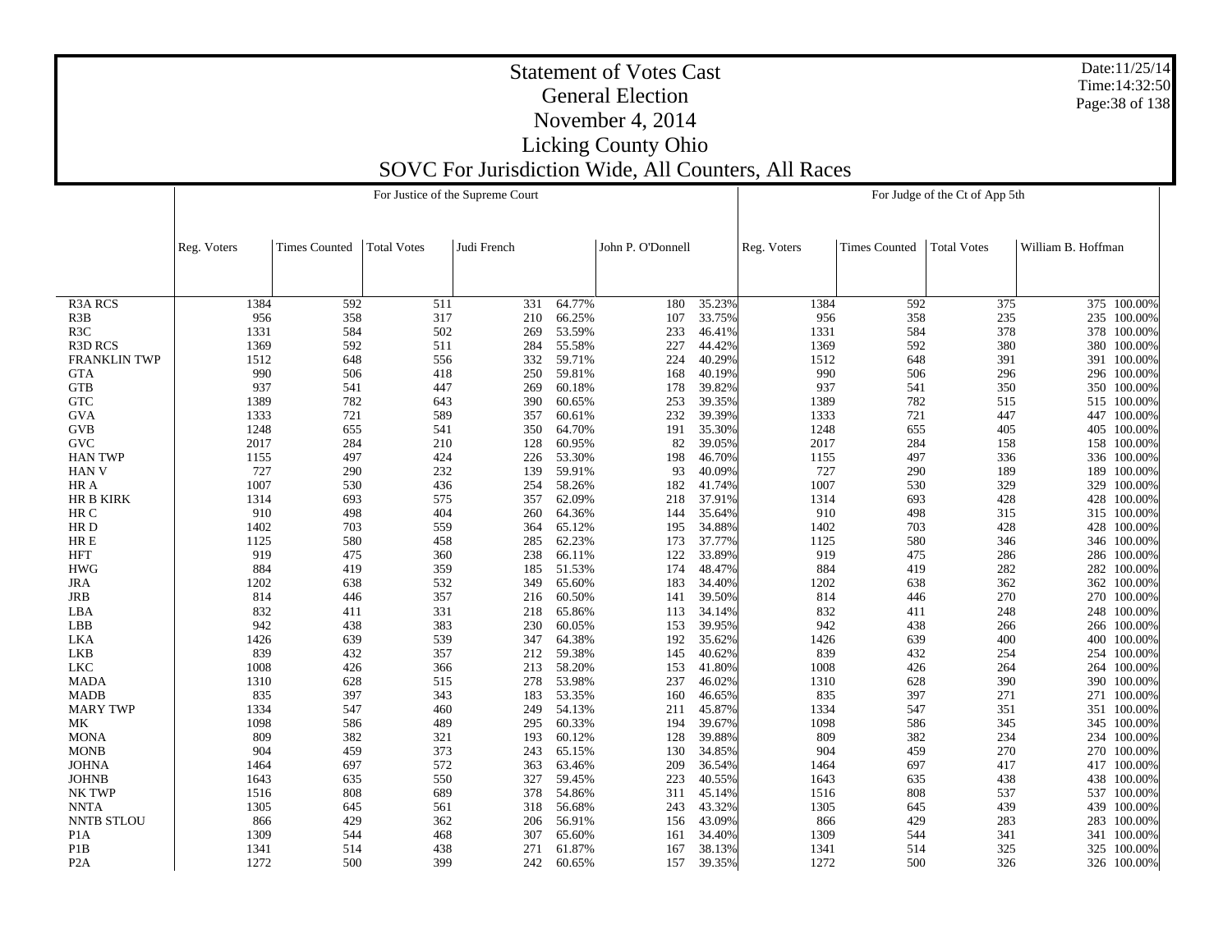# Statement of Votes Cast
## General Election
## November 4, 2014
## Licking County Ohio
## SOVC For Jurisdiction Wide, All Counters, All Races

| | For Justice of the Supreme Court | | | | | | | For Judge of the Ct of App 5th | | | | |
|---|---|---|---|---|---|---|---|---|---|---|---|---|
| | Reg. Voters | Times Counted | Total Votes | Judi French | | John P. O'Donnell | | Reg. Voters | Times Counted | Total Votes | William B. Hoffman | |
| R3A RCS | 1384 | 592 | 511 | 331 | 64.77% | 180 | 35.23% | 1384 | 592 | 375 | 375 | 100.00% |
| R3B | 956 | 358 | 317 | 210 | 66.25% | 107 | 33.75% | 956 | 358 | 235 | 235 | 100.00% |
| R3C | 1331 | 584 | 502 | 269 | 53.59% | 233 | 46.41% | 1331 | 584 | 378 | 378 | 100.00% |
| R3D RCS | 1369 | 592 | 511 | 284 | 55.58% | 227 | 44.42% | 1369 | 592 | 380 | 380 | 100.00% |
| FRANKLIN TWP | 1512 | 648 | 556 | 332 | 59.71% | 224 | 40.29% | 1512 | 648 | 391 | 391 | 100.00% |
| GTA | 990 | 506 | 418 | 250 | 59.81% | 168 | 40.19% | 990 | 506 | 296 | 296 | 100.00% |
| GTB | 937 | 541 | 447 | 269 | 60.18% | 178 | 39.82% | 937 | 541 | 350 | 350 | 100.00% |
| GTC | 1389 | 782 | 643 | 390 | 60.65% | 253 | 39.35% | 1389 | 782 | 515 | 515 | 100.00% |
| GVA | 1333 | 721 | 589 | 357 | 60.61% | 232 | 39.39% | 1333 | 721 | 447 | 447 | 100.00% |
| GVB | 1248 | 655 | 541 | 350 | 64.70% | 191 | 35.30% | 1248 | 655 | 405 | 405 | 100.00% |
| GVC | 2017 | 284 | 210 | 128 | 60.95% | 82 | 39.05% | 2017 | 284 | 158 | 158 | 100.00% |
| HAN TWP | 1155 | 497 | 424 | 226 | 53.30% | 198 | 46.70% | 1155 | 497 | 336 | 336 | 100.00% |
| HAN V | 727 | 290 | 232 | 139 | 59.91% | 93 | 40.09% | 727 | 290 | 189 | 189 | 100.00% |
| HR A | 1007 | 530 | 436 | 254 | 58.26% | 182 | 41.74% | 1007 | 530 | 329 | 329 | 100.00% |
| HR B KIRK | 1314 | 693 | 575 | 357 | 62.09% | 218 | 37.91% | 1314 | 693 | 428 | 428 | 100.00% |
| HR C | 910 | 498 | 404 | 260 | 64.36% | 144 | 35.64% | 910 | 498 | 315 | 315 | 100.00% |
| HR D | 1402 | 703 | 559 | 364 | 65.12% | 195 | 34.88% | 1402 | 703 | 428 | 428 | 100.00% |
| HR E | 1125 | 580 | 458 | 285 | 62.23% | 173 | 37.77% | 1125 | 580 | 346 | 346 | 100.00% |
| HFT | 919 | 475 | 360 | 238 | 66.11% | 122 | 33.89% | 919 | 475 | 286 | 286 | 100.00% |
| HWG | 884 | 419 | 359 | 185 | 51.53% | 174 | 48.47% | 884 | 419 | 282 | 282 | 100.00% |
| JRA | 1202 | 638 | 532 | 349 | 65.60% | 183 | 34.40% | 1202 | 638 | 362 | 362 | 100.00% |
| JRB | 814 | 446 | 357 | 216 | 60.50% | 141 | 39.50% | 814 | 446 | 270 | 270 | 100.00% |
| LBA | 832 | 411 | 331 | 218 | 65.86% | 113 | 34.14% | 832 | 411 | 248 | 248 | 100.00% |
| LBB | 942 | 438 | 383 | 230 | 60.05% | 153 | 39.95% | 942 | 438 | 266 | 266 | 100.00% |
| LKA | 1426 | 639 | 539 | 347 | 64.38% | 192 | 35.62% | 1426 | 639 | 400 | 400 | 100.00% |
| LKB | 839 | 432 | 357 | 212 | 59.38% | 145 | 40.62% | 839 | 432 | 254 | 254 | 100.00% |
| LKC | 1008 | 426 | 366 | 213 | 58.20% | 153 | 41.80% | 1008 | 426 | 264 | 264 | 100.00% |
| MADA | 1310 | 628 | 515 | 278 | 53.98% | 237 | 46.02% | 1310 | 628 | 390 | 390 | 100.00% |
| MADB | 835 | 397 | 343 | 183 | 53.35% | 160 | 46.65% | 835 | 397 | 271 | 271 | 100.00% |
| MARY TWP | 1334 | 547 | 460 | 249 | 54.13% | 211 | 45.87% | 1334 | 547 | 351 | 351 | 100.00% |
| MK | 1098 | 586 | 489 | 295 | 60.33% | 194 | 39.67% | 1098 | 586 | 345 | 345 | 100.00% |
| MONA | 809 | 382 | 321 | 193 | 60.12% | 128 | 39.88% | 809 | 382 | 234 | 234 | 100.00% |
| MONB | 904 | 459 | 373 | 243 | 65.15% | 130 | 34.85% | 904 | 459 | 270 | 270 | 100.00% |
| JOHNA | 1464 | 697 | 572 | 363 | 63.46% | 209 | 36.54% | 1464 | 697 | 417 | 417 | 100.00% |
| JOHNB | 1643 | 635 | 550 | 327 | 59.45% | 223 | 40.55% | 1643 | 635 | 438 | 438 | 100.00% |
| NK TWP | 1516 | 808 | 689 | 378 | 54.86% | 311 | 45.14% | 1516 | 808 | 537 | 537 | 100.00% |
| NNTA | 1305 | 645 | 561 | 318 | 56.68% | 243 | 43.32% | 1305 | 645 | 439 | 439 | 100.00% |
| NNTB STLOU | 866 | 429 | 362 | 206 | 56.91% | 156 | 43.09% | 866 | 429 | 283 | 283 | 100.00% |
| P1A | 1309 | 544 | 468 | 307 | 65.60% | 161 | 34.40% | 1309 | 544 | 341 | 341 | 100.00% |
| P1B | 1341 | 514 | 438 | 271 | 61.87% | 167 | 38.13% | 1341 | 514 | 325 | 325 | 100.00% |
| P2A | 1272 | 500 | 399 | 242 | 60.65% | 157 | 39.35% | 1272 | 500 | 326 | 326 | 100.00% |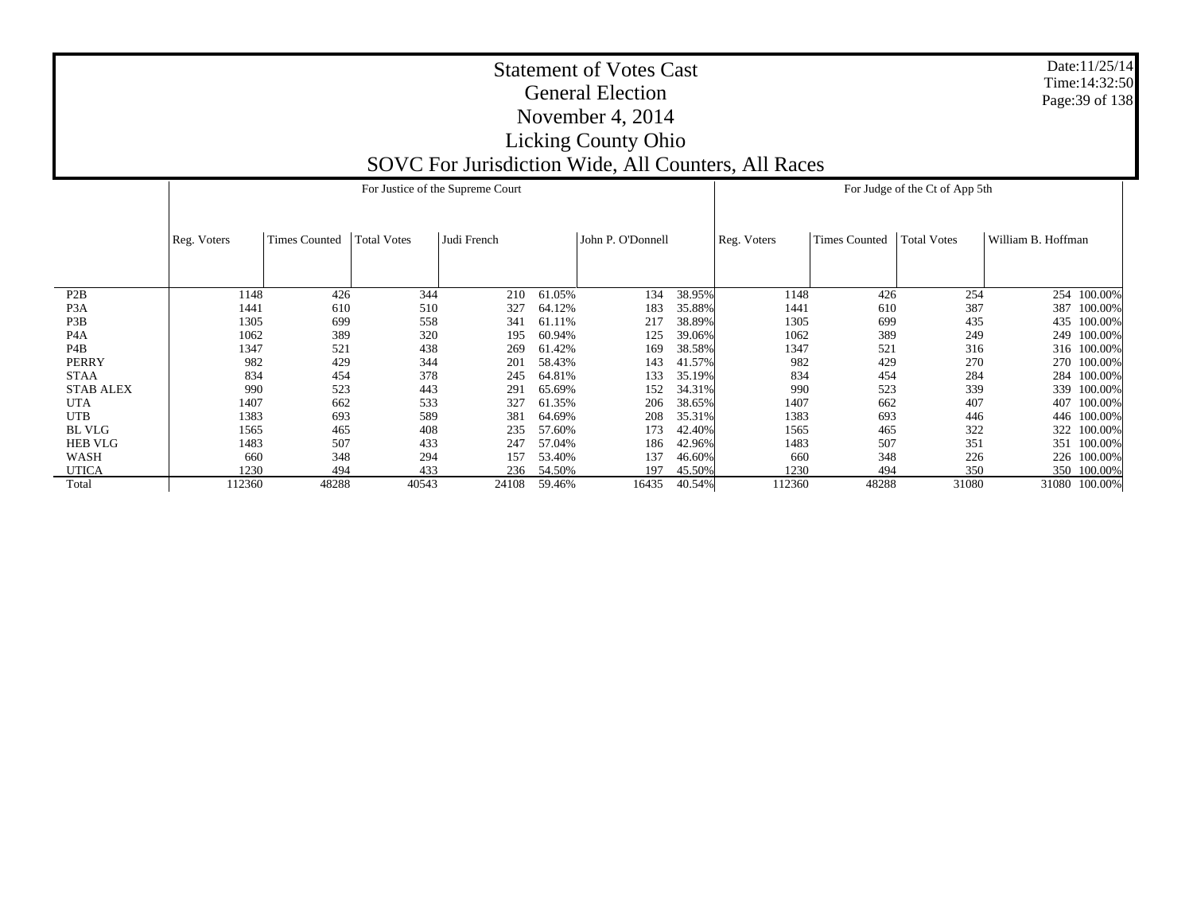# Statement of Votes Cast
## General Election
## November 4, 2014
## Licking County Ohio
## SOVC For Jurisdiction Wide, All Counters, All Races

Date:11/25/14
Time:14:32:50

| | For Justice of the Supreme Court | | | | | | | For Judge of the Ct of App 5th | | | | |
|---|---|---|---|---|---|---|---|---|---|---|---|---|
| | Reg. Voters | Times Counted | Total Votes | Judi French | | John P. O'Donnell | | Reg. Voters | Times Counted | Total Votes | William B. Hoffman | |
| P2B | 1148 | 426 | 344 | 210 | 61.05% | 134 | 38.95% | 1148 | 426 | 254 | 254 | 100.00% |
| P3A | 1441 | 610 | 510 | 327 | 64.12% | 183 | 35.88% | 1441 | 610 | 387 | 387 | 100.00% |
| P3B | 1305 | 699 | 558 | 341 | 61.11% | 217 | 38.89% | 1305 | 699 | 435 | 435 | 100.00% |
| P4A | 1062 | 389 | 320 | 195 | 60.94% | 125 | 39.06% | 1062 | 389 | 249 | 249 | 100.00% |
| P4B | 1347 | 521 | 438 | 269 | 61.42% | 169 | 38.58% | 1347 | 521 | 316 | 316 | 100.00% |
| PERRY | 982 | 429 | 344 | 201 | 58.43% | 143 | 41.57% | 982 | 429 | 270 | 270 | 100.00% |
| STAA | 834 | 454 | 378 | 245 | 64.81% | 133 | 35.19% | 834 | 454 | 284 | 284 | 100.00% |
| STAB ALEX | 990 | 523 | 443 | 291 | 65.69% | 152 | 34.31% | 990 | 523 | 339 | 339 | 100.00% |
| UTA | 1407 | 662 | 533 | 327 | 61.35% | 206 | 38.65% | 1407 | 662 | 407 | 407 | 100.00% |
| UTB | 1383 | 693 | 589 | 381 | 64.69% | 208 | 35.31% | 1383 | 693 | 446 | 446 | 100.00% |
| BL VLG | 1565 | 465 | 408 | 235 | 57.60% | 173 | 42.40% | 1565 | 465 | 322 | 322 | 100.00% |
| HEB VLG | 1483 | 507 | 433 | 247 | 57.04% | 186 | 42.96% | 1483 | 507 | 351 | 351 | 100.00% |
| WASH | 660 | 348 | 294 | 157 | 53.40% | 137 | 46.60% | 660 | 348 | 226 | 226 | 100.00% |
| UTICA | 1230 | 494 | 433 | 236 | 54.50% | 197 | 45.50% | 1230 | 494 | 350 | 350 | 100.00% |
| Total | 112360 | 48288 | 40543 | 24108 | 59.46% | 16435 | 40.54% | 112360 | 48288 | 31080 | 31080 | 100.00% |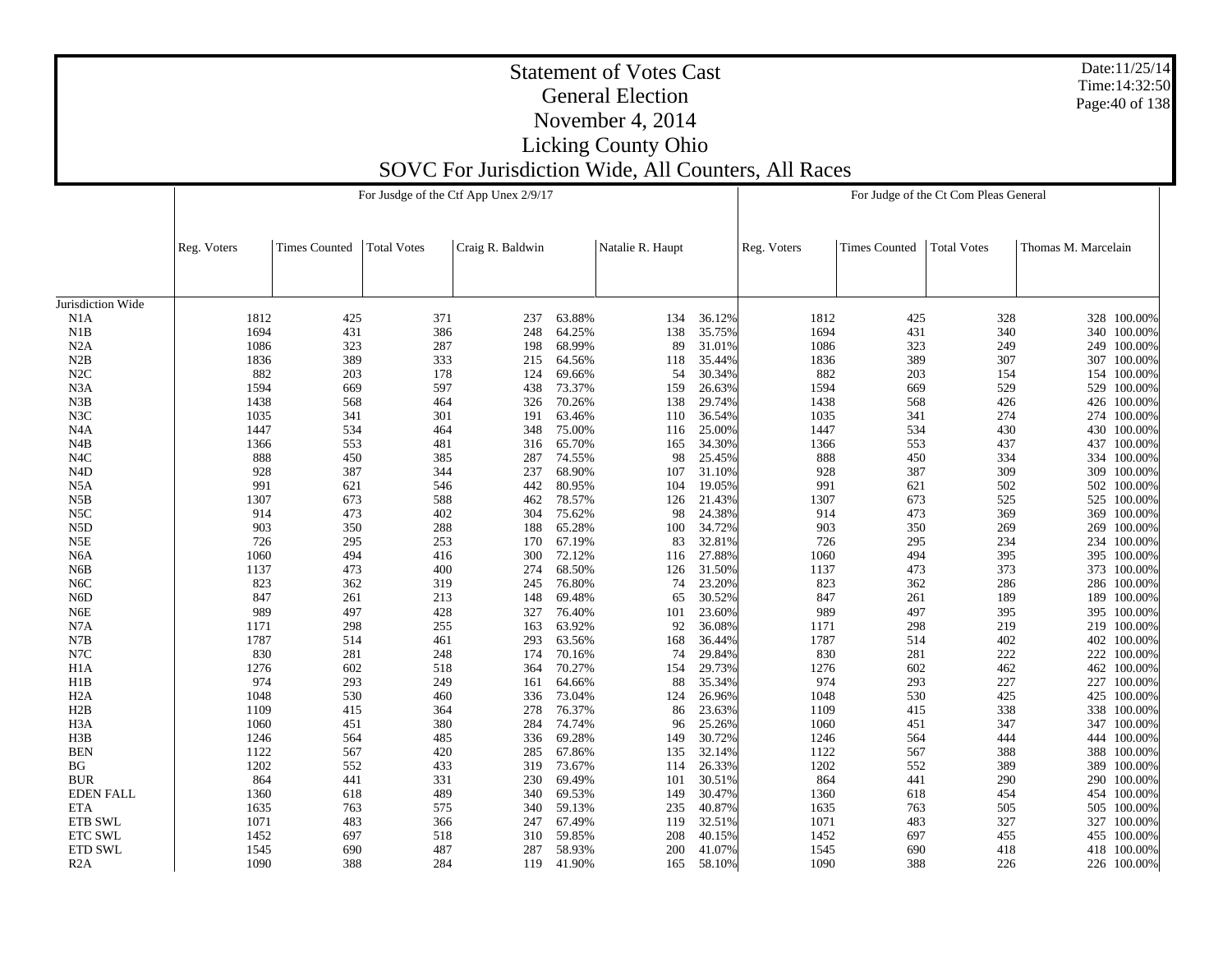# Statement of Votes Cast
## General Election
## November 4, 2014
## Licking County Ohio
## SOVC For Jurisdiction Wide, All Counters, All Races

Date:11/25/14
Time:14:32:50

| | For Jusdge of the Ctf App Unex 2/9/17 | | | | | | | For Judge of the Ct Com Pleas General | | | | |
|---|---|---|---|---|---|---|---|---|---|---|---|---|
| | Reg. Voters | Times Counted | Total Votes | Craig R. Baldwin | | Natalie R. Haupt | | Reg. Voters | Times Counted | Total Votes | Thomas M. Marcelain | |
| Jurisdiction Wide | | | | | | | | | | | | |
| N1A | 1812 | 425 | 371 | 237 | 63.88% | 134 | 36.12% | 1812 | 425 | 328 | 328 | 100.00% |
| N1B | 1694 | 431 | 386 | 248 | 64.25% | 138 | 35.75% | 1694 | 431 | 340 | 340 | 100.00% |
| N2A | 1086 | 323 | 287 | 198 | 68.99% | 89 | 31.01% | 1086 | 323 | 249 | 249 | 100.00% |
| N2B | 1836 | 389 | 333 | 215 | 64.56% | 118 | 35.44% | 1836 | 389 | 307 | 307 | 100.00% |
| N2C | 882 | 203 | 178 | 124 | 69.66% | 54 | 30.34% | 882 | 203 | 154 | 154 | 100.00% |
| N3A | 1594 | 669 | 597 | 438 | 73.37% | 159 | 26.63% | 1594 | 669 | 529 | 529 | 100.00% |
| N3B | 1438 | 568 | 464 | 326 | 70.26% | 138 | 29.74% | 1438 | 568 | 426 | 426 | 100.00% |
| N3C | 1035 | 341 | 301 | 191 | 63.46% | 110 | 36.54% | 1035 | 341 | 274 | 274 | 100.00% |
| N4A | 1447 | 534 | 464 | 348 | 75.00% | 116 | 25.00% | 1447 | 534 | 430 | 430 | 100.00% |
| N4B | 1366 | 553 | 481 | 316 | 65.70% | 165 | 34.30% | 1366 | 553 | 437 | 437 | 100.00% |
| N4C | 888 | 450 | 385 | 287 | 74.55% | 98 | 25.45% | 888 | 450 | 334 | 334 | 100.00% |
| N4D | 928 | 387 | 344 | 237 | 68.90% | 107 | 31.10% | 928 | 387 | 309 | 309 | 100.00% |
| N5A | 991 | 621 | 546 | 442 | 80.95% | 104 | 19.05% | 991 | 621 | 502 | 502 | 100.00% |
| N5B | 1307 | 673 | 588 | 462 | 78.57% | 126 | 21.43% | 1307 | 673 | 525 | 525 | 100.00% |
| N5C | 914 | 473 | 402 | 304 | 75.62% | 98 | 24.38% | 914 | 473 | 369 | 369 | 100.00% |
| N5D | 903 | 350 | 288 | 188 | 65.28% | 100 | 34.72% | 903 | 350 | 269 | 269 | 100.00% |
| N5E | 726 | 295 | 253 | 170 | 67.19% | 83 | 32.81% | 726 | 295 | 234 | 234 | 100.00% |
| N6A | 1060 | 494 | 416 | 300 | 72.12% | 116 | 27.88% | 1060 | 494 | 395 | 395 | 100.00% |
| N6B | 1137 | 473 | 400 | 274 | 68.50% | 126 | 31.50% | 1137 | 473 | 373 | 373 | 100.00% |
| N6C | 823 | 362 | 319 | 245 | 76.80% | 74 | 23.20% | 823 | 362 | 286 | 286 | 100.00% |
| N6D | 847 | 261 | 213 | 148 | 69.48% | 65 | 30.52% | 847 | 261 | 189 | 189 | 100.00% |
| N6E | 989 | 497 | 428 | 327 | 76.40% | 101 | 23.60% | 989 | 497 | 395 | 395 | 100.00% |
| N7A | 1171 | 298 | 255 | 163 | 63.92% | 92 | 36.08% | 1171 | 298 | 219 | 219 | 100.00% |
| N7B | 1787 | 514 | 461 | 293 | 63.56% | 168 | 36.44% | 1787 | 514 | 402 | 402 | 100.00% |
| N7C | 830 | 281 | 248 | 174 | 70.16% | 74 | 29.84% | 830 | 281 | 222 | 222 | 100.00% |
| H1A | 1276 | 602 | 518 | 364 | 70.27% | 154 | 29.73% | 1276 | 602 | 462 | 462 | 100.00% |
| H1B | 974 | 293 | 249 | 161 | 64.66% | 88 | 35.34% | 974 | 293 | 227 | 227 | 100.00% |
| H2A | 1048 | 530 | 460 | 336 | 73.04% | 124 | 26.96% | 1048 | 530 | 425 | 425 | 100.00% |
| H2B | 1109 | 415 | 364 | 278 | 76.37% | 86 | 23.63% | 1109 | 415 | 338 | 338 | 100.00% |
| H3A | 1060 | 451 | 380 | 284 | 74.74% | 96 | 25.26% | 1060 | 451 | 347 | 347 | 100.00% |
| H3B | 1246 | 564 | 485 | 336 | 69.28% | 149 | 30.72% | 1246 | 564 | 444 | 444 | 100.00% |
| BEN | 1122 | 567 | 420 | 285 | 67.86% | 135 | 32.14% | 1122 | 567 | 388 | 388 | 100.00% |
| BG | 1202 | 552 | 433 | 319 | 73.67% | 114 | 26.33% | 1202 | 552 | 389 | 389 | 100.00% |
| BUR | 864 | 441 | 331 | 230 | 69.49% | 101 | 30.51% | 864 | 441 | 290 | 290 | 100.00% |
| EDEN FALL | 1360 | 618 | 489 | 340 | 69.53% | 149 | 30.47% | 1360 | 618 | 454 | 454 | 100.00% |
| ETA | 1635 | 763 | 575 | 340 | 59.13% | 235 | 40.87% | 1635 | 763 | 505 | 505 | 100.00% |
| ETB SWL | 1071 | 483 | 366 | 247 | 67.49% | 119 | 32.51% | 1071 | 483 | 327 | 327 | 100.00% |
| ETC SWL | 1452 | 697 | 518 | 310 | 59.85% | 208 | 40.15% | 1452 | 697 | 455 | 455 | 100.00% |
| ETD SWL | 1545 | 690 | 487 | 287 | 58.93% | 200 | 41.07% | 1545 | 690 | 418 | 418 | 100.00% |
| R2A | 1090 | 388 | 284 | 119 | 41.90% | 165 | 58.10% | 1090 | 388 | 226 | 226 | 100.00% |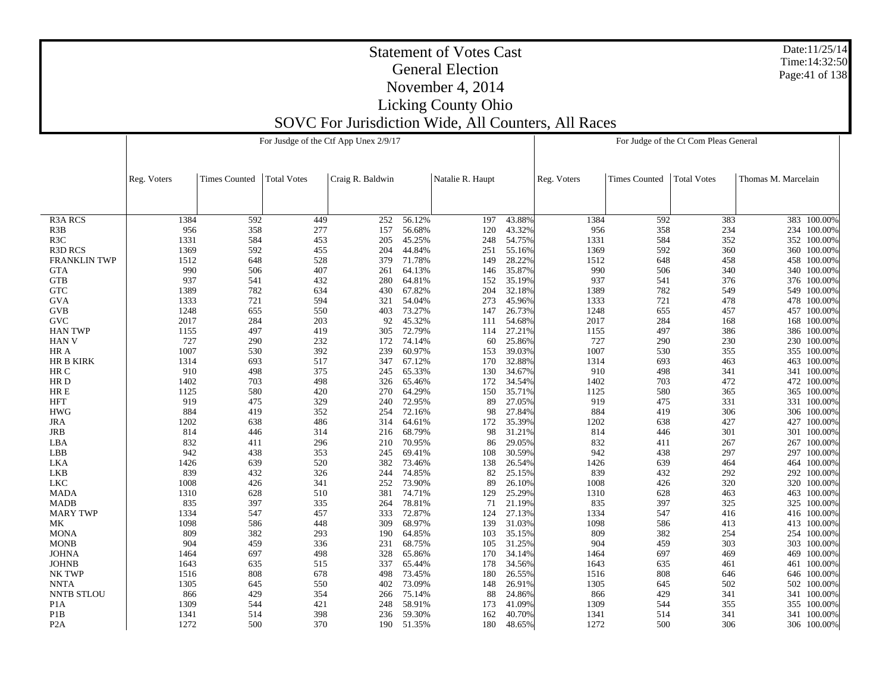# Statement of Votes Cast
## General Election
## November 4, 2014
## Licking County Ohio
## SOVC For Jurisdiction Wide, All Counters, All Races

Date:11/25/14
Time:14:32:50

| | For Jusdge of the Ctf App Unex 2/9/17 | | | | | | | For Judge of the Ct Com Pleas General | | | | |
|---|---|---|---|---|---|---|---|---|---|---|---|---|
| | Reg. Voters | Times Counted | Total Votes | Craig R. Baldwin | | Natalie R. Haupt | | Reg. Voters | Times Counted | Total Votes | Thomas M. Marcelain | |
| R3A RCS | 1384 | 592 | 449 | 252 | 56.12% | 197 | 43.88% | 1384 | 592 | 383 | 383 | 100.00% |
| R3B | 956 | 358 | 277 | 157 | 56.68% | 120 | 43.32% | 956 | 358 | 234 | 234 | 100.00% |
| R3C | 1331 | 584 | 453 | 205 | 45.25% | 248 | 54.75% | 1331 | 584 | 352 | 352 | 100.00% |
| R3D RCS | 1369 | 592 | 455 | 204 | 44.84% | 251 | 55.16% | 1369 | 592 | 360 | 360 | 100.00% |
| FRANKLIN TWP | 1512 | 648 | 528 | 379 | 71.78% | 149 | 28.22% | 1512 | 648 | 458 | 458 | 100.00% |
| GTA | 990 | 506 | 407 | 261 | 64.13% | 146 | 35.87% | 990 | 506 | 340 | 340 | 100.00% |
| GTB | 937 | 541 | 432 | 280 | 64.81% | 152 | 35.19% | 937 | 541 | 376 | 376 | 100.00% |
| GTC | 1389 | 782 | 634 | 430 | 67.82% | 204 | 32.18% | 1389 | 782 | 549 | 549 | 100.00% |
| GVA | 1333 | 721 | 594 | 321 | 54.04% | 273 | 45.96% | 1333 | 721 | 478 | 478 | 100.00% |
| GVB | 1248 | 655 | 550 | 403 | 73.27% | 147 | 26.73% | 1248 | 655 | 457 | 457 | 100.00% |
| GVC | 2017 | 284 | 203 | 92 | 45.32% | 111 | 54.68% | 2017 | 284 | 168 | 168 | 100.00% |
| HAN TWP | 1155 | 497 | 419 | 305 | 72.79% | 114 | 27.21% | 1155 | 497 | 386 | 386 | 100.00% |
| HAN V | 727 | 290 | 232 | 172 | 74.14% | 60 | 25.86% | 727 | 290 | 230 | 230 | 100.00% |
| HR A | 1007 | 530 | 392 | 239 | 60.97% | 153 | 39.03% | 1007 | 530 | 355 | 355 | 100.00% |
| HR B KIRK | 1314 | 693 | 517 | 347 | 67.12% | 170 | 32.88% | 1314 | 693 | 463 | 463 | 100.00% |
| HR C | 910 | 498 | 375 | 245 | 65.33% | 130 | 34.67% | 910 | 498 | 341 | 341 | 100.00% |
| HR D | 1402 | 703 | 498 | 326 | 65.46% | 172 | 34.54% | 1402 | 703 | 472 | 472 | 100.00% |
| HR E | 1125 | 580 | 420 | 270 | 64.29% | 150 | 35.71% | 1125 | 580 | 365 | 365 | 100.00% |
| HFT | 919 | 475 | 329 | 240 | 72.95% | 89 | 27.05% | 919 | 475 | 331 | 331 | 100.00% |
| HWG | 884 | 419 | 352 | 254 | 72.16% | 98 | 27.84% | 884 | 419 | 306 | 306 | 100.00% |
| JRA | 1202 | 638 | 486 | 314 | 64.61% | 172 | 35.39% | 1202 | 638 | 427 | 427 | 100.00% |
| JRB | 814 | 446 | 314 | 216 | 68.79% | 98 | 31.21% | 814 | 446 | 301 | 301 | 100.00% |
| LBA | 832 | 411 | 296 | 210 | 70.95% | 86 | 29.05% | 832 | 411 | 267 | 267 | 100.00% |
| LBB | 942 | 438 | 353 | 245 | 69.41% | 108 | 30.59% | 942 | 438 | 297 | 297 | 100.00% |
| LKA | 1426 | 639 | 520 | 382 | 73.46% | 138 | 26.54% | 1426 | 639 | 464 | 464 | 100.00% |
| LKB | 839 | 432 | 326 | 244 | 74.85% | 82 | 25.15% | 839 | 432 | 292 | 292 | 100.00% |
| LKC | 1008 | 426 | 341 | 252 | 73.90% | 89 | 26.10% | 1008 | 426 | 320 | 320 | 100.00% |
| MADA | 1310 | 628 | 510 | 381 | 74.71% | 129 | 25.29% | 1310 | 628 | 463 | 463 | 100.00% |
| MADB | 835 | 397 | 335 | 264 | 78.81% | 71 | 21.19% | 835 | 397 | 325 | 325 | 100.00% |
| MARY TWP | 1334 | 547 | 457 | 333 | 72.87% | 124 | 27.13% | 1334 | 547 | 416 | 416 | 100.00% |
| MK | 1098 | 586 | 448 | 309 | 68.97% | 139 | 31.03% | 1098 | 586 | 413 | 413 | 100.00% |
| MONA | 809 | 382 | 293 | 190 | 64.85% | 103 | 35.15% | 809 | 382 | 254 | 254 | 100.00% |
| MONB | 904 | 459 | 336 | 231 | 68.75% | 105 | 31.25% | 904 | 459 | 303 | 303 | 100.00% |
| JOHNA | 1464 | 697 | 498 | 328 | 65.86% | 170 | 34.14% | 1464 | 697 | 469 | 469 | 100.00% |
| JOHNB | 1643 | 635 | 515 | 337 | 65.44% | 178 | 34.56% | 1643 | 635 | 461 | 461 | 100.00% |
| NK TWP | 1516 | 808 | 678 | 498 | 73.45% | 180 | 26.55% | 1516 | 808 | 646 | 646 | 100.00% |
| NNTA | 1305 | 645 | 550 | 402 | 73.09% | 148 | 26.91% | 1305 | 645 | 502 | 502 | 100.00% |
| NNTB STLOU | 866 | 429 | 354 | 266 | 75.14% | 88 | 24.86% | 866 | 429 | 341 | 341 | 100.00% |
| P1A | 1309 | 544 | 421 | 248 | 58.91% | 173 | 41.09% | 1309 | 544 | 355 | 355 | 100.00% |
| P1B | 1341 | 514 | 398 | 236 | 59.30% | 162 | 40.70% | 1341 | 514 | 341 | 341 | 100.00% |
| P2A | 1272 | 500 | 370 | 190 | 51.35% | 180 | 48.65% | 1272 | 500 | 306 | 306 | 100.00% |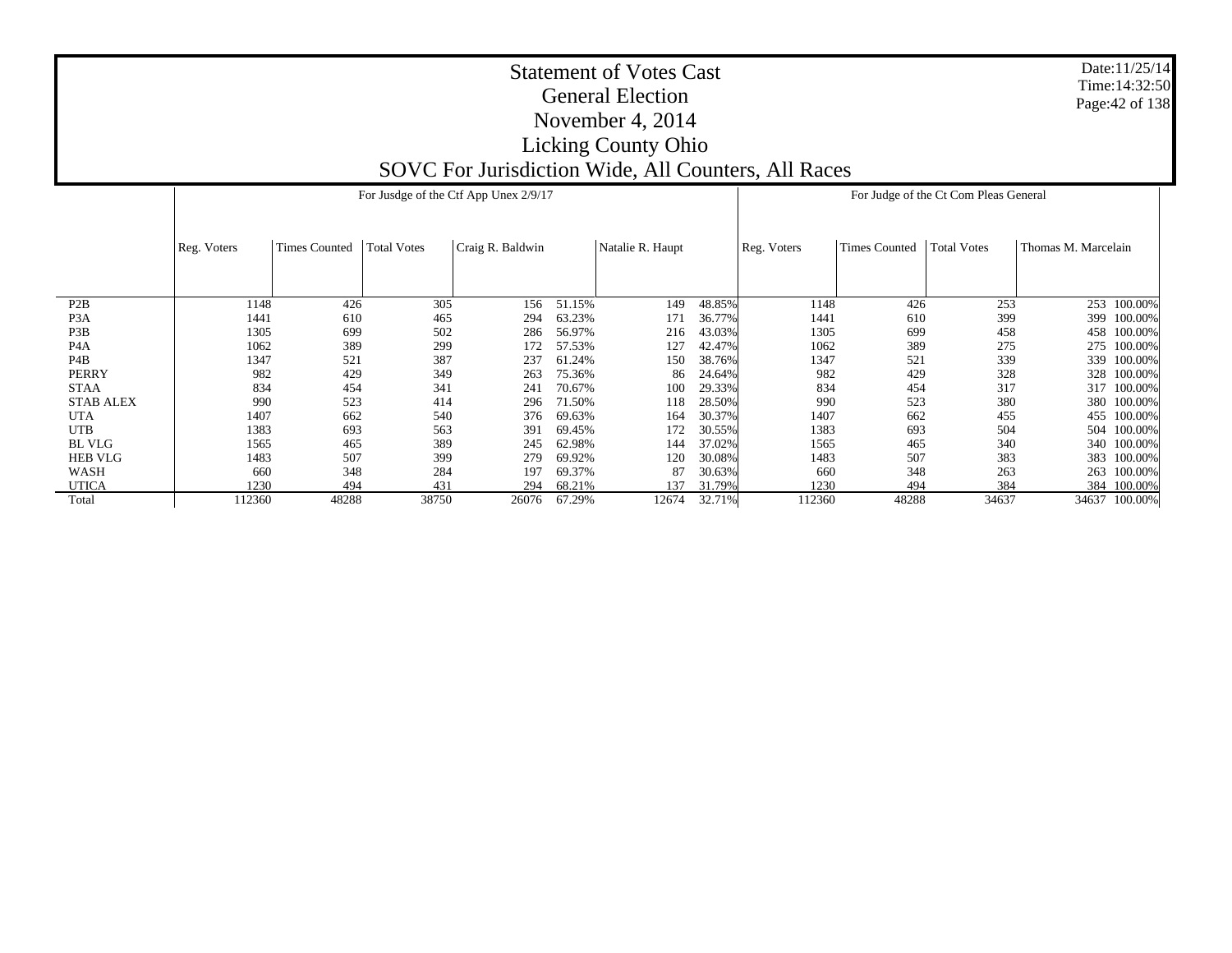# Statement of Votes Cast
## General Election
## November 4, 2014
## Licking County Ohio
## SOVC For Jurisdiction Wide, All Counters, All Races

Date:11/25/14
Time:14:32:50

| | For Jusdge of the Ctf App Unex 2/9/17 | | | | | | | For Judge of the Ct Com Pleas General | | | | |
|---|---|---|---|---|---|---|---|---|---|---|---|---|
| | Reg. Voters | Times Counted | Total Votes | Craig R. Baldwin | | Natalie R. Haupt | | Reg. Voters | Times Counted | Total Votes | Thomas M. Marcelain | |
| P2B | 1148 | 426 | 305 | 156 | 51.15% | 149 | 48.85% | 1148 | 426 | 253 | 253 | 100.00% |
| P3A | 1441 | 610 | 465 | 294 | 63.23% | 171 | 36.77% | 1441 | 610 | 399 | 399 | 100.00% |
| P3B | 1305 | 699 | 502 | 286 | 56.97% | 216 | 43.03% | 1305 | 699 | 458 | 458 | 100.00% |
| P4A | 1062 | 389 | 299 | 172 | 57.53% | 127 | 42.47% | 1062 | 389 | 275 | 275 | 100.00% |
| P4B | 1347 | 521 | 387 | 237 | 61.24% | 150 | 38.76% | 1347 | 521 | 339 | 339 | 100.00% |
| PERRY | 982 | 429 | 349 | 263 | 75.36% | 86 | 24.64% | 982 | 429 | 328 | 328 | 100.00% |
| STAA | 834 | 454 | 341 | 241 | 70.67% | 100 | 29.33% | 834 | 454 | 317 | 317 | 100.00% |
| STAB ALEX | 990 | 523 | 414 | 296 | 71.50% | 118 | 28.50% | 990 | 523 | 380 | 380 | 100.00% |
| UTA | 1407 | 662 | 540 | 376 | 69.63% | 164 | 30.37% | 1407 | 662 | 455 | 455 | 100.00% |
| UTB | 1383 | 693 | 563 | 391 | 69.45% | 172 | 30.55% | 1383 | 693 | 504 | 504 | 100.00% |
| BL VLG | 1565 | 465 | 389 | 245 | 62.98% | 144 | 37.02% | 1565 | 465 | 340 | 340 | 100.00% |
| HEB VLG | 1483 | 507 | 399 | 279 | 69.92% | 120 | 30.08% | 1483 | 507 | 383 | 383 | 100.00% |
| WASH | 660 | 348 | 284 | 197 | 69.37% | 87 | 30.63% | 660 | 348 | 263 | 263 | 100.00% |
| UTICA | 1230 | 494 | 431 | 294 | 68.21% | 137 | 31.79% | 1230 | 494 | 384 | 384 | 100.00% |
| Total | 112360 | 48288 | 38750 | 26076 | 67.29% | 12674 | 32.71% | 112360 | 48288 | 34637 | 34637 | 100.00% |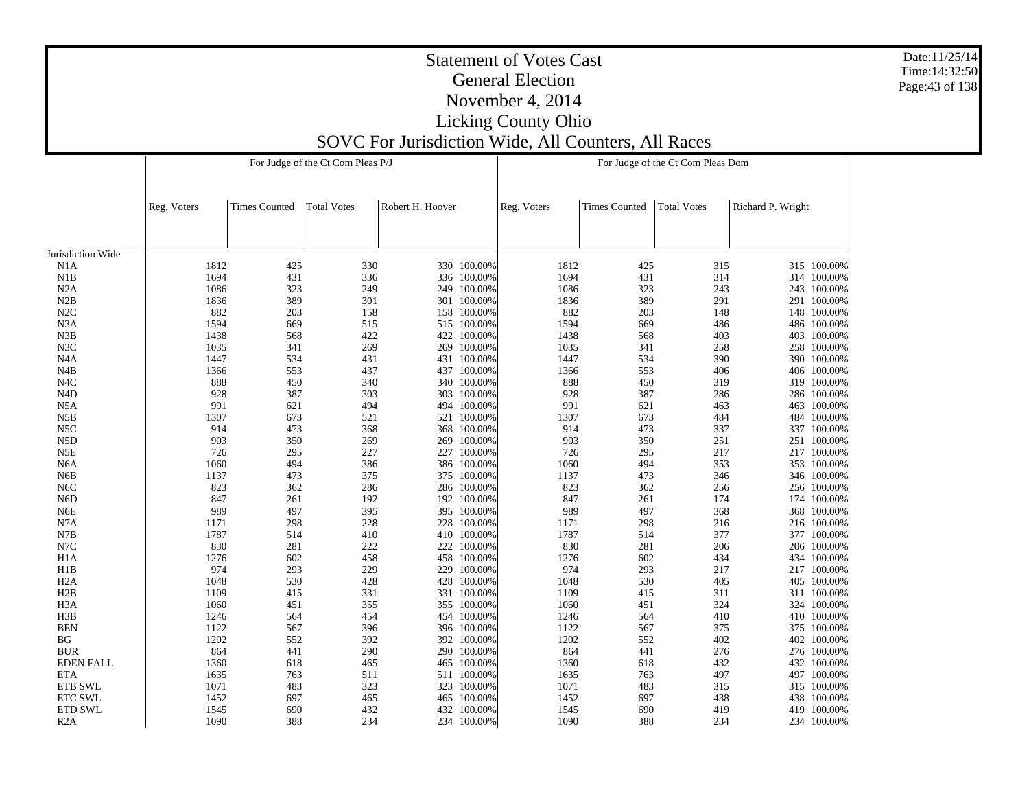# Statement of Votes Cast
## General Election
## November 4, 2014
## Licking County Ohio
## SOVC For Jurisdiction Wide, All Counters, All Races

Date:11/25/14
Time:14:32:50

| | For Judge of the Ct Com Pleas P/J | | | | | For Judge of the Ct Com Pleas Dom | | | | |
|---|---|---|---|---|---|---|---|---|---|---|
| | Reg. Voters | Times Counted | Total Votes | Robert H. Hoover | | Reg. Voters | Times Counted | Total Votes | Richard P. Wright | |
| Jurisdiction Wide | | | | | | | | | | |
| N1A | 1812 | 425 | 330 | 330 | 100.00% | 1812 | 425 | 315 | 315 | 100.00% |
| N1B | 1694 | 431 | 336 | 336 | 100.00% | 1694 | 431 | 314 | 314 | 100.00% |
| N2A | 1086 | 323 | 249 | 249 | 100.00% | 1086 | 323 | 243 | 243 | 100.00% |
| N2B | 1836 | 389 | 301 | 301 | 100.00% | 1836 | 389 | 291 | 291 | 100.00% |
| N2C | 882 | 203 | 158 | 158 | 100.00% | 882 | 203 | 148 | 148 | 100.00% |
| N3A | 1594 | 669 | 515 | 515 | 100.00% | 1594 | 669 | 486 | 486 | 100.00% |
| N3B | 1438 | 568 | 422 | 422 | 100.00% | 1438 | 568 | 403 | 403 | 100.00% |
| N3C | 1035 | 341 | 269 | 269 | 100.00% | 1035 | 341 | 258 | 258 | 100.00% |
| N4A | 1447 | 534 | 431 | 431 | 100.00% | 1447 | 534 | 390 | 390 | 100.00% |
| N4B | 1366 | 553 | 437 | 437 | 100.00% | 1366 | 553 | 406 | 406 | 100.00% |
| N4C | 888 | 450 | 340 | 340 | 100.00% | 888 | 450 | 319 | 319 | 100.00% |
| N4D | 928 | 387 | 303 | 303 | 100.00% | 928 | 387 | 286 | 286 | 100.00% |
| N5A | 991 | 621 | 494 | 494 | 100.00% | 991 | 621 | 463 | 463 | 100.00% |
| N5B | 1307 | 673 | 521 | 521 | 100.00% | 1307 | 673 | 484 | 484 | 100.00% |
| N5C | 914 | 473 | 368 | 368 | 100.00% | 914 | 473 | 337 | 337 | 100.00% |
| N5D | 903 | 350 | 269 | 269 | 100.00% | 903 | 350 | 251 | 251 | 100.00% |
| N5E | 726 | 295 | 227 | 227 | 100.00% | 726 | 295 | 217 | 217 | 100.00% |
| N6A | 1060 | 494 | 386 | 386 | 100.00% | 1060 | 494 | 353 | 353 | 100.00% |
| N6B | 1137 | 473 | 375 | 375 | 100.00% | 1137 | 473 | 346 | 346 | 100.00% |
| N6C | 823 | 362 | 286 | 286 | 100.00% | 823 | 362 | 256 | 256 | 100.00% |
| N6D | 847 | 261 | 192 | 192 | 100.00% | 847 | 261 | 174 | 174 | 100.00% |
| N6E | 989 | 497 | 395 | 395 | 100.00% | 989 | 497 | 368 | 368 | 100.00% |
| N7A | 1171 | 298 | 228 | 228 | 100.00% | 1171 | 298 | 216 | 216 | 100.00% |
| N7B | 1787 | 514 | 410 | 410 | 100.00% | 1787 | 514 | 377 | 377 | 100.00% |
| N7C | 830 | 281 | 222 | 222 | 100.00% | 830 | 281 | 206 | 206 | 100.00% |
| H1A | 1276 | 602 | 458 | 458 | 100.00% | 1276 | 602 | 434 | 434 | 100.00% |
| H1B | 974 | 293 | 229 | 229 | 100.00% | 974 | 293 | 217 | 217 | 100.00% |
| H2A | 1048 | 530 | 428 | 428 | 100.00% | 1048 | 530 | 405 | 405 | 100.00% |
| H2B | 1109 | 415 | 331 | 331 | 100.00% | 1109 | 415 | 311 | 311 | 100.00% |
| H3A | 1060 | 451 | 355 | 355 | 100.00% | 1060 | 451 | 324 | 324 | 100.00% |
| H3B | 1246 | 564 | 454 | 454 | 100.00% | 1246 | 564 | 410 | 410 | 100.00% |
| BEN | 1122 | 567 | 396 | 396 | 100.00% | 1122 | 567 | 375 | 375 | 100.00% |
| BG | 1202 | 552 | 392 | 392 | 100.00% | 1202 | 552 | 402 | 402 | 100.00% |
| BUR | 864 | 441 | 290 | 290 | 100.00% | 864 | 441 | 276 | 276 | 100.00% |
| EDEN FALL | 1360 | 618 | 465 | 465 | 100.00% | 1360 | 618 | 432 | 432 | 100.00% |
| ETA | 1635 | 763 | 511 | 511 | 100.00% | 1635 | 763 | 497 | 497 | 100.00% |
| ETB SWL | 1071 | 483 | 323 | 323 | 100.00% | 1071 | 483 | 315 | 315 | 100.00% |
| ETC SWL | 1452 | 697 | 465 | 465 | 100.00% | 1452 | 697 | 438 | 438 | 100.00% |
| ETD SWL | 1545 | 690 | 432 | 432 | 100.00% | 1545 | 690 | 419 | 419 | 100.00% |
| R2A | 1090 | 388 | 234 | 234 | 100.00% | 1090 | 388 | 234 | 234 | 100.00% |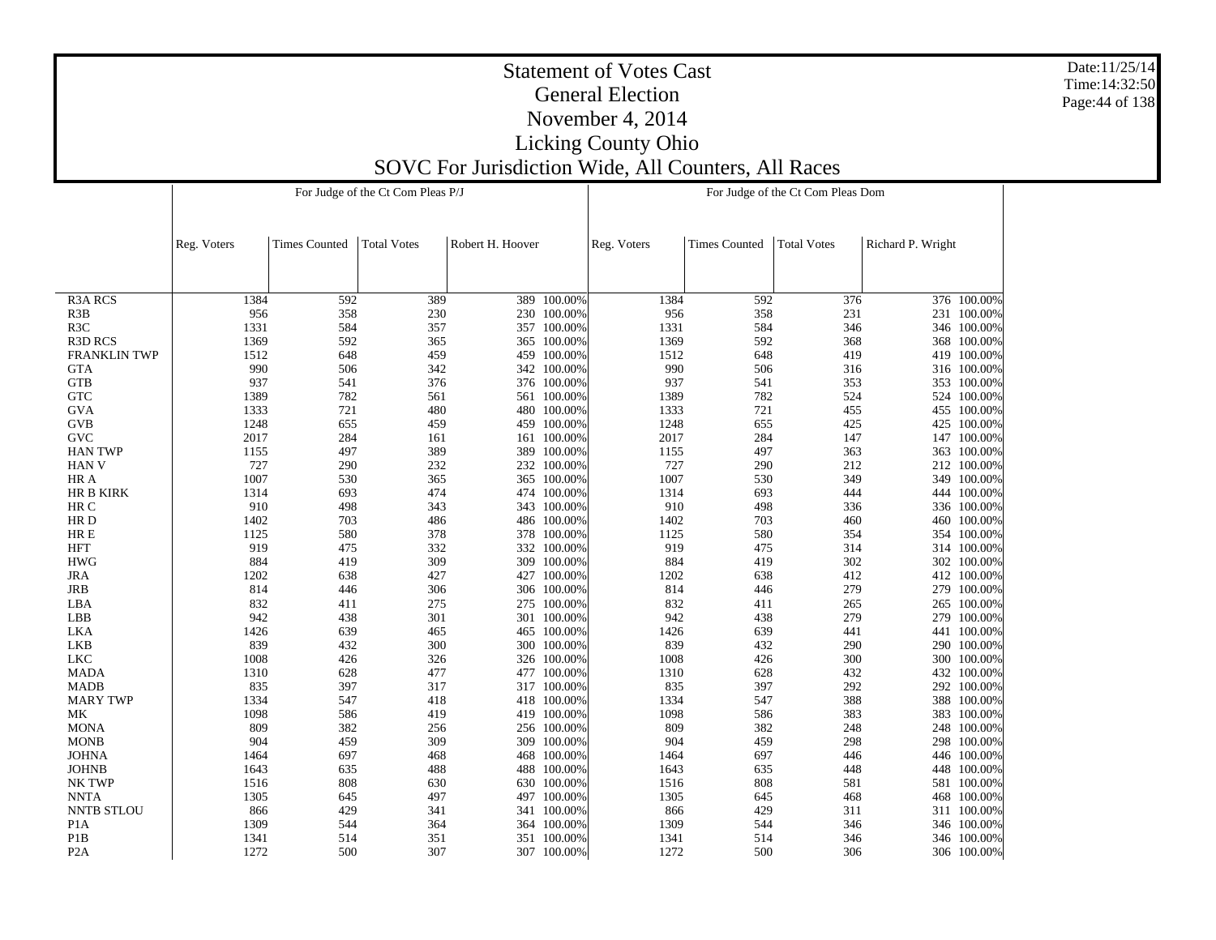# Statement of Votes Cast
## General Election
## November 4, 2014
## Licking County Ohio
## SOVC For Jurisdiction Wide, All Counters, All Races

| | For Judge of the Ct Com Pleas P/J | | | | | For Judge of the Ct Com Pleas Dom | | | | |
|---|---|---|---|---|---|---|---|---|---|---|
| | Reg. Voters | Times Counted | Total Votes | Robert H. Hoover | | Reg. Voters | Times Counted | Total Votes | Richard P. Wright | |
| R3A RCS | 1384 | 592 | 389 | 389 | 100.00% | 1384 | 592 | 376 | 376 | 100.00% |
| R3B | 956 | 358 | 230 | 230 | 100.00% | 956 | 358 | 231 | 231 | 100.00% |
| R3C | 1331 | 584 | 357 | 357 | 100.00% | 1331 | 584 | 346 | 346 | 100.00% |
| R3D RCS | 1369 | 592 | 365 | 365 | 100.00% | 1369 | 592 | 368 | 368 | 100.00% |
| FRANKLIN TWP | 1512 | 648 | 459 | 459 | 100.00% | 1512 | 648 | 419 | 419 | 100.00% |
| GTA | 990 | 506 | 342 | 342 | 100.00% | 990 | 506 | 316 | 316 | 100.00% |
| GTB | 937 | 541 | 376 | 376 | 100.00% | 937 | 541 | 353 | 353 | 100.00% |
| GTC | 1389 | 782 | 561 | 561 | 100.00% | 1389 | 782 | 524 | 524 | 100.00% |
| GVA | 1333 | 721 | 480 | 480 | 100.00% | 1333 | 721 | 455 | 455 | 100.00% |
| GVB | 1248 | 655 | 459 | 459 | 100.00% | 1248 | 655 | 425 | 425 | 100.00% |
| GVC | 2017 | 284 | 161 | 161 | 100.00% | 2017 | 284 | 147 | 147 | 100.00% |
| HAN TWP | 1155 | 497 | 389 | 389 | 100.00% | 1155 | 497 | 363 | 363 | 100.00% |
| HAN V | 727 | 290 | 232 | 232 | 100.00% | 727 | 290 | 212 | 212 | 100.00% |
| HR A | 1007 | 530 | 365 | 365 | 100.00% | 1007 | 530 | 349 | 349 | 100.00% |
| HR B KIRK | 1314 | 693 | 474 | 474 | 100.00% | 1314 | 693 | 444 | 444 | 100.00% |
| HR C | 910 | 498 | 343 | 343 | 100.00% | 910 | 498 | 336 | 336 | 100.00% |
| HR D | 1402 | 703 | 486 | 486 | 100.00% | 1402 | 703 | 460 | 460 | 100.00% |
| HR E | 1125 | 580 | 378 | 378 | 100.00% | 1125 | 580 | 354 | 354 | 100.00% |
| HFT | 919 | 475 | 332 | 332 | 100.00% | 919 | 475 | 314 | 314 | 100.00% |
| HWG | 884 | 419 | 309 | 309 | 100.00% | 884 | 419 | 302 | 302 | 100.00% |
| JRA | 1202 | 638 | 427 | 427 | 100.00% | 1202 | 638 | 412 | 412 | 100.00% |
| JRB | 814 | 446 | 306 | 306 | 100.00% | 814 | 446 | 279 | 279 | 100.00% |
| LBA | 832 | 411 | 275 | 275 | 100.00% | 832 | 411 | 265 | 265 | 100.00% |
| LBB | 942 | 438 | 301 | 301 | 100.00% | 942 | 438 | 279 | 279 | 100.00% |
| LKA | 1426 | 639 | 465 | 465 | 100.00% | 1426 | 639 | 441 | 441 | 100.00% |
| LKB | 839 | 432 | 300 | 300 | 100.00% | 839 | 432 | 290 | 290 | 100.00% |
| LKC | 1008 | 426 | 326 | 326 | 100.00% | 1008 | 426 | 300 | 300 | 100.00% |
| MADA | 1310 | 628 | 477 | 477 | 100.00% | 1310 | 628 | 432 | 432 | 100.00% |
| MADB | 835 | 397 | 317 | 317 | 100.00% | 835 | 397 | 292 | 292 | 100.00% |
| MARY TWP | 1334 | 547 | 418 | 418 | 100.00% | 1334 | 547 | 388 | 388 | 100.00% |
| MK | 1098 | 586 | 419 | 419 | 100.00% | 1098 | 586 | 383 | 383 | 100.00% |
| MONA | 809 | 382 | 256 | 256 | 100.00% | 809 | 382 | 248 | 248 | 100.00% |
| MONB | 904 | 459 | 309 | 309 | 100.00% | 904 | 459 | 298 | 298 | 100.00% |
| JOHNA | 1464 | 697 | 468 | 468 | 100.00% | 1464 | 697 | 446 | 446 | 100.00% |
| JOHNB | 1643 | 635 | 488 | 488 | 100.00% | 1643 | 635 | 448 | 448 | 100.00% |
| NK TWP | 1516 | 808 | 630 | 630 | 100.00% | 1516 | 808 | 581 | 581 | 100.00% |
| NNTA | 1305 | 645 | 497 | 497 | 100.00% | 1305 | 645 | 468 | 468 | 100.00% |
| NNTB STLOU | 866 | 429 | 341 | 341 | 100.00% | 866 | 429 | 311 | 311 | 100.00% |
| P1A | 1309 | 544 | 364 | 364 | 100.00% | 1309 | 544 | 346 | 346 | 100.00% |
| P1B | 1341 | 514 | 351 | 351 | 100.00% | 1341 | 514 | 346 | 346 | 100.00% |
| P2A | 1272 | 500 | 307 | 307 | 100.00% | 1272 | 500 | 306 | 306 | 100.00% |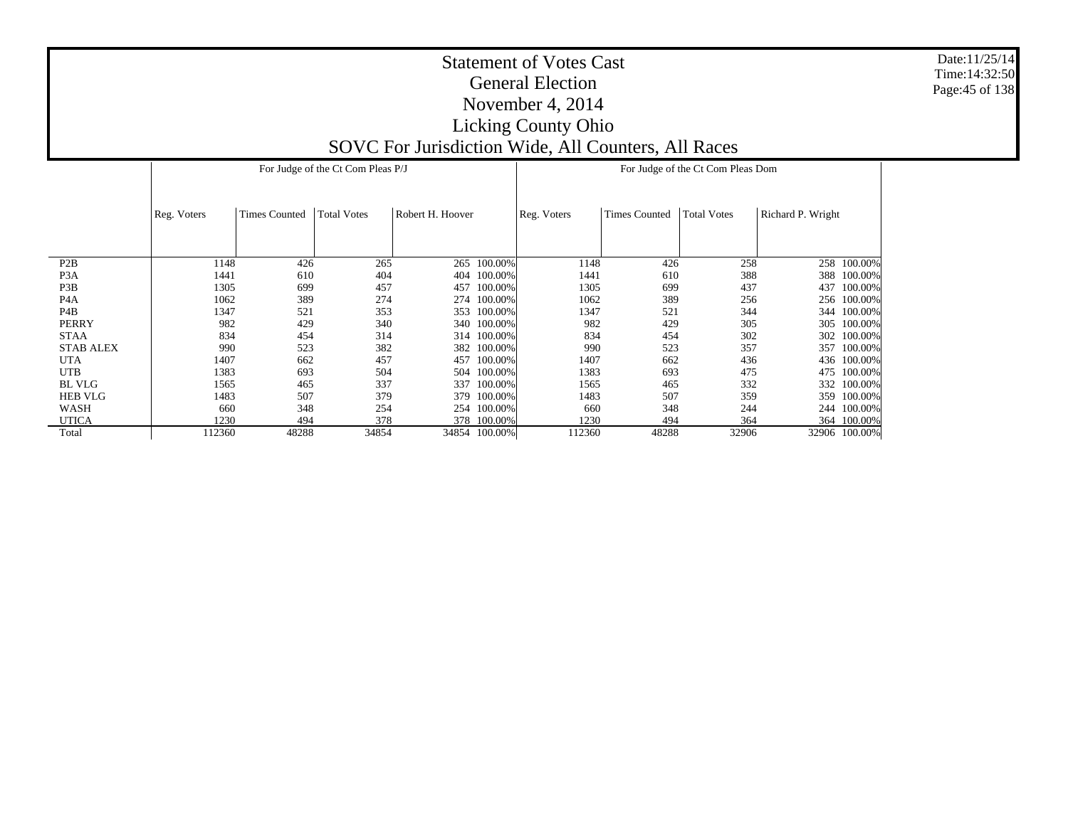# Statement of Votes Cast
## General Election
## November 4, 2014
## Licking County Ohio
## SOVC For Jurisdiction Wide, All Counters, All Races

Date:11/25/14
Time:14:32:50

| | For Judge of the Ct Com Pleas P/J | | | | | For Judge of the Ct Com Pleas Dom | | | | |
|---|---|---|---|---|---|---|---|---|---|---|
| | Reg. Voters | Times Counted | Total Votes | Robert H. Hoover | | Reg. Voters | Times Counted | Total Votes | Richard P. Wright | |
| P2B | 1148 | 426 | 265 | 265 | 100.00% | 1148 | 426 | 258 | 258 | 100.00% |
| P3A | 1441 | 610 | 404 | 404 | 100.00% | 1441 | 610 | 388 | 388 | 100.00% |
| P3B | 1305 | 699 | 457 | 457 | 100.00% | 1305 | 699 | 437 | 437 | 100.00% |
| P4A | 1062 | 389 | 274 | 274 | 100.00% | 1062 | 389 | 256 | 256 | 100.00% |
| P4B | 1347 | 521 | 353 | 353 | 100.00% | 1347 | 521 | 344 | 344 | 100.00% |
| PERRY | 982 | 429 | 340 | 340 | 100.00% | 982 | 429 | 305 | 305 | 100.00% |
| STAA | 834 | 454 | 314 | 314 | 100.00% | 834 | 454 | 302 | 302 | 100.00% |
| STAB ALEX | 990 | 523 | 382 | 382 | 100.00% | 990 | 523 | 357 | 357 | 100.00% |
| UTA | 1407 | 662 | 457 | 457 | 100.00% | 1407 | 662 | 436 | 436 | 100.00% |
| UTB | 1383 | 693 | 504 | 504 | 100.00% | 1383 | 693 | 475 | 475 | 100.00% |
| BL VLG | 1565 | 465 | 337 | 337 | 100.00% | 1565 | 465 | 332 | 332 | 100.00% |
| HEB VLG | 1483 | 507 | 379 | 379 | 100.00% | 1483 | 507 | 359 | 359 | 100.00% |
| WASH | 660 | 348 | 254 | 254 | 100.00% | 660 | 348 | 244 | 244 | 100.00% |
| UTICA | 1230 | 494 | 378 | 378 | 100.00% | 1230 | 494 | 364 | 364 | 100.00% |
| Total | 112360 | 48288 | 34854 | 34854 | 100.00% | 112360 | 48288 | 32906 | 32906 | 100.00% |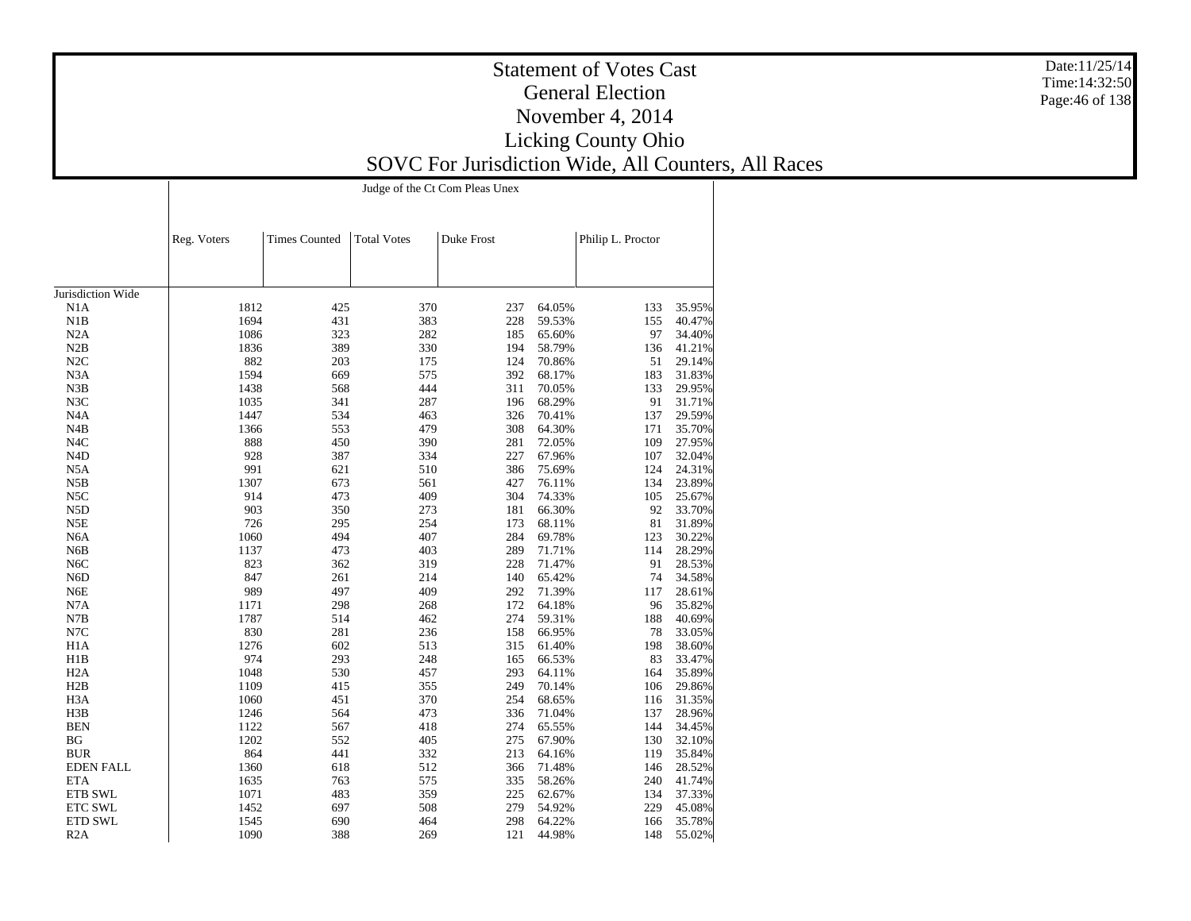# Statement of Votes Cast
## General Election
## November 4, 2014
## Licking County Ohio
## SOVC For Jurisdiction Wide, All Counters, All Races

Date:11/25/14
Time:14:32:50

| | Judge of the Ct Com Pleas Unex | | | | | | |
|---|---|---|---|---|---|---|---|
| | Reg. Voters | Times Counted | Total Votes | Duke Frost | | Philip L. Proctor | |
| Jurisdiction Wide | | | | | | | |
| N1A | 1812 | 425 | 370 | 237 | 64.05% | 133 | 35.95% |
| N1B | 1694 | 431 | 383 | 228 | 59.53% | 155 | 40.47% |
| N2A | 1086 | 323 | 282 | 185 | 65.60% | 97 | 34.40% |
| N2B | 1836 | 389 | 330 | 194 | 58.79% | 136 | 41.21% |
| N2C | 882 | 203 | 175 | 124 | 70.86% | 51 | 29.14% |
| N3A | 1594 | 669 | 575 | 392 | 68.17% | 183 | 31.83% |
| N3B | 1438 | 568 | 444 | 311 | 70.05% | 133 | 29.95% |
| N3C | 1035 | 341 | 287 | 196 | 68.29% | 91 | 31.71% |
| N4A | 1447 | 534 | 463 | 326 | 70.41% | 137 | 29.59% |
| N4B | 1366 | 553 | 479 | 308 | 64.30% | 171 | 35.70% |
| N4C | 888 | 450 | 390 | 281 | 72.05% | 109 | 27.95% |
| N4D | 928 | 387 | 334 | 227 | 67.96% | 107 | 32.04% |
| N5A | 991 | 621 | 510 | 386 | 75.69% | 124 | 24.31% |
| N5B | 1307 | 673 | 561 | 427 | 76.11% | 134 | 23.89% |
| N5C | 914 | 473 | 409 | 304 | 74.33% | 105 | 25.67% |
| N5D | 903 | 350 | 273 | 181 | 66.30% | 92 | 33.70% |
| N5E | 726 | 295 | 254 | 173 | 68.11% | 81 | 31.89% |
| N6A | 1060 | 494 | 407 | 284 | 69.78% | 123 | 30.22% |
| N6B | 1137 | 473 | 403 | 289 | 71.71% | 114 | 28.29% |
| N6C | 823 | 362 | 319 | 228 | 71.47% | 91 | 28.53% |
| N6D | 847 | 261 | 214 | 140 | 65.42% | 74 | 34.58% |
| N6E | 989 | 497 | 409 | 292 | 71.39% | 117 | 28.61% |
| N7A | 1171 | 298 | 268 | 172 | 64.18% | 96 | 35.82% |
| N7B | 1787 | 514 | 462 | 274 | 59.31% | 188 | 40.69% |
| N7C | 830 | 281 | 236 | 158 | 66.95% | 78 | 33.05% |
| H1A | 1276 | 602 | 513 | 315 | 61.40% | 198 | 38.60% |
| H1B | 974 | 293 | 248 | 165 | 66.53% | 83 | 33.47% |
| H2A | 1048 | 530 | 457 | 293 | 64.11% | 164 | 35.89% |
| H2B | 1109 | 415 | 355 | 249 | 70.14% | 106 | 29.86% |
| H3A | 1060 | 451 | 370 | 254 | 68.65% | 116 | 31.35% |
| H3B | 1246 | 564 | 473 | 336 | 71.04% | 137 | 28.96% |
| BEN | 1122 | 567 | 418 | 274 | 65.55% | 144 | 34.45% |
| BG | 1202 | 552 | 405 | 275 | 67.90% | 130 | 32.10% |
| BUR | 864 | 441 | 332 | 213 | 64.16% | 119 | 35.84% |
| EDEN FALL | 1360 | 618 | 512 | 366 | 71.48% | 146 | 28.52% |
| ETA | 1635 | 763 | 575 | 335 | 58.26% | 240 | 41.74% |
| ETB SWL | 1071 | 483 | 359 | 225 | 62.67% | 134 | 37.33% |
| ETC SWL | 1452 | 697 | 508 | 279 | 54.92% | 229 | 45.08% |
| ETD SWL | 1545 | 690 | 464 | 298 | 64.22% | 166 | 35.78% |
| R2A | 1090 | 388 | 269 | 121 | 44.98% | 148 | 55.02% |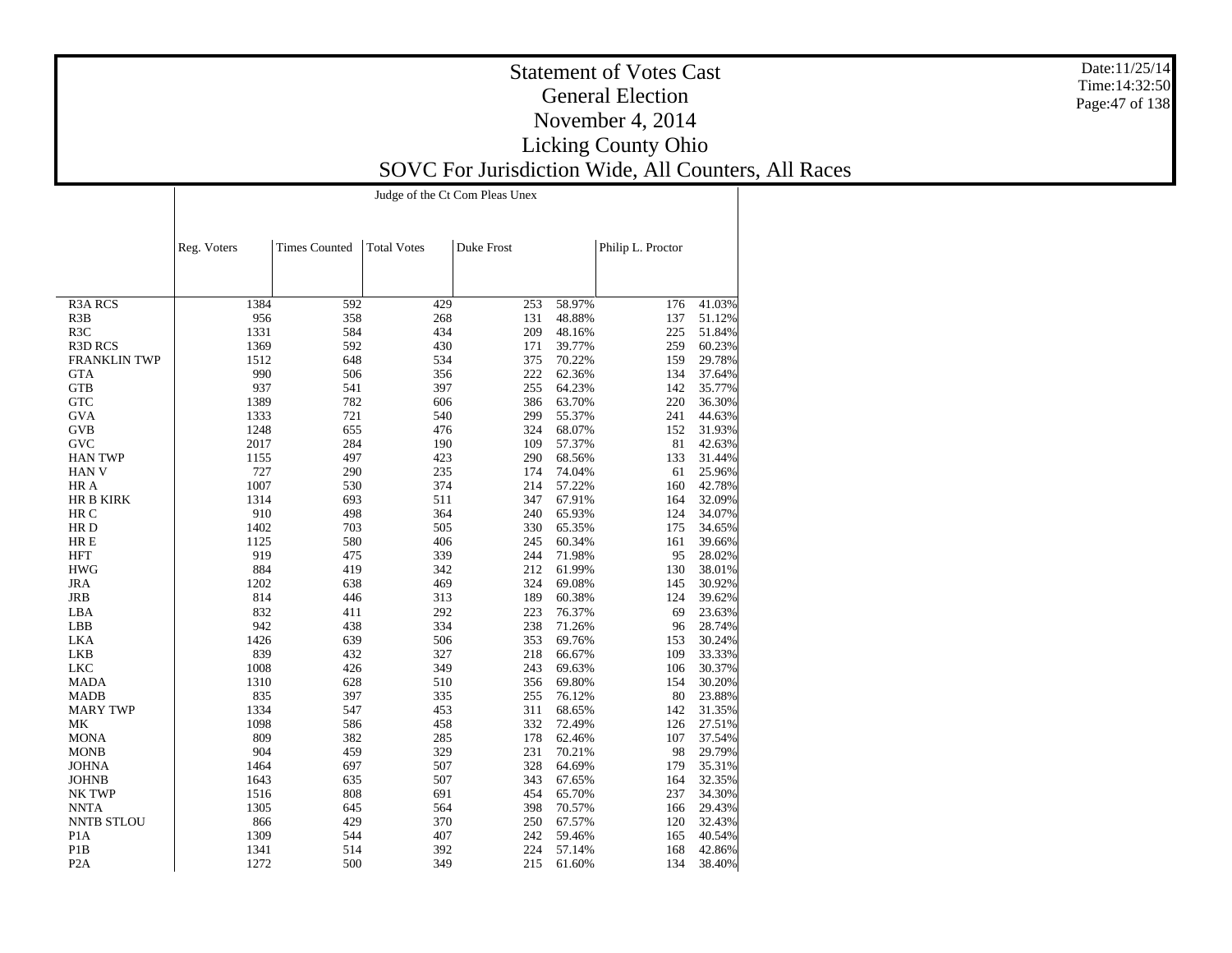# Statement of Votes Cast
## General Election
## November 4, 2014
## Licking County Ohio
## SOVC For Jurisdiction Wide, All Counters, All Races

Date:11/25/14
Time:14:32:50

| | Judge of the Ct Com Pleas Unex | | | | | | |
|---|---|---|---|---|---|---|---|
| | Reg. Voters | Times Counted | Total Votes | Duke Frost | | Philip L. Proctor | |
| R3A RCS | 1384 | 592 | 429 | 253 | 58.97% | 176 | 41.03% |
| R3B | 956 | 358 | 268 | 131 | 48.88% | 137 | 51.12% |
| R3C | 1331 | 584 | 434 | 209 | 48.16% | 225 | 51.84% |
| R3D RCS | 1369 | 592 | 430 | 171 | 39.77% | 259 | 60.23% |
| FRANKLIN TWP | 1512 | 648 | 534 | 375 | 70.22% | 159 | 29.78% |
| GTA | 990 | 506 | 356 | 222 | 62.36% | 134 | 37.64% |
| GTB | 937 | 541 | 397 | 255 | 64.23% | 142 | 35.77% |
| GTC | 1389 | 782 | 606 | 386 | 63.70% | 220 | 36.30% |
| GVA | 1333 | 721 | 540 | 299 | 55.37% | 241 | 44.63% |
| GVB | 1248 | 655 | 476 | 324 | 68.07% | 152 | 31.93% |
| GVC | 2017 | 284 | 190 | 109 | 57.37% | 81 | 42.63% |
| HAN TWP | 1155 | 497 | 423 | 290 | 68.56% | 133 | 31.44% |
| HAN V | 727 | 290 | 235 | 174 | 74.04% | 61 | 25.96% |
| HR A | 1007 | 530 | 374 | 214 | 57.22% | 160 | 42.78% |
| HR B KIRK | 1314 | 693 | 511 | 347 | 67.91% | 164 | 32.09% |
| HR C | 910 | 498 | 364 | 240 | 65.93% | 124 | 34.07% |
| HR D | 1402 | 703 | 505 | 330 | 65.35% | 175 | 34.65% |
| HR E | 1125 | 580 | 406 | 245 | 60.34% | 161 | 39.66% |
| HFT | 919 | 475 | 339 | 244 | 71.98% | 95 | 28.02% |
| HWG | 884 | 419 | 342 | 212 | 61.99% | 130 | 38.01% |
| JRA | 1202 | 638 | 469 | 324 | 69.08% | 145 | 30.92% |
| JRB | 814 | 446 | 313 | 189 | 60.38% | 124 | 39.62% |
| LBA | 832 | 411 | 292 | 223 | 76.37% | 69 | 23.63% |
| LBB | 942 | 438 | 334 | 238 | 71.26% | 96 | 28.74% |
| LKA | 1426 | 639 | 506 | 353 | 69.76% | 153 | 30.24% |
| LKB | 839 | 432 | 327 | 218 | 66.67% | 109 | 33.33% |
| LKC | 1008 | 426 | 349 | 243 | 69.63% | 106 | 30.37% |
| MADA | 1310 | 628 | 510 | 356 | 69.80% | 154 | 30.20% |
| MADB | 835 | 397 | 335 | 255 | 76.12% | 80 | 23.88% |
| MARY TWP | 1334 | 547 | 453 | 311 | 68.65% | 142 | 31.35% |
| MK | 1098 | 586 | 458 | 332 | 72.49% | 126 | 27.51% |
| MONA | 809 | 382 | 285 | 178 | 62.46% | 107 | 37.54% |
| MONB | 904 | 459 | 329 | 231 | 70.21% | 98 | 29.79% |
| JOHNA | 1464 | 697 | 507 | 328 | 64.69% | 179 | 35.31% |
| JOHNB | 1643 | 635 | 507 | 343 | 67.65% | 164 | 32.35% |
| NK TWP | 1516 | 808 | 691 | 454 | 65.70% | 237 | 34.30% |
| NNTA | 1305 | 645 | 564 | 398 | 70.57% | 166 | 29.43% |
| NNTB STLOU | 866 | 429 | 370 | 250 | 67.57% | 120 | 32.43% |
| P1A | 1309 | 544 | 407 | 242 | 59.46% | 165 | 40.54% |
| P1B | 1341 | 514 | 392 | 224 | 57.14% | 168 | 42.86% |
| P2A | 1272 | 500 | 349 | 215 | 61.60% | 134 | 38.40% |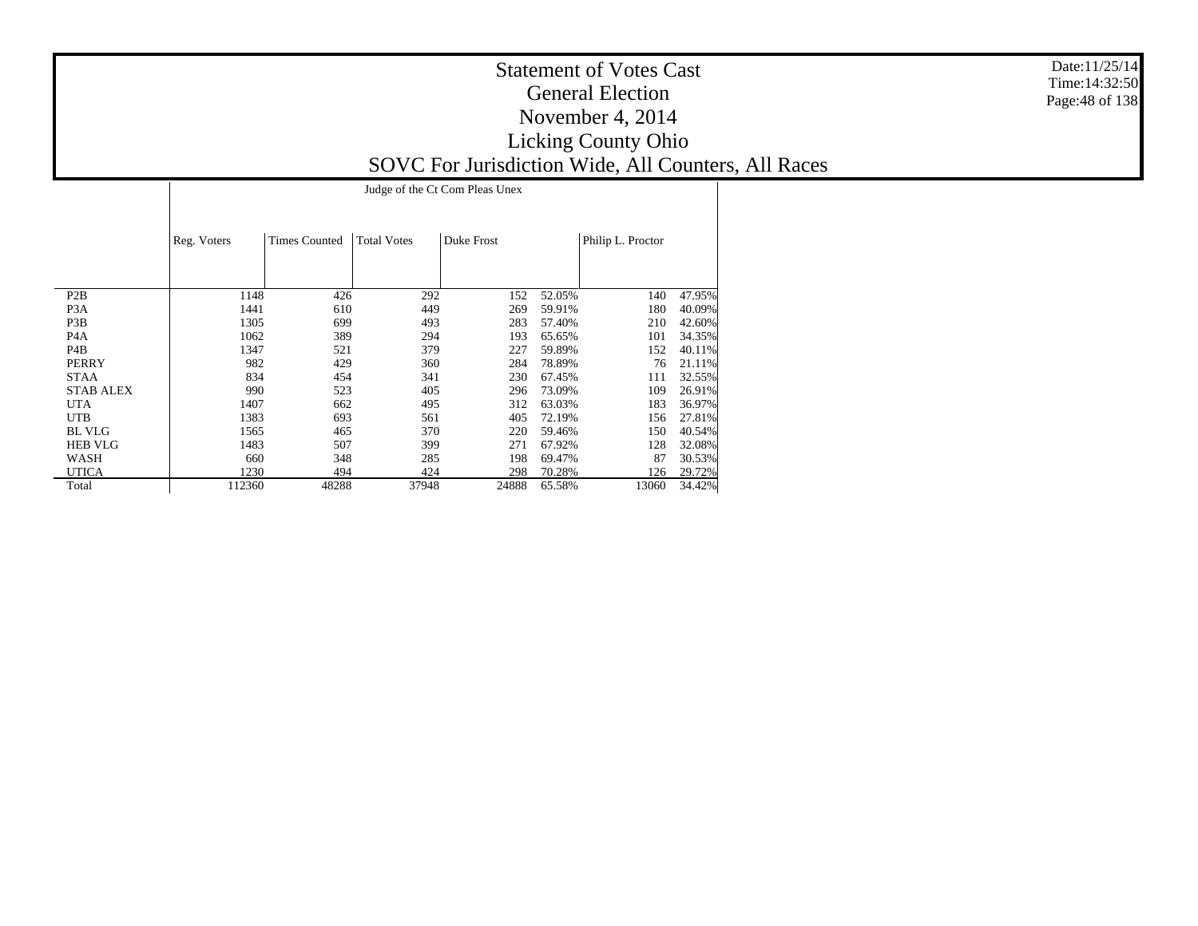# Statement of Votes Cast
## General Election
## November 4, 2014
## Licking County Ohio
## SOVC For Jurisdiction Wide, All Counters, All Races

Date:11/25/14
Time:14:32:50

| | Judge of the Ct Com Pleas Unex | | | | | | |
|---|---|---|---|---|---|---|---|
| | Reg. Voters | Times Counted | Total Votes | Duke Frost | | Philip L. Proctor | |
| P2B | 1148 | 426 | 292 | 152 | 52.05% | 140 | 47.95% |
| P3A | 1441 | 610 | 449 | 269 | 59.91% | 180 | 40.09% |
| P3B | 1305 | 699 | 493 | 283 | 57.40% | 210 | 42.60% |
| P4A | 1062 | 389 | 294 | 193 | 65.65% | 101 | 34.35% |
| P4B | 1347 | 521 | 379 | 227 | 59.89% | 152 | 40.11% |
| PERRY | 982 | 429 | 360 | 284 | 78.89% | 76 | 21.11% |
| STAA | 834 | 454 | 341 | 230 | 67.45% | 111 | 32.55% |
| STAB ALEX | 990 | 523 | 405 | 296 | 73.09% | 109 | 26.91% |
| UTA | 1407 | 662 | 495 | 312 | 63.03% | 183 | 36.97% |
| UTB | 1383 | 693 | 561 | 405 | 72.19% | 156 | 27.81% |
| BL VLG | 1565 | 465 | 370 | 220 | 59.46% | 150 | 40.54% |
| HEB VLG | 1483 | 507 | 399 | 271 | 67.92% | 128 | 32.08% |
| WASH | 660 | 348 | 285 | 198 | 69.47% | 87 | 30.53% |
| UTICA | 1230 | 494 | 424 | 298 | 70.28% | 126 | 29.72% |
| Total | 112360 | 48288 | 37948 | 24888 | 65.58% | 13060 | 34.42% |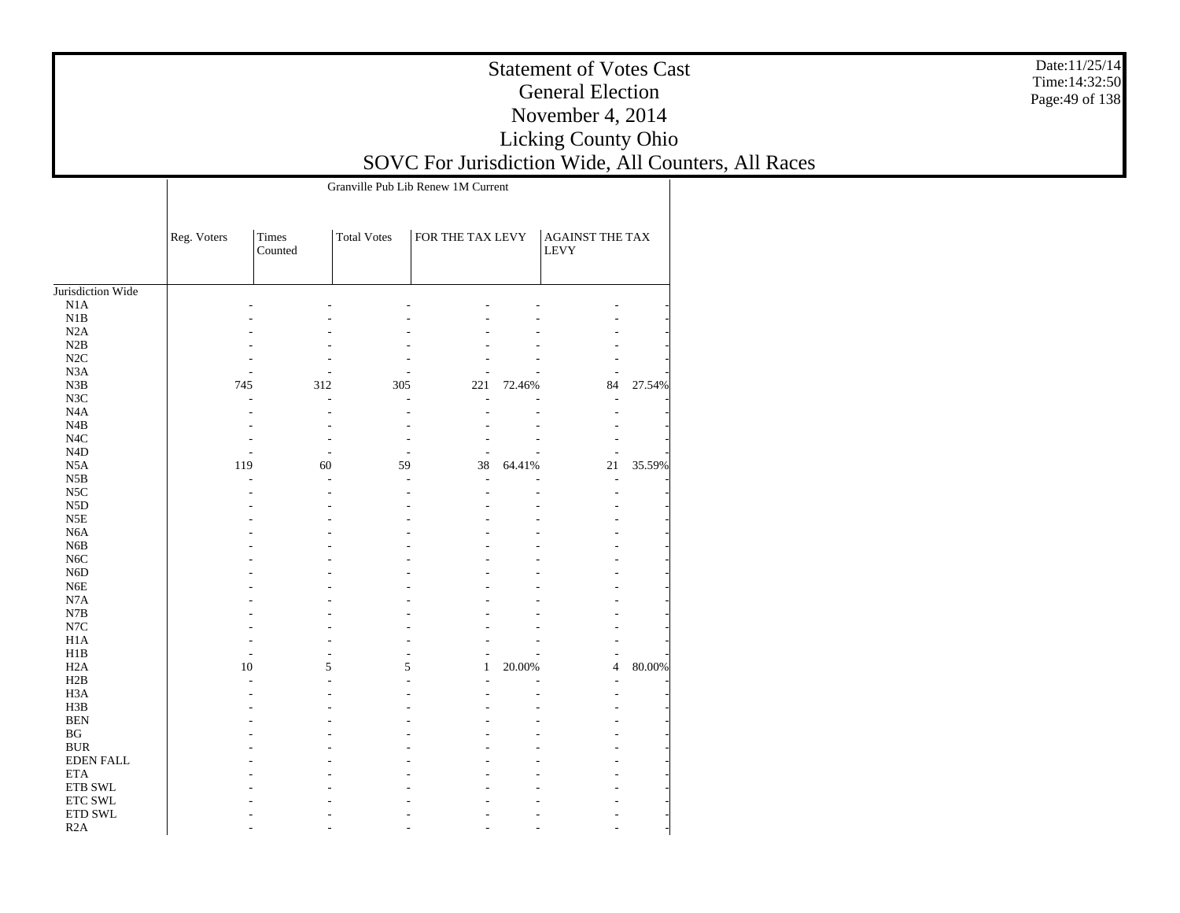# Statement of Votes Cast
## General Election
## November 4, 2014
## Licking County Ohio
## SOVC For Jurisdiction Wide, All Counters, All Races

| | Granville Pub Lib Renew 1M Current | | | | | | |
|---|---|---|---|---|---|---|---|
| | Reg. Voters | Times Counted | Total Votes | FOR THE TAX LEVY | | AGAINST THE TAX LEVY | |
| Jurisdiction Wide | | | | | | | |
| N1A | - | - | - | - | - | - | - |
| N1B | - | - | - | - | - | - | - |
| N2A | - | - | - | - | - | - | - |
| N2B | - | - | - | - | - | - | - |
| N2C | - | - | - | - | - | - | - |
| N3A | - | - | - | - | - | - | - |
| N3B | 745 | 312 | 305 | 221 | 72.46% | 84 | 27.54% |
| N3C | - | - | - | - | - | - | - |
| N4A | - | - | - | - | - | - | - |
| N4B | - | - | - | - | - | - | - |
| N4C | - | - | - | - | - | - | - |
| N4D | - | - | - | - | - | - | - |
| N5A | 119 | 60 | 59 | 38 | 64.41% | 21 | 35.59% |
| N5B | - | - | - | - | - | - | - |
| N5C | - | - | - | - | - | - | - |
| N5D | - | - | - | - | - | - | - |
| N5E | - | - | - | - | - | - | - |
| N6A | - | - | - | - | - | - | - |
| N6B | - | - | - | - | - | - | - |
| N6C | - | - | - | - | - | - | - |
| N6D | - | - | - | - | - | - | - |
| N6E | - | - | - | - | - | - | - |
| N7A | - | - | - | - | - | - | - |
| N7B | - | - | - | - | - | - | - |
| N7C | - | - | - | - | - | - | - |
| H1A | - | - | - | - | - | - | - |
| H1B | - | - | - | - | - | - | - |
| H2A | 10 | 5 | 5 | 1 | 20.00% | 4 | 80.00% |
| H2B | - | - | - | - | - | - | - |
| H3A | - | - | - | - | - | - | - |
| H3B | - | - | - | - | - | - | - |
| BEN | - | - | - | - | - | - | - |
| BG | - | - | - | - | - | - | - |
| BUR | - | - | - | - | - | - | - |
| EDEN FALL | - | - | - | - | - | - | - |
| ETA | - | - | - | - | - | - | - |
| ETB SWL | - | - | - | - | - | - | - |
| ETC SWL | - | - | - | - | - | - | - |
| ETD SWL | - | - | - | - | - | - | - |
| R2A | - | - | - | - | - | - | - |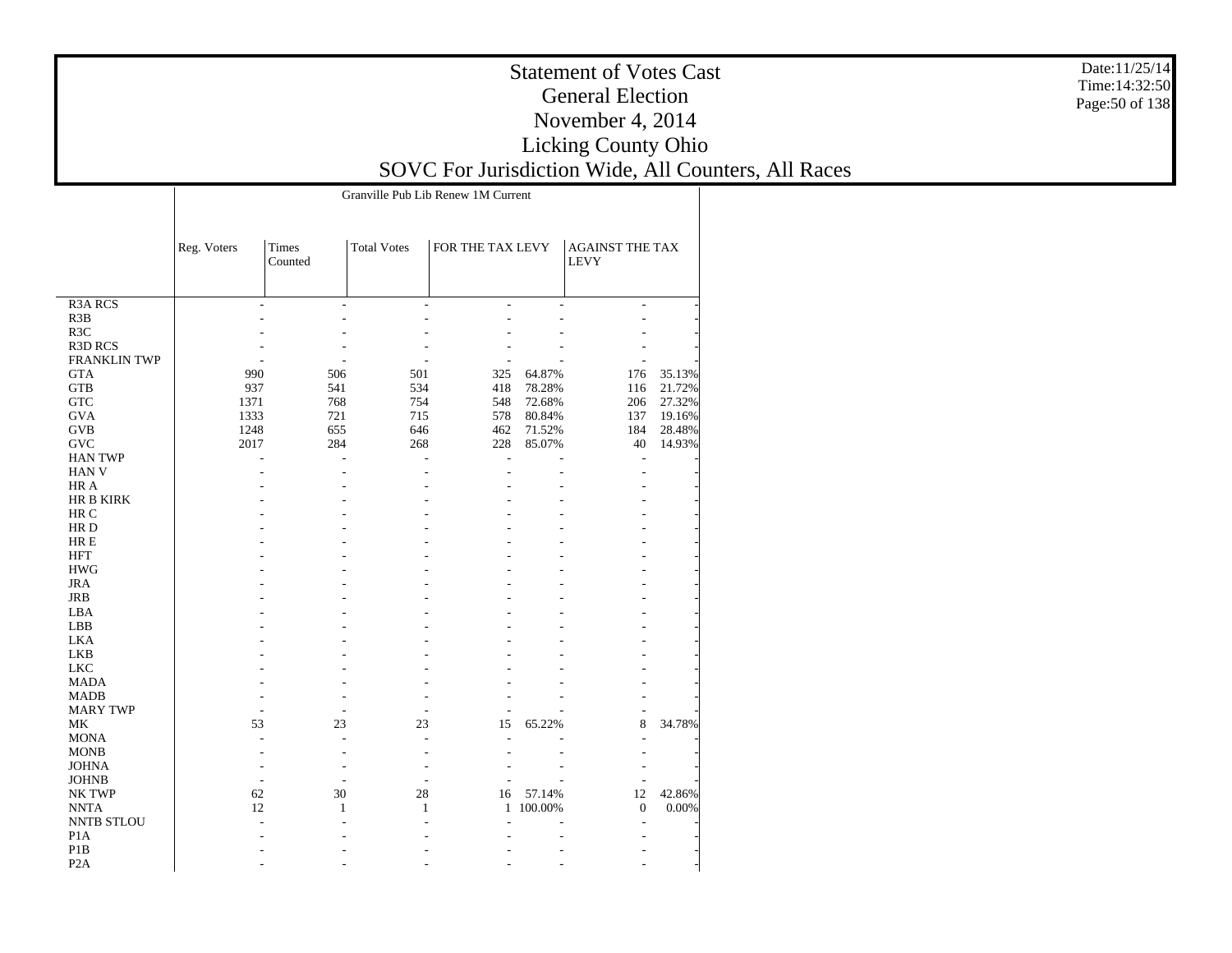# Statement of Votes Cast
## General Election
## November 4, 2014
## Licking County Ohio
## SOVC For Jurisdiction Wide, All Counters, All Races

Date:11/25/14
Time:14:32:50

| | Granville Pub Lib Renew 1M Current | | | | | | |
|---|---|---|---|---|---|---|---|
| | Reg. Voters | Times Counted | Total Votes | FOR THE TAX LEVY | | AGAINST THE TAX LEVY | |
| R3A RCS | - | - | - | - | - | - | - |
| R3B | - | - | - | - | - | - | - |
| R3C | - | - | - | - | - | - | - |
| R3D RCS | - | - | - | - | - | - | - |
| FRANKLIN TWP | - | - | - | - | - | - | - |
| GTA | 990 | 506 | 501 | 325 | 64.87% | 176 | 35.13% |
| GTB | 937 | 541 | 534 | 418 | 78.28% | 116 | 21.72% |
| GTC | 1371 | 768 | 754 | 548 | 72.68% | 206 | 27.32% |
| GVA | 1333 | 721 | 715 | 578 | 80.84% | 137 | 19.16% |
| GVB | 1248 | 655 | 646 | 462 | 71.52% | 184 | 28.48% |
| GVC | 2017 | 284 | 268 | 228 | 85.07% | 40 | 14.93% |
| HAN TWP | - | - | - | - | - | - | - |
| HAN V | - | - | - | - | - | - | - |
| HR A | - | - | - | - | - | - | - |
| HR B KIRK | - | - | - | - | - | - | - |
| HR C | - | - | - | - | - | - | - |
| HR D | - | - | - | - | - | - | - |
| HR E | - | - | - | - | - | - | - |
| HFT | - | - | - | - | - | - | - |
| HWG | - | - | - | - | - | - | - |
| JRA | - | - | - | - | - | - | - |
| JRB | - | - | - | - | - | - | - |
| LBA | - | - | - | - | - | - | - |
| LBB | - | - | - | - | - | - | - |
| LKA | - | - | - | - | - | - | - |
| LKB | - | - | - | - | - | - | - |
| LKC | - | - | - | - | - | - | - |
| MADA | - | - | - | - | - | - | - |
| MADB | - | - | - | - | - | - | - |
| MARY TWP | - | - | - | - | - | - | - |
| MK | 53 | 23 | 23 | 15 | 65.22% | 8 | 34.78% |
| MONA | - | - | - | - | - | - | - |
| MONB | - | - | - | - | - | - | - |
| JOHNA | - | - | - | - | - | - | - |
| JOHNB | - | - | - | - | - | - | - |
| NK TWP | 62 | 30 | 28 | 16 | 57.14% | 12 | 42.86% |
| NNTA | 12 | 1 | 1 | 1 | 100.00% | 0 | 0.00% |
| NNTB STLOU | - | - | - | - | - | - | - |
| P1A | - | - | - | - | - | - | - |
| P1B | - | - | - | - | - | - | - |
| P2A | - | - | - | - | - | - | - |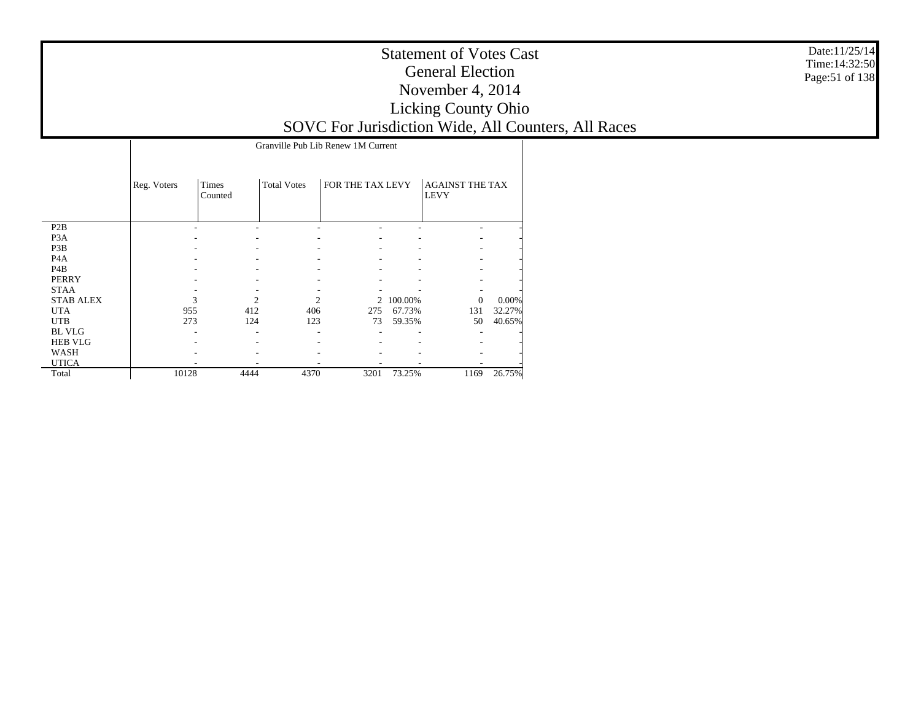# Statement of Votes Cast
## General Election
## November 4, 2014
## Licking County Ohio
## SOVC For Jurisdiction Wide, All Counters, All Races

Date:11/25/14
Time:14:32:50

| | Granville Pub Lib Renew 1M Current | | | | | | |
|---|---|---|---|---|---|---|---|
| | Reg. Voters | Times Counted | Total Votes | FOR THE TAX LEVY | | AGAINST THE TAX LEVY | |
| P2B | - | - | - | - | - | - | - |
| P3A | - | - | - | - | - | - | - |
| P3B | - | - | - | - | - | - | - |
| P4A | - | - | - | - | - | - | - |
| P4B | - | - | - | - | - | - | - |
| PERRY | - | - | - | - | - | - | - |
| STAA | - | - | - | - | - | - | - |
| STAB ALEX | 3 | 2 | 2 | 2 | 100.00% | 0 | 0.00% |
| UTA | 955 | 412 | 406 | 275 | 67.73% | 131 | 32.27% |
| UTB | 273 | 124 | 123 | 73 | 59.35% | 50 | 40.65% |
| BL VLG | - | - | - | - | - | - | - |
| HEB VLG | - | - | - | - | - | - | - |
| WASH | - | - | - | - | - | - | - |
| UTICA | - | - | - | - | - | - | - |
| Total | 10128 | 4444 | 4370 | 3201 | 73.25% | 1169 | 26.75% |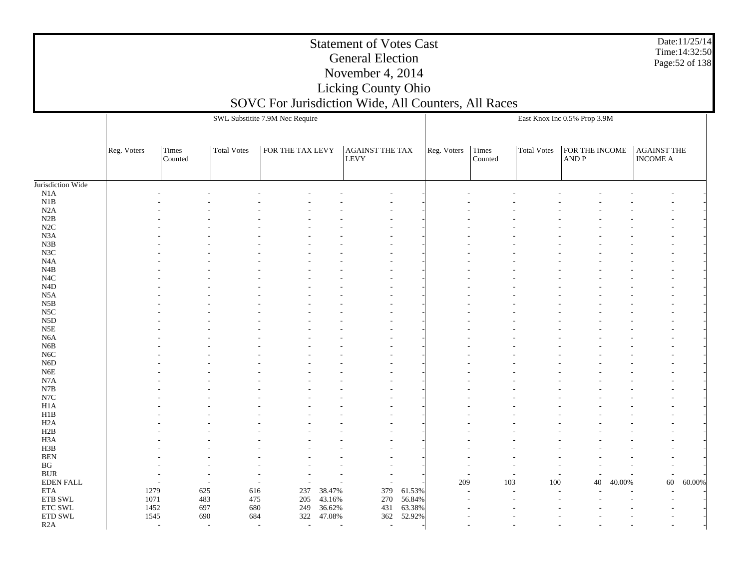# Statement of Votes Cast
## General Election
## November 4, 2014
## Licking County Ohio
## SOVC For Jurisdiction Wide, All Counters, All Races

| | SWL Substitite 7.9M Nec Require | | | | | | | East Knox Inc 0.5% Prop 3.9M | | | | | | |
|---|---|---|---|---|---|---|---|---|---|---|---|---|---|---|
| | Reg. Voters | Times Counted | Total Votes | FOR THE TAX LEVY | | AGAINST THE TAX LEVY | | Reg. Voters | Times Counted | Total Votes | FOR THE INCOME AND P | | AGAINST THE INCOME A | |
| Jurisdiction Wide | | | | | | | | | | | | | | |
| N1A | - | - | - | - | - | - | - | - | - | - | - | - | - | - |
| N1B | - | - | - | - | - | - | - | - | - | - | - | - | - | - |
| N2A | - | - | - | - | - | - | - | - | - | - | - | - | - | - |
| N2B | - | - | - | - | - | - | - | - | - | - | - | - | - | - |
| N2C | - | - | - | - | - | - | - | - | - | - | - | - | - | - |
| N3A | - | - | - | - | - | - | - | - | - | - | - | - | - | - |
| N3B | - | - | - | - | - | - | - | - | - | - | - | - | - | - |
| N3C | - | - | - | - | - | - | - | - | - | - | - | - | - | - |
| N4A | - | - | - | - | - | - | - | - | - | - | - | - | - | - |
| N4B | - | - | - | - | - | - | - | - | - | - | - | - | - | - |
| N4C | - | - | - | - | - | - | - | - | - | - | - | - | - | - |
| N4D | - | - | - | - | - | - | - | - | - | - | - | - | - | - |
| N5A | - | - | - | - | - | - | - | - | - | - | - | - | - | - |
| N5B | - | - | - | - | - | - | - | - | - | - | - | - | - | - |
| N5C | - | - | - | - | - | - | - | - | - | - | - | - | - | - |
| N5D | - | - | - | - | - | - | - | - | - | - | - | - | - | - |
| N5E | - | - | - | - | - | - | - | - | - | - | - | - | - | - |
| N6A | - | - | - | - | - | - | - | - | - | - | - | - | - | - |
| N6B | - | - | - | - | - | - | - | - | - | - | - | - | - | - |
| N6C | - | - | - | - | - | - | - | - | - | - | - | - | - | - |
| N6D | - | - | - | - | - | - | - | - | - | - | - | - | - | - |
| N6E | - | - | - | - | - | - | - | - | - | - | - | - | - | - |
| N7A | - | - | - | - | - | - | - | - | - | - | - | - | - | - |
| N7B | - | - | - | - | - | - | - | - | - | - | - | - | - | - |
| N7C | - | - | - | - | - | - | - | - | - | - | - | - | - | - |
| H1A | - | - | - | - | - | - | - | - | - | - | - | - | - | - |
| H1B | - | - | - | - | - | - | - | - | - | - | - | - | - | - |
| H2A | - | - | - | - | - | - | - | - | - | - | - | - | - | - |
| H2B | - | - | - | - | - | - | - | - | - | - | - | - | - | - |
| H3A | - | - | - | - | - | - | - | - | - | - | - | - | - | - |
| H3B | - | - | - | - | - | - | - | - | - | - | - | - | - | - |
| BEN | - | - | - | - | - | - | - | - | - | - | - | - | - | - |
| BG | - | - | - | - | - | - | - | - | - | - | - | - | - | - |
| BUR | - | - | - | - | - | - | - | - | - | - | - | - | - | - |
| EDEN FALL | - | - | - | - | - | - | - | 209 | 103 | 100 | 40 | 40.00% | 60 | 60.00% |
| ETA | 1279 | 625 | 616 | 237 | 38.47% | 379 | 61.53% | - | - | - | - | - | - | - |
| ETB SWL | 1071 | 483 | 475 | 205 | 43.16% | 270 | 56.84% | - | - | - | - | - | - | - |
| ETC SWL | 1452 | 697 | 680 | 249 | 36.62% | 431 | 63.38% | - | - | - | - | - | - | - |
| ETD SWL | 1545 | 690 | 684 | 322 | 47.08% | 362 | 52.92% | - | - | - | - | - | - | - |
| R2A | - | - | - | - | - | - | - | - | - | - | - | - | - | - |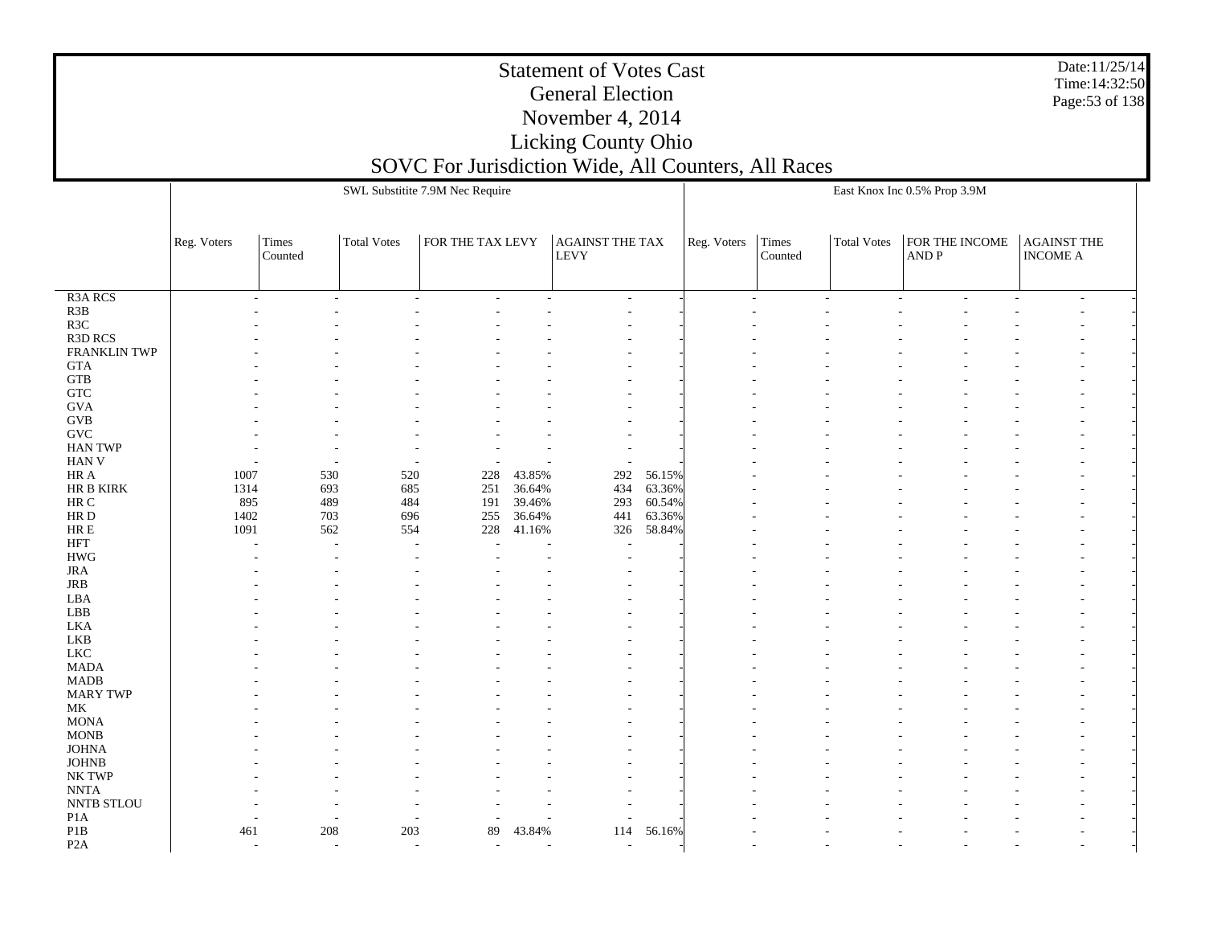# Statement of Votes Cast
## General Election
## November 4, 2014
## Licking County Ohio
## SOVC For Jurisdiction Wide, All Counters, All Races

Date:11/25/14
Time:14:32:50

| | SWL Substitite 7.9M Nec Require | | | | | | | East Knox Inc 0.5% Prop 3.9M | | | | | | |
|---|---|---|---|---|---|---|---|---|---|---|---|---|---|---|
| | Reg. Voters | Times Counted | Total Votes | FOR THE TAX LEVY | | AGAINST THE TAX LEVY | | Reg. Voters | Times Counted | Total Votes | FOR THE INCOME AND P | | AGAINST THE INCOME A | |
| R3A RCS | - | - | - | - | - | - | - | - | - | - | - | - | - | - |
| R3B | - | - | - | - | - | - | - | - | - | - | - | - | - | - |
| R3C | - | - | - | - | - | - | - | - | - | - | - | - | - | - |
| R3D RCS | - | - | - | - | - | - | - | - | - | - | - | - | - | - |
| FRANKLIN TWP | - | - | - | - | - | - | - | - | - | - | - | - | - | - |
| GTA | - | - | - | - | - | - | - | - | - | - | - | - | - | - |
| GTB | - | - | - | - | - | - | - | - | - | - | - | - | - | - |
| GTC | - | - | - | - | - | - | - | - | - | - | - | - | - | - |
| GVA | - | - | - | - | - | - | - | - | - | - | - | - | - | - |
| GVB | - | - | - | - | - | - | - | - | - | - | - | - | - | - |
| GVC | - | - | - | - | - | - | - | - | - | - | - | - | - | - |
| HAN TWP | - | - | - | - | - | - | - | - | - | - | - | - | - | - |
| HAN V | - | - | - | - | - | - | - | - | - | - | - | - | - | - |
| HR A | 1007 | 530 | 520 | 228 | 43.85% | 292 | 56.15% | - | - | - | - | - | - | - |
| HR B KIRK | 1314 | 693 | 685 | 251 | 36.64% | 434 | 63.36% | - | - | - | - | - | - | - |
| HR C | 895 | 489 | 484 | 191 | 39.46% | 293 | 60.54% | - | - | - | - | - | - | - |
| HR D | 1402 | 703 | 696 | 255 | 36.64% | 441 | 63.36% | - | - | - | - | - | - | - |
| HR E | 1091 | 562 | 554 | 228 | 41.16% | 326 | 58.84% | - | - | - | - | - | - | - |
| HFT | - | - | - | - | - | - | - | - | - | - | - | - | - | - |
| HWG | - | - | - | - | - | - | - | - | - | - | - | - | - | - |
| JRA | - | - | - | - | - | - | - | - | - | - | - | - | - | - |
| JRB | - | - | - | - | - | - | - | - | - | - | - | - | - | - |
| LBA | - | - | - | - | - | - | - | - | - | - | - | - | - | - |
| LBB | - | - | - | - | - | - | - | - | - | - | - | - | - | - |
| LKA | - | - | - | - | - | - | - | - | - | - | - | - | - | - |
| LKB | - | - | - | - | - | - | - | - | - | - | - | - | - | - |
| LKC | - | - | - | - | - | - | - | - | - | - | - | - | - | - |
| MADA | - | - | - | - | - | - | - | - | - | - | - | - | - | - |
| MADB | - | - | - | - | - | - | - | - | - | - | - | - | - | - |
| MARY TWP | - | - | - | - | - | - | - | - | - | - | - | - | - | - |
| MK | - | - | - | - | - | - | - | - | - | - | - | - | - | - |
| MONA | - | - | - | - | - | - | - | - | - | - | - | - | - | - |
| MONB | - | - | - | - | - | - | - | - | - | - | - | - | - | - |
| JOHNA | - | - | - | - | - | - | - | - | - | - | - | - | - | - |
| JOHNB | - | - | - | - | - | - | - | - | - | - | - | - | - | - |
| NK TWP | - | - | - | - | - | - | - | - | - | - | - | - | - | - |
| NNTA | - | - | - | - | - | - | - | - | - | - | - | - | - | - |
| NNTB STLOU | - | - | - | - | - | - | - | - | - | - | - | - | - | - |
| P1A | - | - | - | - | - | - | - | - | - | - | - | - | - | - |
| P1B | 461 | 208 | 203 | 89 | 43.84% | 114 | 56.16% | - | - | - | - | - | - | - |
| P2A | - | - | - | - | - | - | - | - | - | - | - | - | - | - |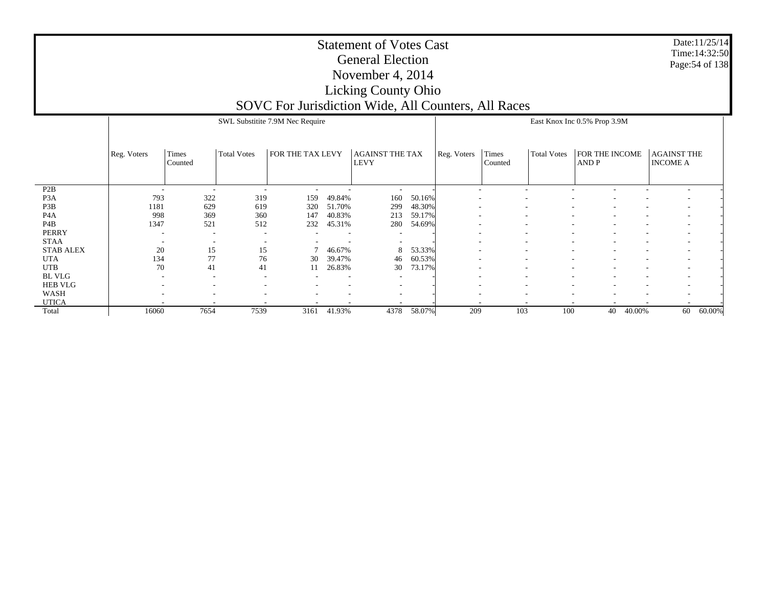# Statement of Votes Cast
## General Election
## November 4, 2014
## Licking County Ohio
## SOVC For Jurisdiction Wide, All Counters, All Races

| | SWL Substitite 7.9M Nec Require | | | | | | | East Knox Inc 0.5% Prop 3.9M | | | | | | |
|---|---|---|---|---|---|---|---|---|---|---|---|---|---|---|
| | Reg. Voters | Times Counted | Total Votes | FOR THE TAX LEVY | | AGAINST THE TAX LEVY | | Reg. Voters | Times Counted | Total Votes | FOR THE INCOME AND P | | AGAINST THE INCOME A | |
| P2B | - | - | - | - | - | - | - | - | - | - | - | - | - | - |
| P3A | 793 | 322 | 319 | 159 | 49.84% | 160 | 50.16% | - | - | - | - | - | - | - |
| P3B | 1181 | 629 | 619 | 320 | 51.70% | 299 | 48.30% | - | - | - | - | - | - | - |
| P4A | 998 | 369 | 360 | 147 | 40.83% | 213 | 59.17% | - | - | - | - | - | - | - |
| P4B | 1347 | 521 | 512 | 232 | 45.31% | 280 | 54.69% | - | - | - | - | - | - | - |
| PERRY | - | - | - | - | - | - | - | - | - | - | - | - | - | - |
| STAA | - | - | - | - | - | - | - | - | - | - | - | - | - | - |
| STAB ALEX | 20 | 15 | 15 | 7 | 46.67% | 8 | 53.33% | - | - | - | - | - | - | - |
| UTA | 134 | 77 | 76 | 30 | 39.47% | 46 | 60.53% | - | - | - | - | - | - | - |
| UTB | 70 | 41 | 41 | 11 | 26.83% | 30 | 73.17% | - | - | - | - | - | - | - |
| BL VLG | - | - | - | - | - | - | - | - | - | - | - | - | - | - |
| HEB VLG | - | - | - | - | - | - | - | - | - | - | - | - | - | - |
| WASH | - | - | - | - | - | - | - | - | - | - | - | - | - | - |
| UTICA | - | - | - | - | - | - | - | - | - | - | - | - | - | - |
| Total | 16060 | 7654 | 7539 | 3161 | 41.93% | 4378 | 58.07% | 209 | 103 | 100 | 40 | 40.00% | 60 | 60.00% |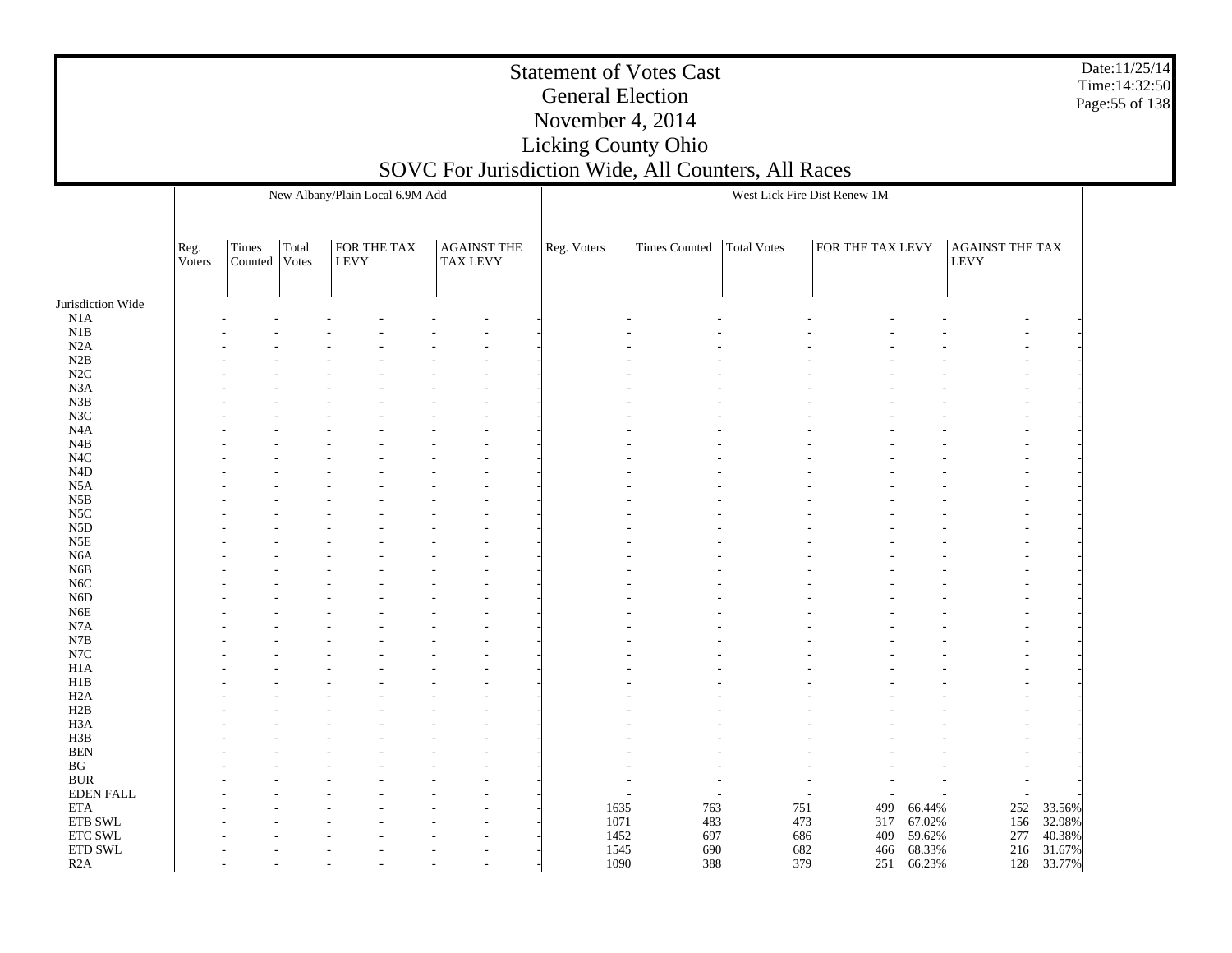# Statement of Votes Cast
## General Election
## November 4, 2014
## Licking County Ohio
## SOVC For Jurisdiction Wide, All Counters, All Races

Date:11/25/14
Time:14:32:50

| | New Albany/Plain Local 6.9M Add | | | | | | | West Lick Fire Dist Renew 1M | | | | | | |
|---|---|---|---|---|---|---|---|---|---|---|---|---|---|---|
| | Reg. Voters | Times Counted | Total Votes | FOR THE TAX LEVY | | AGAINST THE TAX LEVY | | Reg. Voters | Times Counted | Total Votes | FOR THE TAX LEVY | | AGAINST THE TAX LEVY | |
| Jurisdiction Wide | | | | | | | | | | | | | | |
| N1A | - | - | - | - | - | - | - | - | - | - | - | - | - | - |
| N1B | - | - | - | - | - | - | - | - | - | - | - | - | - | - |
| N2A | - | - | - | - | - | - | - | - | - | - | - | - | - | - |
| N2B | - | - | - | - | - | - | - | - | - | - | - | - | - | - |
| N2C | - | - | - | - | - | - | - | - | - | - | - | - | - | - |
| N3A | - | - | - | - | - | - | - | - | - | - | - | - | - | - |
| N3B | - | - | - | - | - | - | - | - | - | - | - | - | - | - |
| N3C | - | - | - | - | - | - | - | - | - | - | - | - | - | - |
| N4A | - | - | - | - | - | - | - | - | - | - | - | - | - | - |
| N4B | - | - | - | - | - | - | - | - | - | - | - | - | - | - |
| N4C | - | - | - | - | - | - | - | - | - | - | - | - | - | - |
| N4D | - | - | - | - | - | - | - | - | - | - | - | - | - | - |
| N5A | - | - | - | - | - | - | - | - | - | - | - | - | - | - |
| N5B | - | - | - | - | - | - | - | - | - | - | - | - | - | - |
| N5C | - | - | - | - | - | - | - | - | - | - | - | - | - | - |
| N5D | - | - | - | - | - | - | - | - | - | - | - | - | - | - |
| N5E | - | - | - | - | - | - | - | - | - | - | - | - | - | - |
| N6A | - | - | - | - | - | - | - | - | - | - | - | - | - | - |
| N6B | - | - | - | - | - | - | - | - | - | - | - | - | - | - |
| N6C | - | - | - | - | - | - | - | - | - | - | - | - | - | - |
| N6D | - | - | - | - | - | - | - | - | - | - | - | - | - | - |
| N6E | - | - | - | - | - | - | - | - | - | - | - | - | - | - |
| N7A | - | - | - | - | - | - | - | - | - | - | - | - | - | - |
| N7B | - | - | - | - | - | - | - | - | - | - | - | - | - | - |
| N7C | - | - | - | - | - | - | - | - | - | - | - | - | - | - |
| H1A | - | - | - | - | - | - | - | - | - | - | - | - | - | - |
| H1B | - | - | - | - | - | - | - | - | - | - | - | - | - | - |
| H2A | - | - | - | - | - | - | - | - | - | - | - | - | - | - |
| H2B | - | - | - | - | - | - | - | - | - | - | - | - | - | - |
| H3A | - | - | - | - | - | - | - | - | - | - | - | - | - | - |
| H3B | - | - | - | - | - | - | - | - | - | - | - | - | - | - |
| BEN | - | - | - | - | - | - | - | - | - | - | - | - | - | - |
| BG | - | - | - | - | - | - | - | - | - | - | - | - | - | - |
| BUR | - | - | - | - | - | - | - | - | - | - | - | - | - | - |
| EDEN FALL | - | - | - | - | - | - | - | - | - | - | - | - | - | - |
| ETA | - | - | - | - | - | - | - | 1635 | 763 | 751 | 499 | 66.44% | 252 | 33.56% |
| ETB SWL | - | - | - | - | - | - | - | 1071 | 483 | 473 | 317 | 67.02% | 156 | 32.98% |
| ETC SWL | - | - | - | - | - | - | - | 1452 | 697 | 686 | 409 | 59.62% | 277 | 40.38% |
| ETD SWL | - | - | - | - | - | - | - | 1545 | 690 | 682 | 466 | 68.33% | 216 | 31.67% |
| R2A | - | - | - | - | - | - | - | 1090 | 388 | 379 | 251 | 66.23% | 128 | 33.77% |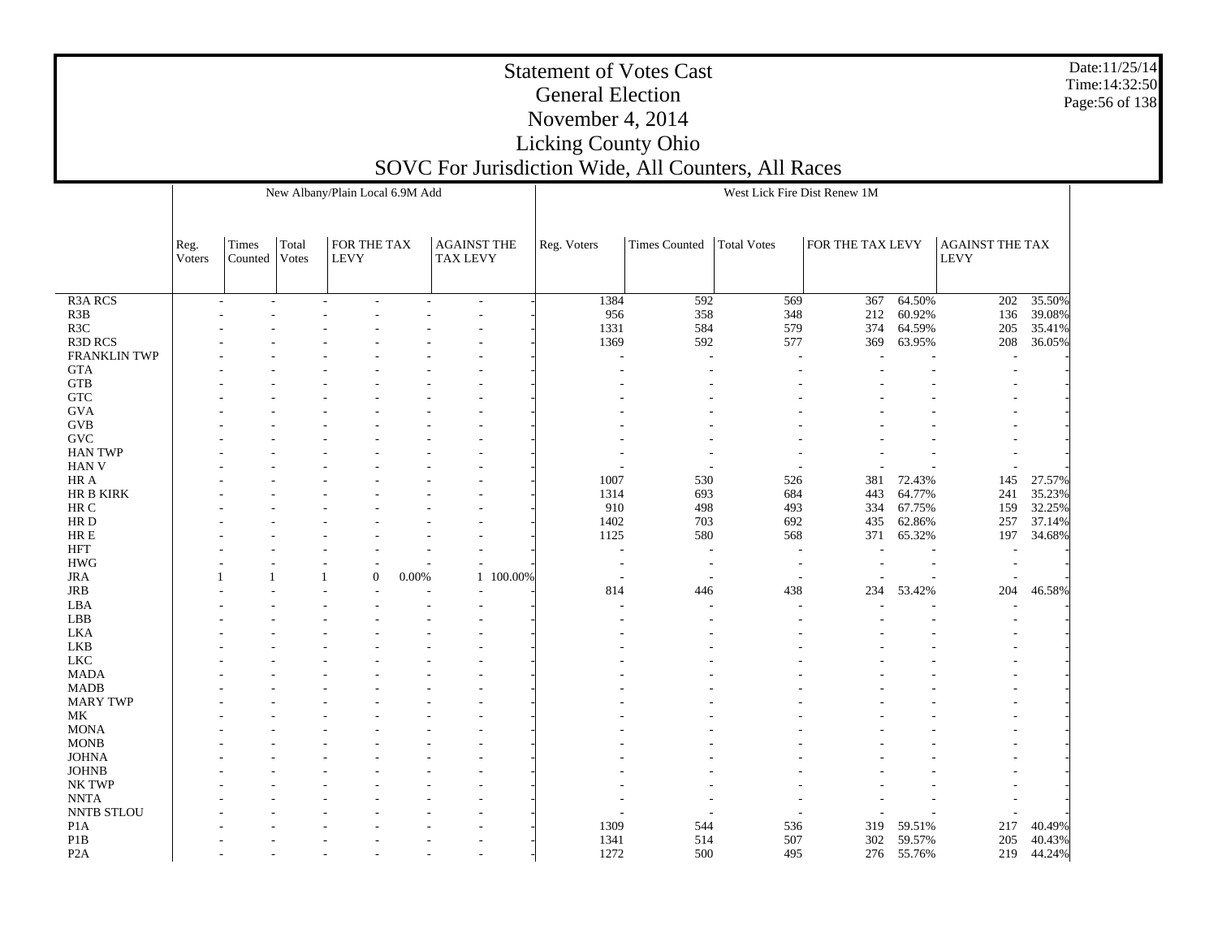# Statement of Votes Cast
## General Election
## November 4, 2014
## Licking County Ohio
## SOVC For Jurisdiction Wide, All Counters, All Races

| | New Albany/Plain Local 6.9M Add | | | | | | | West Lick Fire Dist Renew 1M | | | | | | |
|---|---|---|---|---|---|---|---|---|---|---|---|---|---|---|
| | Reg. Voters | Times Counted | Total Votes | FOR THE TAX LEVY | | AGAINST THE TAX LEVY | | Reg. Voters | Times Counted | Total Votes | FOR THE TAX LEVY | | AGAINST THE TAX LEVY | |
| R3A RCS | - | - | - | - | - | - | - | 1384 | 592 | 569 | 367 | 64.50% | 202 | 35.50% |
| R3B | - | - | - | - | - | - | - | 956 | 358 | 348 | 212 | 60.92% | 136 | 39.08% |
| R3C | - | - | - | - | - | - | - | 1331 | 584 | 579 | 374 | 64.59% | 205 | 35.41% |
| R3D RCS | - | - | - | - | - | - | - | 1369 | 592 | 577 | 369 | 63.95% | 208 | 36.05% |
| FRANKLIN TWP | - | - | - | - | - | - | - | - | - | - | - | - | - | - |
| GTA | - | - | - | - | - | - | - | - | - | - | - | - | - | - |
| GTB | - | - | - | - | - | - | - | - | - | - | - | - | - | - |
| GTC | - | - | - | - | - | - | - | - | - | - | - | - | - | - |
| GVA | - | - | - | - | - | - | - | - | - | - | - | - | - | - |
| GVB | - | - | - | - | - | - | - | - | - | - | - | - | - | - |
| GVC | - | - | - | - | - | - | - | - | - | - | - | - | - | - |
| HAN TWP | - | - | - | - | - | - | - | - | - | - | - | - | - | - |
| HAN V | - | - | - | - | - | - | - | - | - | - | - | - | - | - |
| HR A | - | - | - | - | - | - | - | 1007 | 530 | 526 | 381 | 72.43% | 145 | 27.57% |
| HR B KIRK | - | - | - | - | - | - | - | 1314 | 693 | 684 | 443 | 64.77% | 241 | 35.23% |
| HR C | - | - | - | - | - | - | - | 910 | 498 | 493 | 334 | 67.75% | 159 | 32.25% |
| HR D | - | - | - | - | - | - | - | 1402 | 703 | 692 | 435 | 62.86% | 257 | 37.14% |
| HR E | - | - | - | - | - | - | - | 1125 | 580 | 568 | 371 | 65.32% | 197 | 34.68% |
| HFT | - | - | - | - | - | - | - | - | - | - | - | - | - | - |
| HWG | - | - | - | - | - | - | - | - | - | - | - | - | - | - |
| JRA | 1 | 1 | 1 | 0 | 0.00% | 1 | 100.00% | - | - | - | - | - | - | - |
| JRB | - | - | - | - | - | - | - | 814 | 446 | 438 | 234 | 53.42% | 204 | 46.58% |
| LBA | - | - | - | - | - | - | - | - | - | - | - | - | - | - |
| LBB | - | - | - | - | - | - | - | - | - | - | - | - | - | - |
| LKA | - | - | - | - | - | - | - | - | - | - | - | - | - | - |
| LKB | - | - | - | - | - | - | - | - | - | - | - | - | - | - |
| LKC | - | - | - | - | - | - | - | - | - | - | - | - | - | - |
| MADA | - | - | - | - | - | - | - | - | - | - | - | - | - | - |
| MADB | - | - | - | - | - | - | - | - | - | - | - | - | - | - |
| MARY TWP | - | - | - | - | - | - | - | - | - | - | - | - | - | - |
| MK | - | - | - | - | - | - | - | - | - | - | - | - | - | - |
| MONA | - | - | - | - | - | - | - | - | - | - | - | - | - | - |
| MONB | - | - | - | - | - | - | - | - | - | - | - | - | - | - |
| JOHNA | - | - | - | - | - | - | - | - | - | - | - | - | - | - |
| JOHNB | - | - | - | - | - | - | - | - | - | - | - | - | - | - |
| NK TWP | - | - | - | - | - | - | - | - | - | - | - | - | - | - |
| NNTA | - | - | - | - | - | - | - | - | - | - | - | - | - | - |
| NNTB STLOU | - | - | - | - | - | - | - | - | - | - | - | - | - | - |
| P1A | - | - | - | - | - | - | - | 1309 | 544 | 536 | 319 | 59.51% | 217 | 40.49% |
| P1B | - | - | - | - | - | - | - | 1341 | 514 | 507 | 302 | 59.57% | 205 | 40.43% |
| P2A | - | - | - | - | - | - | - | 1272 | 500 | 495 | 276 | 55.76% | 219 | 44.24% |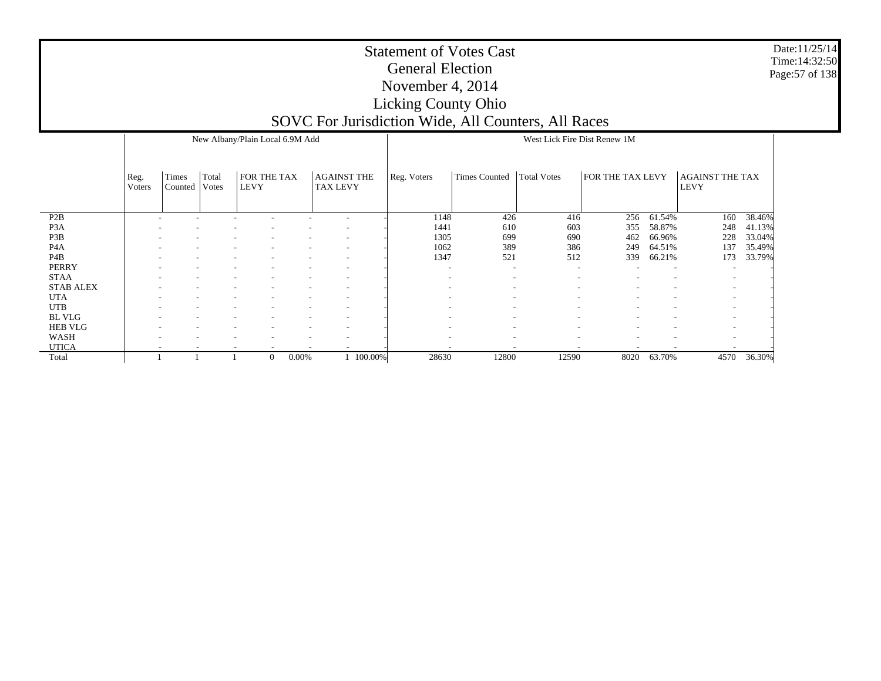# Statement of Votes Cast
## General Election
## November 4, 2014
## Licking County Ohio
## SOVC For Jurisdiction Wide, All Counters, All Races

Date:11/25/14
Time:14:32:50

| | New Albany/Plain Local 6.9M Add | | | | | | | West Lick Fire Dist Renew 1M | | | | | | |
|---|---|---|---|---|---|---|---|---|---|---|---|---|---|---|
| | Reg. Voters | Times Counted | Total Votes | FOR THE TAX LEVY | | AGAINST THE TAX LEVY | | Reg. Voters | Times Counted | Total Votes | FOR THE TAX LEVY | | AGAINST THE TAX LEVY | |
| P2B | - | - | - | - | - | - | - | 1148 | 426 | 416 | 256 | 61.54% | 160 | 38.46% |
| P3A | - | - | - | - | - | - | - | 1441 | 610 | 603 | 355 | 58.87% | 248 | 41.13% |
| P3B | - | - | - | - | - | - | - | 1305 | 699 | 690 | 462 | 66.96% | 228 | 33.04% |
| P4A | - | - | - | - | - | - | - | 1062 | 389 | 386 | 249 | 64.51% | 137 | 35.49% |
| P4B | - | - | - | - | - | - | - | 1347 | 521 | 512 | 339 | 66.21% | 173 | 33.79% |
| PERRY | - | - | - | - | - | - | - | - | - | - | - | - | - | - |
| STAA | - | - | - | - | - | - | - | - | - | - | - | - | - | - |
| STAB ALEX | - | - | - | - | - | - | - | - | - | - | - | - | - | - |
| UTA | - | - | - | - | - | - | - | - | - | - | - | - | - | - |
| UTB | - | - | - | - | - | - | - | - | - | - | - | - | - | - |
| BL VLG | - | - | - | - | - | - | - | - | - | - | - | - | - | - |
| HEB VLG | - | - | - | - | - | - | - | - | - | - | - | - | - | - |
| WASH | - | - | - | - | - | - | - | - | - | - | - | - | - | - |
| UTICA | - | - | - | - | - | - | - | - | - | - | - | - | - | - |
| Total | 1 | 1 | 1 | 0 | 0.00% | 1 | 100.00% | 28630 | 12800 | 12590 | 8020 | 63.70% | 4570 | 36.30% |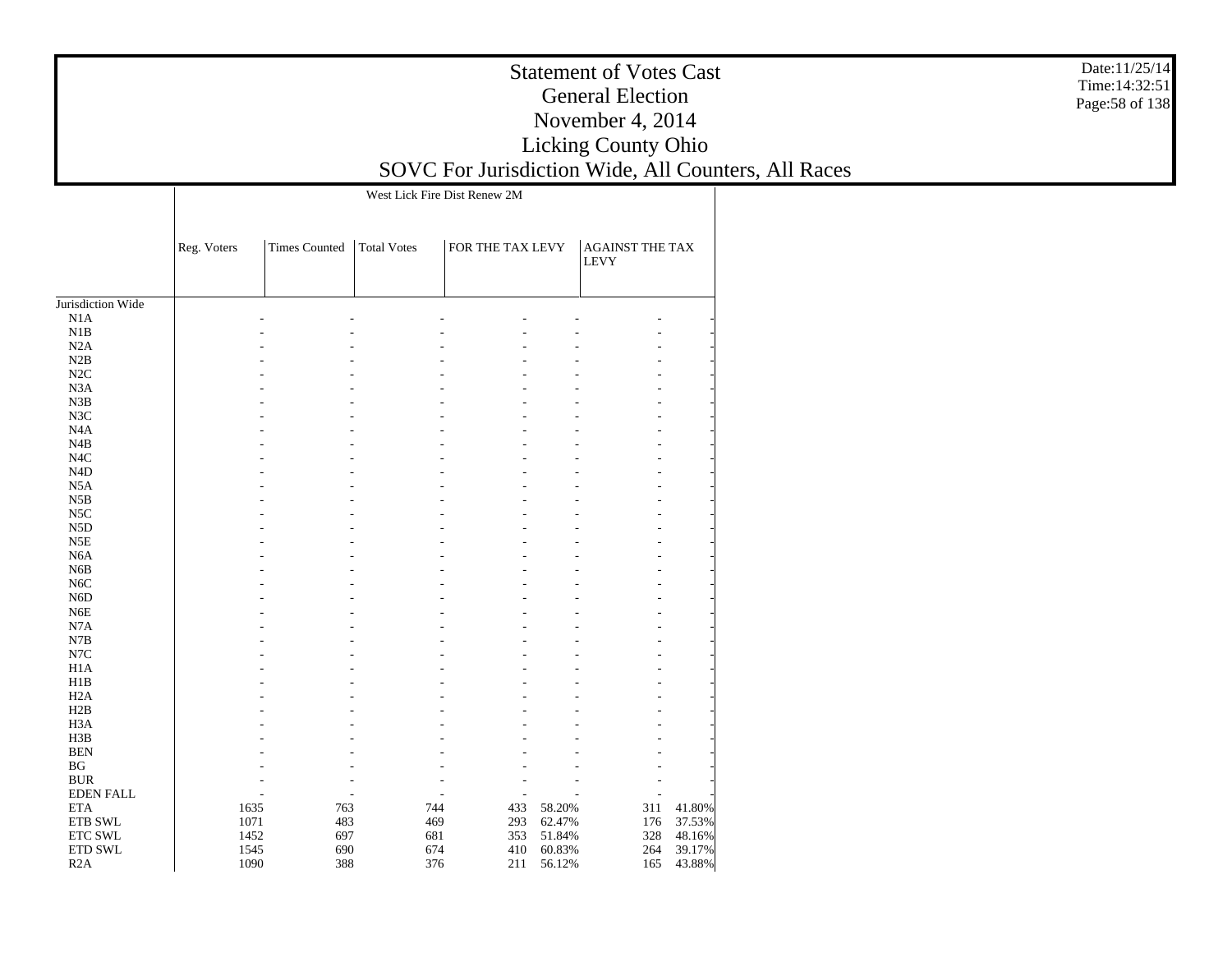# Statement of Votes Cast
## General Election
## November 4, 2014
## Licking County Ohio
## SOVC For Jurisdiction Wide, All Counters, All Races

Date:11/25/14
Time:14:32:51

| | West Lick Fire Dist Renew 2M | | | | | | |
|---|---|---|---|---|---|---|---|
| | Reg. Voters | Times Counted | Total Votes | FOR THE TAX LEVY | | AGAINST THE TAX LEVY | |
| Jurisdiction Wide | | | | | | | |
| N1A | - | - | - | - | - | - | - |
| N1B | - | - | - | - | - | - | - |
| N2A | - | - | - | - | - | - | - |
| N2B | - | - | - | - | - | - | - |
| N2C | - | - | - | - | - | - | - |
| N3A | - | - | - | - | - | - | - |
| N3B | - | - | - | - | - | - | - |
| N3C | - | - | - | - | - | - | - |
| N4A | - | - | - | - | - | - | - |
| N4B | - | - | - | - | - | - | - |
| N4C | - | - | - | - | - | - | - |
| N4D | - | - | - | - | - | - | - |
| N5A | - | - | - | - | - | - | - |
| N5B | - | - | - | - | - | - | - |
| N5C | - | - | - | - | - | - | - |
| N5D | - | - | - | - | - | - | - |
| N5E | - | - | - | - | - | - | - |
| N6A | - | - | - | - | - | - | - |
| N6B | - | - | - | - | - | - | - |
| N6C | - | - | - | - | - | - | - |
| N6D | - | - | - | - | - | - | - |
| N6E | - | - | - | - | - | - | - |
| N7A | - | - | - | - | - | - | - |
| N7B | - | - | - | - | - | - | - |
| N7C | - | - | - | - | - | - | - |
| H1A | - | - | - | - | - | - | - |
| H1B | - | - | - | - | - | - | - |
| H2A | - | - | - | - | - | - | - |
| H2B | - | - | - | - | - | - | - |
| H3A | - | - | - | - | - | - | - |
| H3B | - | - | - | - | - | - | - |
| BEN | - | - | - | - | - | - | - |
| BG | - | - | - | - | - | - | - |
| BUR | - | - | - | - | - | - | - |
| EDEN FALL | - | - | - | - | - | - | - |
| ETA | 1635 | 763 | 744 | 433 | 58.20% | 311 | 41.80% |
| ETB SWL | 1071 | 483 | 469 | 293 | 62.47% | 176 | 37.53% |
| ETC SWL | 1452 | 697 | 681 | 353 | 51.84% | 328 | 48.16% |
| ETD SWL | 1545 | 690 | 674 | 410 | 60.83% | 264 | 39.17% |
| R2A | 1090 | 388 | 376 | 211 | 56.12% | 165 | 43.88% |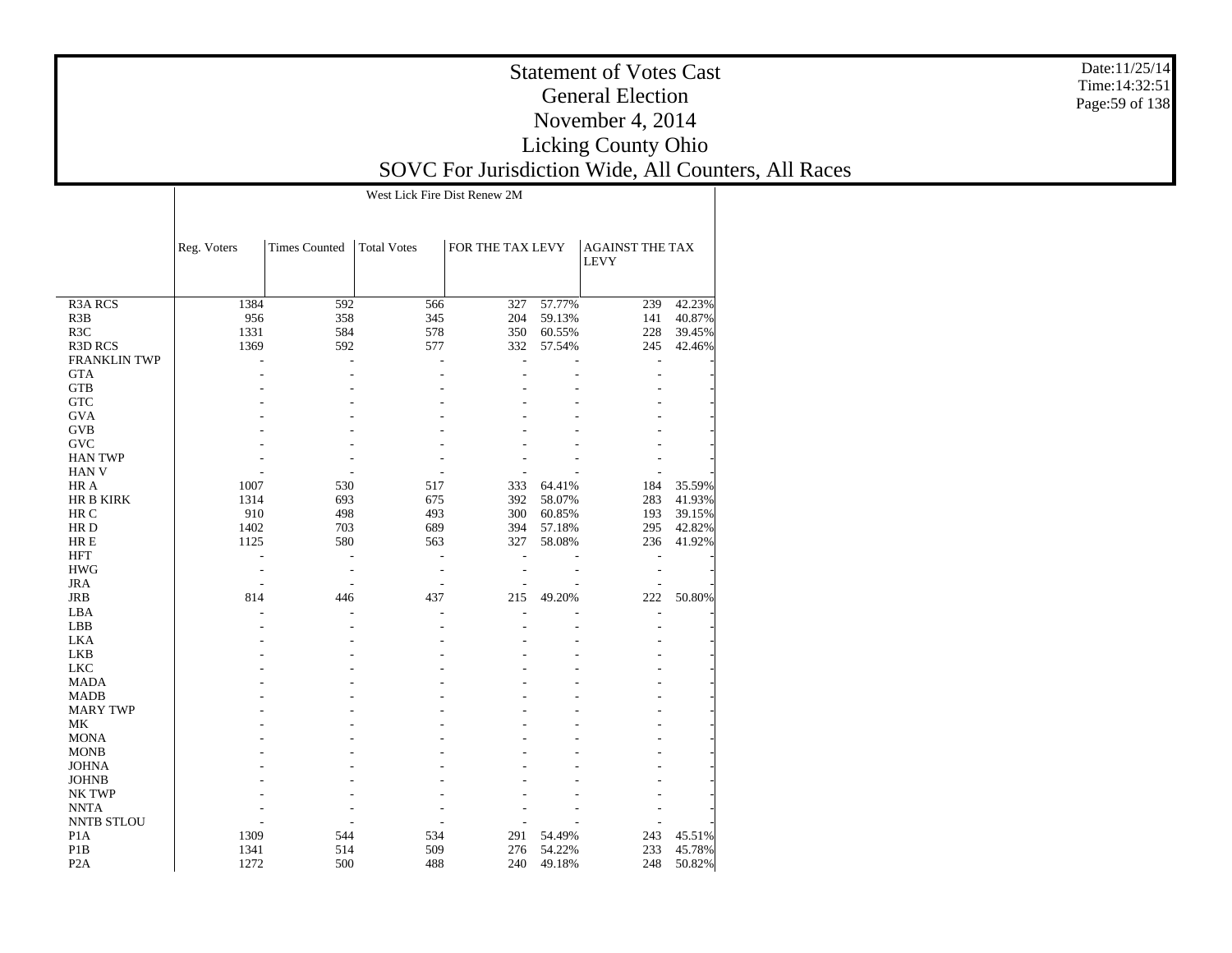# Statement of Votes Cast
## General Election
## November 4, 2014
## Licking County Ohio
## SOVC For Jurisdiction Wide, All Counters, All Races

Date:11/25/14
Time:14:32:51

West Lick Fire Dist Renew 2M

| | Reg. Voters | Times Counted | Total Votes | FOR THE TAX LEVY | | AGAINST THE TAX LEVY | |
|---|---|---|---|---|---|---|---|
| R3A RCS | 1384 | 592 | 566 | 327 | 57.77% | 239 | 42.23% |
| R3B | 956 | 358 | 345 | 204 | 59.13% | 141 | 40.87% |
| R3C | 1331 | 584 | 578 | 350 | 60.55% | 228 | 39.45% |
| R3D RCS | 1369 | 592 | 577 | 332 | 57.54% | 245 | 42.46% |
| FRANKLIN TWP | - | - | - | - | - | - | - |
| GTA | - | - | - | - | - | - | - |
| GTB | - | - | - | - | - | - | - |
| GTC | - | - | - | - | - | - | - |
| GVA | - | - | - | - | - | - | - |
| GVB | - | - | - | - | - | - | - |
| GVC | - | - | - | - | - | - | - |
| HAN TWP | - | - | - | - | - | - | - |
| HAN V | - | - | - | - | - | - | - |
| HR A | 1007 | 530 | 517 | 333 | 64.41% | 184 | 35.59% |
| HR B KIRK | 1314 | 693 | 675 | 392 | 58.07% | 283 | 41.93% |
| HR C | 910 | 498 | 493 | 300 | 60.85% | 193 | 39.15% |
| HR D | 1402 | 703 | 689 | 394 | 57.18% | 295 | 42.82% |
| HR E | 1125 | 580 | 563 | 327 | 58.08% | 236 | 41.92% |
| HFT | - | - | - | - | - | - | - |
| HWG | - | - | - | - | - | - | - |
| JRA | - | - | - | - | - | - | - |
| JRB | 814 | 446 | 437 | 215 | 49.20% | 222 | 50.80% |
| LBA | - | - | - | - | - | - | - |
| LBB | - | - | - | - | - | - | - |
| LKA | - | - | - | - | - | - | - |
| LKB | - | - | - | - | - | - | - |
| LKC | - | - | - | - | - | - | - |
| MADA | - | - | - | - | - | - | - |
| MADB | - | - | - | - | - | - | - |
| MARY TWP | - | - | - | - | - | - | - |
| MK | - | - | - | - | - | - | - |
| MONA | - | - | - | - | - | - | - |
| MONB | - | - | - | - | - | - | - |
| JOHNA | - | - | - | - | - | - | - |
| JOHNB | - | - | - | - | - | - | - |
| NK TWP | - | - | - | - | - | - | - |
| NNTA | - | - | - | - | - | - | - |
| NNTB STLOU | - | - | - | - | - | - | - |
| P1A | 1309 | 544 | 534 | 291 | 54.49% | 243 | 45.51% |
| P1B | 1341 | 514 | 509 | 276 | 54.22% | 233 | 45.78% |
| P2A | 1272 | 500 | 488 | 240 | 49.18% | 248 | 50.82% |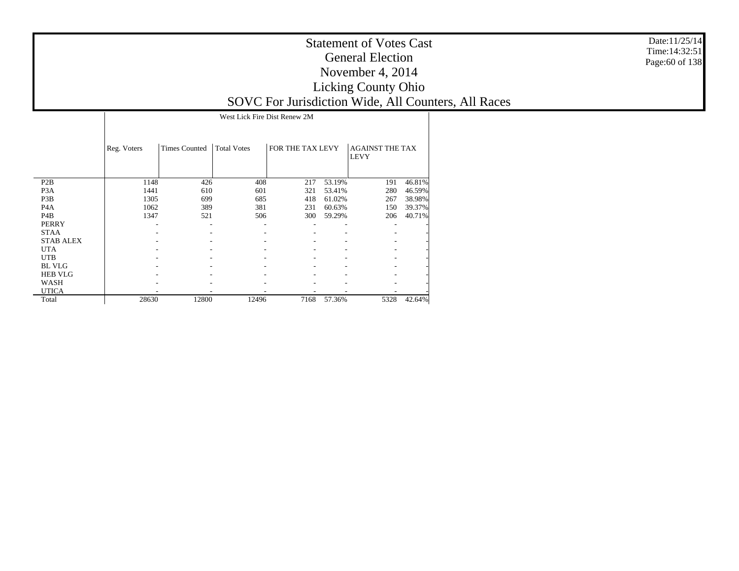# Statement of Votes Cast
## General Election
## November 4, 2014
## Licking County Ohio
## SOVC For Jurisdiction Wide, All Counters, All Races

Date:11/25/14
Time:14:32:51

| | West Lick Fire Dist Renew 2M | | | | | | |
|---|---|---|---|---|---|---|---|
| | Reg. Voters | Times Counted | Total Votes | FOR THE TAX LEVY | | AGAINST THE TAX LEVY | |
| P2B | 1148 | 426 | 408 | 217 | 53.19% | 191 | 46.81% |
| P3A | 1441 | 610 | 601 | 321 | 53.41% | 280 | 46.59% |
| P3B | 1305 | 699 | 685 | 418 | 61.02% | 267 | 38.98% |
| P4A | 1062 | 389 | 381 | 231 | 60.63% | 150 | 39.37% |
| P4B | 1347 | 521 | 506 | 300 | 59.29% | 206 | 40.71% |
| PERRY | - | - | - | - | - | - | - |
| STAA | - | - | - | - | - | - | - |
| STAB ALEX | - | - | - | - | - | - | - |
| UTA | - | - | - | - | - | - | - |
| UTB | - | - | - | - | - | - | - |
| BL VLG | - | - | - | - | - | - | - |
| HEB VLG | - | - | - | - | - | - | - |
| WASH | - | - | - | - | - | - | - |
| UTICA | - | - | - | - | - | - | - |
| Total | 28630 | 12800 | 12496 | 7168 | 57.36% | 5328 | 42.64% |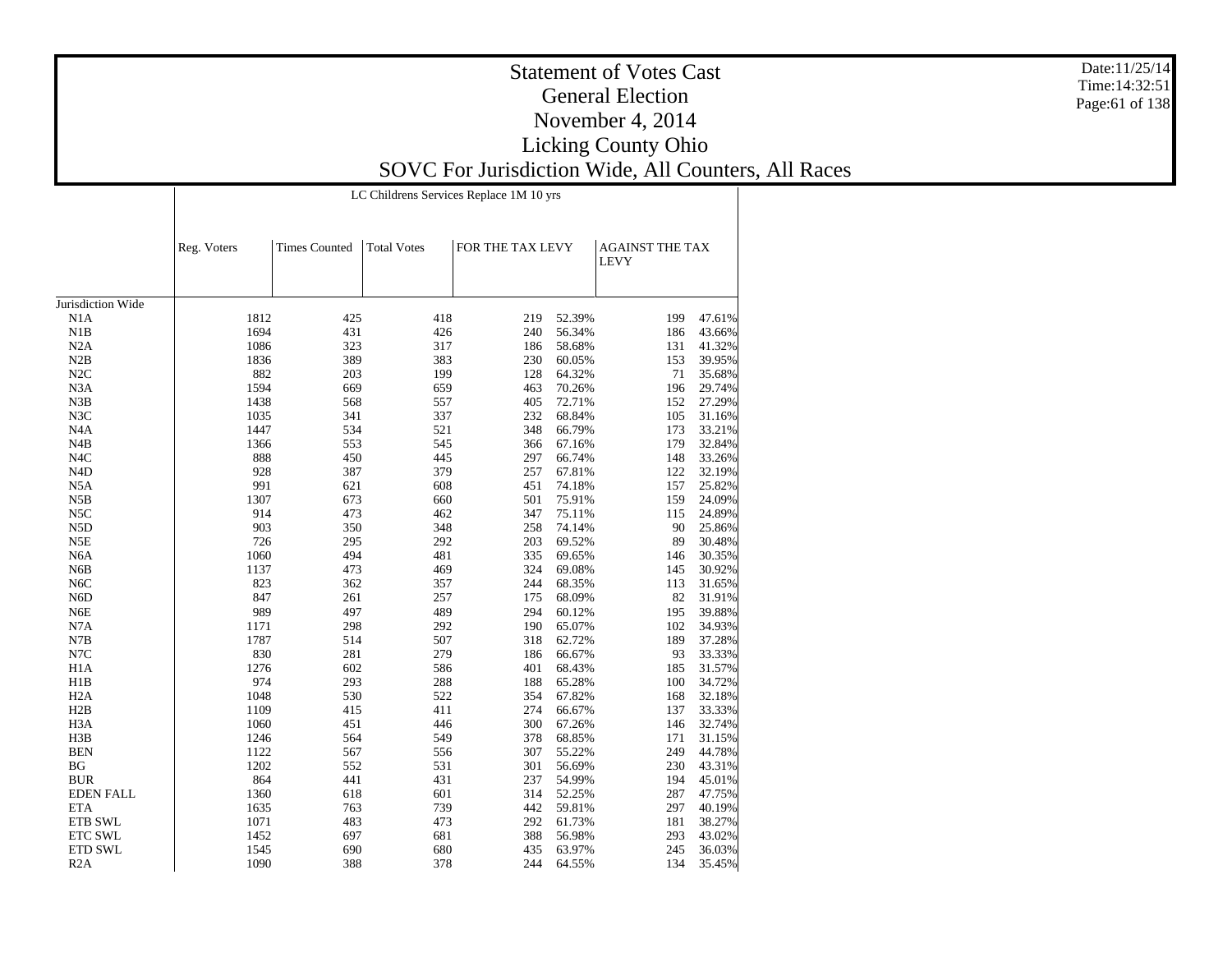# Statement of Votes Cast
## General Election
## November 4, 2014
## Licking County Ohio
## SOVC For Jurisdiction Wide, All Counters, All Races

Date:11/25/14
Time:14:32:51

| | LC Childrens Services Replace 1M 10 yrs | | | | | | |
|---|---|---|---|---|---|---|---|
| | Reg. Voters | Times Counted | Total Votes | FOR THE TAX LEVY | | AGAINST THE TAX LEVY | |
| Jurisdiction Wide | | | | | | | |
| N1A | 1812 | 425 | 418 | 219 | 52.39% | 199 | 47.61% |
| N1B | 1694 | 431 | 426 | 240 | 56.34% | 186 | 43.66% |
| N2A | 1086 | 323 | 317 | 186 | 58.68% | 131 | 41.32% |
| N2B | 1836 | 389 | 383 | 230 | 60.05% | 153 | 39.95% |
| N2C | 882 | 203 | 199 | 128 | 64.32% | 71 | 35.68% |
| N3A | 1594 | 669 | 659 | 463 | 70.26% | 196 | 29.74% |
| N3B | 1438 | 568 | 557 | 405 | 72.71% | 152 | 27.29% |
| N3C | 1035 | 341 | 337 | 232 | 68.84% | 105 | 31.16% |
| N4A | 1447 | 534 | 521 | 348 | 66.79% | 173 | 33.21% |
| N4B | 1366 | 553 | 545 | 366 | 67.16% | 179 | 32.84% |
| N4C | 888 | 450 | 445 | 297 | 66.74% | 148 | 33.26% |
| N4D | 928 | 387 | 379 | 257 | 67.81% | 122 | 32.19% |
| N5A | 991 | 621 | 608 | 451 | 74.18% | 157 | 25.82% |
| N5B | 1307 | 673 | 660 | 501 | 75.91% | 159 | 24.09% |
| N5C | 914 | 473 | 462 | 347 | 75.11% | 115 | 24.89% |
| N5D | 903 | 350 | 348 | 258 | 74.14% | 90 | 25.86% |
| N5E | 726 | 295 | 292 | 203 | 69.52% | 89 | 30.48% |
| N6A | 1060 | 494 | 481 | 335 | 69.65% | 146 | 30.35% |
| N6B | 1137 | 473 | 469 | 324 | 69.08% | 145 | 30.92% |
| N6C | 823 | 362 | 357 | 244 | 68.35% | 113 | 31.65% |
| N6D | 847 | 261 | 257 | 175 | 68.09% | 82 | 31.91% |
| N6E | 989 | 497 | 489 | 294 | 60.12% | 195 | 39.88% |
| N7A | 1171 | 298 | 292 | 190 | 65.07% | 102 | 34.93% |
| N7B | 1787 | 514 | 507 | 318 | 62.72% | 189 | 37.28% |
| N7C | 830 | 281 | 279 | 186 | 66.67% | 93 | 33.33% |
| H1A | 1276 | 602 | 586 | 401 | 68.43% | 185 | 31.57% |
| H1B | 974 | 293 | 288 | 188 | 65.28% | 100 | 34.72% |
| H2A | 1048 | 530 | 522 | 354 | 67.82% | 168 | 32.18% |
| H2B | 1109 | 415 | 411 | 274 | 66.67% | 137 | 33.33% |
| H3A | 1060 | 451 | 446 | 300 | 67.26% | 146 | 32.74% |
| H3B | 1246 | 564 | 549 | 378 | 68.85% | 171 | 31.15% |
| BEN | 1122 | 567 | 556 | 307 | 55.22% | 249 | 44.78% |
| BG | 1202 | 552 | 531 | 301 | 56.69% | 230 | 43.31% |
| BUR | 864 | 441 | 431 | 237 | 54.99% | 194 | 45.01% |
| EDEN FALL | 1360 | 618 | 601 | 314 | 52.25% | 287 | 47.75% |
| ETA | 1635 | 763 | 739 | 442 | 59.81% | 297 | 40.19% |
| ETB SWL | 1071 | 483 | 473 | 292 | 61.73% | 181 | 38.27% |
| ETC SWL | 1452 | 697 | 681 | 388 | 56.98% | 293 | 43.02% |
| ETD SWL | 1545 | 690 | 680 | 435 | 63.97% | 245 | 36.03% |
| R2A | 1090 | 388 | 378 | 244 | 64.55% | 134 | 35.45% |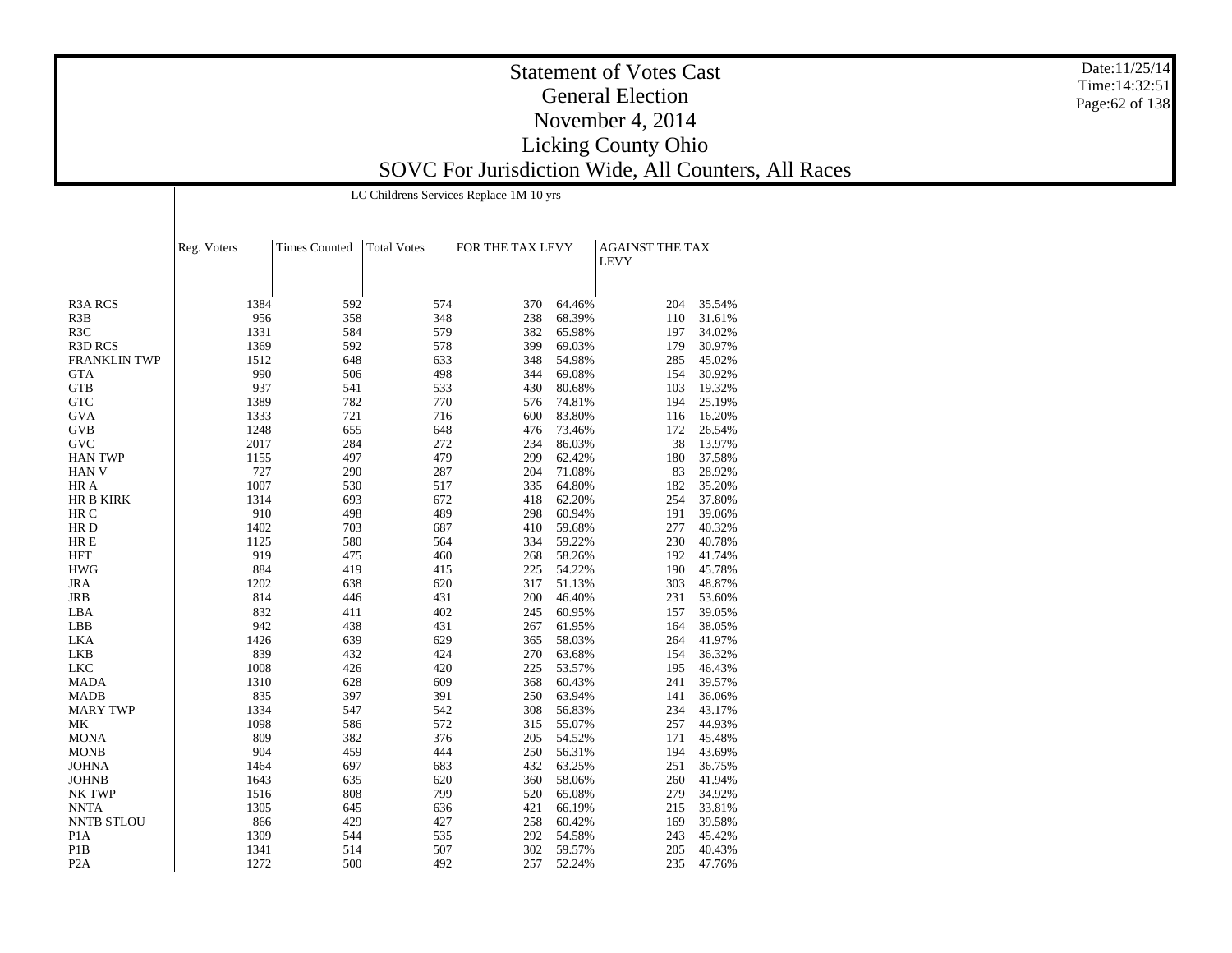# Statement of Votes Cast
## General Election
## November 4, 2014
## Licking County Ohio
## SOVC For Jurisdiction Wide, All Counters, All Races

LC Childrens Services Replace 1M 10 yrs

| | Reg. Voters | Times Counted | Total Votes | FOR THE TAX LEVY | | AGAINST THE TAX LEVY | |
|---|---|---|---|---|---|---|---|
| R3A RCS | 1384 | 592 | 574 | 370 | 64.46% | 204 | 35.54% |
| R3B | 956 | 358 | 348 | 238 | 68.39% | 110 | 31.61% |
| R3C | 1331 | 584 | 579 | 382 | 65.98% | 197 | 34.02% |
| R3D RCS | 1369 | 592 | 578 | 399 | 69.03% | 179 | 30.97% |
| FRANKLIN TWP | 1512 | 648 | 633 | 348 | 54.98% | 285 | 45.02% |
| GTA | 990 | 506 | 498 | 344 | 69.08% | 154 | 30.92% |
| GTB | 937 | 541 | 533 | 430 | 80.68% | 103 | 19.32% |
| GTC | 1389 | 782 | 770 | 576 | 74.81% | 194 | 25.19% |
| GVA | 1333 | 721 | 716 | 600 | 83.80% | 116 | 16.20% |
| GVB | 1248 | 655 | 648 | 476 | 73.46% | 172 | 26.54% |
| GVC | 2017 | 284 | 272 | 234 | 86.03% | 38 | 13.97% |
| HAN TWP | 1155 | 497 | 479 | 299 | 62.42% | 180 | 37.58% |
| HAN V | 727 | 290 | 287 | 204 | 71.08% | 83 | 28.92% |
| HR A | 1007 | 530 | 517 | 335 | 64.80% | 182 | 35.20% |
| HR B KIRK | 1314 | 693 | 672 | 418 | 62.20% | 254 | 37.80% |
| HR C | 910 | 498 | 489 | 298 | 60.94% | 191 | 39.06% |
| HR D | 1402 | 703 | 687 | 410 | 59.68% | 277 | 40.32% |
| HR E | 1125 | 580 | 564 | 334 | 59.22% | 230 | 40.78% |
| HFT | 919 | 475 | 460 | 268 | 58.26% | 192 | 41.74% |
| HWG | 884 | 419 | 415 | 225 | 54.22% | 190 | 45.78% |
| JRA | 1202 | 638 | 620 | 317 | 51.13% | 303 | 48.87% |
| JRB | 814 | 446 | 431 | 200 | 46.40% | 231 | 53.60% |
| LBA | 832 | 411 | 402 | 245 | 60.95% | 157 | 39.05% |
| LBB | 942 | 438 | 431 | 267 | 61.95% | 164 | 38.05% |
| LKA | 1426 | 639 | 629 | 365 | 58.03% | 264 | 41.97% |
| LKB | 839 | 432 | 424 | 270 | 63.68% | 154 | 36.32% |
| LKC | 1008 | 426 | 420 | 225 | 53.57% | 195 | 46.43% |
| MADA | 1310 | 628 | 609 | 368 | 60.43% | 241 | 39.57% |
| MADB | 835 | 397 | 391 | 250 | 63.94% | 141 | 36.06% |
| MARY TWP | 1334 | 547 | 542 | 308 | 56.83% | 234 | 43.17% |
| MK | 1098 | 586 | 572 | 315 | 55.07% | 257 | 44.93% |
| MONA | 809 | 382 | 376 | 205 | 54.52% | 171 | 45.48% |
| MONB | 904 | 459 | 444 | 250 | 56.31% | 194 | 43.69% |
| JOHNA | 1464 | 697 | 683 | 432 | 63.25% | 251 | 36.75% |
| JOHNB | 1643 | 635 | 620 | 360 | 58.06% | 260 | 41.94% |
| NK TWP | 1516 | 808 | 799 | 520 | 65.08% | 279 | 34.92% |
| NNTA | 1305 | 645 | 636 | 421 | 66.19% | 215 | 33.81% |
| NNTB STLOU | 866 | 429 | 427 | 258 | 60.42% | 169 | 39.58% |
| P1A | 1309 | 544 | 535 | 292 | 54.58% | 243 | 45.42% |
| P1B | 1341 | 514 | 507 | 302 | 59.57% | 205 | 40.43% |
| P2A | 1272 | 500 | 492 | 257 | 52.24% | 235 | 47.76% |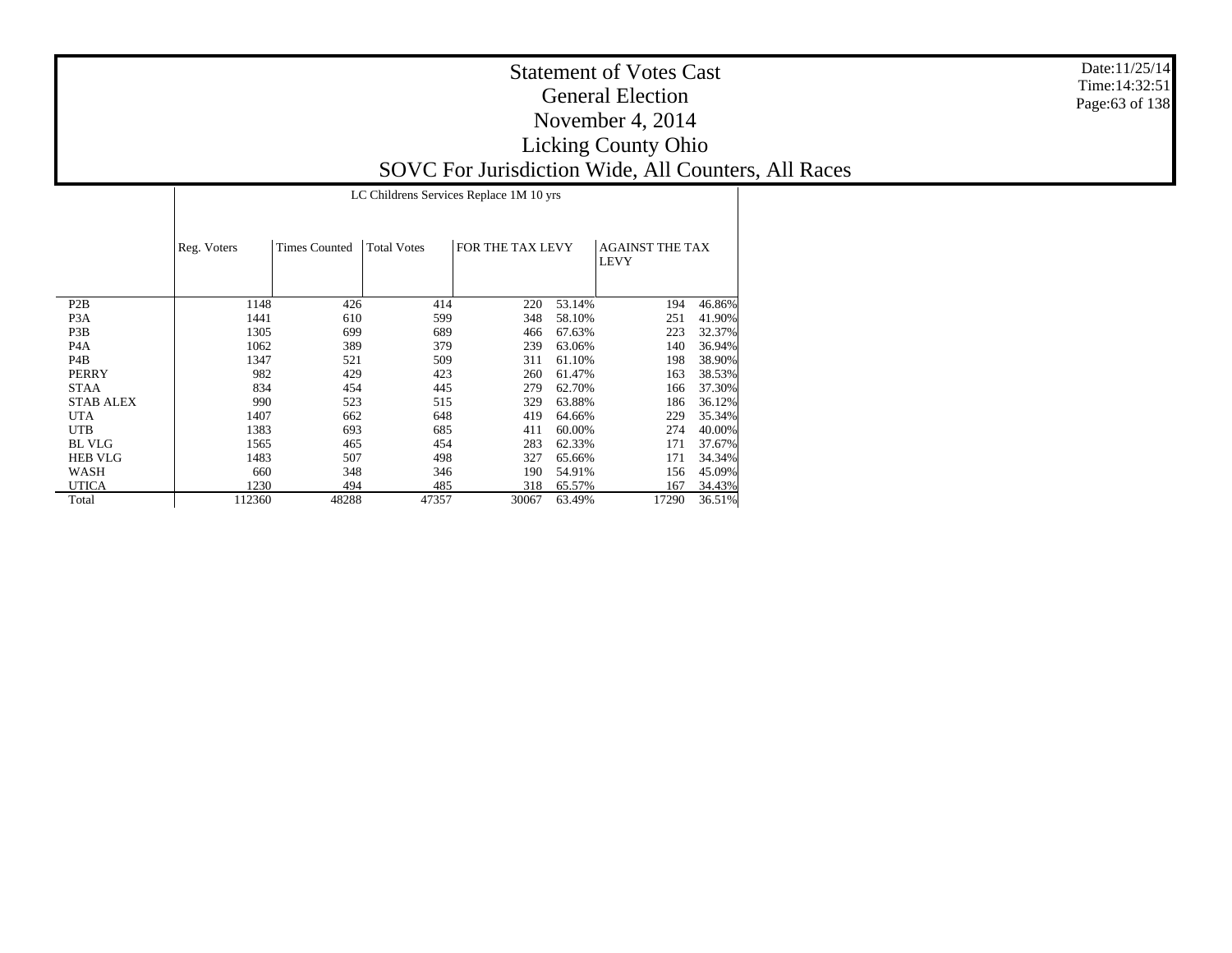# Statement of Votes Cast
## General Election
## November 4, 2014
## Licking County Ohio
## SOVC For Jurisdiction Wide, All Counters, All Races

| | LC Childrens Services Replace 1M 10 yrs | | | | | | |
|---|---|---|---|---|---|---|---|
| | Reg. Voters | Times Counted | Total Votes | FOR THE TAX LEVY | | AGAINST THE TAX LEVY | |
| P2B | 1148 | 426 | 414 | 220 | 53.14% | 194 | 46.86% |
| P3A | 1441 | 610 | 599 | 348 | 58.10% | 251 | 41.90% |
| P3B | 1305 | 699 | 689 | 466 | 67.63% | 223 | 32.37% |
| P4A | 1062 | 389 | 379 | 239 | 63.06% | 140 | 36.94% |
| P4B | 1347 | 521 | 509 | 311 | 61.10% | 198 | 38.90% |
| PERRY | 982 | 429 | 423 | 260 | 61.47% | 163 | 38.53% |
| STAA | 834 | 454 | 445 | 279 | 62.70% | 166 | 37.30% |
| STAB ALEX | 990 | 523 | 515 | 329 | 63.88% | 186 | 36.12% |
| UTA | 1407 | 662 | 648 | 419 | 64.66% | 229 | 35.34% |
| UTB | 1383 | 693 | 685 | 411 | 60.00% | 274 | 40.00% |
| BL VLG | 1565 | 465 | 454 | 283 | 62.33% | 171 | 37.67% |
| HEB VLG | 1483 | 507 | 498 | 327 | 65.66% | 171 | 34.34% |
| WASH | 660 | 348 | 346 | 190 | 54.91% | 156 | 45.09% |
| UTICA | 1230 | 494 | 485 | 318 | 65.57% | 167 | 34.43% |
| Total | 112360 | 48288 | 47357 | 30067 | 63.49% | 17290 | 36.51% |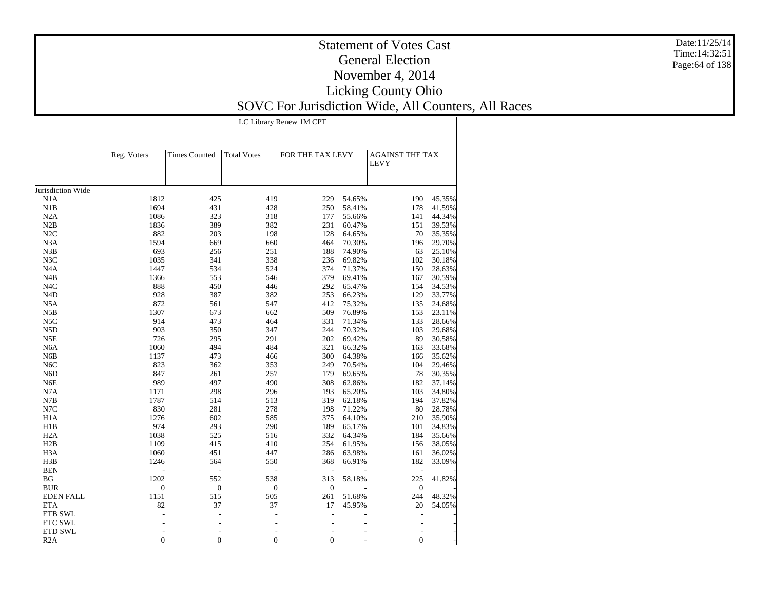# Statement of Votes Cast

## General Election

## November 4, 2014

## Licking County Ohio

## SOVC For Jurisdiction Wide, All Counters, All Races

Date:11/25/14
Time:14:32:51

| | LC Library Renew 1M CPT | | | | | | |
|---|---|---|---|---|---|---|---|
| | Reg. Voters | Times Counted | Total Votes | FOR THE TAX LEVY | | AGAINST THE TAX LEVY | |
| Jurisdiction Wide | | | | | | | |
| N1A | 1812 | 425 | 419 | 229 | 54.65% | 190 | 45.35% |
| N1B | 1694 | 431 | 428 | 250 | 58.41% | 178 | 41.59% |
| N2A | 1086 | 323 | 318 | 177 | 55.66% | 141 | 44.34% |
| N2B | 1836 | 389 | 382 | 231 | 60.47% | 151 | 39.53% |
| N2C | 882 | 203 | 198 | 128 | 64.65% | 70 | 35.35% |
| N3A | 1594 | 669 | 660 | 464 | 70.30% | 196 | 29.70% |
| N3B | 693 | 256 | 251 | 188 | 74.90% | 63 | 25.10% |
| N3C | 1035 | 341 | 338 | 236 | 69.82% | 102 | 30.18% |
| N4A | 1447 | 534 | 524 | 374 | 71.37% | 150 | 28.63% |
| N4B | 1366 | 553 | 546 | 379 | 69.41% | 167 | 30.59% |
| N4C | 888 | 450 | 446 | 292 | 65.47% | 154 | 34.53% |
| N4D | 928 | 387 | 382 | 253 | 66.23% | 129 | 33.77% |
| N5A | 872 | 561 | 547 | 412 | 75.32% | 135 | 24.68% |
| N5B | 1307 | 673 | 662 | 509 | 76.89% | 153 | 23.11% |
| N5C | 914 | 473 | 464 | 331 | 71.34% | 133 | 28.66% |
| N5D | 903 | 350 | 347 | 244 | 70.32% | 103 | 29.68% |
| N5E | 726 | 295 | 291 | 202 | 69.42% | 89 | 30.58% |
| N6A | 1060 | 494 | 484 | 321 | 66.32% | 163 | 33.68% |
| N6B | 1137 | 473 | 466 | 300 | 64.38% | 166 | 35.62% |
| N6C | 823 | 362 | 353 | 249 | 70.54% | 104 | 29.46% |
| N6D | 847 | 261 | 257 | 179 | 69.65% | 78 | 30.35% |
| N6E | 989 | 497 | 490 | 308 | 62.86% | 182 | 37.14% |
| N7A | 1171 | 298 | 296 | 193 | 65.20% | 103 | 34.80% |
| N7B | 1787 | 514 | 513 | 319 | 62.18% | 194 | 37.82% |
| N7C | 830 | 281 | 278 | 198 | 71.22% | 80 | 28.78% |
| H1A | 1276 | 602 | 585 | 375 | 64.10% | 210 | 35.90% |
| H1B | 974 | 293 | 290 | 189 | 65.17% | 101 | 34.83% |
| H2A | 1038 | 525 | 516 | 332 | 64.34% | 184 | 35.66% |
| H2B | 1109 | 415 | 410 | 254 | 61.95% | 156 | 38.05% |
| H3A | 1060 | 451 | 447 | 286 | 63.98% | 161 | 36.02% |
| H3B | 1246 | 564 | 550 | 368 | 66.91% | 182 | 33.09% |
| BEN | - | - | - | - | - | - | - |
| BG | 1202 | 552 | 538 | 313 | 58.18% | 225 | 41.82% |
| BUR | 0 | 0 | 0 | 0 | - | 0 | - |
| EDEN FALL | 1151 | 515 | 505 | 261 | 51.68% | 244 | 48.32% |
| ETA | 82 | 37 | 37 | 17 | 45.95% | 20 | 54.05% |
| ETB SWL | - | - | - | - | - | - | - |
| ETC SWL | - | - | - | - | - | - | - |
| ETD SWL | - | - | - | - | - | - | - |
| R2A | 0 | 0 | 0 | 0 | - | 0 | - |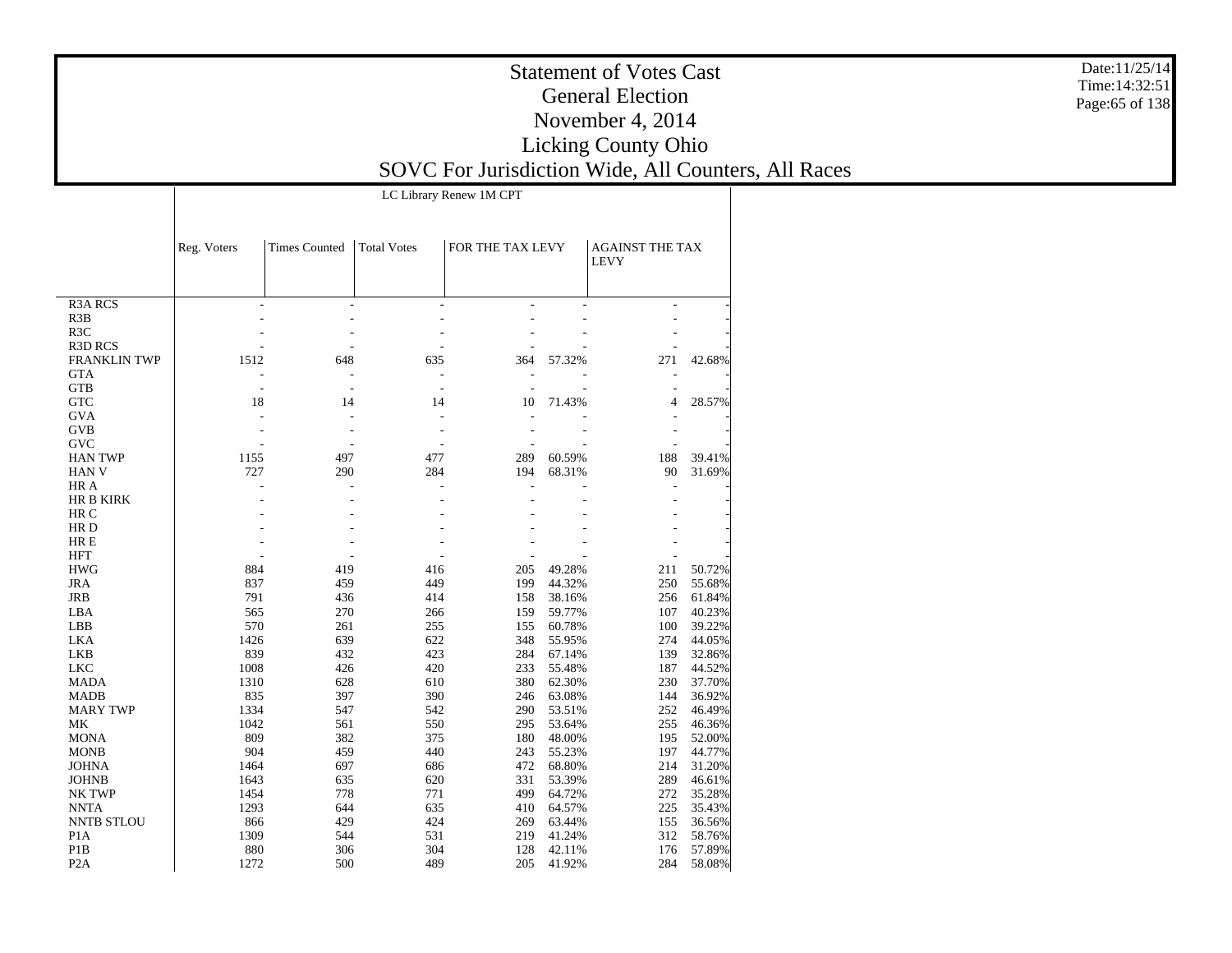# Statement of Votes Cast
## General Election
## November 4, 2014
## Licking County Ohio
## SOVC For Jurisdiction Wide, All Counters, All Races

Date:11/25/14
Time:14:32:51

| | LC Library Renew 1M CPT | | | | | | |
|---|---|---|---|---|---|---|---|
| | Reg. Voters | Times Counted | Total Votes | FOR THE TAX LEVY | | AGAINST THE TAX LEVY | |
| R3A RCS | - | - | - | - | - | - | - |
| R3B | - | - | - | - | - | - | - |
| R3C | - | - | - | - | - | - | - |
| R3D RCS | - | - | - | - | - | - | - |
| FRANKLIN TWP | 1512 | 648 | 635 | 364 | 57.32% | 271 | 42.68% |
| GTA | - | - | - | - | - | - | - |
| GTB | - | - | - | - | - | - | - |
| GTC | 18 | 14 | 14 | 10 | 71.43% | 4 | 28.57% |
| GVA | - | - | - | - | - | - | - |
| GVB | - | - | - | - | - | - | - |
| GVC | - | - | - | - | - | - | - |
| HAN TWP | 1155 | 497 | 477 | 289 | 60.59% | 188 | 39.41% |
| HAN V | 727 | 290 | 284 | 194 | 68.31% | 90 | 31.69% |
| HR A | - | - | - | - | - | - | - |
| HR B KIRK | - | - | - | - | - | - | - |
| HR C | - | - | - | - | - | - | - |
| HR D | - | - | - | - | - | - | - |
| HR E | - | - | - | - | - | - | - |
| HFT | - | - | - | - | - | - | - |
| HWG | 884 | 419 | 416 | 205 | 49.28% | 211 | 50.72% |
| JRA | 837 | 459 | 449 | 199 | 44.32% | 250 | 55.68% |
| JRB | 791 | 436 | 414 | 158 | 38.16% | 256 | 61.84% |
| LBA | 565 | 270 | 266 | 159 | 59.77% | 107 | 40.23% |
| LBB | 570 | 261 | 255 | 155 | 60.78% | 100 | 39.22% |
| LKA | 1426 | 639 | 622 | 348 | 55.95% | 274 | 44.05% |
| LKB | 839 | 432 | 423 | 284 | 67.14% | 139 | 32.86% |
| LKC | 1008 | 426 | 420 | 233 | 55.48% | 187 | 44.52% |
| MADA | 1310 | 628 | 610 | 380 | 62.30% | 230 | 37.70% |
| MADB | 835 | 397 | 390 | 246 | 63.08% | 144 | 36.92% |
| MARY TWP | 1334 | 547 | 542 | 290 | 53.51% | 252 | 46.49% |
| MK | 1042 | 561 | 550 | 295 | 53.64% | 255 | 46.36% |
| MONA | 809 | 382 | 375 | 180 | 48.00% | 195 | 52.00% |
| MONB | 904 | 459 | 440 | 243 | 55.23% | 197 | 44.77% |
| JOHNA | 1464 | 697 | 686 | 472 | 68.80% | 214 | 31.20% |
| JOHNB | 1643 | 635 | 620 | 331 | 53.39% | 289 | 46.61% |
| NK TWP | 1454 | 778 | 771 | 499 | 64.72% | 272 | 35.28% |
| NNTA | 1293 | 644 | 635 | 410 | 64.57% | 225 | 35.43% |
| NNTB STLOU | 866 | 429 | 424 | 269 | 63.44% | 155 | 36.56% |
| P1A | 1309 | 544 | 531 | 219 | 41.24% | 312 | 58.76% |
| P1B | 880 | 306 | 304 | 128 | 42.11% | 176 | 57.89% |
| P2A | 1272 | 500 | 489 | 205 | 41.92% | 284 | 58.08% |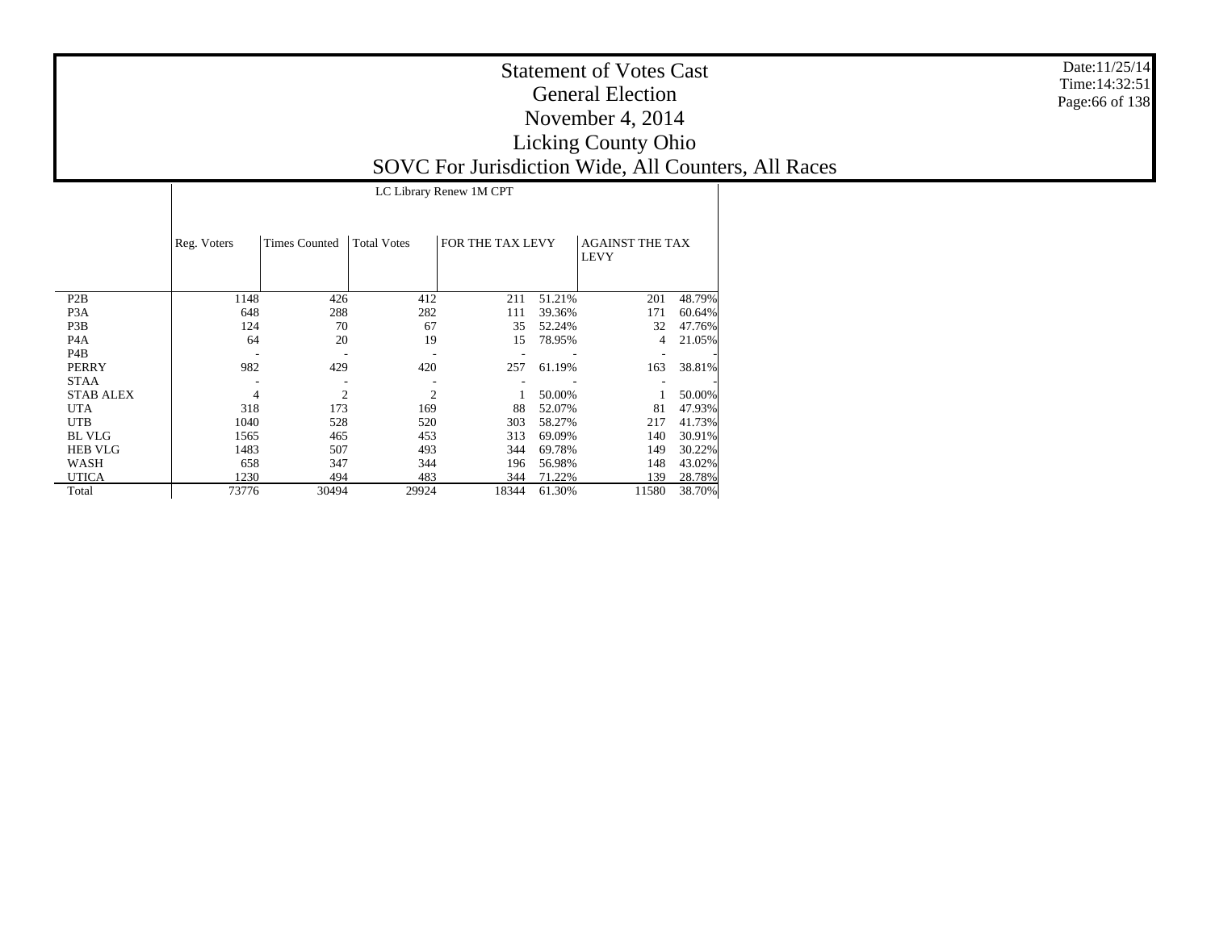# Statement of Votes Cast

## General Election

## November 4, 2014

## Licking County Ohio

## SOVC For Jurisdiction Wide, All Counters, All Races

| | LC Library Renew 1M CPT | | | | | | |
|---|---|---|---|---|---|---|---|
| | Reg. Voters | Times Counted | Total Votes | FOR THE TAX LEVY | | AGAINST THE TAX LEVY | |
| P2B | 1148 | 426 | 412 | 211 | 51.21% | 201 | 48.79% |
| P3A | 648 | 288 | 282 | 111 | 39.36% | 171 | 60.64% |
| P3B | 124 | 70 | 67 | 35 | 52.24% | 32 | 47.76% |
| P4A | 64 | 20 | 19 | 15 | 78.95% | 4 | 21.05% |
| P4B | - | - | - | - | - | - | - |
| PERRY | 982 | 429 | 420 | 257 | 61.19% | 163 | 38.81% |
| STAA | - | - | - | - | - | - | - |
| STAB ALEX | 4 | 2 | 2 | 1 | 50.00% | 1 | 50.00% |
| UTA | 318 | 173 | 169 | 88 | 52.07% | 81 | 47.93% |
| UTB | 1040 | 528 | 520 | 303 | 58.27% | 217 | 41.73% |
| BL VLG | 1565 | 465 | 453 | 313 | 69.09% | 140 | 30.91% |
| HEB VLG | 1483 | 507 | 493 | 344 | 69.78% | 149 | 30.22% |
| WASH | 658 | 347 | 344 | 196 | 56.98% | 148 | 43.02% |
| UTICA | 1230 | 494 | 483 | 344 | 71.22% | 139 | 28.78% |
| Total | 73776 | 30494 | 29924 | 18344 | 61.30% | 11580 | 38.70% |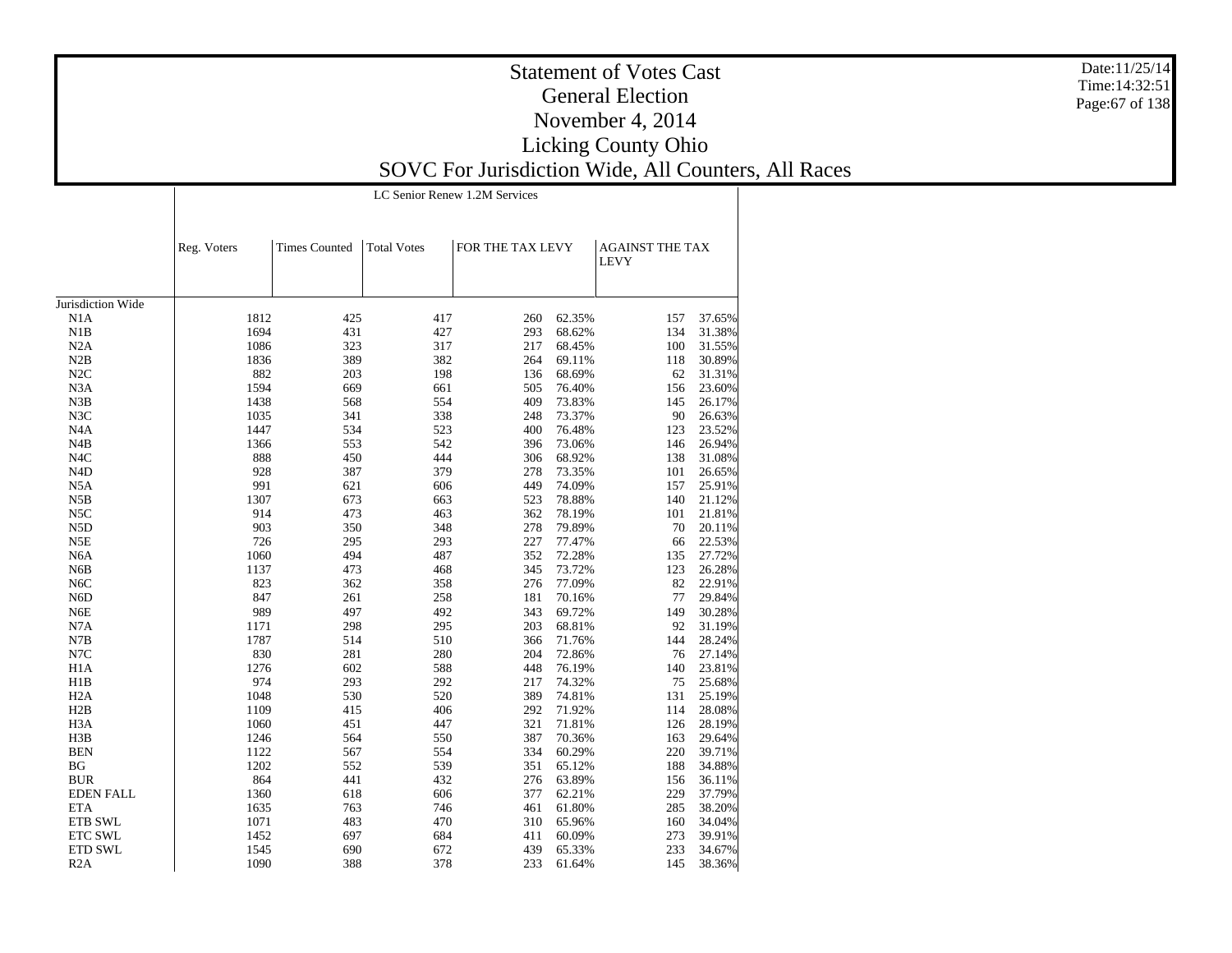# Statement of Votes Cast
## General Election
## November 4, 2014
## Licking County Ohio
## SOVC For Jurisdiction Wide, All Counters, All Races

Date:11/25/14
Time:14:32:51

| | LC Senior Renew 1.2M Services | | | | | | |
|---|---|---|---|---|---|---|---|
| | Reg. Voters | Times Counted | Total Votes | FOR THE TAX LEVY | | AGAINST THE TAX LEVY | |
| Jurisdiction Wide | | | | | | | |
| N1A | 1812 | 425 | 417 | 260 | 62.35% | 157 | 37.65% |
| N1B | 1694 | 431 | 427 | 293 | 68.62% | 134 | 31.38% |
| N2A | 1086 | 323 | 317 | 217 | 68.45% | 100 | 31.55% |
| N2B | 1836 | 389 | 382 | 264 | 69.11% | 118 | 30.89% |
| N2C | 882 | 203 | 198 | 136 | 68.69% | 62 | 31.31% |
| N3A | 1594 | 669 | 661 | 505 | 76.40% | 156 | 23.60% |
| N3B | 1438 | 568 | 554 | 409 | 73.83% | 145 | 26.17% |
| N3C | 1035 | 341 | 338 | 248 | 73.37% | 90 | 26.63% |
| N4A | 1447 | 534 | 523 | 400 | 76.48% | 123 | 23.52% |
| N4B | 1366 | 553 | 542 | 396 | 73.06% | 146 | 26.94% |
| N4C | 888 | 450 | 444 | 306 | 68.92% | 138 | 31.08% |
| N4D | 928 | 387 | 379 | 278 | 73.35% | 101 | 26.65% |
| N5A | 991 | 621 | 606 | 449 | 74.09% | 157 | 25.91% |
| N5B | 1307 | 673 | 663 | 523 | 78.88% | 140 | 21.12% |
| N5C | 914 | 473 | 463 | 362 | 78.19% | 101 | 21.81% |
| N5D | 903 | 350 | 348 | 278 | 79.89% | 70 | 20.11% |
| N5E | 726 | 295 | 293 | 227 | 77.47% | 66 | 22.53% |
| N6A | 1060 | 494 | 487 | 352 | 72.28% | 135 | 27.72% |
| N6B | 1137 | 473 | 468 | 345 | 73.72% | 123 | 26.28% |
| N6C | 823 | 362 | 358 | 276 | 77.09% | 82 | 22.91% |
| N6D | 847 | 261 | 258 | 181 | 70.16% | 77 | 29.84% |
| N6E | 989 | 497 | 492 | 343 | 69.72% | 149 | 30.28% |
| N7A | 1171 | 298 | 295 | 203 | 68.81% | 92 | 31.19% |
| N7B | 1787 | 514 | 510 | 366 | 71.76% | 144 | 28.24% |
| N7C | 830 | 281 | 280 | 204 | 72.86% | 76 | 27.14% |
| H1A | 1276 | 602 | 588 | 448 | 76.19% | 140 | 23.81% |
| H1B | 974 | 293 | 292 | 217 | 74.32% | 75 | 25.68% |
| H2A | 1048 | 530 | 520 | 389 | 74.81% | 131 | 25.19% |
| H2B | 1109 | 415 | 406 | 292 | 71.92% | 114 | 28.08% |
| H3A | 1060 | 451 | 447 | 321 | 71.81% | 126 | 28.19% |
| H3B | 1246 | 564 | 550 | 387 | 70.36% | 163 | 29.64% |
| BEN | 1122 | 567 | 554 | 334 | 60.29% | 220 | 39.71% |
| BG | 1202 | 552 | 539 | 351 | 65.12% | 188 | 34.88% |
| BUR | 864 | 441 | 432 | 276 | 63.89% | 156 | 36.11% |
| EDEN FALL | 1360 | 618 | 606 | 377 | 62.21% | 229 | 37.79% |
| ETA | 1635 | 763 | 746 | 461 | 61.80% | 285 | 38.20% |
| ETB SWL | 1071 | 483 | 470 | 310 | 65.96% | 160 | 34.04% |
| ETC SWL | 1452 | 697 | 684 | 411 | 60.09% | 273 | 39.91% |
| ETD SWL | 1545 | 690 | 672 | 439 | 65.33% | 233 | 34.67% |
| R2A | 1090 | 388 | 378 | 233 | 61.64% | 145 | 38.36% |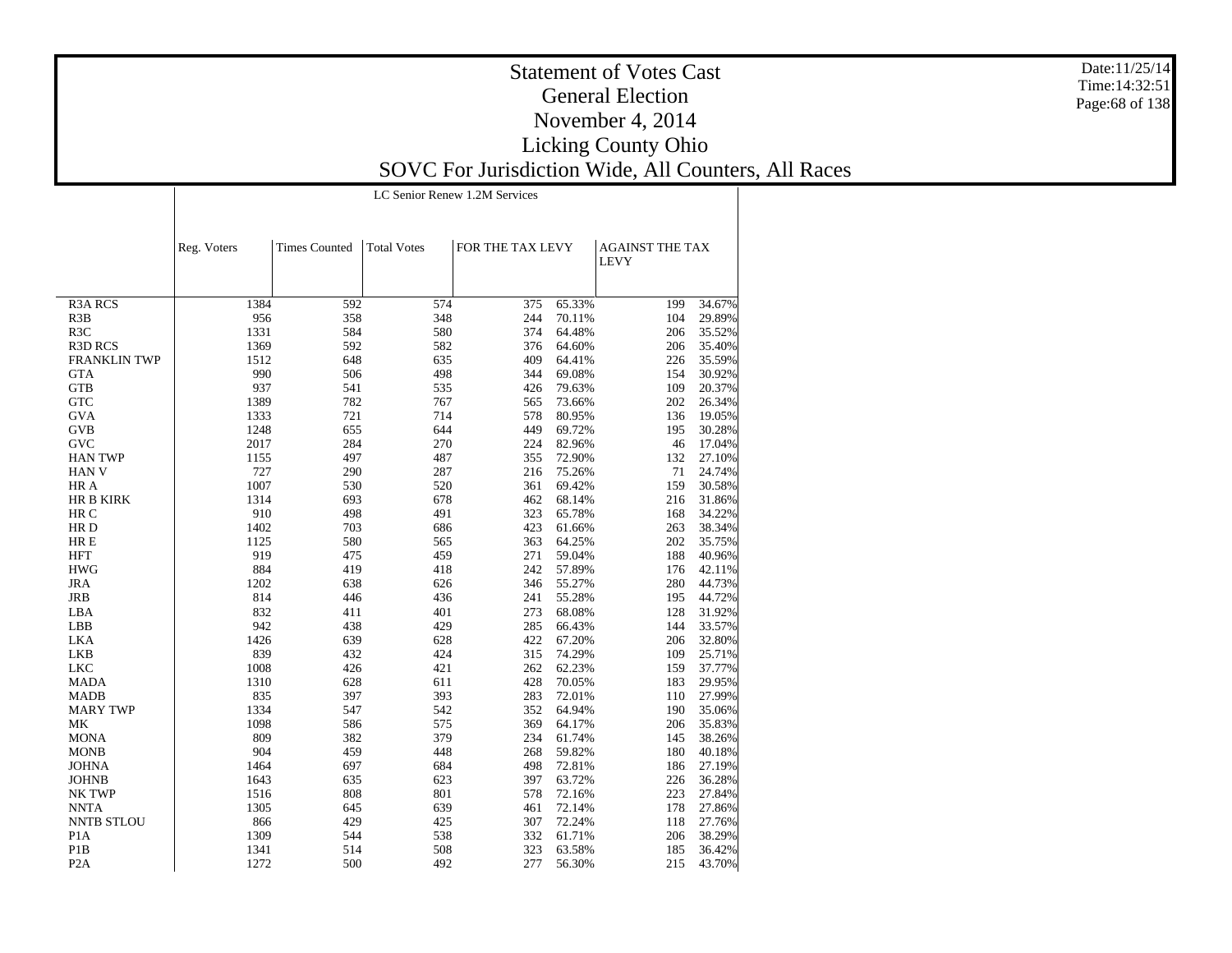# Statement of Votes Cast
## General Election
## November 4, 2014
## Licking County Ohio
## SOVC For Jurisdiction Wide, All Counters, All Races

Date:11/25/14
Time:14:32:51

| | LC Senior Renew 1.2M Services | | | | | | |
|---|---|---|---|---|---|---|---|
| | Reg. Voters | Times Counted | Total Votes | FOR THE TAX LEVY | | AGAINST THE TAX LEVY | |
| R3A RCS | 1384 | 592 | 574 | 375 | 65.33% | 199 | 34.67% |
| R3B | 956 | 358 | 348 | 244 | 70.11% | 104 | 29.89% |
| R3C | 1331 | 584 | 580 | 374 | 64.48% | 206 | 35.52% |
| R3D RCS | 1369 | 592 | 582 | 376 | 64.60% | 206 | 35.40% |
| FRANKLIN TWP | 1512 | 648 | 635 | 409 | 64.41% | 226 | 35.59% |
| GTA | 990 | 506 | 498 | 344 | 69.08% | 154 | 30.92% |
| GTB | 937 | 541 | 535 | 426 | 79.63% | 109 | 20.37% |
| GTC | 1389 | 782 | 767 | 565 | 73.66% | 202 | 26.34% |
| GVA | 1333 | 721 | 714 | 578 | 80.95% | 136 | 19.05% |
| GVB | 1248 | 655 | 644 | 449 | 69.72% | 195 | 30.28% |
| GVC | 2017 | 284 | 270 | 224 | 82.96% | 46 | 17.04% |
| HAN TWP | 1155 | 497 | 487 | 355 | 72.90% | 132 | 27.10% |
| HAN V | 727 | 290 | 287 | 216 | 75.26% | 71 | 24.74% |
| HR A | 1007 | 530 | 520 | 361 | 69.42% | 159 | 30.58% |
| HR B KIRK | 1314 | 693 | 678 | 462 | 68.14% | 216 | 31.86% |
| HR C | 910 | 498 | 491 | 323 | 65.78% | 168 | 34.22% |
| HR D | 1402 | 703 | 686 | 423 | 61.66% | 263 | 38.34% |
| HR E | 1125 | 580 | 565 | 363 | 64.25% | 202 | 35.75% |
| HFT | 919 | 475 | 459 | 271 | 59.04% | 188 | 40.96% |
| HWG | 884 | 419 | 418 | 242 | 57.89% | 176 | 42.11% |
| JRA | 1202 | 638 | 626 | 346 | 55.27% | 280 | 44.73% |
| JRB | 814 | 446 | 436 | 241 | 55.28% | 195 | 44.72% |
| LBA | 832 | 411 | 401 | 273 | 68.08% | 128 | 31.92% |
| LBB | 942 | 438 | 429 | 285 | 66.43% | 144 | 33.57% |
| LKA | 1426 | 639 | 628 | 422 | 67.20% | 206 | 32.80% |
| LKB | 839 | 432 | 424 | 315 | 74.29% | 109 | 25.71% |
| LKC | 1008 | 426 | 421 | 262 | 62.23% | 159 | 37.77% |
| MADA | 1310 | 628 | 611 | 428 | 70.05% | 183 | 29.95% |
| MADB | 835 | 397 | 393 | 283 | 72.01% | 110 | 27.99% |
| MARY TWP | 1334 | 547 | 542 | 352 | 64.94% | 190 | 35.06% |
| MK | 1098 | 586 | 575 | 369 | 64.17% | 206 | 35.83% |
| MONA | 809 | 382 | 379 | 234 | 61.74% | 145 | 38.26% |
| MONB | 904 | 459 | 448 | 268 | 59.82% | 180 | 40.18% |
| JOHNA | 1464 | 697 | 684 | 498 | 72.81% | 186 | 27.19% |
| JOHNB | 1643 | 635 | 623 | 397 | 63.72% | 226 | 36.28% |
| NK TWP | 1516 | 808 | 801 | 578 | 72.16% | 223 | 27.84% |
| NNTA | 1305 | 645 | 639 | 461 | 72.14% | 178 | 27.86% |
| NNTB STLOU | 866 | 429 | 425 | 307 | 72.24% | 118 | 27.76% |
| P1A | 1309 | 544 | 538 | 332 | 61.71% | 206 | 38.29% |
| P1B | 1341 | 514 | 508 | 323 | 63.58% | 185 | 36.42% |
| P2A | 1272 | 500 | 492 | 277 | 56.30% | 215 | 43.70% |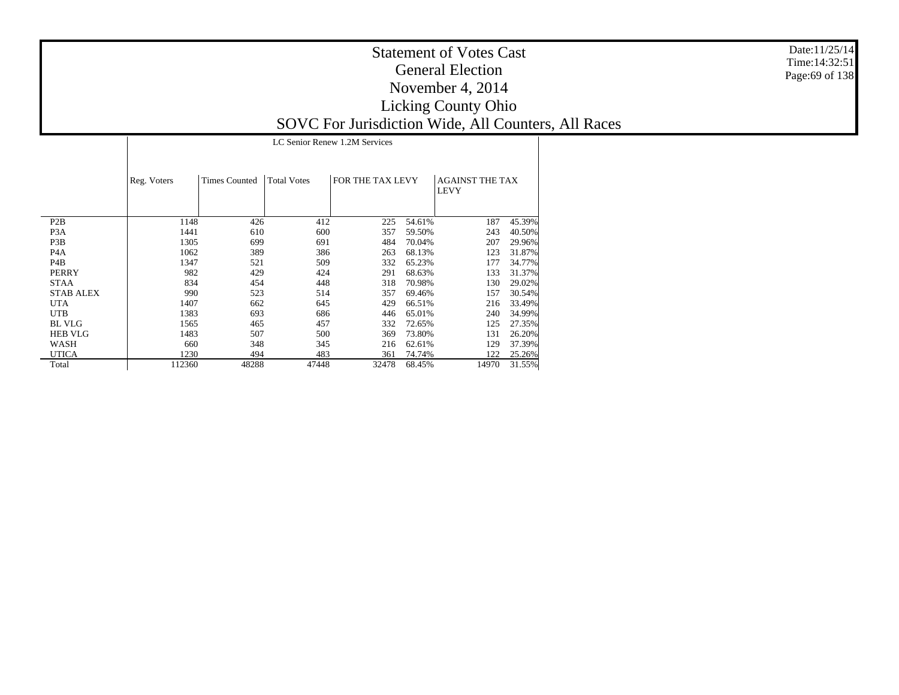# Statement of Votes Cast
## General Election
## November 4, 2014
## Licking County Ohio
## SOVC For Jurisdiction Wide, All Counters, All Races

| | LC Senior Renew 1.2M Services | | | | | | |
|---|---|---|---|---|---|---|---|
| | Reg. Voters | Times Counted | Total Votes | FOR THE TAX LEVY | | AGAINST THE TAX LEVY | |
| P2B | 1148 | 426 | 412 | 225 | 54.61% | 187 | 45.39% |
| P3A | 1441 | 610 | 600 | 357 | 59.50% | 243 | 40.50% |
| P3B | 1305 | 699 | 691 | 484 | 70.04% | 207 | 29.96% |
| P4A | 1062 | 389 | 386 | 263 | 68.13% | 123 | 31.87% |
| P4B | 1347 | 521 | 509 | 332 | 65.23% | 177 | 34.77% |
| PERRY | 982 | 429 | 424 | 291 | 68.63% | 133 | 31.37% |
| STAA | 834 | 454 | 448 | 318 | 70.98% | 130 | 29.02% |
| STAB ALEX | 990 | 523 | 514 | 357 | 69.46% | 157 | 30.54% |
| UTA | 1407 | 662 | 645 | 429 | 66.51% | 216 | 33.49% |
| UTB | 1383 | 693 | 686 | 446 | 65.01% | 240 | 34.99% |
| BL VLG | 1565 | 465 | 457 | 332 | 72.65% | 125 | 27.35% |
| HEB VLG | 1483 | 507 | 500 | 369 | 73.80% | 131 | 26.20% |
| WASH | 660 | 348 | 345 | 216 | 62.61% | 129 | 37.39% |
| UTICA | 1230 | 494 | 483 | 361 | 74.74% | 122 | 25.26% |
| Total | 112360 | 48288 | 47448 | 32478 | 68.45% | 14970 | 31.55% |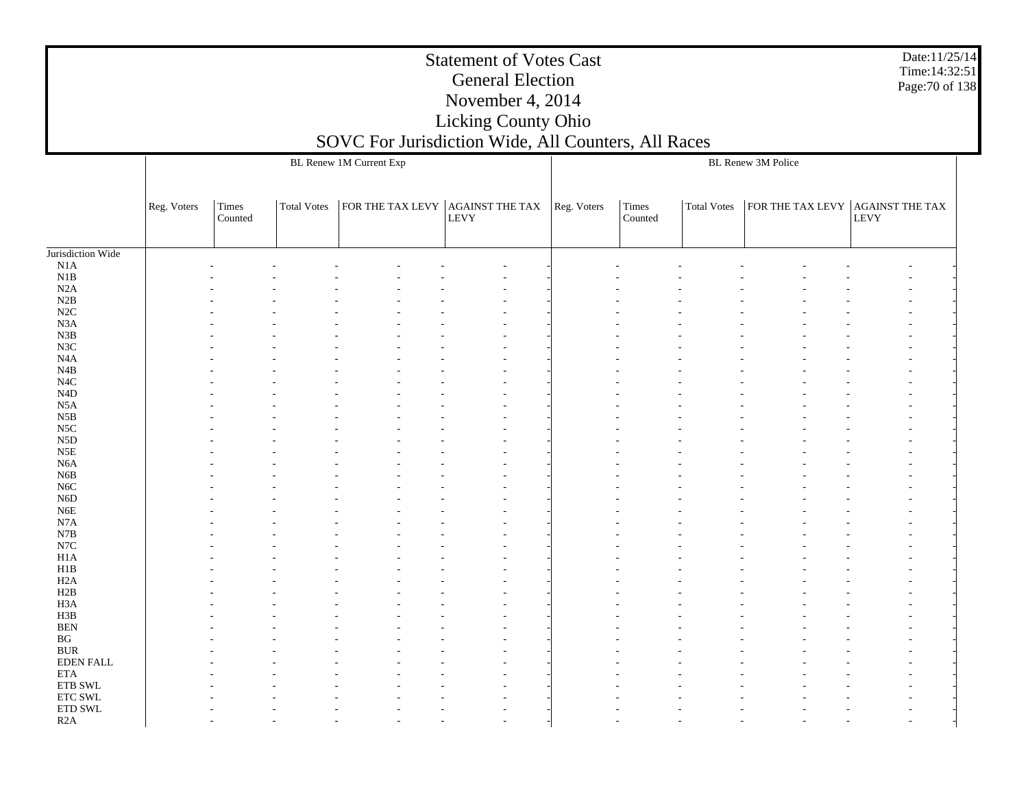# Statement of Votes Cast
## General Election
## November 4, 2014
## Licking County Ohio
## SOVC For Jurisdiction Wide, All Counters, All Races

Date:11/25/14
Time:14:32:51

| | BL Renew 1M Current Exp | | | | | BL Renew 3M Police | | | | |
|---|---|---|---|---|---|---|---|---|---|---|
| | Reg. Voters | Times Counted | Total Votes | FOR THE TAX LEVY | AGAINST THE TAX LEVY | Reg. Voters | Times Counted | Total Votes | FOR THE TAX LEVY | AGAINST THE TAX LEVY |
| Jurisdiction Wide | | | | | | | | | | |
| N1A | - | - | - | - | - | - | - | - | - | - |
| N1B | - | - | - | - | - | - | - | - | - | - |
| N2A | - | - | - | - | - | - | - | - | - | - |
| N2B | - | - | - | - | - | - | - | - | - | - |
| N2C | - | - | - | - | - | - | - | - | - | - |
| N3A | - | - | - | - | - | - | - | - | - | - |
| N3B | - | - | - | - | - | - | - | - | - | - |
| N3C | - | - | - | - | - | - | - | - | - | - |
| N4A | - | - | - | - | - | - | - | - | - | - |
| N4B | - | - | - | - | - | - | - | - | - | - |
| N4C | - | - | - | - | - | - | - | - | - | - |
| N4D | - | - | - | - | - | - | - | - | - | - |
| N5A | - | - | - | - | - | - | - | - | - | - |
| N5B | - | - | - | - | - | - | - | - | - | - |
| N5C | - | - | - | - | - | - | - | - | - | - |
| N5D | - | - | - | - | - | - | - | - | - | - |
| N5E | - | - | - | - | - | - | - | - | - | - |
| N6A | - | - | - | - | - | - | - | - | - | - |
| N6B | - | - | - | - | - | - | - | - | - | - |
| N6C | - | - | - | - | - | - | - | - | - | - |
| N6D | - | - | - | - | - | - | - | - | - | - |
| N6E | - | - | - | - | - | - | - | - | - | - |
| N7A | - | - | - | - | - | - | - | - | - | - |
| N7B | - | - | - | - | - | - | - | - | - | - |
| N7C | - | - | - | - | - | - | - | - | - | - |
| H1A | - | - | - | - | - | - | - | - | - | - |
| H1B | - | - | - | - | - | - | - | - | - | - |
| H2A | - | - | - | - | - | - | - | - | - | - |
| H2B | - | - | - | - | - | - | - | - | - | - |
| H3A | - | - | - | - | - | - | - | - | - | - |
| H3B | - | - | - | - | - | - | - | - | - | - |
| BEN | - | - | - | - | - | - | - | - | - | - |
| BG | - | - | - | - | - | - | - | - | - | - |
| BUR | - | - | - | - | - | - | - | - | - | - |
| EDEN FALL | - | - | - | - | - | - | - | - | - | - |
| ETA | - | - | - | - | - | - | - | - | - | - |
| ETB SWL | - | - | - | - | - | - | - | - | - | - |
| ETC SWL | - | - | - | - | - | - | - | - | - | - |
| ETD SWL | - | - | - | - | - | - | - | - | - | - |
| R2A | - | - | - | - | - | - | - | - | - | - |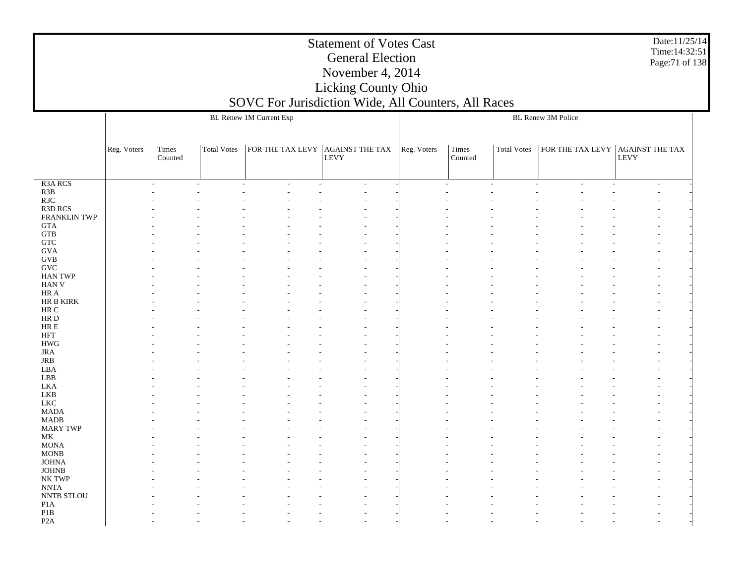# Statement of Votes Cast
## General Election
## November 4, 2014
## Licking County Ohio
## SOVC For Jurisdiction Wide, All Counters, All Races

Date:11/25/14
Time:14:32:51

| | BL Renew 1M Current Exp | | | | | BL Renew 3M Police | | | | |
|---|---|---|---|---|---|---|---|---|---|---|
| | Reg. Voters | Times Counted | Total Votes | FOR THE TAX LEVY | AGAINST THE TAX LEVY | Reg. Voters | Times Counted | Total Votes | FOR THE TAX LEVY | AGAINST THE TAX LEVY |
| R3A RCS | - | - | - | - | - | - | - | - | - | - |
| R3B | - | - | - | - | - | - | - | - | - | - |
| R3C | - | - | - | - | - | - | - | - | - | - |
| R3D RCS | - | - | - | - | - | - | - | - | - | - |
| FRANKLIN TWP | - | - | - | - | - | - | - | - | - | - |
| GTA | - | - | - | - | - | - | - | - | - | - |
| GTB | - | - | - | - | - | - | - | - | - | - |
| GTC | - | - | - | - | - | - | - | - | - | - |
| GVA | - | - | - | - | - | - | - | - | - | - |
| GVB | - | - | - | - | - | - | - | - | - | - |
| GVC | - | - | - | - | - | - | - | - | - | - |
| HAN TWP | - | - | - | - | - | - | - | - | - | - |
| HAN V | - | - | - | - | - | - | - | - | - | - |
| HR A | - | - | - | - | - | - | - | - | - | - |
| HR B KIRK | - | - | - | - | - | - | - | - | - | - |
| HR C | - | - | - | - | - | - | - | - | - | - |
| HR D | - | - | - | - | - | - | - | - | - | - |
| HR E | - | - | - | - | - | - | - | - | - | - |
| HFT | - | - | - | - | - | - | - | - | - | - |
| HWG | - | - | - | - | - | - | - | - | - | - |
| JRA | - | - | - | - | - | - | - | - | - | - |
| JRB | - | - | - | - | - | - | - | - | - | - |
| LBA | - | - | - | - | - | - | - | - | - | - |
| LBB | - | - | - | - | - | - | - | - | - | - |
| LKA | - | - | - | - | - | - | - | - | - | - |
| LKB | - | - | - | - | - | - | - | - | - | - |
| LKC | - | - | - | - | - | - | - | - | - | - |
| MADA | - | - | - | - | - | - | - | - | - | - |
| MADB | - | - | - | - | - | - | - | - | - | - |
| MARY TWP | - | - | - | - | - | - | - | - | - | - |
| MK | - | - | - | - | - | - | - | - | - | - |
| MONA | - | - | - | - | - | - | - | - | - | - |
| MONB | - | - | - | - | - | - | - | - | - | - |
| JOHNA | - | - | - | - | - | - | - | - | - | - |
| JOHNB | - | - | - | - | - | - | - | - | - | - |
| NK TWP | - | - | - | - | - | - | - | - | - | - |
| NNTA | - | - | - | - | - | - | - | - | - | - |
| NNTB STLOU | - | - | - | - | - | - | - | - | - | - |
| P1A | - | - | - | - | - | - | - | - | - | - |
| P1B | - | - | - | - | - | - | - | - | - | - |
| P2A | - | - | - | - | - | - | - | - | - | - |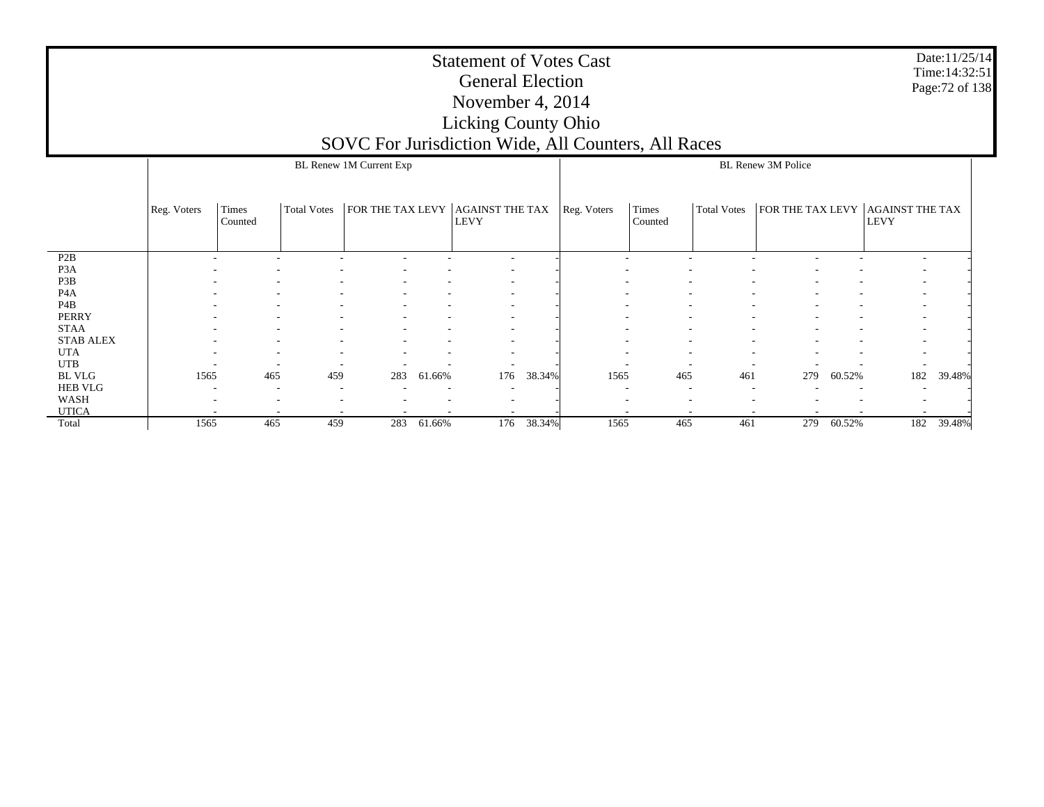# Statement of Votes Cast
## General Election
## November 4, 2014
## Licking County Ohio
## SOVC For Jurisdiction Wide, All Counters, All Races

Date:11/25/14
Time:14:32:51

| | BL Renew 1M Current Exp | | | | | | | BL Renew 3M Police | | | | | | |
|---|---|---|---|---|---|---|---|---|---|---|---|---|---|---|
| | Reg. Voters | Times Counted | Total Votes | FOR THE TAX LEVY | | AGAINST THE TAX LEVY | | Reg. Voters | Times Counted | Total Votes | FOR THE TAX LEVY | | AGAINST THE TAX LEVY | |
| P2B | - | - | - | - | - | - | - | - | - | - | - | - | - | - |
| P3A | - | - | - | - | - | - | - | - | - | - | - | - | - | - |
| P3B | - | - | - | - | - | - | - | - | - | - | - | - | - | - |
| P4A | - | - | - | - | - | - | - | - | - | - | - | - | - | - |
| P4B | - | - | - | - | - | - | - | - | - | - | - | - | - | - |
| PERRY | - | - | - | - | - | - | - | - | - | - | - | - | - | - |
| STAA | - | - | - | - | - | - | - | - | - | - | - | - | - | - |
| STAB ALEX | - | - | - | - | - | - | - | - | - | - | - | - | - | - |
| UTA | - | - | - | - | - | - | - | - | - | - | - | - | - | - |
| UTB | - | - | - | - | - | - | - | - | - | - | - | - | - | - |
| BL VLG | 1565 | 465 | 459 | 283 | 61.66% | 176 | 38.34% | 1565 | 465 | 461 | 279 | 60.52% | 182 | 39.48% |
| HEB VLG | - | - | - | - | - | - | - | - | - | - | - | - | - | - |
| WASH | - | - | - | - | - | - | - | - | - | - | - | - | - | - |
| UTICA | - | - | - | - | - | - | - | - | - | - | - | - | - | - |
| Total | 1565 | 465 | 459 | 283 | 61.66% | 176 | 38.34% | 1565 | 465 | 461 | 279 | 60.52% | 182 | 39.48% |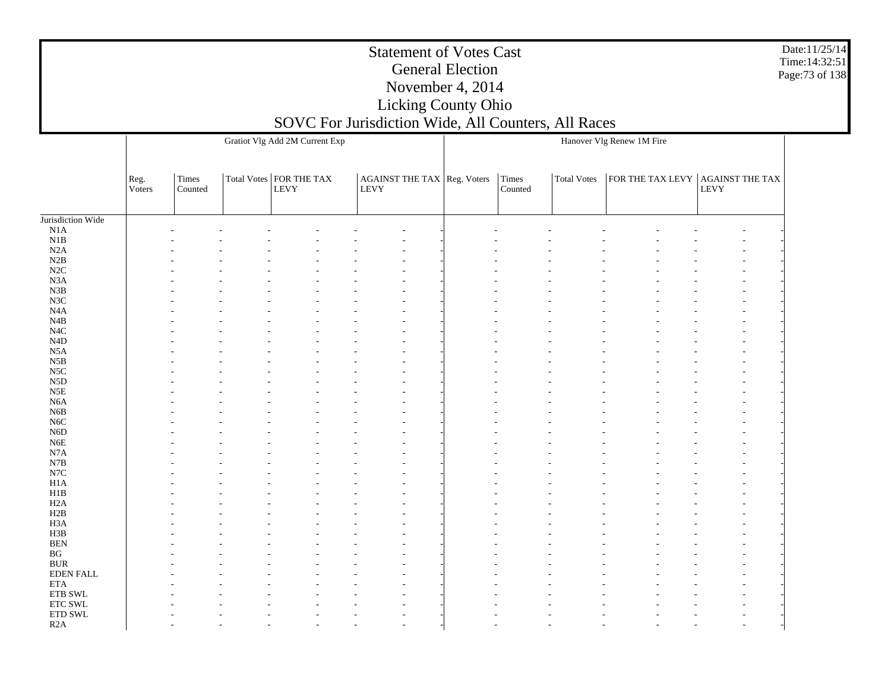# Statement of Votes Cast
## General Election
## November 4, 2014
## Licking County Ohio
## SOVC For Jurisdiction Wide, All Counters, All Races

Date:11/25/14
Time:14:32:51

| | Gratiot Vlg Add 2M Current Exp | | | | | Hanover Vlg Renew 1M Fire | | | | |
|---|---|---|---|---|---|---|---|---|---|---|
| | Reg. Voters | Times Counted | Total Votes | FOR THE TAX LEVY | AGAINST THE TAX LEVY | Reg. Voters | Times Counted | Total Votes | FOR THE TAX LEVY | AGAINST THE TAX LEVY |
| Jurisdiction Wide | | | | | | | | | | |
| N1A | - | - | - | - | - | - | - | - | - | - |
| N1B | - | - | - | - | - | - | - | - | - | - |
| N2A | - | - | - | - | - | - | - | - | - | - |
| N2B | - | - | - | - | - | - | - | - | - | - |
| N2C | - | - | - | - | - | - | - | - | - | - |
| N3A | - | - | - | - | - | - | - | - | - | - |
| N3B | - | - | - | - | - | - | - | - | - | - |
| N3C | - | - | - | - | - | - | - | - | - | - |
| N4A | - | - | - | - | - | - | - | - | - | - |
| N4B | - | - | - | - | - | - | - | - | - | - |
| N4C | - | - | - | - | - | - | - | - | - | - |
| N4D | - | - | - | - | - | - | - | - | - | - |
| N5A | - | - | - | - | - | - | - | - | - | - |
| N5B | - | - | - | - | - | - | - | - | - | - |
| N5C | - | - | - | - | - | - | - | - | - | - |
| N5D | - | - | - | - | - | - | - | - | - | - |
| N5E | - | - | - | - | - | - | - | - | - | - |
| N6A | - | - | - | - | - | - | - | - | - | - |
| N6B | - | - | - | - | - | - | - | - | - | - |
| N6C | - | - | - | - | - | - | - | - | - | - |
| N6D | - | - | - | - | - | - | - | - | - | - |
| N6E | - | - | - | - | - | - | - | - | - | - |
| N7A | - | - | - | - | - | - | - | - | - | - |
| N7B | - | - | - | - | - | - | - | - | - | - |
| N7C | - | - | - | - | - | - | - | - | - | - |
| H1A | - | - | - | - | - | - | - | - | - | - |
| H1B | - | - | - | - | - | - | - | - | - | - |
| H2A | - | - | - | - | - | - | - | - | - | - |
| H2B | - | - | - | - | - | - | - | - | - | - |
| H3A | - | - | - | - | - | - | - | - | - | - |
| H3B | - | - | - | - | - | - | - | - | - | - |
| BEN | - | - | - | - | - | - | - | - | - | - |
| BG | - | - | - | - | - | - | - | - | - | - |
| BUR | - | - | - | - | - | - | - | - | - | - |
| EDEN FALL | - | - | - | - | - | - | - | - | - | - |
| ETA | - | - | - | - | - | - | - | - | - | - |
| ETB SWL | - | - | - | - | - | - | - | - | - | - |
| ETC SWL | - | - | - | - | - | - | - | - | - | - |
| ETD SWL | - | - | - | - | - | - | - | - | - | - |
| R2A | - | - | - | - | - | - | - | - | - | - |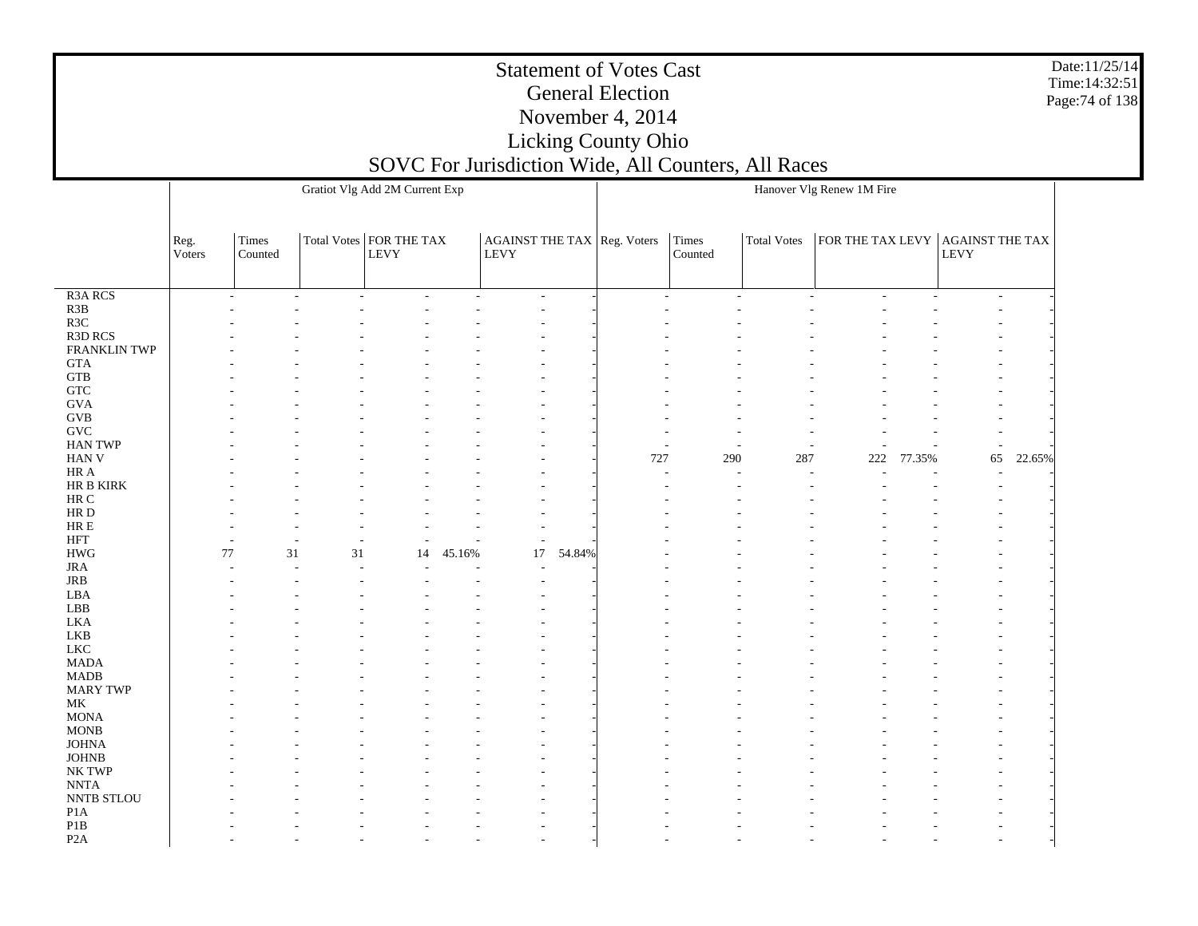# Statement of Votes Cast
## General Election
## November 4, 2014
## Licking County Ohio
## SOVC For Jurisdiction Wide, All Counters, All Races

Date:11/25/14
Time:14:32:51

| | Gratiot Vlg Add 2M Current Exp | | | | | | | Hanover Vlg Renew 1M Fire | | | | | | |
|---|---|---|---|---|---|---|---|---|---|---|---|---|---|---|
| | Reg. Voters | Times Counted | Total Votes | FOR THE TAX LEVY | | AGAINST THE TAX LEVY | | Reg. Voters | Times Counted | Total Votes | FOR THE TAX LEVY | | AGAINST THE TAX LEVY | |
| R3A RCS | - | - | - | - | - | - | - | - | - | - | - | - | - | - |
| R3B | - | - | - | - | - | - | - | - | - | - | - | - | - | - |
| R3C | - | - | - | - | - | - | - | - | - | - | - | - | - | - |
| R3D RCS | - | - | - | - | - | - | - | - | - | - | - | - | - | - |
| FRANKLIN TWP | - | - | - | - | - | - | - | - | - | - | - | - | - | - |
| GTA | - | - | - | - | - | - | - | - | - | - | - | - | - | - |
| GTB | - | - | - | - | - | - | - | - | - | - | - | - | - | - |
| GTC | - | - | - | - | - | - | - | - | - | - | - | - | - | - |
| GVA | - | - | - | - | - | - | - | - | - | - | - | - | - | - |
| GVB | - | - | - | - | - | - | - | - | - | - | - | - | - | - |
| GVC | - | - | - | - | - | - | - | - | - | - | - | - | - | - |
| HAN TWP | - | - | - | - | - | - | - | - | - | - | - | - | - | - |
| HAN V | - | - | - | - | - | - | - | 727 | 290 | 287 | 222 | 77.35% | 65 | 22.65% |
| HR A | - | - | - | - | - | - | - | - | - | - | - | - | - | - |
| HR B KIRK | - | - | - | - | - | - | - | - | - | - | - | - | - | - |
| HR C | - | - | - | - | - | - | - | - | - | - | - | - | - | - |
| HR D | - | - | - | - | - | - | - | - | - | - | - | - | - | - |
| HR E | - | - | - | - | - | - | - | - | - | - | - | - | - | - |
| HFT | - | - | - | - | - | - | - | - | - | - | - | - | - | - |
| HWG | 77 | 31 | 31 | 14 | 45.16% | 17 | 54.84% | - | - | - | - | - | - | - |
| JRA | - | - | - | - | - | - | - | - | - | - | - | - | - | - |
| JRB | - | - | - | - | - | - | - | - | - | - | - | - | - | - |
| LBA | - | - | - | - | - | - | - | - | - | - | - | - | - | - |
| LBB | - | - | - | - | - | - | - | - | - | - | - | - | - | - |
| LKA | - | - | - | - | - | - | - | - | - | - | - | - | - | - |
| LKB | - | - | - | - | - | - | - | - | - | - | - | - | - | - |
| LKC | - | - | - | - | - | - | - | - | - | - | - | - | - | - |
| MADA | - | - | - | - | - | - | - | - | - | - | - | - | - | - |
| MADB | - | - | - | - | - | - | - | - | - | - | - | - | - | - |
| MARY TWP | - | - | - | - | - | - | - | - | - | - | - | - | - | - |
| MK | - | - | - | - | - | - | - | - | - | - | - | - | - | - |
| MONA | - | - | - | - | - | - | - | - | - | - | - | - | - | - |
| MONB | - | - | - | - | - | - | - | - | - | - | - | - | - | - |
| JOHNA | - | - | - | - | - | - | - | - | - | - | - | - | - | - |
| JOHNB | - | - | - | - | - | - | - | - | - | - | - | - | - | - |
| NK TWP | - | - | - | - | - | - | - | - | - | - | - | - | - | - |
| NNTA | - | - | - | - | - | - | - | - | - | - | - | - | - | - |
| NNTB STLOU | - | - | - | - | - | - | - | - | - | - | - | - | - | - |
| P1A | - | - | - | - | - | - | - | - | - | - | - | - | - | - |
| P1B | - | - | - | - | - | - | - | - | - | - | - | - | - | - |
| P2A | - | - | - | - | - | - | - | - | - | - | - | - | - | - |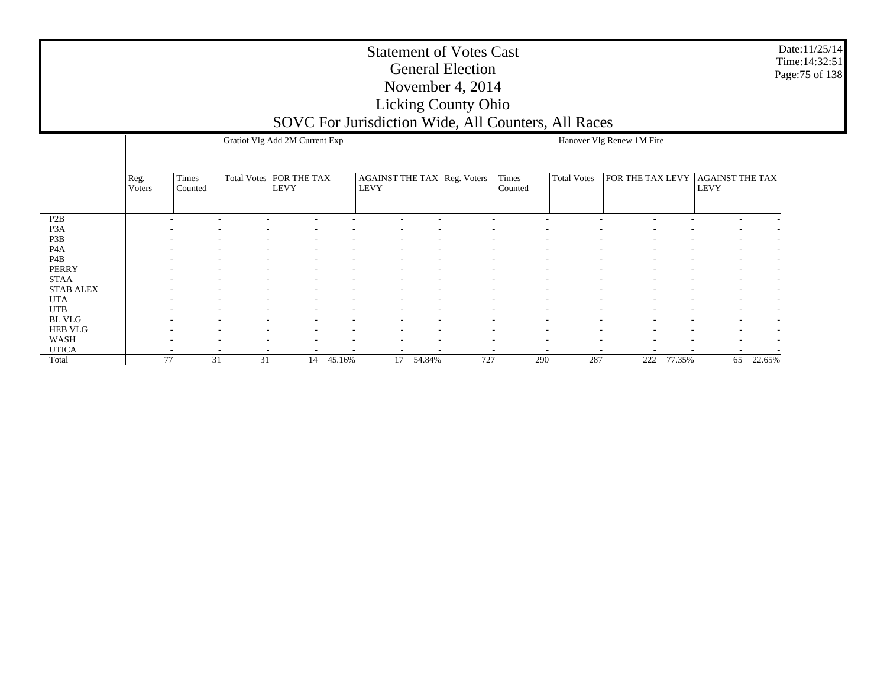# Statement of Votes Cast
## General Election
## November 4, 2014
## Licking County Ohio
## SOVC For Jurisdiction Wide, All Counters, All Races

| | Gratiot Vlg Add 2M Current Exp | | | | | | | Hanover Vlg Renew 1M Fire | | | | | | |
|---|---|---|---|---|---|---|---|---|---|---|---|---|---|---|
| | Reg. Voters | Times Counted | Total Votes | FOR THE TAX LEVY | | AGAINST THE TAX LEVY | | Reg. Voters | Times Counted | Total Votes | FOR THE TAX LEVY | | AGAINST THE TAX LEVY | |
| P2B | - | - | - | - | - | - | - | - | - | - | - | - | - | - |
| P3A | - | - | - | - | - | - | - | - | - | - | - | - | - | - |
| P3B | - | - | - | - | - | - | - | - | - | - | - | - | - | - |
| P4A | - | - | - | - | - | - | - | - | - | - | - | - | - | - |
| P4B | - | - | - | - | - | - | - | - | - | - | - | - | - | - |
| PERRY | - | - | - | - | - | - | - | - | - | - | - | - | - | - |
| STAA | - | - | - | - | - | - | - | - | - | - | - | - | - | - |
| STAB ALEX | - | - | - | - | - | - | - | - | - | - | - | - | - | - |
| UTA | - | - | - | - | - | - | - | - | - | - | - | - | - | - |
| UTB | - | - | - | - | - | - | - | - | - | - | - | - | - | - |
| BL VLG | - | - | - | - | - | - | - | - | - | - | - | - | - | - |
| HEB VLG | - | - | - | - | - | - | - | - | - | - | - | - | - | - |
| WASH | - | - | - | - | - | - | - | - | - | - | - | - | - | - |
| UTICA | - | - | - | - | - | - | - | - | - | - | - | - | - | - |
| Total | 77 | 31 | 31 | 14 | 45.16% | 17 | 54.84% | 727 | 290 | 287 | 222 | 77.35% | 65 | 22.65% |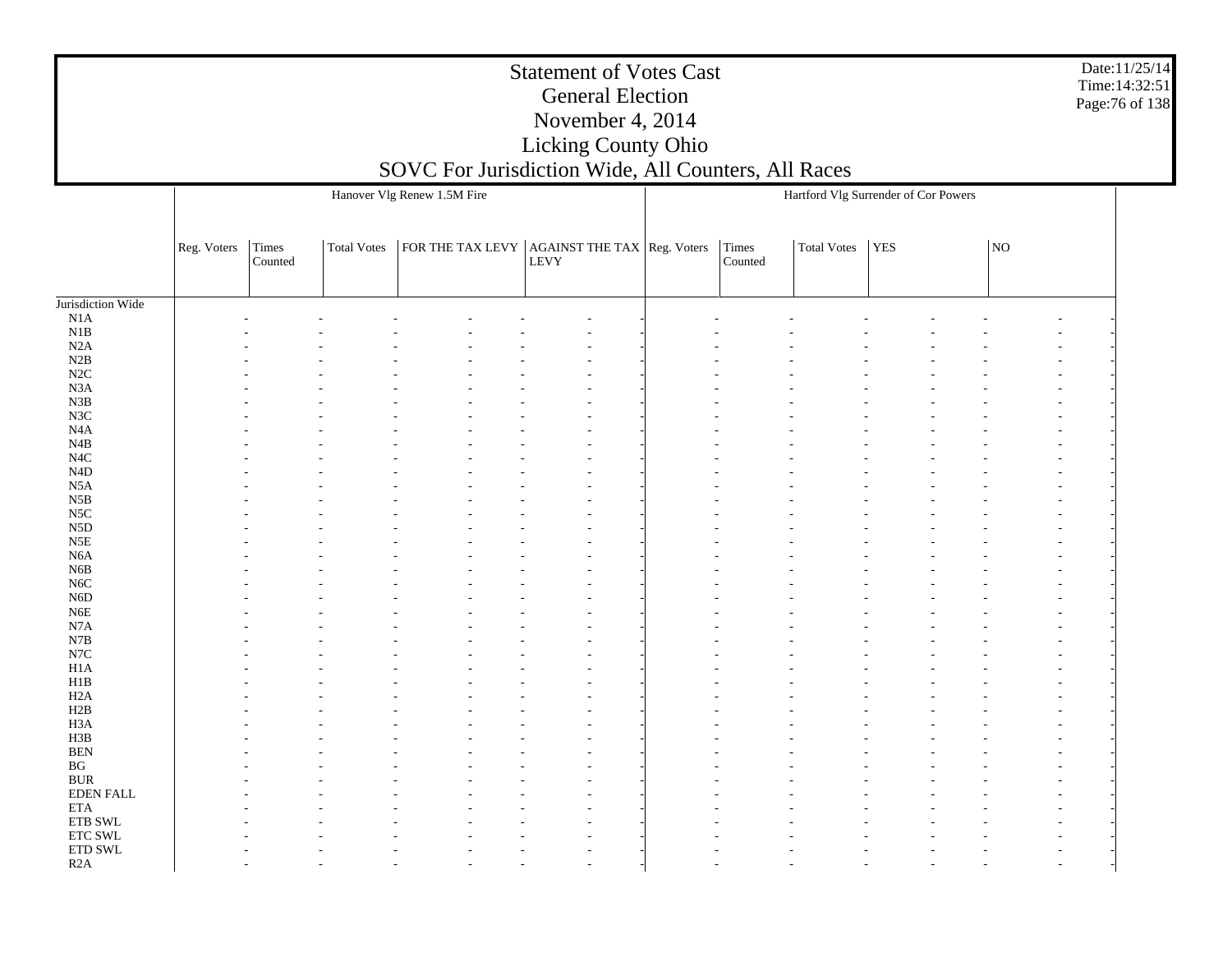# Statement of Votes Cast
## General Election
## November 4, 2014
## Licking County Ohio
## SOVC For Jurisdiction Wide, All Counters, All Races

| | Hanover Vlg Renew 1.5M Fire | | | | | | | Hartford Vlg Surrender of Cor Powers | | | | | | |
|---|---|---|---|---|---|---|---|---|---|---|---|---|---|---|
| | Reg. Voters | Times Counted | Total Votes | FOR THE TAX LEVY | | AGAINST THE TAX LEVY | | Reg. Voters | Times Counted | Total Votes | YES | | NO | |
| Jurisdiction Wide | | | | | | | | | | | | | | |
| N1A | - | - | - | - | - | - | - | - | - | - | - | - | - | - |
| N1B | - | - | - | - | - | - | - | - | - | - | - | - | - | - |
| N2A | - | - | - | - | - | - | - | - | - | - | - | - | - | - |
| N2B | - | - | - | - | - | - | - | - | - | - | - | - | - | - |
| N2C | - | - | - | - | - | - | - | - | - | - | - | - | - | - |
| N3A | - | - | - | - | - | - | - | - | - | - | - | - | - | - |
| N3B | - | - | - | - | - | - | - | - | - | - | - | - | - | - |
| N3C | - | - | - | - | - | - | - | - | - | - | - | - | - | - |
| N4A | - | - | - | - | - | - | - | - | - | - | - | - | - | - |
| N4B | - | - | - | - | - | - | - | - | - | - | - | - | - | - |
| N4C | - | - | - | - | - | - | - | - | - | - | - | - | - | - |
| N4D | - | - | - | - | - | - | - | - | - | - | - | - | - | - |
| N5A | - | - | - | - | - | - | - | - | - | - | - | - | - | - |
| N5B | - | - | - | - | - | - | - | - | - | - | - | - | - | - |
| N5C | - | - | - | - | - | - | - | - | - | - | - | - | - | - |
| N5D | - | - | - | - | - | - | - | - | - | - | - | - | - | - |
| N5E | - | - | - | - | - | - | - | - | - | - | - | - | - | - |
| N6A | - | - | - | - | - | - | - | - | - | - | - | - | - | - |
| N6B | - | - | - | - | - | - | - | - | - | - | - | - | - | - |
| N6C | - | - | - | - | - | - | - | - | - | - | - | - | - | - |
| N6D | - | - | - | - | - | - | - | - | - | - | - | - | - | - |
| N6E | - | - | - | - | - | - | - | - | - | - | - | - | - | - |
| N7A | - | - | - | - | - | - | - | - | - | - | - | - | - | - |
| N7B | - | - | - | - | - | - | - | - | - | - | - | - | - | - |
| N7C | - | - | - | - | - | - | - | - | - | - | - | - | - | - |
| H1A | - | - | - | - | - | - | - | - | - | - | - | - | - | - |
| H1B | - | - | - | - | - | - | - | - | - | - | - | - | - | - |
| H2A | - | - | - | - | - | - | - | - | - | - | - | - | - | - |
| H2B | - | - | - | - | - | - | - | - | - | - | - | - | - | - |
| H3A | - | - | - | - | - | - | - | - | - | - | - | - | - | - |
| H3B | - | - | - | - | - | - | - | - | - | - | - | - | - | - |
| BEN | - | - | - | - | - | - | - | - | - | - | - | - | - | - |
| BG | - | - | - | - | - | - | - | - | - | - | - | - | - | - |
| BUR | - | - | - | - | - | - | - | - | - | - | - | - | - | - |
| EDEN FALL | - | - | - | - | - | - | - | - | - | - | - | - | - | - |
| ETA | - | - | - | - | - | - | - | - | - | - | - | - | - | - |
| ETB SWL | - | - | - | - | - | - | - | - | - | - | - | - | - | - |
| ETC SWL | - | - | - | - | - | - | - | - | - | - | - | - | - | - |
| ETD SWL | - | - | - | - | - | - | - | - | - | - | - | - | - | - |
| R2A | - | - | - | - | - | - | - | - | - | - | - | - | - | - |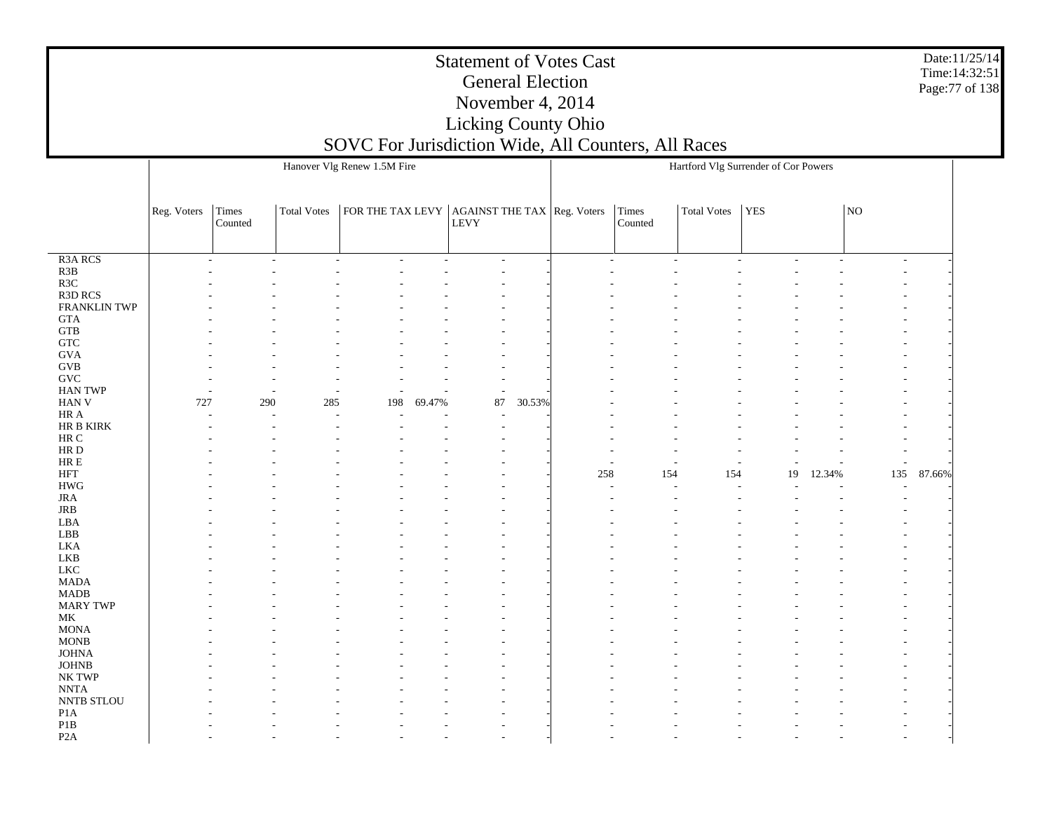# Statement of Votes Cast
## General Election
## November 4, 2014
## Licking County Ohio
## SOVC For Jurisdiction Wide, All Counters, All Races

Date:11/25/14
Time:14:32:51

| | Hanover Vlg Renew 1.5M Fire | | | | | | | Hartford Vlg Surrender of Cor Powers | | | | | | |
|---|---|---|---|---|---|---|---|---|---|---|---|---|---|---|
| | Reg. Voters | Times Counted | Total Votes | FOR THE TAX LEVY | | AGAINST THE TAX LEVY | | Reg. Voters | Times Counted | Total Votes | YES | | NO | |
| R3A RCS | - | - | - | - | - | - | - | - | - | - | - | - | - | - |
| R3B | - | - | - | - | - | - | - | - | - | - | - | - | - | - |
| R3C | - | - | - | - | - | - | - | - | - | - | - | - | - | - |
| R3D RCS | - | - | - | - | - | - | - | - | - | - | - | - | - | - |
| FRANKLIN TWP | - | - | - | - | - | - | - | - | - | - | - | - | - | - |
| GTA | - | - | - | - | - | - | - | - | - | - | - | - | - | - |
| GTB | - | - | - | - | - | - | - | - | - | - | - | - | - | - |
| GTC | - | - | - | - | - | - | - | - | - | - | - | - | - | - |
| GVA | - | - | - | - | - | - | - | - | - | - | - | - | - | - |
| GVB | - | - | - | - | - | - | - | - | - | - | - | - | - | - |
| GVC | - | - | - | - | - | - | - | - | - | - | - | - | - | - |
| HAN TWP | - | - | - | - | - | - | - | - | - | - | - | - | - | - |
| HAN V | 727 | 290 | 285 | 198 | 69.47% | 87 | 30.53% | - | - | - | - | - | - | - |
| HR A | - | - | - | - | - | - | - | - | - | - | - | - | - | - |
| HR B KIRK | - | - | - | - | - | - | - | - | - | - | - | - | - | - |
| HR C | - | - | - | - | - | - | - | - | - | - | - | - | - | - |
| HR D | - | - | - | - | - | - | - | - | - | - | - | - | - | - |
| HR E | - | - | - | - | - | - | - | - | - | - | - | - | - | - |
| HFT | - | - | - | - | - | - | - | 258 | 154 | 154 | 19 | 12.34% | 135 | 87.66% |
| HWG | - | - | - | - | - | - | - | - | - | - | - | - | - | - |
| JRA | - | - | - | - | - | - | - | - | - | - | - | - | - | - |
| JRB | - | - | - | - | - | - | - | - | - | - | - | - | - | - |
| LBA | - | - | - | - | - | - | - | - | - | - | - | - | - | - |
| LBB | - | - | - | - | - | - | - | - | - | - | - | - | - | - |
| LKA | - | - | - | - | - | - | - | - | - | - | - | - | - | - |
| LKB | - | - | - | - | - | - | - | - | - | - | - | - | - | - |
| LKC | - | - | - | - | - | - | - | - | - | - | - | - | - | - |
| MADA | - | - | - | - | - | - | - | - | - | - | - | - | - | - |
| MADB | - | - | - | - | - | - | - | - | - | - | - | - | - | - |
| MARY TWP | - | - | - | - | - | - | - | - | - | - | - | - | - | - |
| MK | - | - | - | - | - | - | - | - | - | - | - | - | - | - |
| MONA | - | - | - | - | - | - | - | - | - | - | - | - | - | - |
| MONB | - | - | - | - | - | - | - | - | - | - | - | - | - | - |
| JOHNA | - | - | - | - | - | - | - | - | - | - | - | - | - | - |
| JOHNB | - | - | - | - | - | - | - | - | - | - | - | - | - | - |
| NK TWP | - | - | - | - | - | - | - | - | - | - | - | - | - | - |
| NNTA | - | - | - | - | - | - | - | - | - | - | - | - | - | - |
| NNTB STLOU | - | - | - | - | - | - | - | - | - | - | - | - | - | - |
| P1A | - | - | - | - | - | - | - | - | - | - | - | - | - | - |
| P1B | - | - | - | - | - | - | - | - | - | - | - | - | - | - |
| P2A | - | - | - | - | - | - | - | - | - | - | - | - | - | - |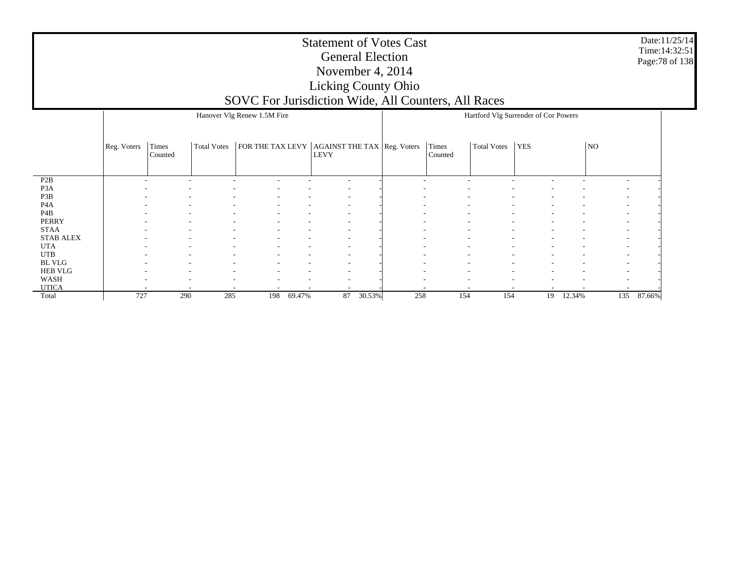# Statement of Votes Cast
## General Election
## November 4, 2014
## Licking County Ohio
## SOVC For Jurisdiction Wide, All Counters, All Races

Date:11/25/14
Time:14:32:51

| | Hanover Vlg Renew 1.5M Fire | | | | | | | Hartford Vlg Surrender of Cor Powers | | | | | | |
|---|---|---|---|---|---|---|---|---|---|---|---|---|---|---|
| | Reg. Voters | Times Counted | Total Votes | FOR THE TAX LEVY | | AGAINST THE TAX LEVY | | Reg. Voters | Times Counted | Total Votes | YES | | NO | |
| P2B | - | - | - | - | - | - | - | - | - | - | - | - | - | - |
| P3A | - | - | - | - | - | - | - | - | - | - | - | - | - | - |
| P3B | - | - | - | - | - | - | - | - | - | - | - | - | - | - |
| P4A | - | - | - | - | - | - | - | - | - | - | - | - | - | - |
| P4B | - | - | - | - | - | - | - | - | - | - | - | - | - | - |
| PERRY | - | - | - | - | - | - | - | - | - | - | - | - | - | - |
| STAA | - | - | - | - | - | - | - | - | - | - | - | - | - | - |
| STAB ALEX | - | - | - | - | - | - | - | - | - | - | - | - | - | - |
| UTA | - | - | - | - | - | - | - | - | - | - | - | - | - | - |
| UTB | - | - | - | - | - | - | - | - | - | - | - | - | - | - |
| BL VLG | - | - | - | - | - | - | - | - | - | - | - | - | - | - |
| HEB VLG | - | - | - | - | - | - | - | - | - | - | - | - | - | - |
| WASH | - | - | - | - | - | - | - | - | - | - | - | - | - | - |
| UTICA | - | - | - | - | - | - | - | - | - | - | - | - | - | - |
| Total | 727 | 290 | 285 | 198 | 69.47% | 87 | 30.53% | 258 | 154 | 154 | 19 | 12.34% | 135 | 87.66% |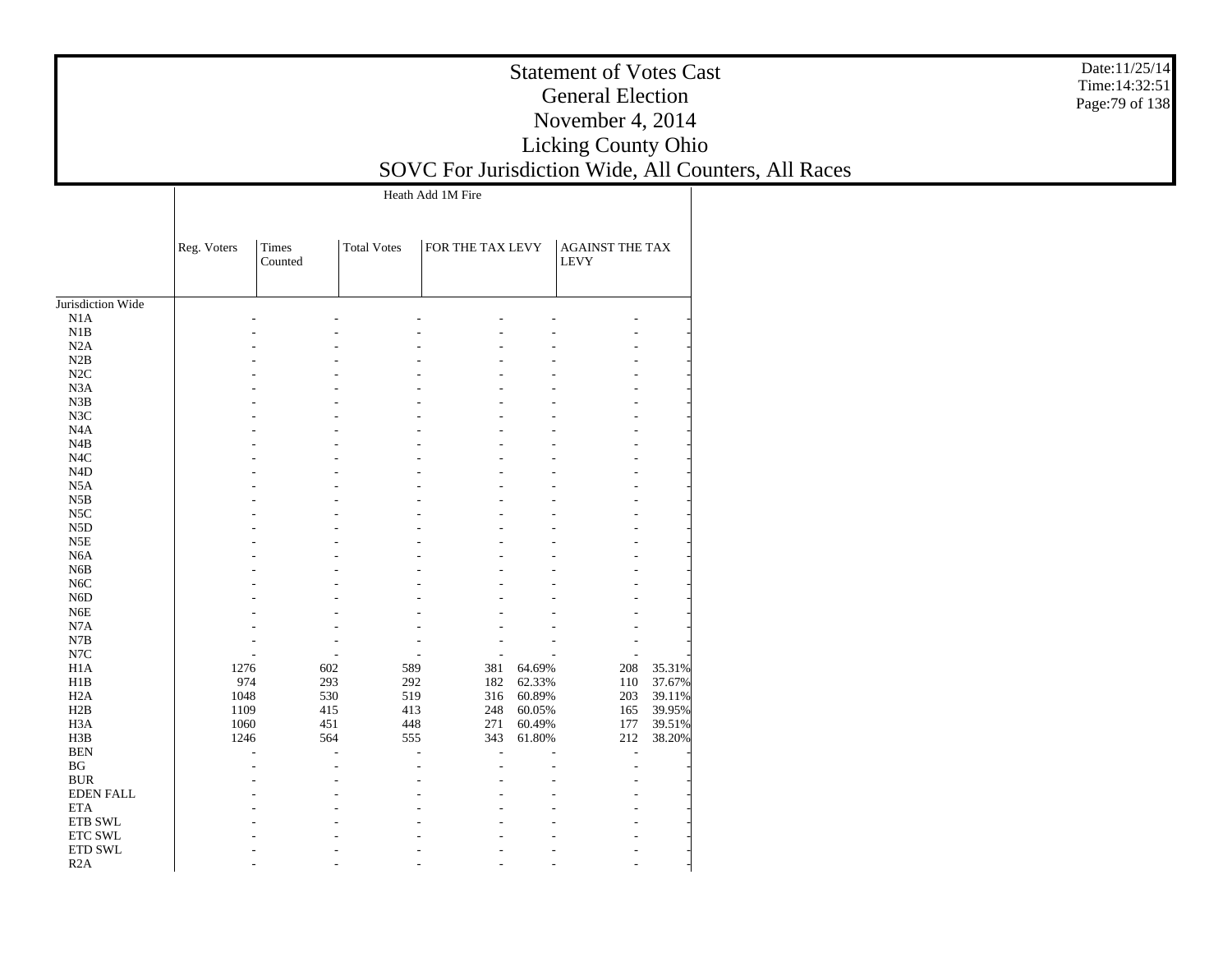# Statement of Votes Cast
## General Election
## November 4, 2014
## Licking County Ohio
## SOVC For Jurisdiction Wide, All Counters, All Races

| | Heath Add 1M Fire | | | | | | |
|---|---|---|---|---|---|---|---|
| | Reg. Voters | Times Counted | Total Votes | FOR THE TAX LEVY | | AGAINST THE TAX LEVY | |
| Jurisdiction Wide | | | | | | | |
| N1A | - | - | - | - | - | - | - |
| N1B | - | - | - | - | - | - | - |
| N2A | - | - | - | - | - | - | - |
| N2B | - | - | - | - | - | - | - |
| N2C | - | - | - | - | - | - | - |
| N3A | - | - | - | - | - | - | - |
| N3B | - | - | - | - | - | - | - |
| N3C | - | - | - | - | - | - | - |
| N4A | - | - | - | - | - | - | - |
| N4B | - | - | - | - | - | - | - |
| N4C | - | - | - | - | - | - | - |
| N4D | - | - | - | - | - | - | - |
| N5A | - | - | - | - | - | - | - |
| N5B | - | - | - | - | - | - | - |
| N5C | - | - | - | - | - | - | - |
| N5D | - | - | - | - | - | - | - |
| N5E | - | - | - | - | - | - | - |
| N6A | - | - | - | - | - | - | - |
| N6B | - | - | - | - | - | - | - |
| N6C | - | - | - | - | - | - | - |
| N6D | - | - | - | - | - | - | - |
| N6E | - | - | - | - | - | - | - |
| N7A | - | - | - | - | - | - | - |
| N7B | - | - | - | - | - | - | - |
| N7C | - | - | - | - | - | - | - |
| H1A | 1276 | 602 | 589 | 381 | 64.69% | 208 | 35.31% |
| H1B | 974 | 293 | 292 | 182 | 62.33% | 110 | 37.67% |
| H2A | 1048 | 530 | 519 | 316 | 60.89% | 203 | 39.11% |
| H2B | 1109 | 415 | 413 | 248 | 60.05% | 165 | 39.95% |
| H3A | 1060 | 451 | 448 | 271 | 60.49% | 177 | 39.51% |
| H3B | 1246 | 564 | 555 | 343 | 61.80% | 212 | 38.20% |
| BEN | - | - | - | - | - | - | - |
| BG | - | - | - | - | - | - | - |
| BUR | - | - | - | - | - | - | - |
| EDEN FALL | - | - | - | - | - | - | - |
| ETA | - | - | - | - | - | - | - |
| ETB SWL | - | - | - | - | - | - | - |
| ETC SWL | - | - | - | - | - | - | - |
| ETD SWL | - | - | - | - | - | - | - |
| R2A | - | - | - | - | - | - | - |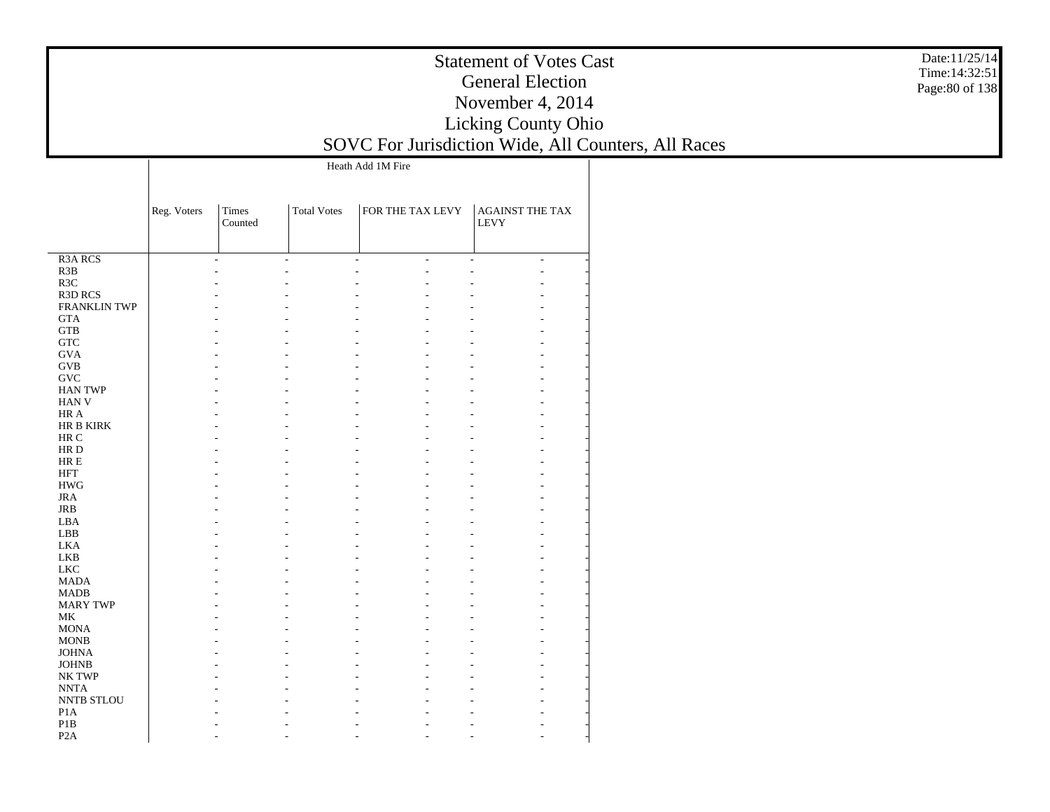| | Heath Add 1M Fire | | | | | | |
|---|---|---|---|---|---|---|---|
| | Reg. Voters | Times Counted | Total Votes | FOR THE TAX LEVY | | AGAINST THE TAX LEVY | |
| R3A RCS | - | - | - | - | - | - | - |
| R3B | - | - | - | - | - | - | - |
| R3C | - | - | - | - | - | - | - |
| R3D RCS | - | - | - | - | - | - | - |
| FRANKLIN TWP | - | - | - | - | - | - | - |
| GTA | - | - | - | - | - | - | - |
| GTB | - | - | - | - | - | - | - |
| GTC | - | - | - | - | - | - | - |
| GVA | - | - | - | - | - | - | - |
| GVB | - | - | - | - | - | - | - |
| GVC | - | - | - | - | - | - | - |
| HAN TWP | - | - | - | - | - | - | - |
| HAN V | - | - | - | - | - | - | - |
| HR A | - | - | - | - | - | - | - |
| HR B KIRK | - | - | - | - | - | - | - |
| HR C | - | - | - | - | - | - | - |
| HR D | - | - | - | - | - | - | - |
| HR E | - | - | - | - | - | - | - |
| HFT | - | - | - | - | - | - | - |
| HWG | - | - | - | - | - | - | - |
| JRA | - | - | - | - | - | - | - |
| JRB | - | - | - | - | - | - | - |
| LBA | - | - | - | - | - | - | - |
| LBB | - | - | - | - | - | - | - |
| LKA | - | - | - | - | - | - | - |
| LKB | - | - | - | - | - | - | - |
| LKC | - | - | - | - | - | - | - |
| MADA | - | - | - | - | - | - | - |
| MADB | - | - | - | - | - | - | - |
| MARY TWP | - | - | - | - | - | - | - |
| MK | - | - | - | - | - | - | - |
| MONA | - | - | - | - | - | - | - |
| MONB | - | - | - | - | - | - | - |
| JOHNA | - | - | - | - | - | - | - |
| JOHNB | - | - | - | - | - | - | - |
| NK TWP | - | - | - | - | - | - | - |
| NNTA | - | - | - | - | - | - | - |
| NNTB STLOU | - | - | - | - | - | - | - |
| P1A | - | - | - | - | - | - | - |
| P1B | - | - | - | - | - | - | - |
| P2A | - | - | - | - | - | - | - |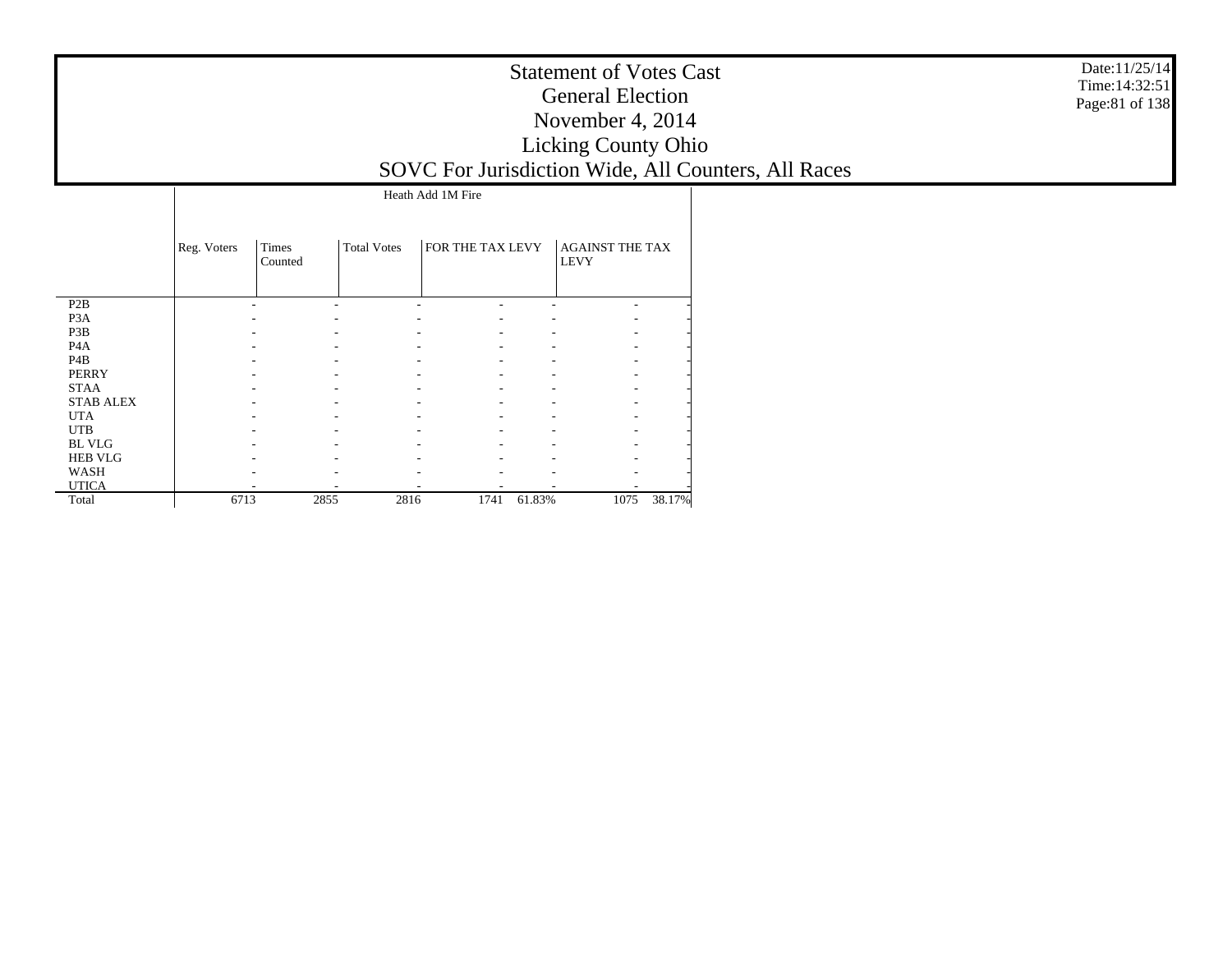# Statement of Votes Cast
## General Election
## November 4, 2014
## Licking County Ohio
## SOVC For Jurisdiction Wide, All Counters, All Races

Date:11/25/14
Time:14:32:51

| | Heath Add 1M Fire | | | | | | |
|---|---|---|---|---|---|---|---|
| | Reg. Voters | Times Counted | Total Votes | FOR THE TAX LEVY | | AGAINST THE TAX LEVY | |
| P2B | - | - | - | - | - | - | - |
| P3A | - | - | - | - | - | - | - |
| P3B | - | - | - | - | - | - | - |
| P4A | - | - | - | - | - | - | - |
| P4B | - | - | - | - | - | - | - |
| PERRY | - | - | - | - | - | - | - |
| STAA | - | - | - | - | - | - | - |
| STAB ALEX | - | - | - | - | - | - | - |
| UTA | - | - | - | - | - | - | - |
| UTB | - | - | - | - | - | - | - |
| BL VLG | - | - | - | - | - | - | - |
| HEB VLG | - | - | - | - | - | - | - |
| WASH | - | - | - | - | - | - | - |
| UTICA | - | - | - | - | - | - | - |
| Total | 6713 | 2855 | 2816 | 1741 | 61.83% | 1075 | 38.17% |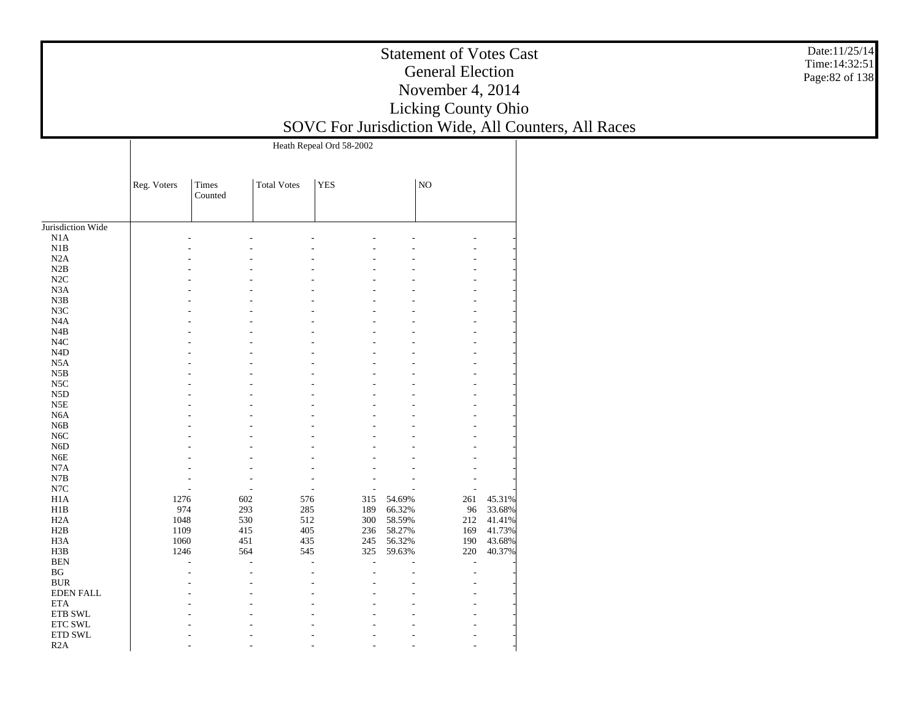# Statement of Votes Cast
## General Election
## November 4, 2014
## Licking County Ohio
## SOVC For Jurisdiction Wide, All Counters, All Races

| | Heath Repeal Ord 58-2002 | | | | | | |
|---|---|---|---|---|---|---|---|
| | Reg. Voters | Times Counted | Total Votes | YES | | NO | |
| Jurisdiction Wide | | | | | | | |
| N1A | - | - | - | - | - | - | - |
| N1B | - | - | - | - | - | - | - |
| N2A | - | - | - | - | - | - | - |
| N2B | - | - | - | - | - | - | - |
| N2C | - | - | - | - | - | - | - |
| N3A | - | - | - | - | - | - | - |
| N3B | - | - | - | - | - | - | - |
| N3C | - | - | - | - | - | - | - |
| N4A | - | - | - | - | - | - | - |
| N4B | - | - | - | - | - | - | - |
| N4C | - | - | - | - | - | - | - |
| N4D | - | - | - | - | - | - | - |
| N5A | - | - | - | - | - | - | - |
| N5B | - | - | - | - | - | - | - |
| N5C | - | - | - | - | - | - | - |
| N5D | - | - | - | - | - | - | - |
| N5E | - | - | - | - | - | - | - |
| N6A | - | - | - | - | - | - | - |
| N6B | - | - | - | - | - | - | - |
| N6C | - | - | - | - | - | - | - |
| N6D | - | - | - | - | - | - | - |
| N6E | - | - | - | - | - | - | - |
| N7A | - | - | - | - | - | - | - |
| N7B | - | - | - | - | - | - | - |
| N7C | - | - | - | - | - | - | - |
| H1A | 1276 | 602 | 576 | 315 | 54.69% | 261 | 45.31% |
| H1B | 974 | 293 | 285 | 189 | 66.32% | 96 | 33.68% |
| H2A | 1048 | 530 | 512 | 300 | 58.59% | 212 | 41.41% |
| H2B | 1109 | 415 | 405 | 236 | 58.27% | 169 | 41.73% |
| H3A | 1060 | 451 | 435 | 245 | 56.32% | 190 | 43.68% |
| H3B | 1246 | 564 | 545 | 325 | 59.63% | 220 | 40.37% |
| BEN | - | - | - | - | - | - | - |
| BG | - | - | - | - | - | - | - |
| BUR | - | - | - | - | - | - | - |
| EDEN FALL | - | - | - | - | - | - | - |
| ETA | - | - | - | - | - | - | - |
| ETB SWL | - | - | - | - | - | - | - |
| ETC SWL | - | - | - | - | - | - | - |
| ETD SWL | - | - | - | - | - | - | - |
| R2A | - | - | - | - | - | - | - |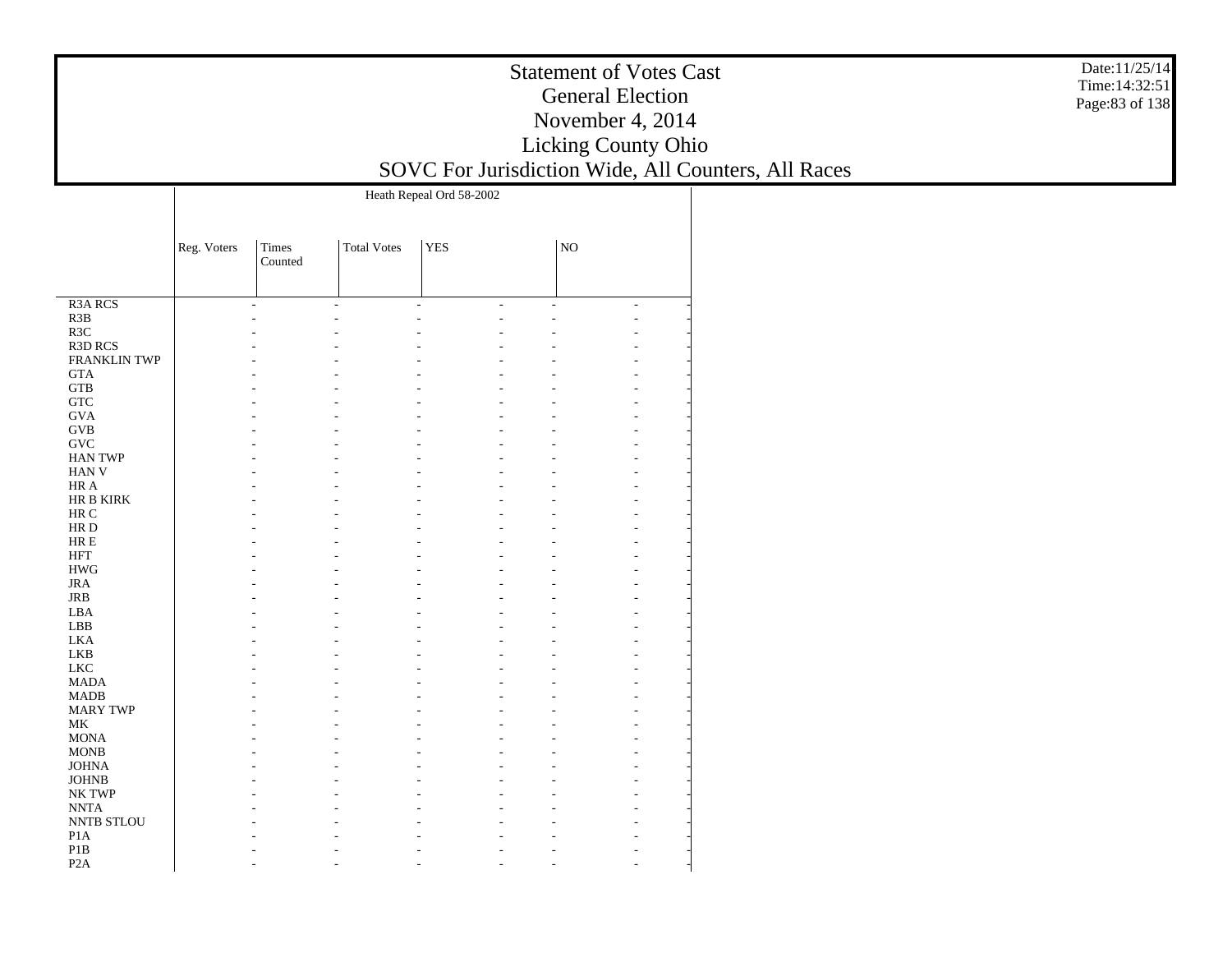## Heath Repeal Ord 58-2002

| | Reg. Voters | Times Counted | Total Votes | YES | | NO | |
|---|---|---|---|---|---|---|---|
| R3A RCS | - | - | - | - | - | - | - |
| R3B | - | - | - | - | - | - | - |
| R3C | - | - | - | - | - | - | - |
| R3D RCS | - | - | - | - | - | - | - |
| FRANKLIN TWP | - | - | - | - | - | - | - |
| GTA | - | - | - | - | - | - | - |
| GTB | - | - | - | - | - | - | - |
| GTC | - | - | - | - | - | - | - |
| GVA | - | - | - | - | - | - | - |
| GVB | - | - | - | - | - | - | - |
| GVC | - | - | - | - | - | - | - |
| HAN TWP | - | - | - | - | - | - | - |
| HAN V | - | - | - | - | - | - | - |
| HR A | - | - | - | - | - | - | - |
| HR B KIRK | - | - | - | - | - | - | - |
| HR C | - | - | - | - | - | - | - |
| HR D | - | - | - | - | - | - | - |
| HR E | - | - | - | - | - | - | - |
| HFT | - | - | - | - | - | - | - |
| HWG | - | - | - | - | - | - | - |
| JRA | - | - | - | - | - | - | - |
| JRB | - | - | - | - | - | - | - |
| LBA | - | - | - | - | - | - | - |
| LBB | - | - | - | - | - | - | - |
| LKA | - | - | - | - | - | - | - |
| LKB | - | - | - | - | - | - | - |
| LKC | - | - | - | - | - | - | - |
| MADA | - | - | - | - | - | - | - |
| MADB | - | - | - | - | - | - | - |
| MARY TWP | - | - | - | - | - | - | - |
| MK | - | - | - | - | - | - | - |
| MONA | - | - | - | - | - | - | - |
| MONB | - | - | - | - | - | - | - |
| JOHNA | - | - | - | - | - | - | - |
| JOHNB | - | - | - | - | - | - | - |
| NK TWP | - | - | - | - | - | - | - |
| NNTA | - | - | - | - | - | - | - |
| NNTB STLOU | - | - | - | - | - | - | - |
| P1A | - | - | - | - | - | - | - |
| P1B | - | - | - | - | - | - | - |
| P2A | - | - | - | - | - | - | - |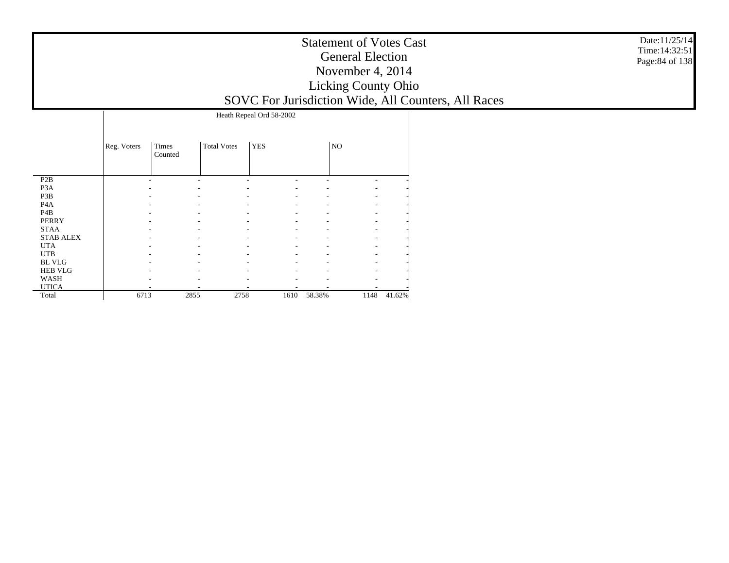# Statement of Votes Cast
## General Election
## November 4, 2014
## Licking County Ohio
## SOVC For Jurisdiction Wide, All Counters, All Races

Date:11/25/14
Time:14:32:51

| | Heath Repeal Ord 58-2002 | | | | | | |
|---|---|---|---|---|---|---|---|
| | Reg. Voters | Times Counted | Total Votes | YES | | NO | |
| P2B | - | - | - | - | - | - | - |
| P3A | - | - | - | - | - | - | - |
| P3B | - | - | - | - | - | - | - |
| P4A | - | - | - | - | - | - | - |
| P4B | - | - | - | - | - | - | - |
| PERRY | - | - | - | - | - | - | - |
| STAA | - | - | - | - | - | - | - |
| STAB ALEX | - | - | - | - | - | - | - |
| UTA | - | - | - | - | - | - | - |
| UTB | - | - | - | - | - | - | - |
| BL VLG | - | - | - | - | - | - | - |
| HEB VLG | - | - | - | - | - | - | - |
| WASH | - | - | - | - | - | - | - |
| UTICA | - | - | - | - | - | - | - |
| Total | 6713 | 2855 | 2758 | 1610 | 58.38% | 1148 | 41.62% |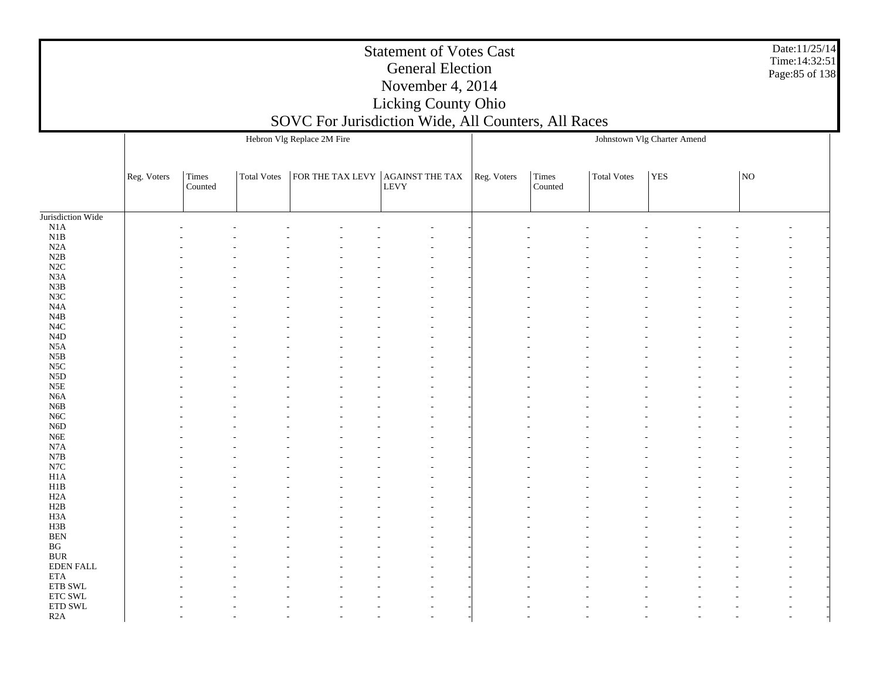# Statement of Votes Cast
## General Election
## November 4, 2014
## Licking County Ohio
## SOVC For Jurisdiction Wide, All Counters, All Races

Date:11/25/14
Time:14:32:51

| | Hebron Vlg Replace 2M Fire | | | | | Johnstown Vlg Charter Amend | | | | |
|---|---|---|---|---|---|---|---|---|---|---|
| | Reg. Voters | Times Counted | Total Votes | FOR THE TAX LEVY | AGAINST THE TAX LEVY | Reg. Voters | Times Counted | Total Votes | YES | NO |
| Jurisdiction Wide | | | | | | | | | | |
| N1A | - | - | - | - | - | - | - | - | - | - |
| N1B | - | - | - | - | - | - | - | - | - | - |
| N2A | - | - | - | - | - | - | - | - | - | - |
| N2B | - | - | - | - | - | - | - | - | - | - |
| N2C | - | - | - | - | - | - | - | - | - | - |
| N3A | - | - | - | - | - | - | - | - | - | - |
| N3B | - | - | - | - | - | - | - | - | - | - |
| N3C | - | - | - | - | - | - | - | - | - | - |
| N4A | - | - | - | - | - | - | - | - | - | - |
| N4B | - | - | - | - | - | - | - | - | - | - |
| N4C | - | - | - | - | - | - | - | - | - | - |
| N4D | - | - | - | - | - | - | - | - | - | - |
| N5A | - | - | - | - | - | - | - | - | - | - |
| N5B | - | - | - | - | - | - | - | - | - | - |
| N5C | - | - | - | - | - | - | - | - | - | - |
| N5D | - | - | - | - | - | - | - | - | - | - |
| N5E | - | - | - | - | - | - | - | - | - | - |
| N6A | - | - | - | - | - | - | - | - | - | - |
| N6B | - | - | - | - | - | - | - | - | - | - |
| N6C | - | - | - | - | - | - | - | - | - | - |
| N6D | - | - | - | - | - | - | - | - | - | - |
| N6E | - | - | - | - | - | - | - | - | - | - |
| N7A | - | - | - | - | - | - | - | - | - | - |
| N7B | - | - | - | - | - | - | - | - | - | - |
| N7C | - | - | - | - | - | - | - | - | - | - |
| H1A | - | - | - | - | - | - | - | - | - | - |
| H1B | - | - | - | - | - | - | - | - | - | - |
| H2A | - | - | - | - | - | - | - | - | - | - |
| H2B | - | - | - | - | - | - | - | - | - | - |
| H3A | - | - | - | - | - | - | - | - | - | - |
| H3B | - | - | - | - | - | - | - | - | - | - |
| BEN | - | - | - | - | - | - | - | - | - | - |
| BG | - | - | - | - | - | - | - | - | - | - |
| BUR | - | - | - | - | - | - | - | - | - | - |
| EDEN FALL | - | - | - | - | - | - | - | - | - | - |
| ETA | - | - | - | - | - | - | - | - | - | - |
| ETB SWL | - | - | - | - | - | - | - | - | - | - |
| ETC SWL | - | - | - | - | - | - | - | - | - | - |
| ETD SWL | - | - | - | - | - | - | - | - | - | - |
| R2A | - | - | - | - | - | - | - | - | - | - |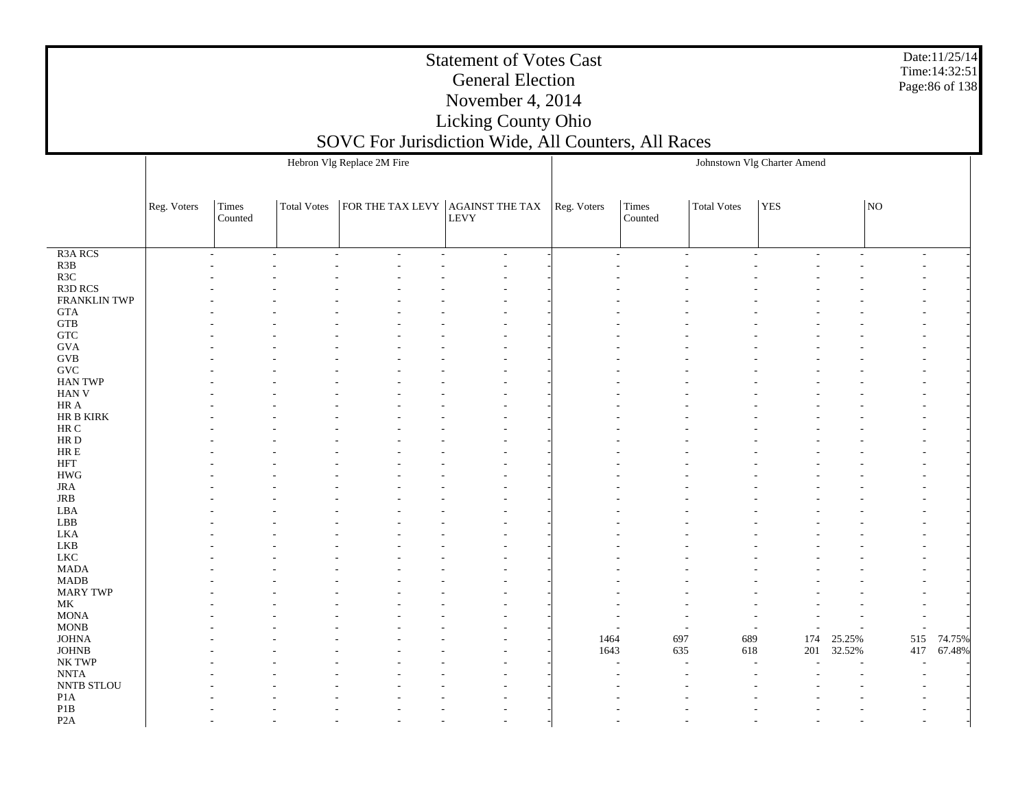# Statement of Votes Cast
## General Election
## November 4, 2014
## Licking County Ohio
## SOVC For Jurisdiction Wide, All Counters, All Races

Date:11/25/14
Time:14:32:51

| | Hebron Vlg Replace 2M Fire | | | | | | | | | Johnstown Vlg Charter Amend | | | | | | | |
|---|---|---|---|---|---|---|---|---|---|---|---|---|---|---|---|---|---|
| | Reg. Voters | Times Counted | Total Votes | FOR THE TAX LEVY | | AGAINST THE TAX LEVY | | Reg. Voters | Times Counted | Total Votes | YES | | NO | |
| R3A RCS | - | - | - | - | - | - | - | - | - | - | - | - | - | - |
| R3B | - | - | - | - | - | - | - | - | - | - | - | - | - | - |
| R3C | - | - | - | - | - | - | - | - | - | - | - | - | - | - |
| R3D RCS | - | - | - | - | - | - | - | - | - | - | - | - | - | - |
| FRANKLIN TWP | - | - | - | - | - | - | - | - | - | - | - | - | - | - |
| GTA | - | - | - | - | - | - | - | - | - | - | - | - | - | - |
| GTB | - | - | - | - | - | - | - | - | - | - | - | - | - | - |
| GTC | - | - | - | - | - | - | - | - | - | - | - | - | - | - |
| GVA | - | - | - | - | - | - | - | - | - | - | - | - | - | - |
| GVB | - | - | - | - | - | - | - | - | - | - | - | - | - | - |
| GVC | - | - | - | - | - | - | - | - | - | - | - | - | - | - |
| HAN TWP | - | - | - | - | - | - | - | - | - | - | - | - | - | - |
| HAN V | - | - | - | - | - | - | - | - | - | - | - | - | - | - |
| HR A | - | - | - | - | - | - | - | - | - | - | - | - | - | - |
| HR B KIRK | - | - | - | - | - | - | - | - | - | - | - | - | - | - |
| HR C | - | - | - | - | - | - | - | - | - | - | - | - | - | - |
| HR D | - | - | - | - | - | - | - | - | - | - | - | - | - | - |
| HR E | - | - | - | - | - | - | - | - | - | - | - | - | - | - |
| HFT | - | - | - | - | - | - | - | - | - | - | - | - | - | - |
| HWG | - | - | - | - | - | - | - | - | - | - | - | - | - | - |
| JRA | - | - | - | - | - | - | - | - | - | - | - | - | - | - |
| JRB | - | - | - | - | - | - | - | - | - | - | - | - | - | - |
| LBA | - | - | - | - | - | - | - | - | - | - | - | - | - | - |
| LBB | - | - | - | - | - | - | - | - | - | - | - | - | - | - |
| LKA | - | - | - | - | - | - | - | - | - | - | - | - | - | - |
| LKB | - | - | - | - | - | - | - | - | - | - | - | - | - | - |
| LKC | - | - | - | - | - | - | - | - | - | - | - | - | - | - |
| MADA | - | - | - | - | - | - | - | - | - | - | - | - | - | - |
| MADB | - | - | - | - | - | - | - | - | - | - | - | - | - | - |
| MARY TWP | - | - | - | - | - | - | - | - | - | - | - | - | - | - |
| MK | - | - | - | - | - | - | - | - | - | - | - | - | - | - |
| MONA | - | - | - | - | - | - | - | - | - | - | - | - | - | - |
| MONB | - | - | - | - | - | - | - | - | - | - | - | - | - | - |
| JOHNA | - | - | - | - | - | - | - | 1464 | 697 | 689 | 174 | 25.25% | 515 | 74.75% |
| JOHNB | - | - | - | - | - | - | - | 1643 | 635 | 618 | 201 | 32.52% | 417 | 67.48% |
| NK TWP | - | - | - | - | - | - | - | - | - | - | - | - | - | - |
| NNTA | - | - | - | - | - | - | - | - | - | - | - | - | - | - |
| NNTB STLOU | - | - | - | - | - | - | - | - | - | - | - | - | - | - |
| P1A | - | - | - | - | - | - | - | - | - | - | - | - | - | - |
| P1B | - | - | - | - | - | - | - | - | - | - | - | - | - | - |
| P2A | - | - | - | - | - | - | - | - | - | - | - | - | - | - |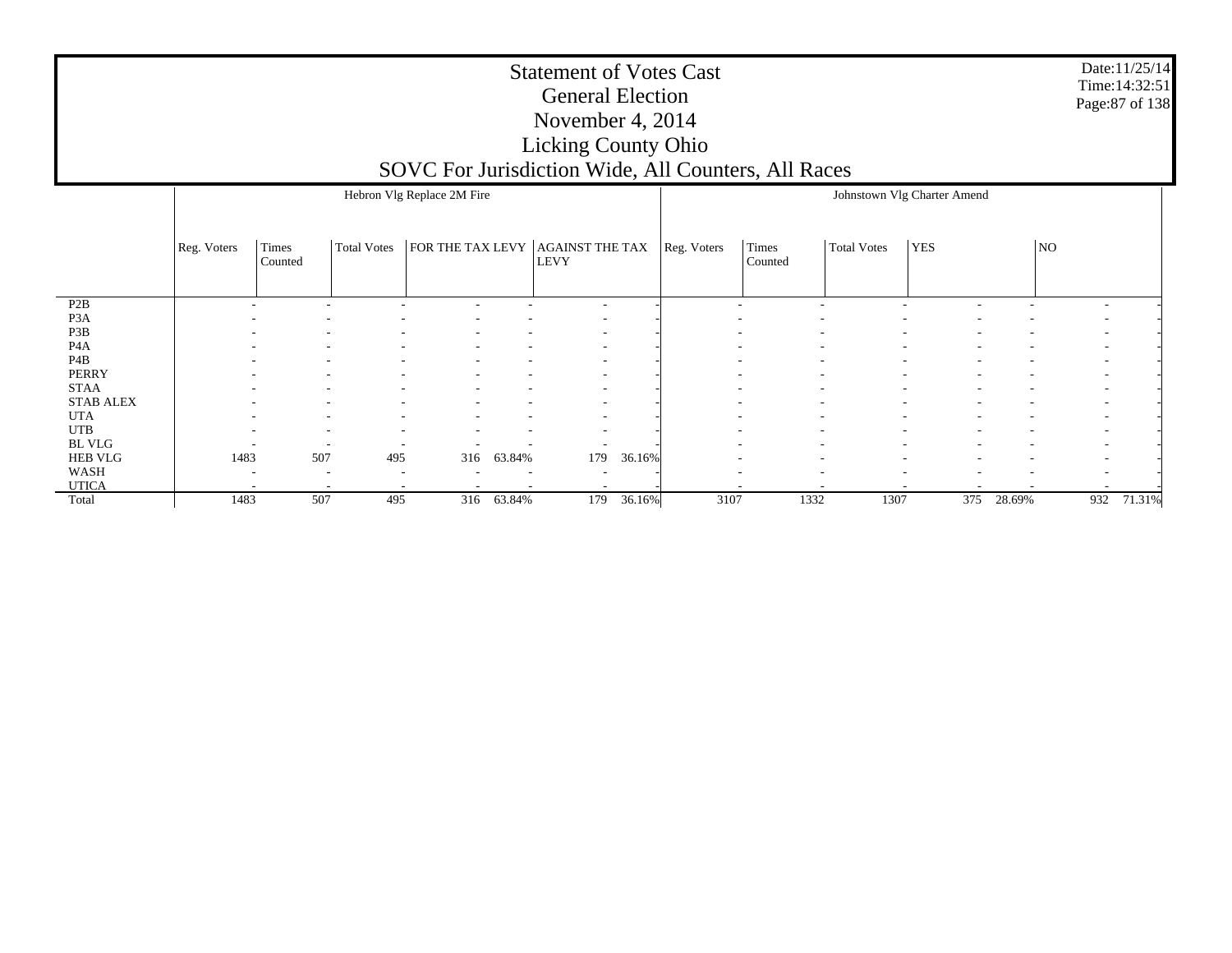# Statement of Votes Cast
## General Election
## November 4, 2014
## Licking County Ohio
## SOVC For Jurisdiction Wide, All Counters, All Races

Date:11/25/14
Time:14:32:51

| | Hebron Vlg Replace 2M Fire | | | | | | | Johnstown Vlg Charter Amend | | | | | | |
|---|---|---|---|---|---|---|---|---|---|---|---|---|---|---|
| | Reg. Voters | Times Counted | Total Votes | FOR THE TAX LEVY | | AGAINST THE TAX LEVY | | Reg. Voters | Times Counted | Total Votes | YES | | NO | |
| P2B | - | - | - | - | - | - | - | - | - | - | - | - | - | - |
| P3A | - | - | - | - | - | - | - | - | - | - | - | - | - | - |
| P3B | - | - | - | - | - | - | - | - | - | - | - | - | - | - |
| P4A | - | - | - | - | - | - | - | - | - | - | - | - | - | - |
| P4B | - | - | - | - | - | - | - | - | - | - | - | - | - | - |
| PERRY | - | - | - | - | - | - | - | - | - | - | - | - | - | - |
| STAA | - | - | - | - | - | - | - | - | - | - | - | - | - | - |
| STAB ALEX | - | - | - | - | - | - | - | - | - | - | - | - | - | - |
| UTA | - | - | - | - | - | - | - | - | - | - | - | - | - | - |
| UTB | - | - | - | - | - | - | - | - | - | - | - | - | - | - |
| BL VLG | - | - | - | - | - | - | - | - | - | - | - | - | - | - |
| HEB VLG | 1483 | 507 | 495 | 316 | 63.84% | 179 | 36.16% | - | - | - | - | - | - | - |
| WASH | - | - | - | - | - | - | - | - | - | - | - | - | - | - |
| UTICA | - | - | - | - | - | - | - | - | - | - | - | - | - | - |
| Total | 1483 | 507 | 495 | 316 | 63.84% | 179 | 36.16% | 3107 | 1332 | 1307 | 375 | 28.69% | 932 | 71.31% |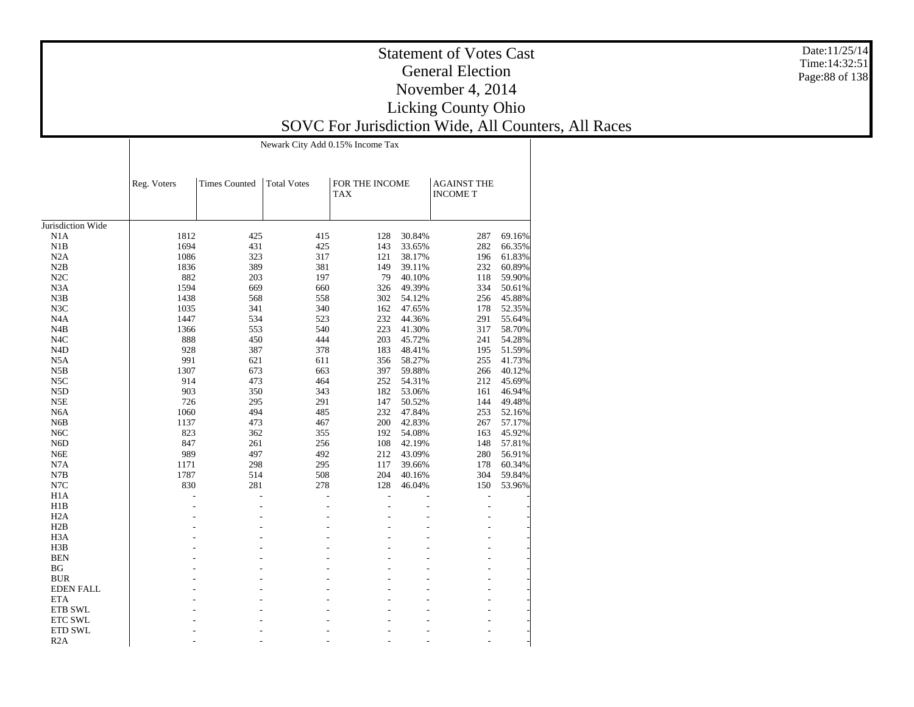# Statement of Votes Cast
## General Election
## November 4, 2014
## Licking County Ohio
## SOVC For Jurisdiction Wide, All Counters, All Races

Date:11/25/14
Time:14:32:51

| | Newark City Add 0.15% Income Tax | | | | | | |
|---|---|---|---|---|---|---|---|
| | Reg. Voters | Times Counted | Total Votes | FOR THE INCOME TAX | | AGAINST THE INCOME T | |
| Jurisdiction Wide | | | | | | | |
| N1A | 1812 | 425 | 415 | 128 | 30.84% | 287 | 69.16% |
| N1B | 1694 | 431 | 425 | 143 | 33.65% | 282 | 66.35% |
| N2A | 1086 | 323 | 317 | 121 | 38.17% | 196 | 61.83% |
| N2B | 1836 | 389 | 381 | 149 | 39.11% | 232 | 60.89% |
| N2C | 882 | 203 | 197 | 79 | 40.10% | 118 | 59.90% |
| N3A | 1594 | 669 | 660 | 326 | 49.39% | 334 | 50.61% |
| N3B | 1438 | 568 | 558 | 302 | 54.12% | 256 | 45.88% |
| N3C | 1035 | 341 | 340 | 162 | 47.65% | 178 | 52.35% |
| N4A | 1447 | 534 | 523 | 232 | 44.36% | 291 | 55.64% |
| N4B | 1366 | 553 | 540 | 223 | 41.30% | 317 | 58.70% |
| N4C | 888 | 450 | 444 | 203 | 45.72% | 241 | 54.28% |
| N4D | 928 | 387 | 378 | 183 | 48.41% | 195 | 51.59% |
| N5A | 991 | 621 | 611 | 356 | 58.27% | 255 | 41.73% |
| N5B | 1307 | 673 | 663 | 397 | 59.88% | 266 | 40.12% |
| N5C | 914 | 473 | 464 | 252 | 54.31% | 212 | 45.69% |
| N5D | 903 | 350 | 343 | 182 | 53.06% | 161 | 46.94% |
| N5E | 726 | 295 | 291 | 147 | 50.52% | 144 | 49.48% |
| N6A | 1060 | 494 | 485 | 232 | 47.84% | 253 | 52.16% |
| N6B | 1137 | 473 | 467 | 200 | 42.83% | 267 | 57.17% |
| N6C | 823 | 362 | 355 | 192 | 54.08% | 163 | 45.92% |
| N6D | 847 | 261 | 256 | 108 | 42.19% | 148 | 57.81% |
| N6E | 989 | 497 | 492 | 212 | 43.09% | 280 | 56.91% |
| N7A | 1171 | 298 | 295 | 117 | 39.66% | 178 | 60.34% |
| N7B | 1787 | 514 | 508 | 204 | 40.16% | 304 | 59.84% |
| N7C | 830 | 281 | 278 | 128 | 46.04% | 150 | 53.96% |
| H1A | - | - | - | - | - | - | - |
| H1B | - | - | - | - | - | - | - |
| H2A | - | - | - | - | - | - | - |
| H2B | - | - | - | - | - | - | - |
| H3A | - | - | - | - | - | - | - |
| H3B | - | - | - | - | - | - | - |
| BEN | - | - | - | - | - | - | - |
| BG | - | - | - | - | - | - | - |
| BUR | - | - | - | - | - | - | - |
| EDEN FALL | - | - | - | - | - | - | - |
| ETA | - | - | - | - | - | - | - |
| ETB SWL | - | - | - | - | - | - | - |
| ETC SWL | - | - | - | - | - | - | - |
| ETD SWL | - | - | - | - | - | - | - |
| R2A | - | - | - | - | - | - | - |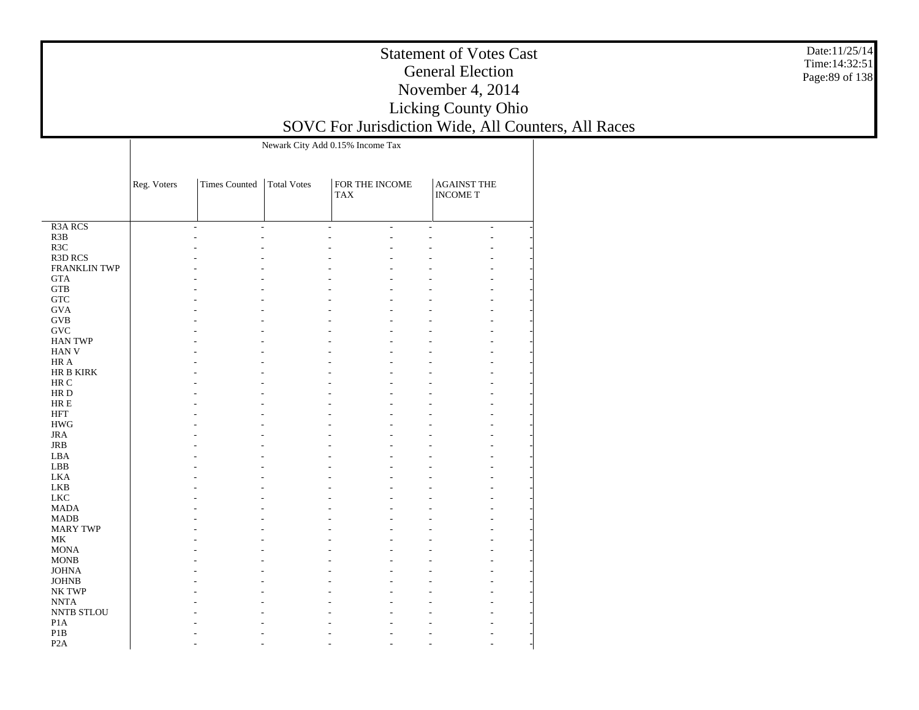| | Newark City Add 0.15% Income Tax | | | | | | |
|---|---|---|---|---|---|---|---|
| | Reg. Voters | Times Counted | Total Votes | FOR THE INCOME TAX | | AGAINST THE INCOME T | |
| R3A RCS | - | - | - | - | - | - | - |
| R3B | - | - | - | - | - | - | - |
| R3C | - | - | - | - | - | - | - |
| R3D RCS | - | - | - | - | - | - | - |
| FRANKLIN TWP | - | - | - | - | - | - | - |
| GTA | - | - | - | - | - | - | - |
| GTB | - | - | - | - | - | - | - |
| GTC | - | - | - | - | - | - | - |
| GVA | - | - | - | - | - | - | - |
| GVB | - | - | - | - | - | - | - |
| GVC | - | - | - | - | - | - | - |
| HAN TWP | - | - | - | - | - | - | - |
| HAN V | - | - | - | - | - | - | - |
| HR A | - | - | - | - | - | - | - |
| HR B KIRK | - | - | - | - | - | - | - |
| HR C | - | - | - | - | - | - | - |
| HR D | - | - | - | - | - | - | - |
| HR E | - | - | - | - | - | - | - |
| HFT | - | - | - | - | - | - | - |
| HWG | - | - | - | - | - | - | - |
| JRA | - | - | - | - | - | - | - |
| JRB | - | - | - | - | - | - | - |
| LBA | - | - | - | - | - | - | - |
| LBB | - | - | - | - | - | - | - |
| LKA | - | - | - | - | - | - | - |
| LKB | - | - | - | - | - | - | - |
| LKC | - | - | - | - | - | - | - |
| MADA | - | - | - | - | - | - | - |
| MADB | - | - | - | - | - | - | - |
| MARY TWP | - | - | - | - | - | - | - |
| MK | - | - | - | - | - | - | - |
| MONA | - | - | - | - | - | - | - |
| MONB | - | - | - | - | - | - | - |
| JOHNA | - | - | - | - | - | - | - |
| JOHNB | - | - | - | - | - | - | - |
| NK TWP | - | - | - | - | - | - | - |
| NNTA | - | - | - | - | - | - | - |
| NNTB STLOU | - | - | - | - | - | - | - |
| P1A | - | - | - | - | - | - | - |
| P1B | - | - | - | - | - | - | - |
| P2A | - | - | - | - | - | - | - |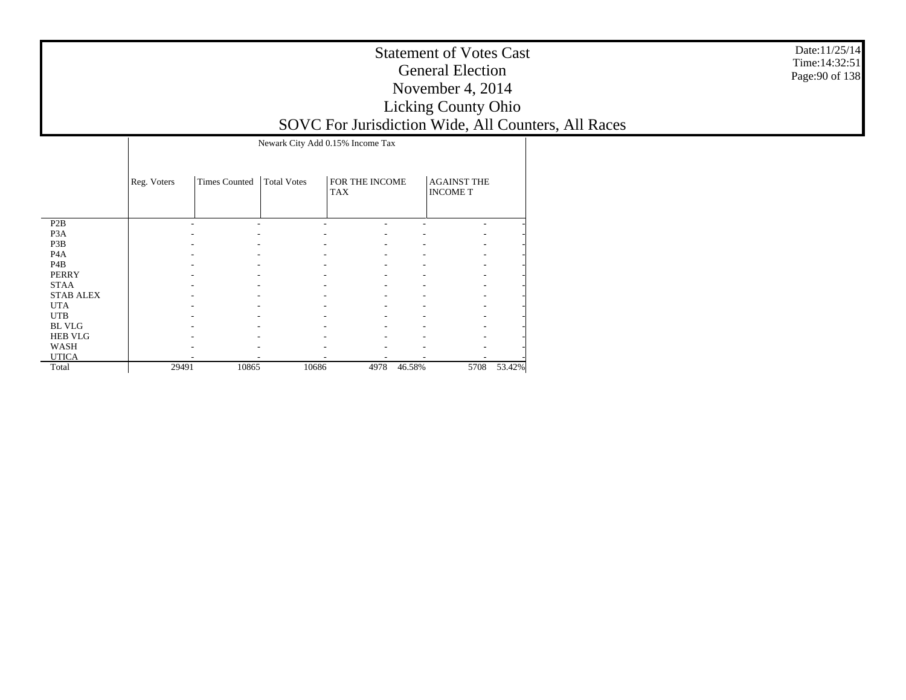Statement of Votes Cast
General Election
November 4, 2014
Licking County Ohio
SOVC For Jurisdiction Wide, All Counters, All Races

Date:11/25/14
Time:14:32:51

| | Newark City Add 0.15% Income Tax | | | | | | |
|---|---|---|---|---|---|---|---|
| | Reg. Voters | Times Counted | Total Votes | FOR THE INCOME TAX | | AGAINST THE INCOME T | |
| P2B | - | - | - | - | - | - | - |
| P3A | - | - | - | - | - | - | - |
| P3B | - | - | - | - | - | - | - |
| P4A | - | - | - | - | - | - | - |
| P4B | - | - | - | - | - | - | - |
| PERRY | - | - | - | - | - | - | - |
| STAA | - | - | - | - | - | - | - |
| STAB ALEX | - | - | - | - | - | - | - |
| UTA | - | - | - | - | - | - | - |
| UTB | - | - | - | - | - | - | - |
| BL VLG | - | - | - | - | - | - | - |
| HEB VLG | - | - | - | - | - | - | - |
| WASH | - | - | - | - | - | - | - |
| UTICA | - | - | - | - | - | - | - |
| Total | 29491 | 10865 | 10686 | 4978 | 46.58% | 5708 | 53.42% |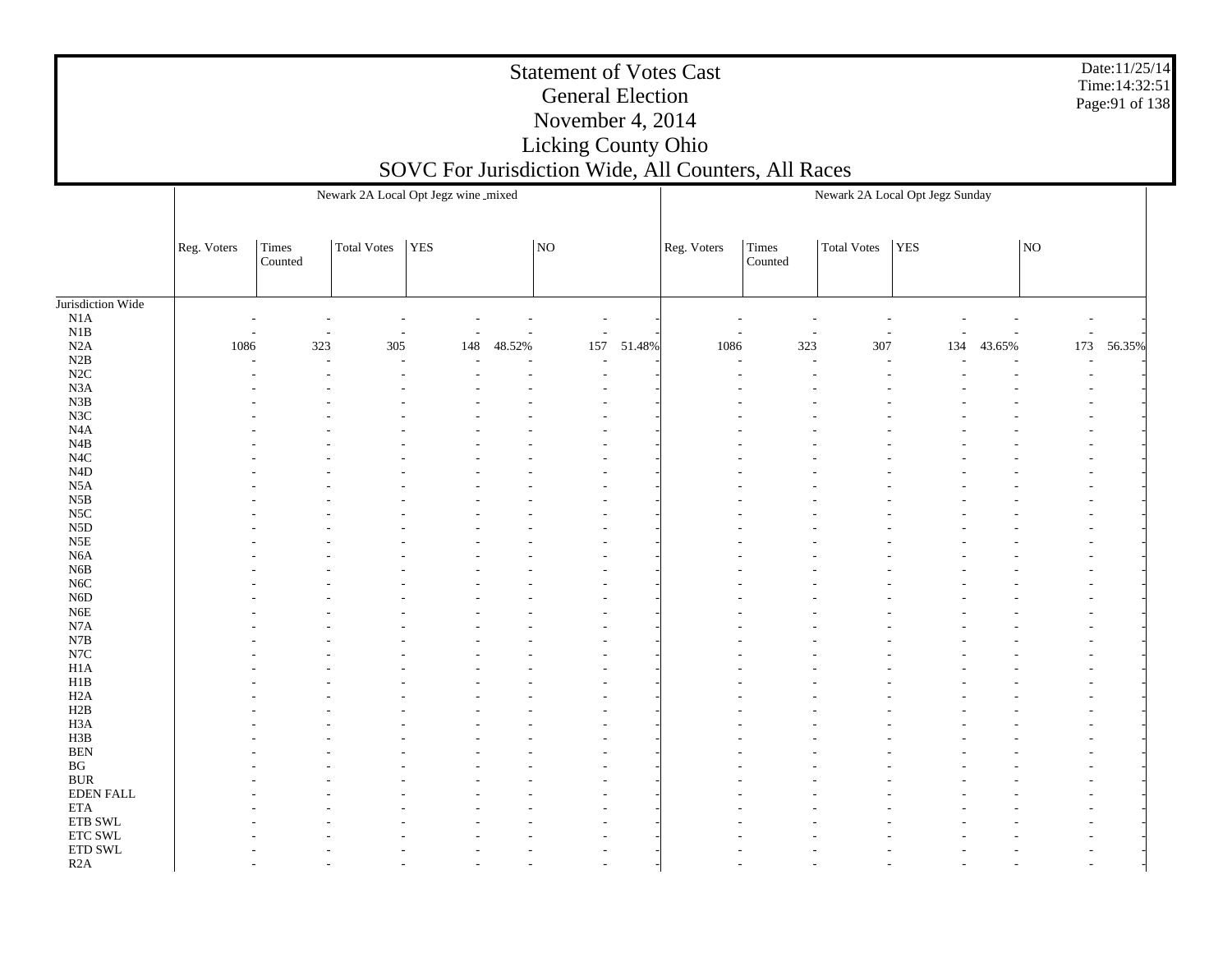# Statement of Votes Cast
## General Election
## November 4, 2014
## Licking County Ohio
## SOVC For Jurisdiction Wide, All Counters, All Races

Date:11/25/14
Time:14:32:51

| | Newark 2A Local Opt Jegz wine _mixed | | | | | | | Newark 2A Local Opt Jegz Sunday | | | | | | |
|---|---|---|---|---|---|---|---|---|---|---|---|---|---|---|
| | Reg. Voters | Times Counted | Total Votes | YES | | NO | | Reg. Voters | Times Counted | Total Votes | YES | | NO | |
| Jurisdiction Wide | | | | | | | | | | | | | | |
| N1A | - | - | - | - | - | - | - | - | - | - | - | - | - | - |
| N1B | - | - | - | - | - | - | - | - | - | - | - | - | - | - |
| N2A | 1086 | 323 | 305 | 148 | 48.52% | 157 | 51.48% | 1086 | 323 | 307 | 134 | 43.65% | 173 | 56.35% |
| N2B | - | - | - | - | - | - | - | - | - | - | - | - | - | - |
| N2C | - | - | - | - | - | - | - | - | - | - | - | - | - | - |
| N3A | - | - | - | - | - | - | - | - | - | - | - | - | - | - |
| N3B | - | - | - | - | - | - | - | - | - | - | - | - | - | - |
| N3C | - | - | - | - | - | - | - | - | - | - | - | - | - | - |
| N4A | - | - | - | - | - | - | - | - | - | - | - | - | - | - |
| N4B | - | - | - | - | - | - | - | - | - | - | - | - | - | - |
| N4C | - | - | - | - | - | - | - | - | - | - | - | - | - | - |
| N4D | - | - | - | - | - | - | - | - | - | - | - | - | - | - |
| N5A | - | - | - | - | - | - | - | - | - | - | - | - | - | - |
| N5B | - | - | - | - | - | - | - | - | - | - | - | - | - | - |
| N5C | - | - | - | - | - | - | - | - | - | - | - | - | - | - |
| N5D | - | - | - | - | - | - | - | - | - | - | - | - | - | - |
| N5E | - | - | - | - | - | - | - | - | - | - | - | - | - | - |
| N6A | - | - | - | - | - | - | - | - | - | - | - | - | - | - |
| N6B | - | - | - | - | - | - | - | - | - | - | - | - | - | - |
| N6C | - | - | - | - | - | - | - | - | - | - | - | - | - | - |
| N6D | - | - | - | - | - | - | - | - | - | - | - | - | - | - |
| N6E | - | - | - | - | - | - | - | - | - | - | - | - | - | - |
| N7A | - | - | - | - | - | - | - | - | - | - | - | - | - | - |
| N7B | - | - | - | - | - | - | - | - | - | - | - | - | - | - |
| N7C | - | - | - | - | - | - | - | - | - | - | - | - | - | - |
| H1A | - | - | - | - | - | - | - | - | - | - | - | - | - | - |
| H1B | - | - | - | - | - | - | - | - | - | - | - | - | - | - |
| H2A | - | - | - | - | - | - | - | - | - | - | - | - | - | - |
| H2B | - | - | - | - | - | - | - | - | - | - | - | - | - | - |
| H3A | - | - | - | - | - | - | - | - | - | - | - | - | - | - |
| H3B | - | - | - | - | - | - | - | - | - | - | - | - | - | - |
| BEN | - | - | - | - | - | - | - | - | - | - | - | - | - | - |
| BG | - | - | - | - | - | - | - | - | - | - | - | - | - | - |
| BUR | - | - | - | - | - | - | - | - | - | - | - | - | - | - |
| EDEN FALL | - | - | - | - | - | - | - | - | - | - | - | - | - | - |
| ETA | - | - | - | - | - | - | - | - | - | - | - | - | - | - |
| ETB SWL | - | - | - | - | - | - | - | - | - | - | - | - | - | - |
| ETC SWL | - | - | - | - | - | - | - | - | - | - | - | - | - | - |
| ETD SWL | - | - | - | - | - | - | - | - | - | - | - | - | - | - |
| R2A | - | - | - | - | - | - | - | - | - | - | - | - | - | - |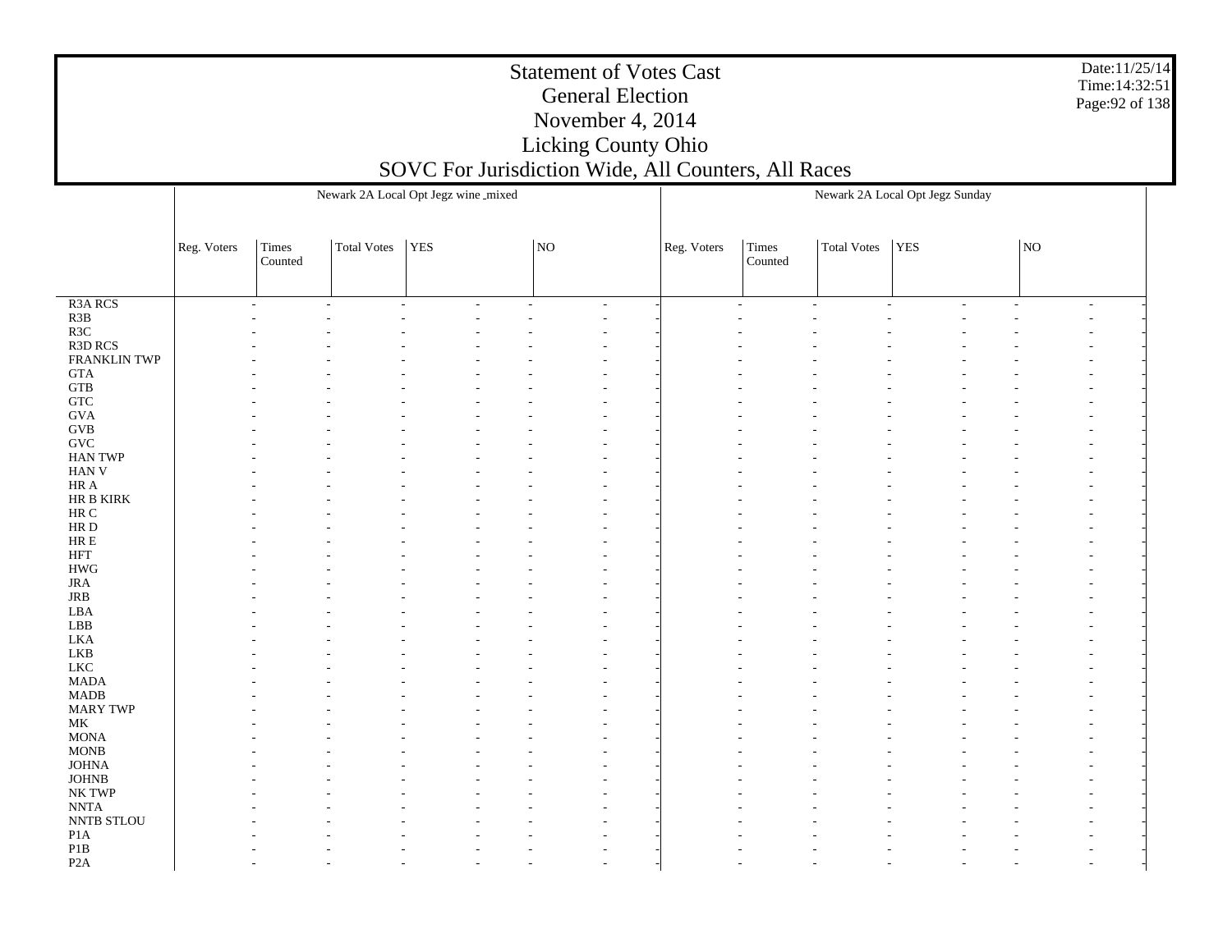# Statement of Votes Cast
## General Election
## November 4, 2014
## Licking County Ohio
## SOVC For Jurisdiction Wide, All Counters, All Races

| | Newark 2A Local Opt Jegz wine _mixed | | | | | | | Newark 2A Local Opt Jegz Sunday | | | | | | |
|---|---|---|---|---|---|---|---|---|---|---|---|---|---|---|
| | Reg. Voters | Times Counted | Total Votes | YES | | NO | | Reg. Voters | Times Counted | Total Votes | YES | | NO | |
| R3A RCS | - | - | - | - | - | - | - | - | - | - | - | - | - | - |
| R3B | - | - | - | - | - | - | - | - | - | - | - | - | - | - |
| R3C | - | - | - | - | - | - | - | - | - | - | - | - | - | - |
| R3D RCS | - | - | - | - | - | - | - | - | - | - | - | - | - | - |
| FRANKLIN TWP | - | - | - | - | - | - | - | - | - | - | - | - | - | - |
| GTA | - | - | - | - | - | - | - | - | - | - | - | - | - | - |
| GTB | - | - | - | - | - | - | - | - | - | - | - | - | - | - |
| GTC | - | - | - | - | - | - | - | - | - | - | - | - | - | - |
| GVA | - | - | - | - | - | - | - | - | - | - | - | - | - | - |
| GVB | - | - | - | - | - | - | - | - | - | - | - | - | - | - |
| GVC | - | - | - | - | - | - | - | - | - | - | - | - | - | - |
| HAN TWP | - | - | - | - | - | - | - | - | - | - | - | - | - | - |
| HAN V | - | - | - | - | - | - | - | - | - | - | - | - | - | - |
| HR A | - | - | - | - | - | - | - | - | - | - | - | - | - | - |
| HR B KIRK | - | - | - | - | - | - | - | - | - | - | - | - | - | - |
| HR C | - | - | - | - | - | - | - | - | - | - | - | - | - | - |
| HR D | - | - | - | - | - | - | - | - | - | - | - | - | - | - |
| HR E | - | - | - | - | - | - | - | - | - | - | - | - | - | - |
| HFT | - | - | - | - | - | - | - | - | - | - | - | - | - | - |
| HWG | - | - | - | - | - | - | - | - | - | - | - | - | - | - |
| JRA | - | - | - | - | - | - | - | - | - | - | - | - | - | - |
| JRB | - | - | - | - | - | - | - | - | - | - | - | - | - | - |
| LBA | - | - | - | - | - | - | - | - | - | - | - | - | - | - |
| LBB | - | - | - | - | - | - | - | - | - | - | - | - | - | - |
| LKA | - | - | - | - | - | - | - | - | - | - | - | - | - | - |
| LKB | - | - | - | - | - | - | - | - | - | - | - | - | - | - |
| LKC | - | - | - | - | - | - | - | - | - | - | - | - | - | - |
| MADA | - | - | - | - | - | - | - | - | - | - | - | - | - | - |
| MADB | - | - | - | - | - | - | - | - | - | - | - | - | - | - |
| MARY TWP | - | - | - | - | - | - | - | - | - | - | - | - | - | - |
| MK | - | - | - | - | - | - | - | - | - | - | - | - | - | - |
| MONA | - | - | - | - | - | - | - | - | - | - | - | - | - | - |
| MONB | - | - | - | - | - | - | - | - | - | - | - | - | - | - |
| JOHNA | - | - | - | - | - | - | - | - | - | - | - | - | - | - |
| JOHNB | - | - | - | - | - | - | - | - | - | - | - | - | - | - |
| NK TWP | - | - | - | - | - | - | - | - | - | - | - | - | - | - |
| NNTA | - | - | - | - | - | - | - | - | - | - | - | - | - | - |
| NNTB STLOU | - | - | - | - | - | - | - | - | - | - | - | - | - | - |
| P1A | - | - | - | - | - | - | - | - | - | - | - | - | - | - |
| P1B | - | - | - | - | - | - | - | - | - | - | - | - | - | - |
| P2A | - | - | - | - | - | - | - | - | - | - | - | - | - | - |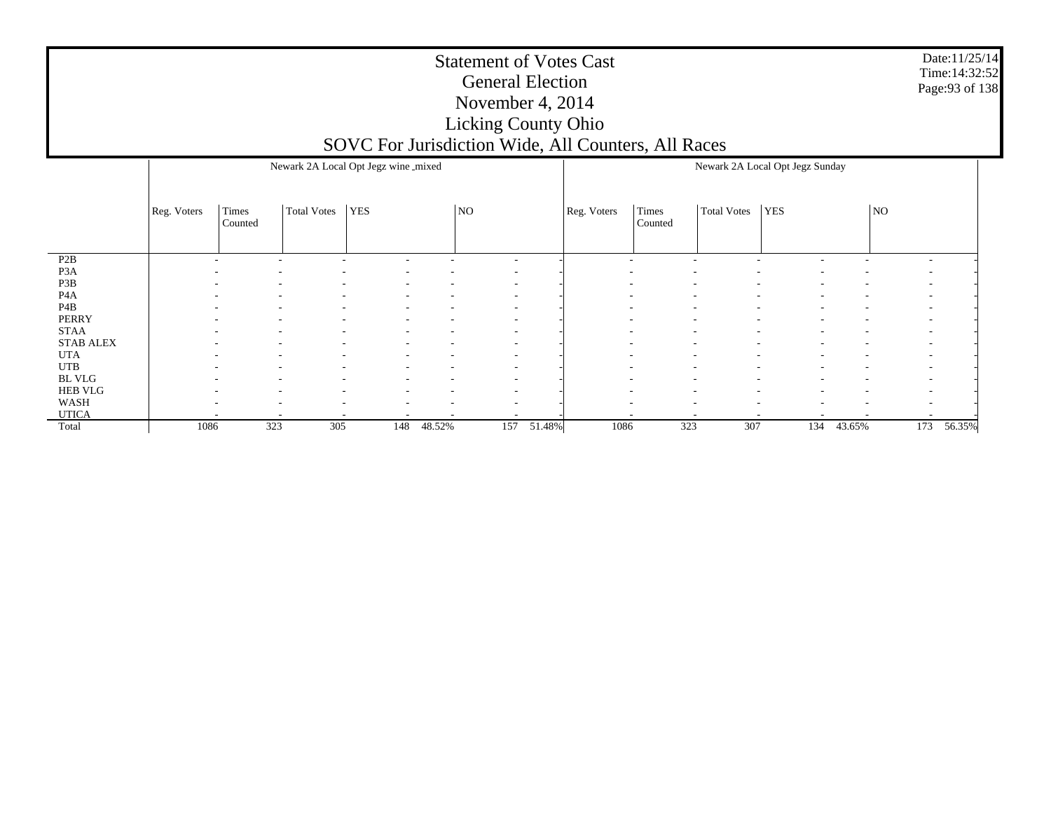# Statement of Votes Cast
## General Election
## November 4, 2014
## Licking County Ohio
## SOVC For Jurisdiction Wide, All Counters, All Races

Date:11/25/14
Time:14:32:52

| | Newark 2A Local Opt Jegz wine _mixed | | | | | | | Newark 2A Local Opt Jegz Sunday | | | | | | |
|---|---|---|---|---|---|---|---|---|---|---|---|---|---|---|
| | Reg. Voters | Times Counted | Total Votes | YES | | NO | | Reg. Voters | Times Counted | Total Votes | YES | | NO | |
| P2B | - | - | - | - | - | - | - | - | - | - | - | - | - | - |
| P3A | - | - | - | - | - | - | - | - | - | - | - | - | - | - |
| P3B | - | - | - | - | - | - | - | - | - | - | - | - | - | - |
| P4A | - | - | - | - | - | - | - | - | - | - | - | - | - | - |
| P4B | - | - | - | - | - | - | - | - | - | - | - | - | - | - |
| PERRY | - | - | - | - | - | - | - | - | - | - | - | - | - | - |
| STAA | - | - | - | - | - | - | - | - | - | - | - | - | - | - |
| STAB ALEX | - | - | - | - | - | - | - | - | - | - | - | - | - | - |
| UTA | - | - | - | - | - | - | - | - | - | - | - | - | - | - |
| UTB | - | - | - | - | - | - | - | - | - | - | - | - | - | - |
| BL VLG | - | - | - | - | - | - | - | - | - | - | - | - | - | - |
| HEB VLG | - | - | - | - | - | - | - | - | - | - | - | - | - | - |
| WASH | - | - | - | - | - | - | - | - | - | - | - | - | - | - |
| UTICA | - | - | - | - | - | - | - | - | - | - | - | - | - | - |
| Total | 1086 | 323 | 305 | 148 | 48.52% | 157 | 51.48% | 1086 | 323 | 307 | 134 | 43.65% | 173 | 56.35% |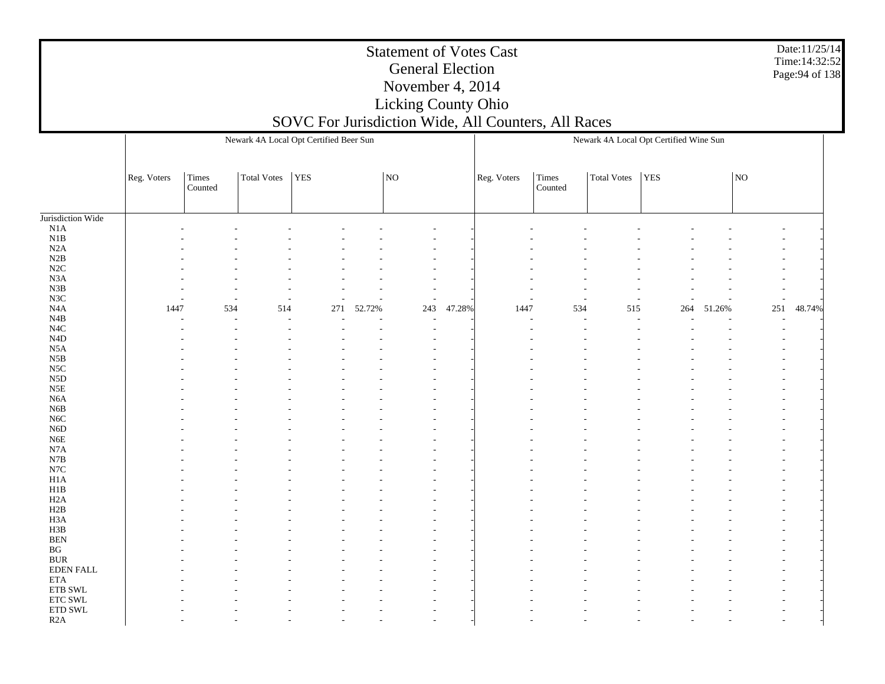# Statement of Votes Cast
## General Election
## November 4, 2014
## Licking County Ohio
## SOVC For Jurisdiction Wide, All Counters, All Races

| | Newark 4A Local Opt Certified Beer Sun | | | | | | | Newark 4A Local Opt Certified Wine Sun | | | | | | |
|---|---|---|---|---|---|---|---|---|---|---|---|---|---|---|
| | Reg. Voters | Times Counted | Total Votes | YES | | NO | | Reg. Voters | Times Counted | Total Votes | YES | | NO | |
| Jurisdiction Wide | | | | | | | | | | | | | | |
| N1A | - | - | - | - | - | - | - | - | - | - | - | - | - | - |
| N1B | - | - | - | - | - | - | - | - | - | - | - | - | - | - |
| N2A | - | - | - | - | - | - | - | - | - | - | - | - | - | - |
| N2B | - | - | - | - | - | - | - | - | - | - | - | - | - | - |
| N2C | - | - | - | - | - | - | - | - | - | - | - | - | - | - |
| N3A | - | - | - | - | - | - | - | - | - | - | - | - | - | - |
| N3B | - | - | - | - | - | - | - | - | - | - | - | - | - | - |
| N3C | - | - | - | - | - | - | - | - | - | - | - | - | - | - |
| N4A | 1447 | 534 | 514 | 271 | 52.72% | 243 | 47.28% | 1447 | 534 | 515 | 264 | 51.26% | 251 | 48.74% |
| N4B | - | - | - | - | - | - | - | - | - | - | - | - | - | - |
| N4C | - | - | - | - | - | - | - | - | - | - | - | - | - | - |
| N4D | - | - | - | - | - | - | - | - | - | - | - | - | - | - |
| N5A | - | - | - | - | - | - | - | - | - | - | - | - | - | - |
| N5B | - | - | - | - | - | - | - | - | - | - | - | - | - | - |
| N5C | - | - | - | - | - | - | - | - | - | - | - | - | - | - |
| N5D | - | - | - | - | - | - | - | - | - | - | - | - | - | - |
| N5E | - | - | - | - | - | - | - | - | - | - | - | - | - | - |
| N6A | - | - | - | - | - | - | - | - | - | - | - | - | - | - |
| N6B | - | - | - | - | - | - | - | - | - | - | - | - | - | - |
| N6C | - | - | - | - | - | - | - | - | - | - | - | - | - | - |
| N6D | - | - | - | - | - | - | - | - | - | - | - | - | - | - |
| N6E | - | - | - | - | - | - | - | - | - | - | - | - | - | - |
| N7A | - | - | - | - | - | - | - | - | - | - | - | - | - | - |
| N7B | - | - | - | - | - | - | - | - | - | - | - | - | - | - |
| N7C | - | - | - | - | - | - | - | - | - | - | - | - | - | - |
| H1A | - | - | - | - | - | - | - | - | - | - | - | - | - | - |
| H1B | - | - | - | - | - | - | - | - | - | - | - | - | - | - |
| H2A | - | - | - | - | - | - | - | - | - | - | - | - | - | - |
| H2B | - | - | - | - | - | - | - | - | - | - | - | - | - | - |
| H3A | - | - | - | - | - | - | - | - | - | - | - | - | - | - |
| H3B | - | - | - | - | - | - | - | - | - | - | - | - | - | - |
| BEN | - | - | - | - | - | - | - | - | - | - | - | - | - | - |
| BG | - | - | - | - | - | - | - | - | - | - | - | - | - | - |
| BUR | - | - | - | - | - | - | - | - | - | - | - | - | - | - |
| EDEN FALL | - | - | - | - | - | - | - | - | - | - | - | - | - | - |
| ETA | - | - | - | - | - | - | - | - | - | - | - | - | - | - |
| ETB SWL | - | - | - | - | - | - | - | - | - | - | - | - | - | - |
| ETC SWL | - | - | - | - | - | - | - | - | - | - | - | - | - | - |
| ETD SWL | - | - | - | - | - | - | - | - | - | - | - | - | - | - |
| R2A | - | - | - | - | - | - | - | - | - | - | - | - | - | - |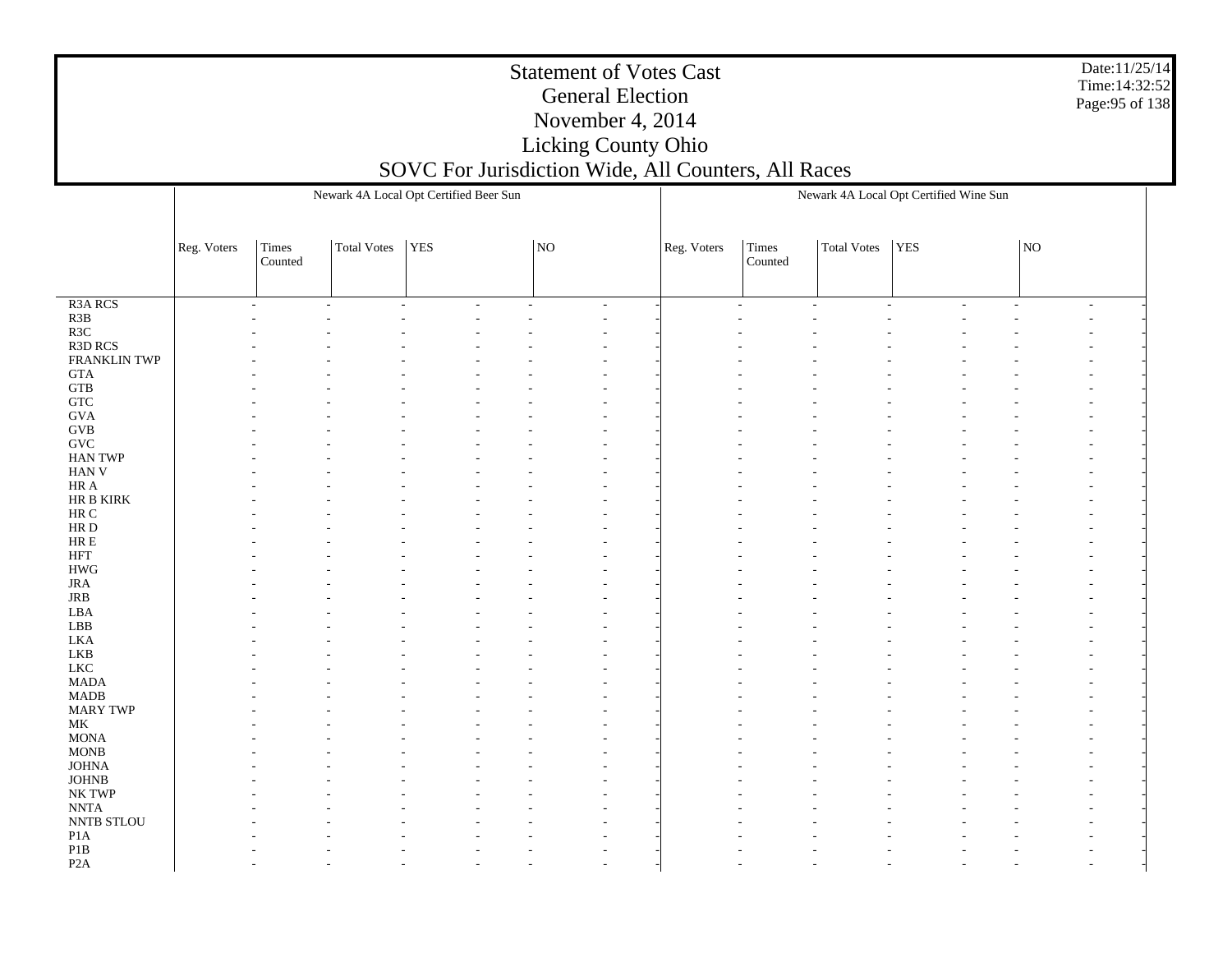# Statement of Votes Cast
## General Election
## November 4, 2014
## Licking County Ohio
## SOVC For Jurisdiction Wide, All Counters, All Races

| | Newark 4A Local Opt Certified Beer Sun | | | | | | | Newark 4A Local Opt Certified Wine Sun | | | | | | |
|---|---|---|---|---|---|---|---|---|---|---|---|---|---|---|
| | Reg. Voters | Times Counted | Total Votes | YES | | NO | | Reg. Voters | Times Counted | Total Votes | YES | | NO | |
| R3A RCS | - | - | - | - | - | - | - | - | - | - | - | - | - | - |
| R3B | - | - | - | - | - | - | - | - | - | - | - | - | - | - |
| R3C | - | - | - | - | - | - | - | - | - | - | - | - | - | - |
| R3D RCS | - | - | - | - | - | - | - | - | - | - | - | - | - | - |
| FRANKLIN TWP | - | - | - | - | - | - | - | - | - | - | - | - | - | - |
| GTA | - | - | - | - | - | - | - | - | - | - | - | - | - | - |
| GTB | - | - | - | - | - | - | - | - | - | - | - | - | - | - |
| GTC | - | - | - | - | - | - | - | - | - | - | - | - | - | - |
| GVA | - | - | - | - | - | - | - | - | - | - | - | - | - | - |
| GVB | - | - | - | - | - | - | - | - | - | - | - | - | - | - |
| GVC | - | - | - | - | - | - | - | - | - | - | - | - | - | - |
| HAN TWP | - | - | - | - | - | - | - | - | - | - | - | - | - | - |
| HAN V | - | - | - | - | - | - | - | - | - | - | - | - | - | - |
| HR A | - | - | - | - | - | - | - | - | - | - | - | - | - | - |
| HR B KIRK | - | - | - | - | - | - | - | - | - | - | - | - | - | - |
| HR C | - | - | - | - | - | - | - | - | - | - | - | - | - | - |
| HR D | - | - | - | - | - | - | - | - | - | - | - | - | - | - |
| HR E | - | - | - | - | - | - | - | - | - | - | - | - | - | - |
| HFT | - | - | - | - | - | - | - | - | - | - | - | - | - | - |
| HWG | - | - | - | - | - | - | - | - | - | - | - | - | - | - |
| JRA | - | - | - | - | - | - | - | - | - | - | - | - | - | - |
| JRB | - | - | - | - | - | - | - | - | - | - | - | - | - | - |
| LBA | - | - | - | - | - | - | - | - | - | - | - | - | - | - |
| LBB | - | - | - | - | - | - | - | - | - | - | - | - | - | - |
| LKA | - | - | - | - | - | - | - | - | - | - | - | - | - | - |
| LKB | - | - | - | - | - | - | - | - | - | - | - | - | - | - |
| LKC | - | - | - | - | - | - | - | - | - | - | - | - | - | - |
| MADA | - | - | - | - | - | - | - | - | - | - | - | - | - | - |
| MADB | - | - | - | - | - | - | - | - | - | - | - | - | - | - |
| MARY TWP | - | - | - | - | - | - | - | - | - | - | - | - | - | - |
| MK | - | - | - | - | - | - | - | - | - | - | - | - | - | - |
| MONA | - | - | - | - | - | - | - | - | - | - | - | - | - | - |
| MONB | - | - | - | - | - | - | - | - | - | - | - | - | - | - |
| JOHNA | - | - | - | - | - | - | - | - | - | - | - | - | - | - |
| JOHNB | - | - | - | - | - | - | - | - | - | - | - | - | - | - |
| NK TWP | - | - | - | - | - | - | - | - | - | - | - | - | - | - |
| NNTA | - | - | - | - | - | - | - | - | - | - | - | - | - | - |
| NNTB STLOU | - | - | - | - | - | - | - | - | - | - | - | - | - | - |
| P1A | - | - | - | - | - | - | - | - | - | - | - | - | - | - |
| P1B | - | - | - | - | - | - | - | - | - | - | - | - | - | - |
| P2A | - | - | - | - | - | - | - | - | - | - | - | - | - | - |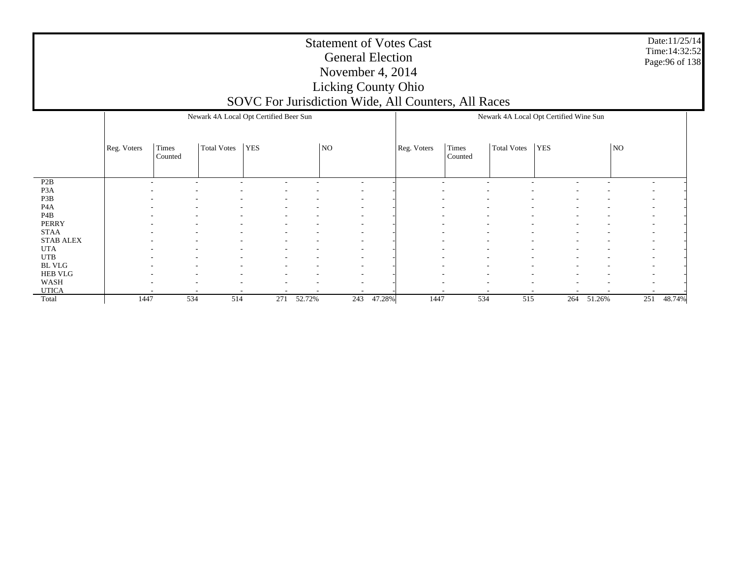# Statement of Votes Cast
## General Election
## November 4, 2014
## Licking County Ohio
## SOVC For Jurisdiction Wide, All Counters, All Races

Date:11/25/14
Time:14:32:52

| | Newark 4A Local Opt Certified Beer Sun | | | | | | | Newark 4A Local Opt Certified Wine Sun | | | | | | |
|---|---|---|---|---|---|---|---|---|---|---|---|---|---|---|
| | Reg. Voters | Times Counted | Total Votes | YES | | NO | | Reg. Voters | Times Counted | Total Votes | YES | | NO | |
| P2B | - | - | - | - | - | - | - | - | - | - | - | - | - | - |
| P3A | - | - | - | - | - | - | - | - | - | - | - | - | - | - |
| P3B | - | - | - | - | - | - | - | - | - | - | - | - | - | - |
| P4A | - | - | - | - | - | - | - | - | - | - | - | - | - | - |
| P4B | - | - | - | - | - | - | - | - | - | - | - | - | - | - |
| PERRY | - | - | - | - | - | - | - | - | - | - | - | - | - | - |
| STAA | - | - | - | - | - | - | - | - | - | - | - | - | - | - |
| STAB ALEX | - | - | - | - | - | - | - | - | - | - | - | - | - | - |
| UTA | - | - | - | - | - | - | - | - | - | - | - | - | - | - |
| UTB | - | - | - | - | - | - | - | - | - | - | - | - | - | - |
| BL VLG | - | - | - | - | - | - | - | - | - | - | - | - | - | - |
| HEB VLG | - | - | - | - | - | - | - | - | - | - | - | - | - | - |
| WASH | - | - | - | - | - | - | - | - | - | - | - | - | - | - |
| UTICA | - | - | - | - | - | - | - | - | - | - | - | - | - | - |
| Total | 1447 | 534 | 514 | 271 | 52.72% | 243 | 47.28% | 1447 | 534 | 515 | 264 | 51.26% | 251 | 48.74% |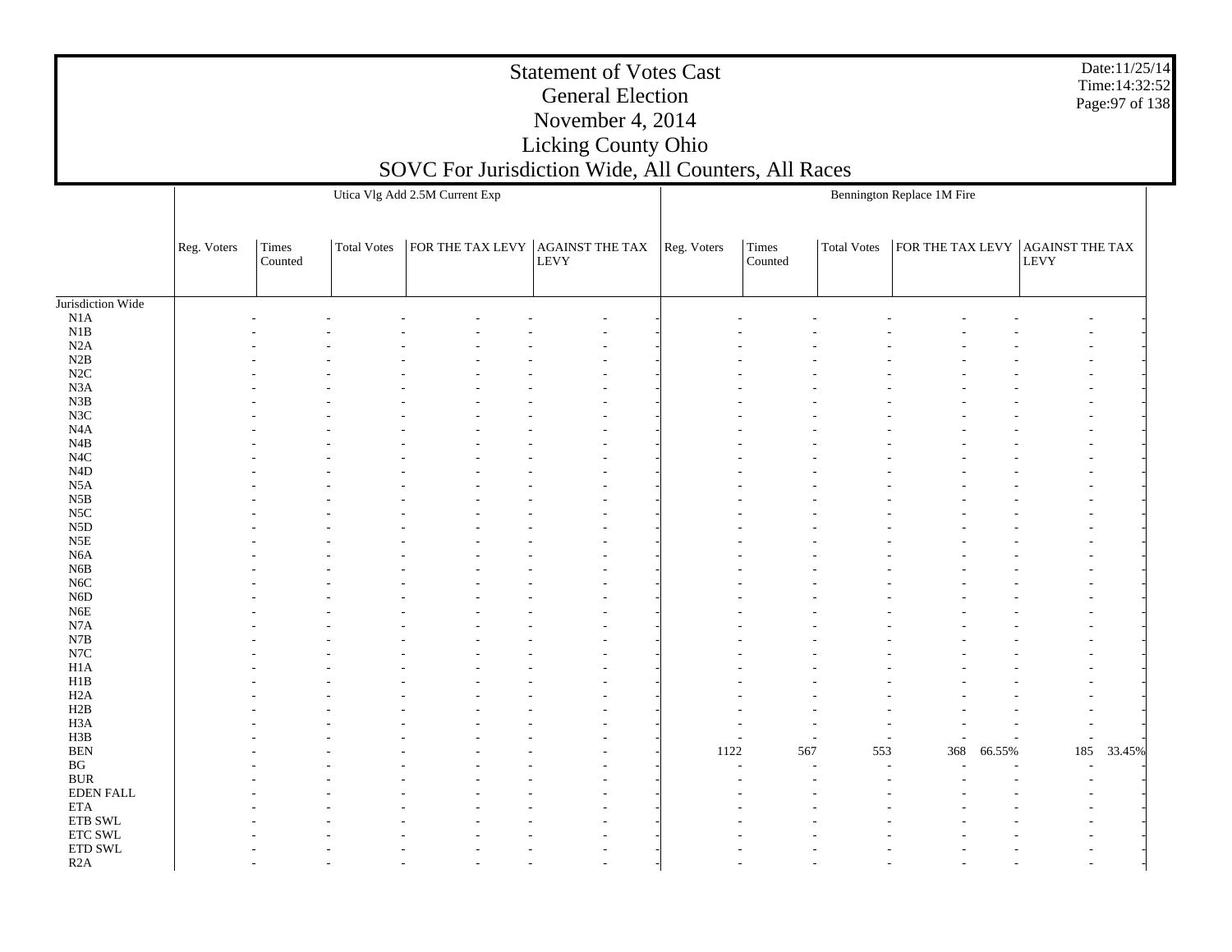# Statement of Votes Cast
## General Election
## November 4, 2014
## Licking County Ohio
## SOVC For Jurisdiction Wide, All Counters, All Races

| | Utica Vlg Add 2.5M Current Exp | | | | | | | Bennington Replace 1M Fire | | | | | | |
|---|---|---|---|---|---|---|---|---|---|---|---|---|---|---|
| | Reg. Voters | Times Counted | Total Votes | FOR THE TAX LEVY | | AGAINST THE TAX LEVY | | Reg. Voters | Times Counted | Total Votes | FOR THE TAX LEVY | | AGAINST THE TAX LEVY | |
| Jurisdiction Wide | | | | | | | | | | | | | | |
| N1A | - | - | - | - | - | - | - | - | - | - | - | - | - | - |
| N1B | - | - | - | - | - | - | - | - | - | - | - | - | - | - |
| N2A | - | - | - | - | - | - | - | - | - | - | - | - | - | - |
| N2B | - | - | - | - | - | - | - | - | - | - | - | - | - | - |
| N2C | - | - | - | - | - | - | - | - | - | - | - | - | - | - |
| N3A | - | - | - | - | - | - | - | - | - | - | - | - | - | - |
| N3B | - | - | - | - | - | - | - | - | - | - | - | - | - | - |
| N3C | - | - | - | - | - | - | - | - | - | - | - | - | - | - |
| N4A | - | - | - | - | - | - | - | - | - | - | - | - | - | - |
| N4B | - | - | - | - | - | - | - | - | - | - | - | - | - | - |
| N4C | - | - | - | - | - | - | - | - | - | - | - | - | - | - |
| N4D | - | - | - | - | - | - | - | - | - | - | - | - | - | - |
| N5A | - | - | - | - | - | - | - | - | - | - | - | - | - | - |
| N5B | - | - | - | - | - | - | - | - | - | - | - | - | - | - |
| N5C | - | - | - | - | - | - | - | - | - | - | - | - | - | - |
| N5D | - | - | - | - | - | - | - | - | - | - | - | - | - | - |
| N5E | - | - | - | - | - | - | - | - | - | - | - | - | - | - |
| N6A | - | - | - | - | - | - | - | - | - | - | - | - | - | - |
| N6B | - | - | - | - | - | - | - | - | - | - | - | - | - | - |
| N6C | - | - | - | - | - | - | - | - | - | - | - | - | - | - |
| N6D | - | - | - | - | - | - | - | - | - | - | - | - | - | - |
| N6E | - | - | - | - | - | - | - | - | - | - | - | - | - | - |
| N7A | - | - | - | - | - | - | - | - | - | - | - | - | - | - |
| N7B | - | - | - | - | - | - | - | - | - | - | - | - | - | - |
| N7C | - | - | - | - | - | - | - | - | - | - | - | - | - | - |
| H1A | - | - | - | - | - | - | - | - | - | - | - | - | - | - |
| H1B | - | - | - | - | - | - | - | - | - | - | - | - | - | - |
| H2A | - | - | - | - | - | - | - | - | - | - | - | - | - | - |
| H2B | - | - | - | - | - | - | - | - | - | - | - | - | - | - |
| H3A | - | - | - | - | - | - | - | - | - | - | - | - | - | - |
| H3B | - | - | - | - | - | - | - | - | - | - | - | - | - | - |
| BEN | - | - | - | - | - | - | - | 1122 | 567 | 553 | 368 | 66.55% | 185 | 33.45% |
| BG | - | - | - | - | - | - | - | - | - | - | - | - | - | - |
| BUR | - | - | - | - | - | - | - | - | - | - | - | - | - | - |
| EDEN FALL | - | - | - | - | - | - | - | - | - | - | - | - | - | - |
| ETA | - | - | - | - | - | - | - | - | - | - | - | - | - | - |
| ETB SWL | - | - | - | - | - | - | - | - | - | - | - | - | - | - |
| ETC SWL | - | - | - | - | - | - | - | - | - | - | - | - | - | - |
| ETD SWL | - | - | - | - | - | - | - | - | - | - | - | - | - | - |
| R2A | - | - | - | - | - | - | - | - | - | - | - | - | - | - |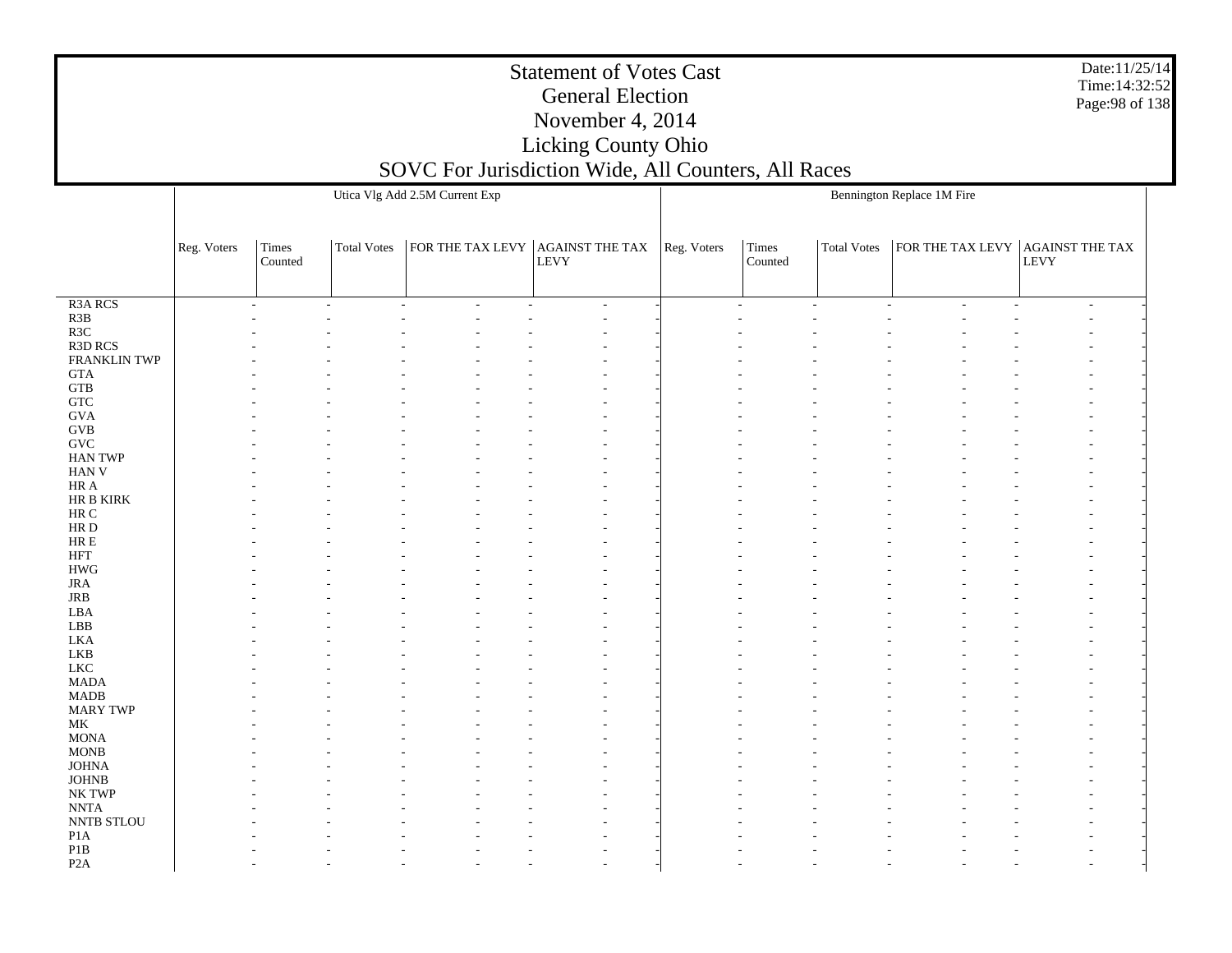# Statement of Votes Cast
## General Election
## November 4, 2014
## Licking County Ohio
## SOVC For Jurisdiction Wide, All Counters, All Races

| | Utica Vlg Add 2.5M Current Exp | | | | | Bennington Replace 1M Fire | | | | |
|---|---|---|---|---|---|---|---|---|---|---|
| | Reg. Voters | Times Counted | Total Votes | FOR THE TAX LEVY | AGAINST THE TAX LEVY | Reg. Voters | Times Counted | Total Votes | FOR THE TAX LEVY | AGAINST THE TAX LEVY |
| R3A RCS | - | - | - | - | - | - | - | - | - | - |
| R3B | - | - | - | - | - | - | - | - | - | - |
| R3C | - | - | - | - | - | - | - | - | - | - |
| R3D RCS | - | - | - | - | - | - | - | - | - | - |
| FRANKLIN TWP | - | - | - | - | - | - | - | - | - | - |
| GTA | - | - | - | - | - | - | - | - | - | - |
| GTB | - | - | - | - | - | - | - | - | - | - |
| GTC | - | - | - | - | - | - | - | - | - | - |
| GVA | - | - | - | - | - | - | - | - | - | - |
| GVB | - | - | - | - | - | - | - | - | - | - |
| GVC | - | - | - | - | - | - | - | - | - | - |
| HAN TWP | - | - | - | - | - | - | - | - | - | - |
| HAN V | - | - | - | - | - | - | - | - | - | - |
| HR A | - | - | - | - | - | - | - | - | - | - |
| HR B KIRK | - | - | - | - | - | - | - | - | - | - |
| HR C | - | - | - | - | - | - | - | - | - | - |
| HR D | - | - | - | - | - | - | - | - | - | - |
| HR E | - | - | - | - | - | - | - | - | - | - |
| HFT | - | - | - | - | - | - | - | - | - | - |
| HWG | - | - | - | - | - | - | - | - | - | - |
| JRA | - | - | - | - | - | - | - | - | - | - |
| JRB | - | - | - | - | - | - | - | - | - | - |
| LBA | - | - | - | - | - | - | - | - | - | - |
| LBB | - | - | - | - | - | - | - | - | - | - |
| LKA | - | - | - | - | - | - | - | - | - | - |
| LKB | - | - | - | - | - | - | - | - | - | - |
| LKC | - | - | - | - | - | - | - | - | - | - |
| MADA | - | - | - | - | - | - | - | - | - | - |
| MADB | - | - | - | - | - | - | - | - | - | - |
| MARY TWP | - | - | - | - | - | - | - | - | - | - |
| MK | - | - | - | - | - | - | - | - | - | - |
| MONA | - | - | - | - | - | - | - | - | - | - |
| MONB | - | - | - | - | - | - | - | - | - | - |
| JOHNA | - | - | - | - | - | - | - | - | - | - |
| JOHNB | - | - | - | - | - | - | - | - | - | - |
| NK TWP | - | - | - | - | - | - | - | - | - | - |
| NNTA | - | - | - | - | - | - | - | - | - | - |
| NNTB STLOU | - | - | - | - | - | - | - | - | - | - |
| P1A | - | - | - | - | - | - | - | - | - | - |
| P1B | - | - | - | - | - | - | - | - | - | - |
| P2A | - | - | - | - | - | - | - | - | - | - |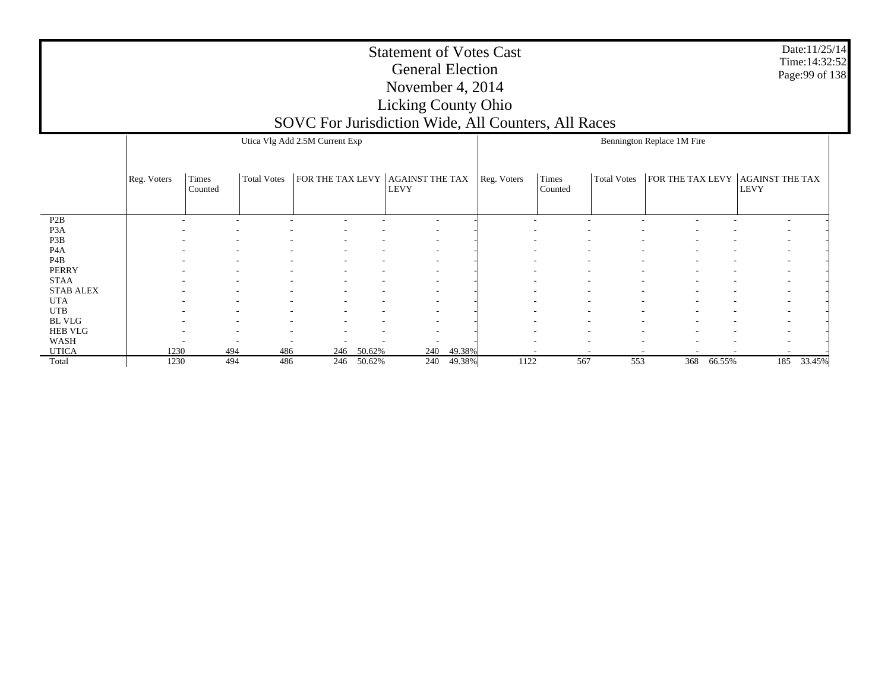# Statement of Votes Cast
## General Election
## November 4, 2014
## Licking County Ohio
## SOVC For Jurisdiction Wide, All Counters, All Races

Date:11/25/14
Time:14:32:52

| | Utica Vlg Add 2.5M Current Exp | | | | | | | Bennington Replace 1M Fire | | | | | | |
|---|---|---|---|---|---|---|---|---|---|---|---|---|---|---|
| | Reg. Voters | Times Counted | Total Votes | FOR THE TAX LEVY | | AGAINST THE TAX LEVY | | Reg. Voters | Times Counted | Total Votes | FOR THE TAX LEVY | | AGAINST THE TAX LEVY | |
| P2B | - | - | - | - | - | - | - | - | - | - | - | - | - | - |
| P3A | - | - | - | - | - | - | - | - | - | - | - | - | - | - |
| P3B | - | - | - | - | - | - | - | - | - | - | - | - | - | - |
| P4A | - | - | - | - | - | - | - | - | - | - | - | - | - | - |
| P4B | - | - | - | - | - | - | - | - | - | - | - | - | - | - |
| PERRY | - | - | - | - | - | - | - | - | - | - | - | - | - | - |
| STAA | - | - | - | - | - | - | - | - | - | - | - | - | - | - |
| STAB ALEX | - | - | - | - | - | - | - | - | - | - | - | - | - | - |
| UTA | - | - | - | - | - | - | - | - | - | - | - | - | - | - |
| UTB | - | - | - | - | - | - | - | - | - | - | - | - | - | - |
| BL VLG | - | - | - | - | - | - | - | - | - | - | - | - | - | - |
| HEB VLG | - | - | - | - | - | - | - | - | - | - | - | - | - | - |
| WASH | - | - | - | - | - | - | - | - | - | - | - | - | - | - |
| UTICA | 1230 | 494 | 486 | 246 | 50.62% | 240 | 49.38% | - | - | - | - | - | - | - |
| Total | 1230 | 494 | 486 | 246 | 50.62% | 240 | 49.38% | 1122 | 567 | 553 | 368 | 66.55% | 185 | 33.45% |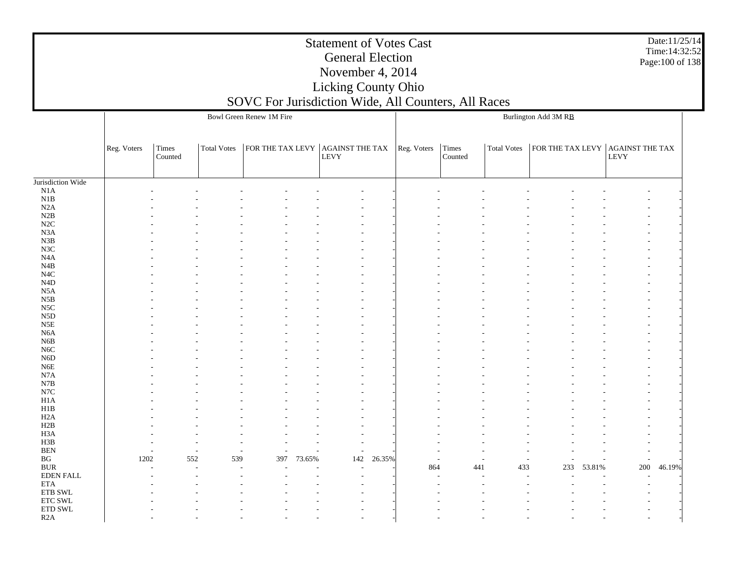# Statement of Votes Cast
## General Election
## November 4, 2014
## Licking County Ohio
## SOVC For Jurisdiction Wide, All Counters, All Races

Date:11/25/14
Time:14:32:52

| | Bowl Green Renew 1M Fire | | | | | | | Burlington Add 3M RB | | | | | | |
|---|---|---|---|---|---|---|---|---|---|---|---|---|---|---|
| | Reg. Voters | Times Counted | Total Votes | FOR THE TAX LEVY | | AGAINST THE TAX LEVY | | Reg. Voters | Times Counted | Total Votes | FOR THE TAX LEVY | | AGAINST THE TAX LEVY | |
| Jurisdiction Wide | | | | | | | | | | | | | | |
| N1A | - | - | - | - | - | - | - | - | - | - | - | - | - | - |
| N1B | - | - | - | - | - | - | - | - | - | - | - | - | - | - |
| N2A | - | - | - | - | - | - | - | - | - | - | - | - | - | - |
| N2B | - | - | - | - | - | - | - | - | - | - | - | - | - | - |
| N2C | - | - | - | - | - | - | - | - | - | - | - | - | - | - |
| N3A | - | - | - | - | - | - | - | - | - | - | - | - | - | - |
| N3B | - | - | - | - | - | - | - | - | - | - | - | - | - | - |
| N3C | - | - | - | - | - | - | - | - | - | - | - | - | - | - |
| N4A | - | - | - | - | - | - | - | - | - | - | - | - | - | - |
| N4B | - | - | - | - | - | - | - | - | - | - | - | - | - | - |
| N4C | - | - | - | - | - | - | - | - | - | - | - | - | - | - |
| N4D | - | - | - | - | - | - | - | - | - | - | - | - | - | - |
| N5A | - | - | - | - | - | - | - | - | - | - | - | - | - | - |
| N5B | - | - | - | - | - | - | - | - | - | - | - | - | - | - |
| N5C | - | - | - | - | - | - | - | - | - | - | - | - | - | - |
| N5D | - | - | - | - | - | - | - | - | - | - | - | - | - | - |
| N5E | - | - | - | - | - | - | - | - | - | - | - | - | - | - |
| N6A | - | - | - | - | - | - | - | - | - | - | - | - | - | - |
| N6B | - | - | - | - | - | - | - | - | - | - | - | - | - | - |
| N6C | - | - | - | - | - | - | - | - | - | - | - | - | - | - |
| N6D | - | - | - | - | - | - | - | - | - | - | - | - | - | - |
| N6E | - | - | - | - | - | - | - | - | - | - | - | - | - | - |
| N7A | - | - | - | - | - | - | - | - | - | - | - | - | - | - |
| N7B | - | - | - | - | - | - | - | - | - | - | - | - | - | - |
| N7C | - | - | - | - | - | - | - | - | - | - | - | - | - | - |
| H1A | - | - | - | - | - | - | - | - | - | - | - | - | - | - |
| H1B | - | - | - | - | - | - | - | - | - | - | - | - | - | - |
| H2A | - | - | - | - | - | - | - | - | - | - | - | - | - | - |
| H2B | - | - | - | - | - | - | - | - | - | - | - | - | - | - |
| H3A | - | - | - | - | - | - | - | - | - | - | - | - | - | - |
| H3B | - | - | - | - | - | - | - | - | - | - | - | - | - | - |
| BEN | - | - | - | - | - | - | - | - | - | - | - | - | - | - |
| BG | 1202 | 552 | 539 | 397 | 73.65% | 142 | 26.35% | - | - | - | - | - | - | - |
| BUR | - | - | - | - | - | - | - | 864 | 441 | 433 | 233 | 53.81% | 200 | 46.19% |
| EDEN FALL | - | - | - | - | - | - | - | - | - | - | - | - | - | - |
| ETA | - | - | - | - | - | - | - | - | - | - | - | - | - | - |
| ETB SWL | - | - | - | - | - | - | - | - | - | - | - | - | - | - |
| ETC SWL | - | - | - | - | - | - | - | - | - | - | - | - | - | - |
| ETD SWL | - | - | - | - | - | - | - | - | - | - | - | - | - | - |
| R2A | - | - | - | - | - | - | - | - | - | - | - | - | - | - |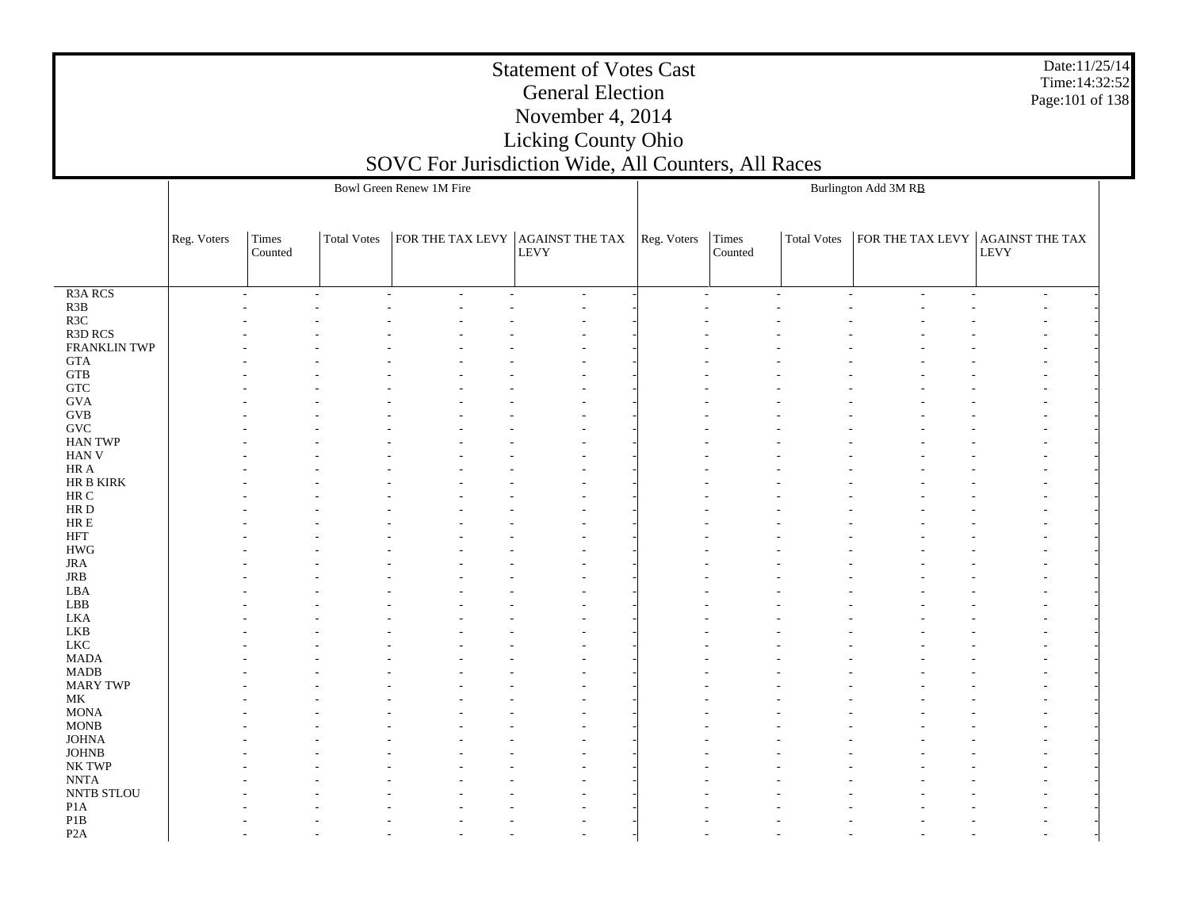# Statement of Votes Cast
## General Election
## November 4, 2014
## Licking County Ohio
## SOVC For Jurisdiction Wide, All Counters, All Races

Date:11/25/14
Time:14:32:52

| | Bowl Green Renew 1M Fire | | | | | Burlington Add 3M RB | | | | |
|---|---|---|---|---|---|---|---|---|---|---|
| | Reg. Voters | Times Counted | Total Votes | FOR THE TAX LEVY | AGAINST THE TAX LEVY | Reg. Voters | Times Counted | Total Votes | FOR THE TAX LEVY | AGAINST THE TAX LEVY |
| R3A RCS | - | - | - | - | - | - | - | - | - | - |
| R3B | - | - | - | - | - | - | - | - | - | - |
| R3C | - | - | - | - | - | - | - | - | - | - |
| R3D RCS | - | - | - | - | - | - | - | - | - | - |
| FRANKLIN TWP | - | - | - | - | - | - | - | - | - | - |
| GTA | - | - | - | - | - | - | - | - | - | - |
| GTB | - | - | - | - | - | - | - | - | - | - |
| GTC | - | - | - | - | - | - | - | - | - | - |
| GVA | - | - | - | - | - | - | - | - | - | - |
| GVB | - | - | - | - | - | - | - | - | - | - |
| GVC | - | - | - | - | - | - | - | - | - | - |
| HAN TWP | - | - | - | - | - | - | - | - | - | - |
| HAN V | - | - | - | - | - | - | - | - | - | - |
| HR A | - | - | - | - | - | - | - | - | - | - |
| HR B KIRK | - | - | - | - | - | - | - | - | - | - |
| HR C | - | - | - | - | - | - | - | - | - | - |
| HR D | - | - | - | - | - | - | - | - | - | - |
| HR E | - | - | - | - | - | - | - | - | - | - |
| HFT | - | - | - | - | - | - | - | - | - | - |
| HWG | - | - | - | - | - | - | - | - | - | - |
| JRA | - | - | - | - | - | - | - | - | - | - |
| JRB | - | - | - | - | - | - | - | - | - | - |
| LBA | - | - | - | - | - | - | - | - | - | - |
| LBB | - | - | - | - | - | - | - | - | - | - |
| LKA | - | - | - | - | - | - | - | - | - | - |
| LKB | - | - | - | - | - | - | - | - | - | - |
| LKC | - | - | - | - | - | - | - | - | - | - |
| MADA | - | - | - | - | - | - | - | - | - | - |
| MADB | - | - | - | - | - | - | - | - | - | - |
| MARY TWP | - | - | - | - | - | - | - | - | - | - |
| MK | - | - | - | - | - | - | - | - | - | - |
| MONA | - | - | - | - | - | - | - | - | - | - |
| MONB | - | - | - | - | - | - | - | - | - | - |
| JOHNA | - | - | - | - | - | - | - | - | - | - |
| JOHNB | - | - | - | - | - | - | - | - | - | - |
| NK TWP | - | - | - | - | - | - | - | - | - | - |
| NNTA | - | - | - | - | - | - | - | - | - | - |
| NNTB STLOU | - | - | - | - | - | - | - | - | - | - |
| P1A | - | - | - | - | - | - | - | - | - | - |
| P1B | - | - | - | - | - | - | - | - | - | - |
| P2A | - | - | - | - | - | - | - | - | - | - |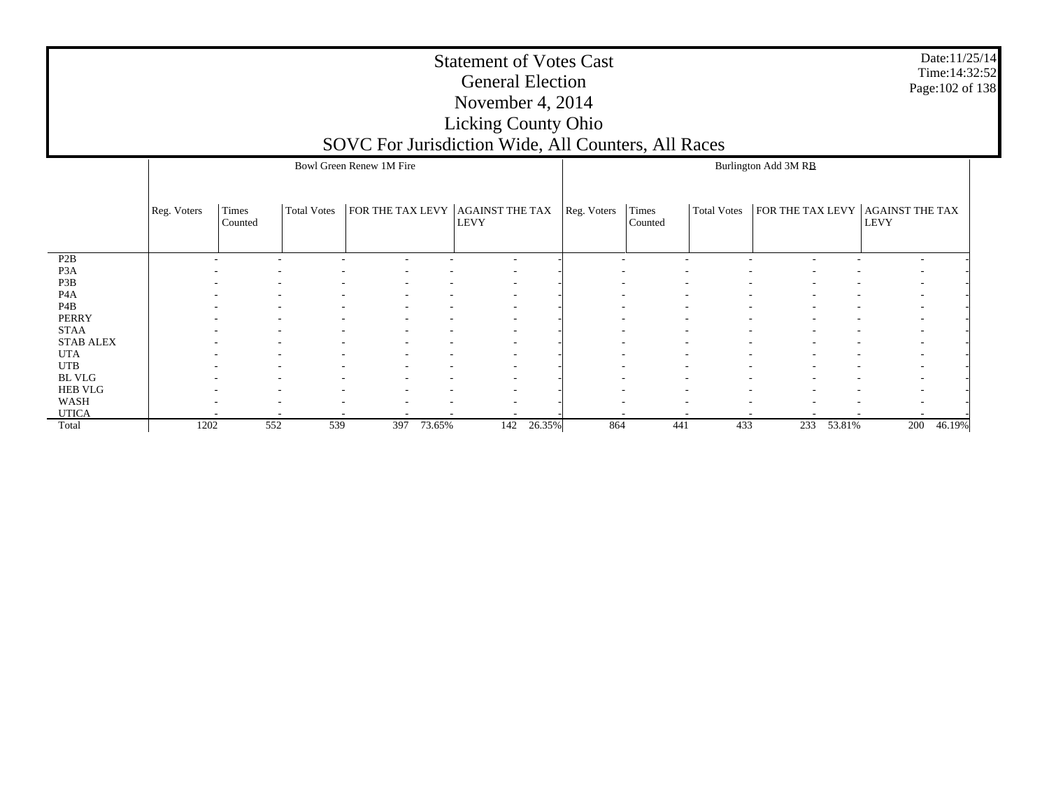# Statement of Votes Cast
## General Election
## November 4, 2014
## Licking County Ohio
## SOVC For Jurisdiction Wide, All Counters, All Races

Date:11/25/14
Time:14:32:52

| | Bowl Green Renew 1M Fire | | | | | | | Burlington Add 3M RB | | | | | | |
|---|---|---|---|---|---|---|---|---|---|---|---|---|---|---|
| | Reg. Voters | Times Counted | Total Votes | FOR THE TAX LEVY | | AGAINST THE TAX LEVY | | Reg. Voters | Times Counted | Total Votes | FOR THE TAX LEVY | | AGAINST THE TAX LEVY | |
| P2B | - | - | - | - | - | - | - | - | - | - | - | - | - | - |
| P3A | - | - | - | - | - | - | - | - | - | - | - | - | - | - |
| P3B | - | - | - | - | - | - | - | - | - | - | - | - | - | - |
| P4A | - | - | - | - | - | - | - | - | - | - | - | - | - | - |
| P4B | - | - | - | - | - | - | - | - | - | - | - | - | - | - |
| PERRY | - | - | - | - | - | - | - | - | - | - | - | - | - | - |
| STAA | - | - | - | - | - | - | - | - | - | - | - | - | - | - |
| STAB ALEX | - | - | - | - | - | - | - | - | - | - | - | - | - | - |
| UTA | - | - | - | - | - | - | - | - | - | - | - | - | - | - |
| UTB | - | - | - | - | - | - | - | - | - | - | - | - | - | - |
| BL VLG | - | - | - | - | - | - | - | - | - | - | - | - | - | - |
| HEB VLG | - | - | - | - | - | - | - | - | - | - | - | - | - | - |
| WASH | - | - | - | - | - | - | - | - | - | - | - | - | - | - |
| UTICA | - | - | - | - | - | - | - | - | - | - | - | - | - | - |
| Total | 1202 | 552 | 539 | 397 | 73.65% | 142 | 26.35% | 864 | 441 | 433 | 233 | 53.81% | 200 | 46.19% |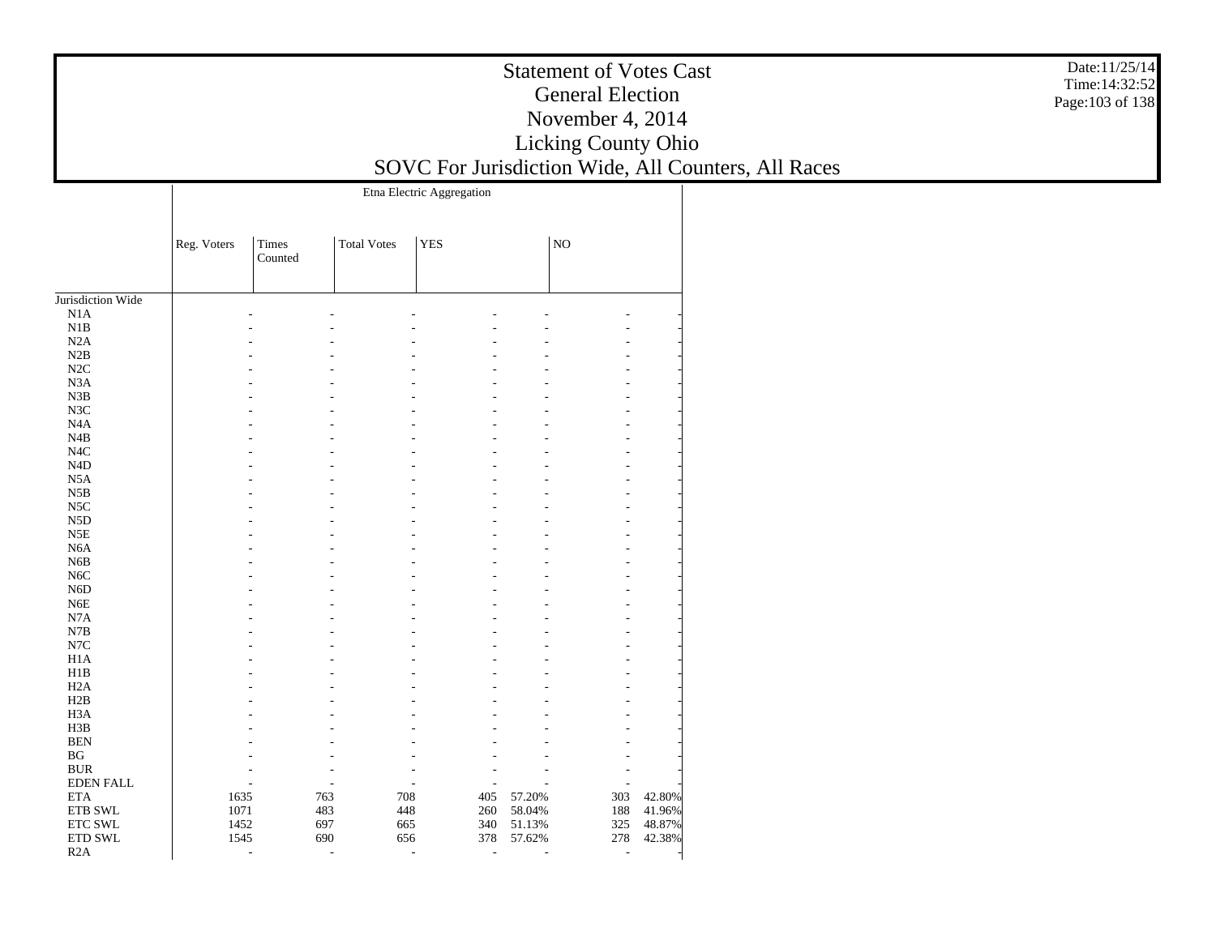# Statement of Votes Cast
## General Election
## November 4, 2014
## Licking County Ohio
## SOVC For Jurisdiction Wide, All Counters, All Races

| | Etna Electric Aggregation | | | | | | |
|---|---|---|---|---|---|---|---|
| | Reg. Voters | Times Counted | Total Votes | YES | | NO | |
| Jurisdiction Wide | | | | | | | |
| N1A | - | - | - | - | - | - | - |
| N1B | - | - | - | - | - | - | - |
| N2A | - | - | - | - | - | - | - |
| N2B | - | - | - | - | - | - | - |
| N2C | - | - | - | - | - | - | - |
| N3A | - | - | - | - | - | - | - |
| N3B | - | - | - | - | - | - | - |
| N3C | - | - | - | - | - | - | - |
| N4A | - | - | - | - | - | - | - |
| N4B | - | - | - | - | - | - | - |
| N4C | - | - | - | - | - | - | - |
| N4D | - | - | - | - | - | - | - |
| N5A | - | - | - | - | - | - | - |
| N5B | - | - | - | - | - | - | - |
| N5C | - | - | - | - | - | - | - |
| N5D | - | - | - | - | - | - | - |
| N5E | - | - | - | - | - | - | - |
| N6A | - | - | - | - | - | - | - |
| N6B | - | - | - | - | - | - | - |
| N6C | - | - | - | - | - | - | - |
| N6D | - | - | - | - | - | - | - |
| N6E | - | - | - | - | - | - | - |
| N7A | - | - | - | - | - | - | - |
| N7B | - | - | - | - | - | - | - |
| N7C | - | - | - | - | - | - | - |
| H1A | - | - | - | - | - | - | - |
| H1B | - | - | - | - | - | - | - |
| H2A | - | - | - | - | - | - | - |
| H2B | - | - | - | - | - | - | - |
| H3A | - | - | - | - | - | - | - |
| H3B | - | - | - | - | - | - | - |
| BEN | - | - | - | - | - | - | - |
| BG | - | - | - | - | - | - | - |
| BUR | - | - | - | - | - | - | - |
| EDEN FALL | - | - | - | - | - | - | - |
| ETA | 1635 | 763 | 708 | 405 | 57.20% | 303 | 42.80% |
| ETB SWL | 1071 | 483 | 448 | 260 | 58.04% | 188 | 41.96% |
| ETC SWL | 1452 | 697 | 665 | 340 | 51.13% | 325 | 48.87% |
| ETD SWL | 1545 | 690 | 656 | 378 | 57.62% | 278 | 42.38% |
| R2A | - | - | - | - | - | - | - |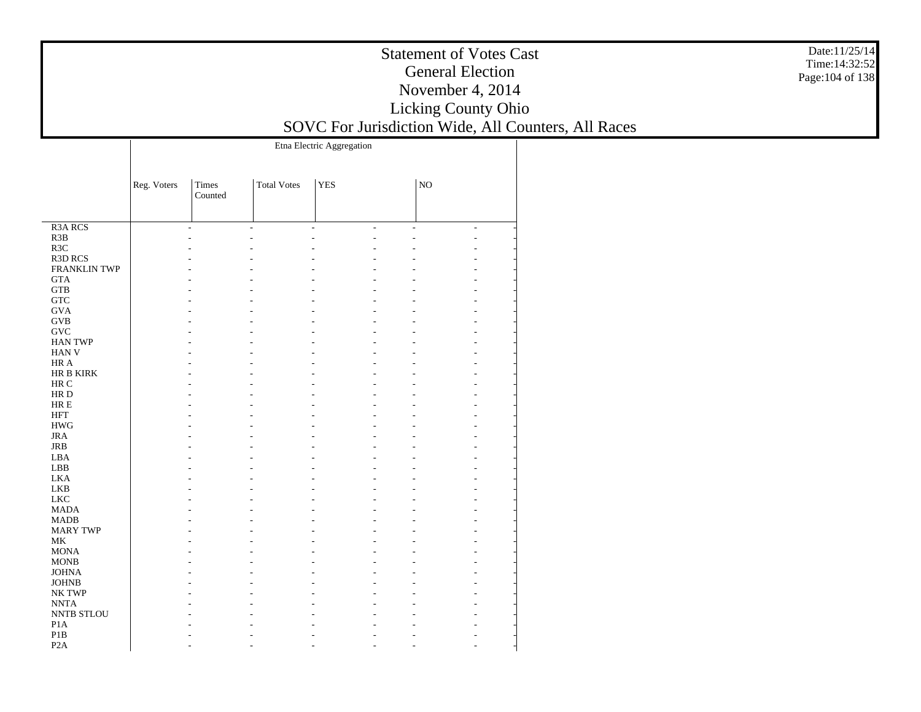# Statement of Votes Cast
## General Election
## November 4, 2014
## Licking County Ohio
## SOVC For Jurisdiction Wide, All Counters, All Races

| | Etna Electric Aggregation | | | | | | |
|---|---|---|---|---|---|---|---|
| | Reg. Voters | Times Counted | Total Votes | YES | | NO | |
| R3A RCS | - | - | - | - | - | - | - |
| R3B | - | - | - | - | - | - | - |
| R3C | - | - | - | - | - | - | - |
| R3D RCS | - | - | - | - | - | - | - |
| FRANKLIN TWP | - | - | - | - | - | - | - |
| GTA | - | - | - | - | - | - | - |
| GTB | - | - | - | - | - | - | - |
| GTC | - | - | - | - | - | - | - |
| GVA | - | - | - | - | - | - | - |
| GVB | - | - | - | - | - | - | - |
| GVC | - | - | - | - | - | - | - |
| HAN TWP | - | - | - | - | - | - | - |
| HAN V | - | - | - | - | - | - | - |
| HR A | - | - | - | - | - | - | - |
| HR B KIRK | - | - | - | - | - | - | - |
| HR C | - | - | - | - | - | - | - |
| HR D | - | - | - | - | - | - | - |
| HR E | - | - | - | - | - | - | - |
| HFT | - | - | - | - | - | - | - |
| HWG | - | - | - | - | - | - | - |
| JRA | - | - | - | - | - | - | - |
| JRB | - | - | - | - | - | - | - |
| LBA | - | - | - | - | - | - | - |
| LBB | - | - | - | - | - | - | - |
| LKA | - | - | - | - | - | - | - |
| LKB | - | - | - | - | - | - | - |
| LKC | - | - | - | - | - | - | - |
| MADA | - | - | - | - | - | - | - |
| MADB | - | - | - | - | - | - | - |
| MARY TWP | - | - | - | - | - | - | - |
| MK | - | - | - | - | - | - | - |
| MONA | - | - | - | - | - | - | - |
| MONB | - | - | - | - | - | - | - |
| JOHNA | - | - | - | - | - | - | - |
| JOHNB | - | - | - | - | - | - | - |
| NK TWP | - | - | - | - | - | - | - |
| NNTA | - | - | - | - | - | - | - |
| NNTB STLOU | - | - | - | - | - | - | - |
| P1A | - | - | - | - | - | - | - |
| P1B | - | - | - | - | - | - | - |
| P2A | - | - | - | - | - | - | - |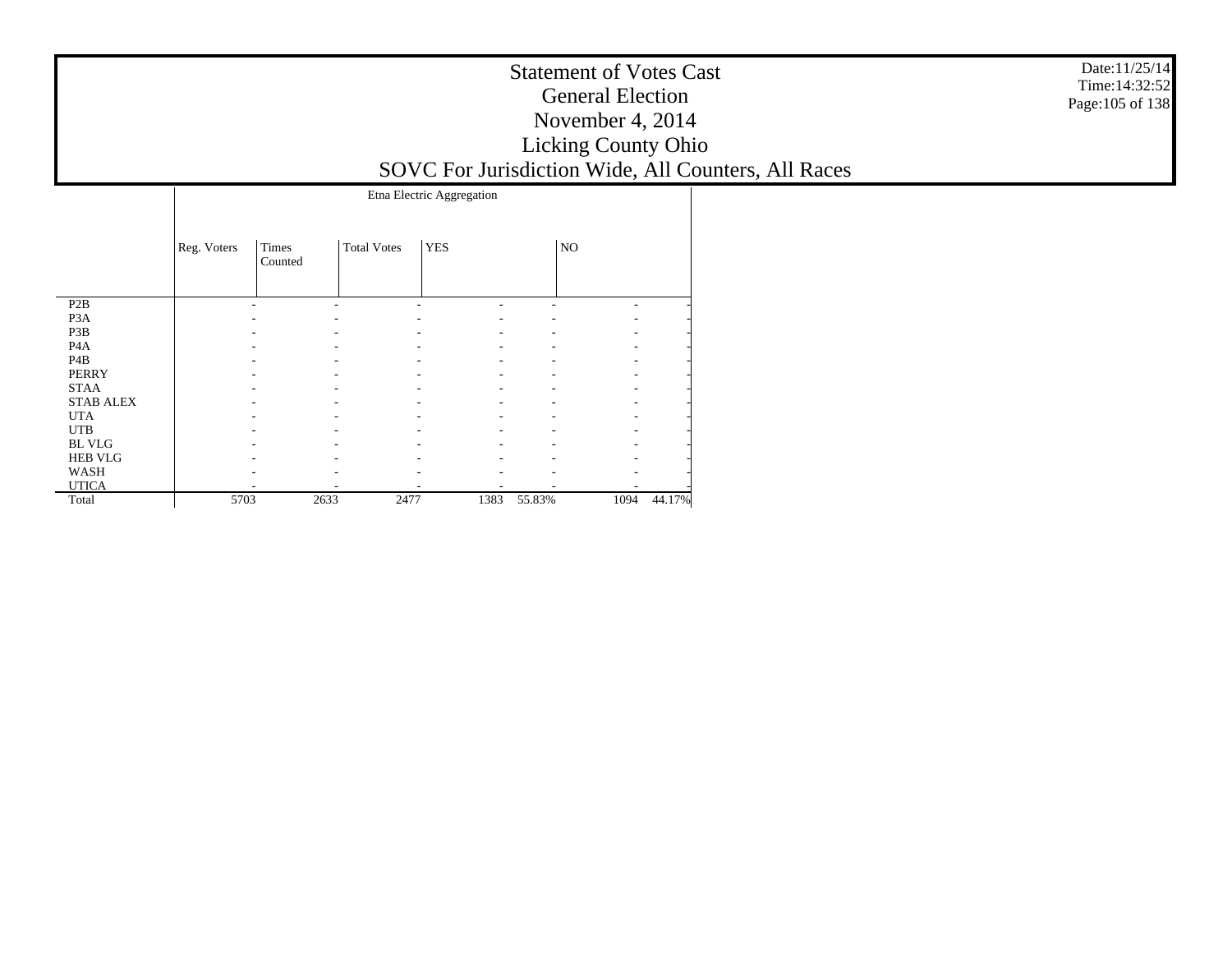# Statement of Votes Cast
## General Election
## November 4, 2014
## Licking County Ohio
## SOVC For Jurisdiction Wide, All Counters, All Races

| | Etna Electric Aggregation | | | | | | |
|---|---|---|---|---|---|---|---|
| | Reg. Voters | Times Counted | Total Votes | YES | | NO | |
| P2B | - | - | - | - | - | - | - |
| P3A | - | - | - | - | - | - | - |
| P3B | - | - | - | - | - | - | - |
| P4A | - | - | - | - | - | - | - |
| P4B | - | - | - | - | - | - | - |
| PERRY | - | - | - | - | - | - | - |
| STAA | - | - | - | - | - | - | - |
| STAB ALEX | - | - | - | - | - | - | - |
| UTA | - | - | - | - | - | - | - |
| UTB | - | - | - | - | - | - | - |
| BL VLG | - | - | - | - | - | - | - |
| HEB VLG | - | - | - | - | - | - | - |
| WASH | - | - | - | - | - | - | - |
| UTICA | - | - | - | - | - | - | - |
| Total | 5703 | 2633 | 2477 | 1383 | 55.83% | 1094 | 44.17% |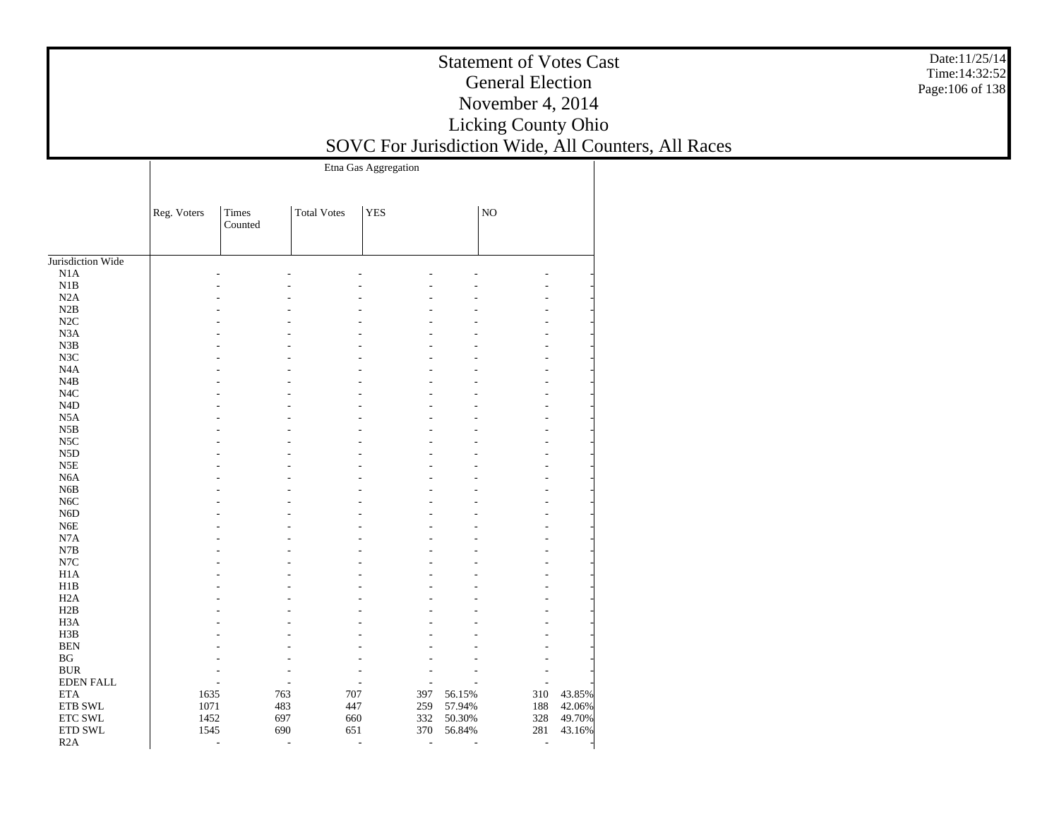# Statement of Votes Cast
## General Election
## November 4, 2014
## Licking County Ohio
## SOVC For Jurisdiction Wide, All Counters, All Races

Date:11/25/14
Time:14:32:52

| | Etna Gas Aggregation | | | | | | |
|---|---|---|---|---|---|---|---|
| | Reg. Voters | Times Counted | Total Votes | YES | | NO | |
| Jurisdiction Wide | | | | | | | |
| N1A | - | - | - | - | - | - | - |
| N1B | - | - | - | - | - | - | - |
| N2A | - | - | - | - | - | - | - |
| N2B | - | - | - | - | - | - | - |
| N2C | - | - | - | - | - | - | - |
| N3A | - | - | - | - | - | - | - |
| N3B | - | - | - | - | - | - | - |
| N3C | - | - | - | - | - | - | - |
| N4A | - | - | - | - | - | - | - |
| N4B | - | - | - | - | - | - | - |
| N4C | - | - | - | - | - | - | - |
| N4D | - | - | - | - | - | - | - |
| N5A | - | - | - | - | - | - | - |
| N5B | - | - | - | - | - | - | - |
| N5C | - | - | - | - | - | - | - |
| N5D | - | - | - | - | - | - | - |
| N5E | - | - | - | - | - | - | - |
| N6A | - | - | - | - | - | - | - |
| N6B | - | - | - | - | - | - | - |
| N6C | - | - | - | - | - | - | - |
| N6D | - | - | - | - | - | - | - |
| N6E | - | - | - | - | - | - | - |
| N7A | - | - | - | - | - | - | - |
| N7B | - | - | - | - | - | - | - |
| N7C | - | - | - | - | - | - | - |
| H1A | - | - | - | - | - | - | - |
| H1B | - | - | - | - | - | - | - |
| H2A | - | - | - | - | - | - | - |
| H2B | - | - | - | - | - | - | - |
| H3A | - | - | - | - | - | - | - |
| H3B | - | - | - | - | - | - | - |
| BEN | - | - | - | - | - | - | - |
| BG | - | - | - | - | - | - | - |
| BUR | - | - | - | - | - | - | - |
| EDEN FALL | - | - | - | - | - | - | - |
| ETA | 1635 | 763 | 707 | 397 | 56.15% | 310 | 43.85% |
| ETB SWL | 1071 | 483 | 447 | 259 | 57.94% | 188 | 42.06% |
| ETC SWL | 1452 | 697 | 660 | 332 | 50.30% | 328 | 49.70% |
| ETD SWL | 1545 | 690 | 651 | 370 | 56.84% | 281 | 43.16% |
| R2A | - | - | - | - | - | - | - |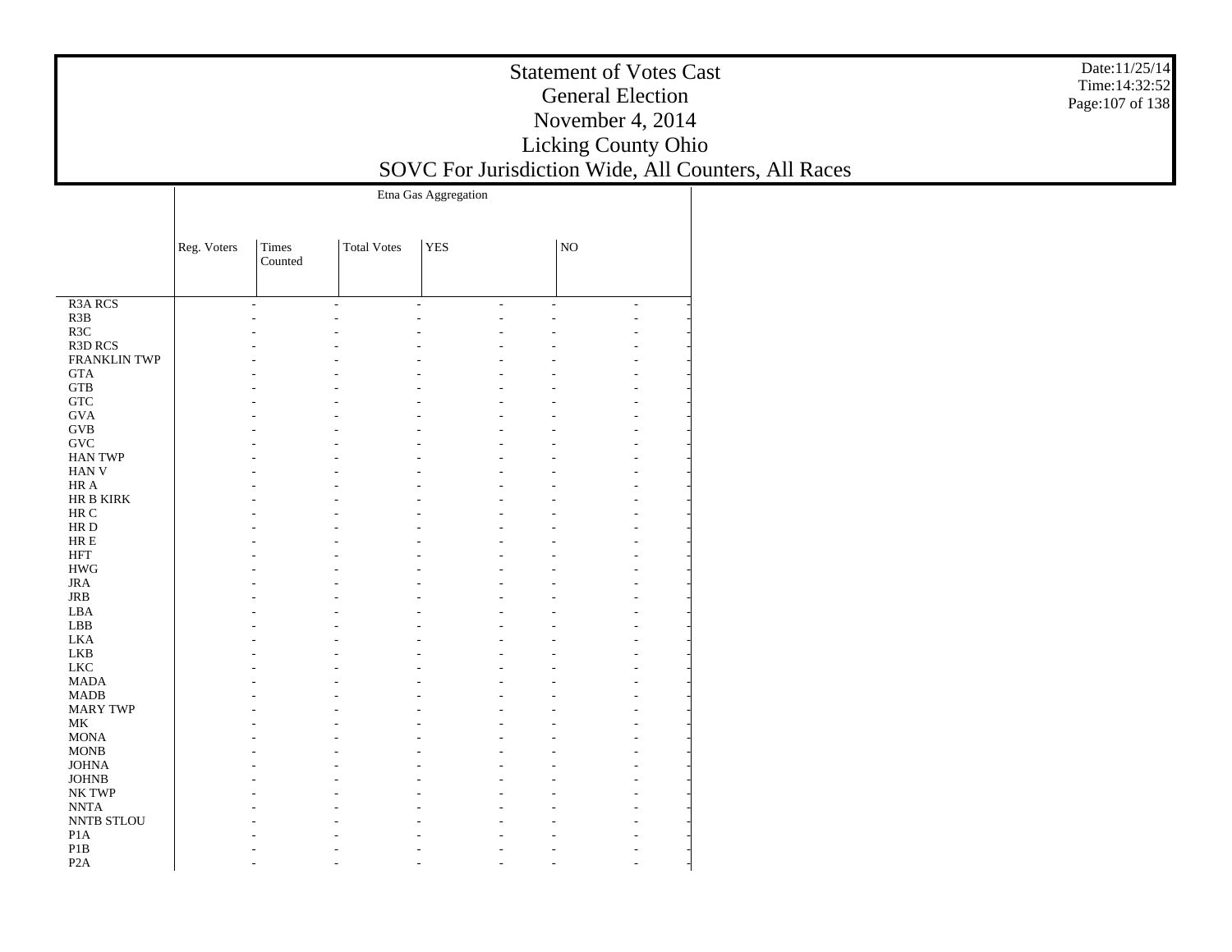| | Etna Gas Aggregation | | | | | | |
|---|---|---|---|---|---|---|---|
| | Reg. Voters | Times Counted | Total Votes | YES | | NO | |
| R3A RCS | - | - | - | - | - | - | - |
| R3B | - | - | - | - | - | - | - |
| R3C | - | - | - | - | - | - | - |
| R3D RCS | - | - | - | - | - | - | - |
| FRANKLIN TWP | - | - | - | - | - | - | - |
| GTA | - | - | - | - | - | - | - |
| GTB | - | - | - | - | - | - | - |
| GTC | - | - | - | - | - | - | - |
| GVA | - | - | - | - | - | - | - |
| GVB | - | - | - | - | - | - | - |
| GVC | - | - | - | - | - | - | - |
| HAN TWP | - | - | - | - | - | - | - |
| HAN V | - | - | - | - | - | - | - |
| HR A | - | - | - | - | - | - | - |
| HR B KIRK | - | - | - | - | - | - | - |
| HR C | - | - | - | - | - | - | - |
| HR D | - | - | - | - | - | - | - |
| HR E | - | - | - | - | - | - | - |
| HFT | - | - | - | - | - | - | - |
| HWG | - | - | - | - | - | - | - |
| JRA | - | - | - | - | - | - | - |
| JRB | - | - | - | - | - | - | - |
| LBA | - | - | - | - | - | - | - |
| LBB | - | - | - | - | - | - | - |
| LKA | - | - | - | - | - | - | - |
| LKB | - | - | - | - | - | - | - |
| LKC | - | - | - | - | - | - | - |
| MADA | - | - | - | - | - | - | - |
| MADB | - | - | - | - | - | - | - |
| MARY TWP | - | - | - | - | - | - | - |
| MK | - | - | - | - | - | - | - |
| MONA | - | - | - | - | - | - | - |
| MONB | - | - | - | - | - | - | - |
| JOHNA | - | - | - | - | - | - | - |
| JOHNB | - | - | - | - | - | - | - |
| NK TWP | - | - | - | - | - | - | - |
| NNTA | - | - | - | - | - | - | - |
| NNTB STLOU | - | - | - | - | - | - | - |
| P1A | - | - | - | - | - | - | - |
| P1B | - | - | - | - | - | - | - |
| P2A | - | - | - | - | - | - | - |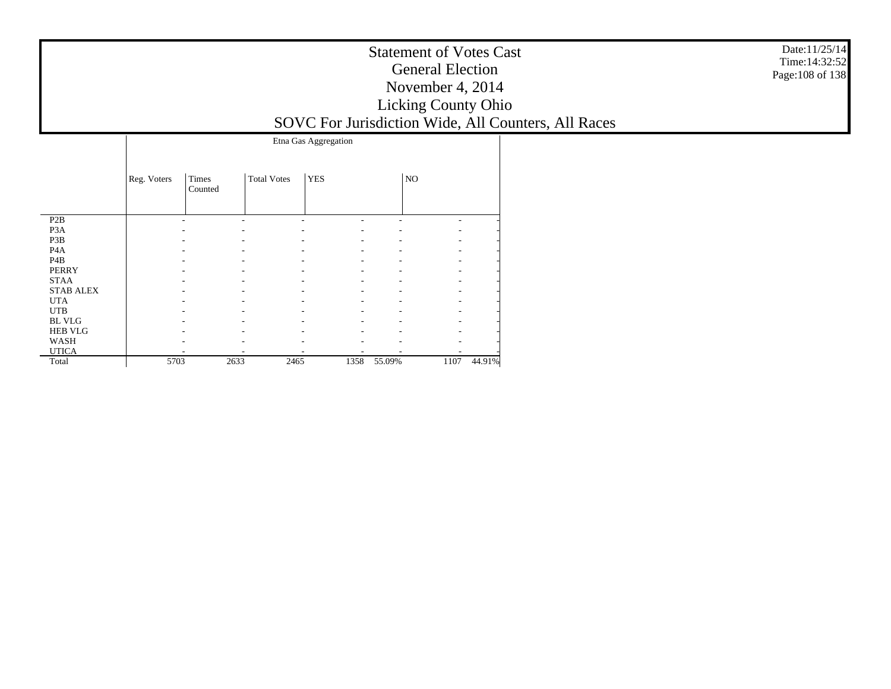# Statement of Votes Cast
## General Election
## November 4, 2014
## Licking County Ohio
## SOVC For Jurisdiction Wide, All Counters, All Races

Date:11/25/14
Time:14:32:52

| | Etna Gas Aggregation | | | | | | |
|---|---|---|---|---|---|---|---|
| | Reg. Voters | Times Counted | Total Votes | YES | | NO | |
| P2B | - | - | - | - | - | - | - |
| P3A | - | - | - | - | - | - | - |
| P3B | - | - | - | - | - | - | - |
| P4A | - | - | - | - | - | - | - |
| P4B | - | - | - | - | - | - | - |
| PERRY | - | - | - | - | - | - | - |
| STAA | - | - | - | - | - | - | - |
| STAB ALEX | - | - | - | - | - | - | - |
| UTA | - | - | - | - | - | - | - |
| UTB | - | - | - | - | - | - | - |
| BL VLG | - | - | - | - | - | - | - |
| HEB VLG | - | - | - | - | - | - | - |
| WASH | - | - | - | - | - | - | - |
| UTICA | - | - | - | - | - | - | - |
| Total | 5703 | 2633 | 2465 | 1358 | 55.09% | 1107 | 44.91% |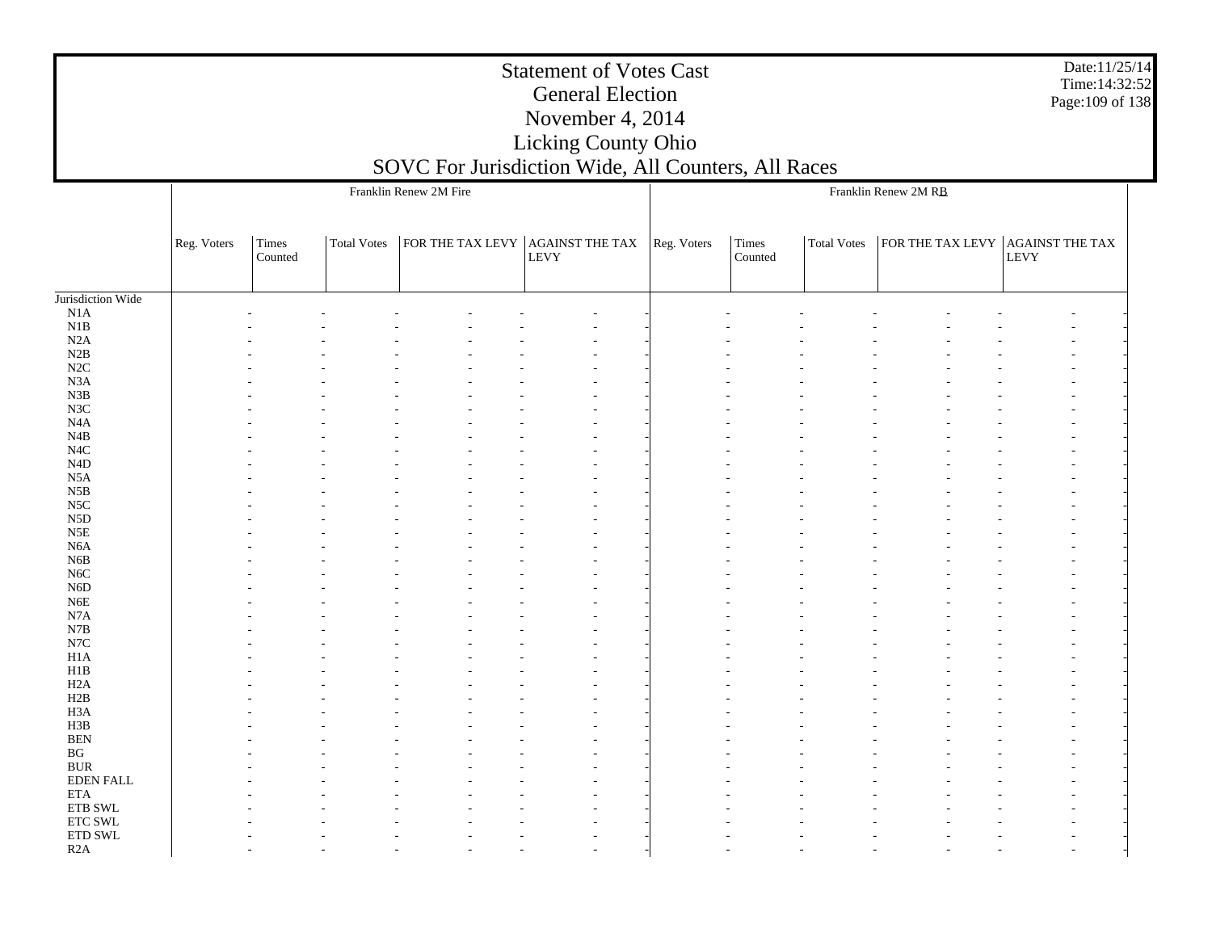# Statement of Votes Cast
## General Election
## November 4, 2014
## Licking County Ohio
## SOVC For Jurisdiction Wide, All Counters, All Races

Date:11/25/14
Time:14:32:52

| | Franklin Renew 2M Fire | | | | | Franklin Renew 2M RB | | | | |
|---|---|---|---|---|---|---|---|---|---|---|
| | Reg. Voters | Times Counted | Total Votes | FOR THE TAX LEVY | AGAINST THE TAX LEVY | Reg. Voters | Times Counted | Total Votes | FOR THE TAX LEVY | AGAINST THE TAX LEVY |
| Jurisdiction Wide | | | | | | | | | | |
| N1A | - | - | - | - - | - - | - | - | - | - - | - - |
| N1B | - | - | - | - - | - - | - | - | - | - - | - - |
| N2A | - | - | - | - - | - - | - | - | - | - - | - - |
| N2B | - | - | - | - - | - - | - | - | - | - - | - - |
| N2C | - | - | - | - - | - - | - | - | - | - - | - - |
| N3A | - | - | - | - - | - - | - | - | - | - - | - - |
| N3B | - | - | - | - - | - - | - | - | - | - - | - - |
| N3C | - | - | - | - - | - - | - | - | - | - - | - - |
| N4A | - | - | - | - - | - - | - | - | - | - - | - - |
| N4B | - | - | - | - - | - - | - | - | - | - - | - - |
| N4C | - | - | - | - - | - - | - | - | - | - - | - - |
| N4D | - | - | - | - - | - - | - | - | - | - - | - - |
| N5A | - | - | - | - - | - - | - | - | - | - - | - - |
| N5B | - | - | - | - - | - - | - | - | - | - - | - - |
| N5C | - | - | - | - - | - - | - | - | - | - - | - - |
| N5D | - | - | - | - - | - - | - | - | - | - - | - - |
| N5E | - | - | - | - - | - - | - | - | - | - - | - - |
| N6A | - | - | - | - - | - - | - | - | - | - - | - - |
| N6B | - | - | - | - - | - - | - | - | - | - - | - - |
| N6C | - | - | - | - - | - - | - | - | - | - - | - - |
| N6D | - | - | - | - - | - - | - | - | - | - - | - - |
| N6E | - | - | - | - - | - - | - | - | - | - - | - - |
| N7A | - | - | - | - - | - - | - | - | - | - - | - - |
| N7B | - | - | - | - - | - - | - | - | - | - - | - - |
| N7C | - | - | - | - - | - - | - | - | - | - - | - - |
| H1A | - | - | - | - - | - - | - | - | - | - - | - - |
| H1B | - | - | - | - - | - - | - | - | - | - - | - - |
| H2A | - | - | - | - - | - - | - | - | - | - - | - - |
| H2B | - | - | - | - - | - - | - | - | - | - - | - - |
| H3A | - | - | - | - - | - - | - | - | - | - - | - - |
| H3B | - | - | - | - - | - - | - | - | - | - - | - - |
| BEN | - | - | - | - - | - - | - | - | - | - - | - - |
| BG | - | - | - | - - | - - | - | - | - | - - | - - |
| BUR | - | - | - | - - | - - | - | - | - | - - | - - |
| EDEN FALL | - | - | - | - - | - - | - | - | - | - - | - - |
| ETA | - | - | - | - - | - - | - | - | - | - - | - - |
| ETB SWL | - | - | - | - - | - - | - | - | - | - - | - - |
| ETC SWL | - | - | - | - - | - - | - | - | - | - - | - - |
| ETD SWL | - | - | - | - - | - - | - | - | - | - - | - - |
| R2A | - | - | - | - - | - - | - | - | - | - - | - - |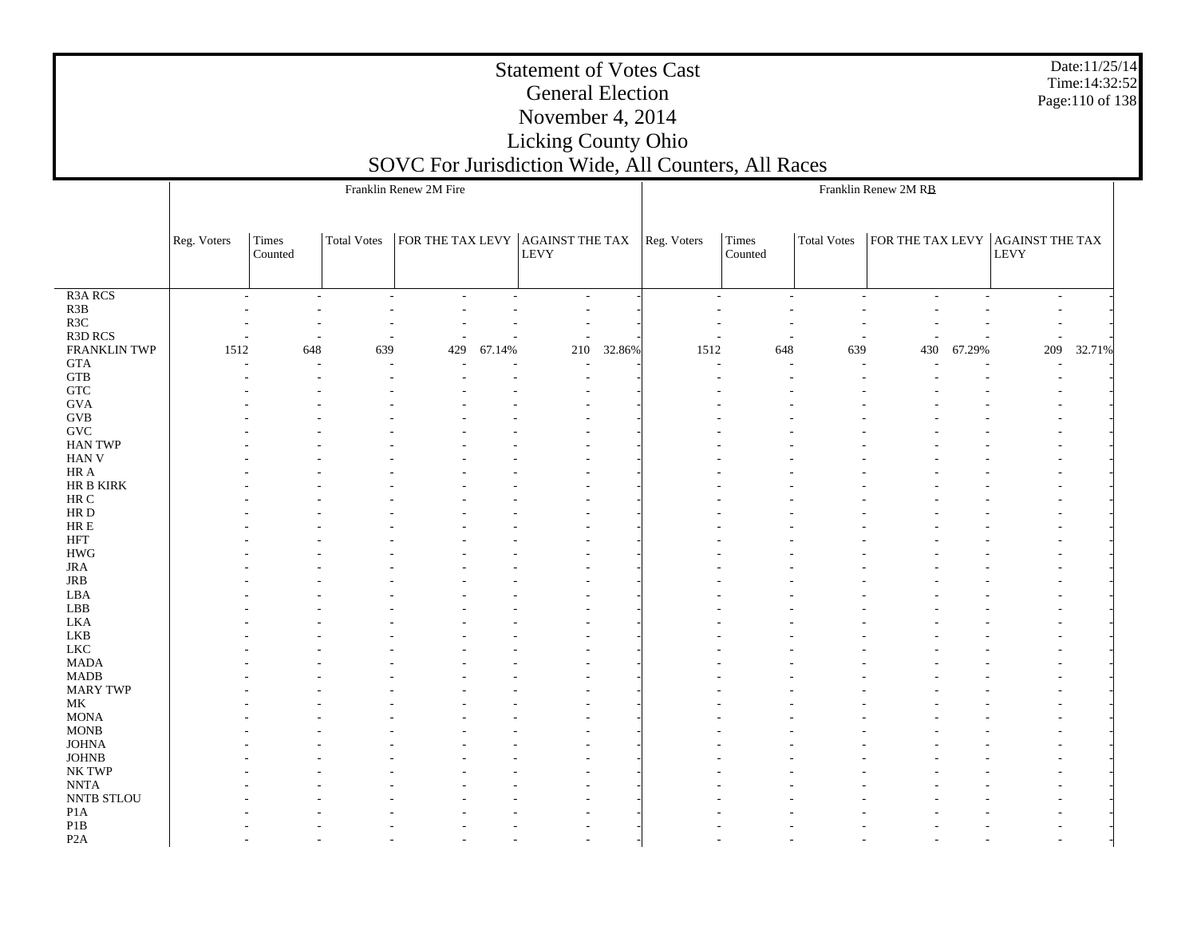# Statement of Votes Cast
## General Election
## November 4, 2014
## Licking County Ohio
## SOVC For Jurisdiction Wide, All Counters, All Races

Date:11/25/14
Time:14:32:52

| | Franklin Renew 2M Fire | | | | | | | Franklin Renew 2M RB | | | | | | |
|---|---|---|---|---|---|---|---|---|---|---|---|---|---|---|
| | Reg. Voters | Times Counted | Total Votes | FOR THE TAX LEVY | | AGAINST THE TAX LEVY | | Reg. Voters | Times Counted | Total Votes | FOR THE TAX LEVY | | AGAINST THE TAX LEVY | |
| R3A RCS | - | - | - | - | - | - | - | - | - | - | - | - | - | - |
| R3B | - | - | - | - | - | - | - | - | - | - | - | - | - | - |
| R3C | - | - | - | - | - | - | - | - | - | - | - | - | - | - |
| R3D RCS | - | - | - | - | - | - | - | - | - | - | - | - | - | - |
| FRANKLIN TWP | 1512 | 648 | 639 | 429 | 67.14% | 210 | 32.86% | 1512 | 648 | 639 | 430 | 67.29% | 209 | 32.71% |
| GTA | - | - | - | - | - | - | - | - | - | - | - | - | - | - |
| GTB | - | - | - | - | - | - | - | - | - | - | - | - | - | - |
| GTC | - | - | - | - | - | - | - | - | - | - | - | - | - | - |
| GVA | - | - | - | - | - | - | - | - | - | - | - | - | - | - |
| GVB | - | - | - | - | - | - | - | - | - | - | - | - | - | - |
| GVC | - | - | - | - | - | - | - | - | - | - | - | - | - | - |
| HAN TWP | - | - | - | - | - | - | - | - | - | - | - | - | - | - |
| HAN V | - | - | - | - | - | - | - | - | - | - | - | - | - | - |
| HR A | - | - | - | - | - | - | - | - | - | - | - | - | - | - |
| HR B KIRK | - | - | - | - | - | - | - | - | - | - | - | - | - | - |
| HR C | - | - | - | - | - | - | - | - | - | - | - | - | - | - |
| HR D | - | - | - | - | - | - | - | - | - | - | - | - | - | - |
| HR E | - | - | - | - | - | - | - | - | - | - | - | - | - | - |
| HFT | - | - | - | - | - | - | - | - | - | - | - | - | - | - |
| HWG | - | - | - | - | - | - | - | - | - | - | - | - | - | - |
| JRA | - | - | - | - | - | - | - | - | - | - | - | - | - | - |
| JRB | - | - | - | - | - | - | - | - | - | - | - | - | - | - |
| LBA | - | - | - | - | - | - | - | - | - | - | - | - | - | - |
| LBB | - | - | - | - | - | - | - | - | - | - | - | - | - | - |
| LKA | - | - | - | - | - | - | - | - | - | - | - | - | - | - |
| LKB | - | - | - | - | - | - | - | - | - | - | - | - | - | - |
| LKC | - | - | - | - | - | - | - | - | - | - | - | - | - | - |
| MADA | - | - | - | - | - | - | - | - | - | - | - | - | - | - |
| MADB | - | - | - | - | - | - | - | - | - | - | - | - | - | - |
| MARY TWP | - | - | - | - | - | - | - | - | - | - | - | - | - | - |
| MK | - | - | - | - | - | - | - | - | - | - | - | - | - | - |
| MONA | - | - | - | - | - | - | - | - | - | - | - | - | - | - |
| MONB | - | - | - | - | - | - | - | - | - | - | - | - | - | - |
| JOHNA | - | - | - | - | - | - | - | - | - | - | - | - | - | - |
| JOHNB | - | - | - | - | - | - | - | - | - | - | - | - | - | - |
| NK TWP | - | - | - | - | - | - | - | - | - | - | - | - | - | - |
| NNTA | - | - | - | - | - | - | - | - | - | - | - | - | - | - |
| NNTB STLOU | - | - | - | - | - | - | - | - | - | - | - | - | - | - |
| P1A | - | - | - | - | - | - | - | - | - | - | - | - | - | - |
| P1B | - | - | - | - | - | - | - | - | - | - | - | - | - | - |
| P2A | - | - | - | - | - | - | - | - | - | - | - | - | - | - |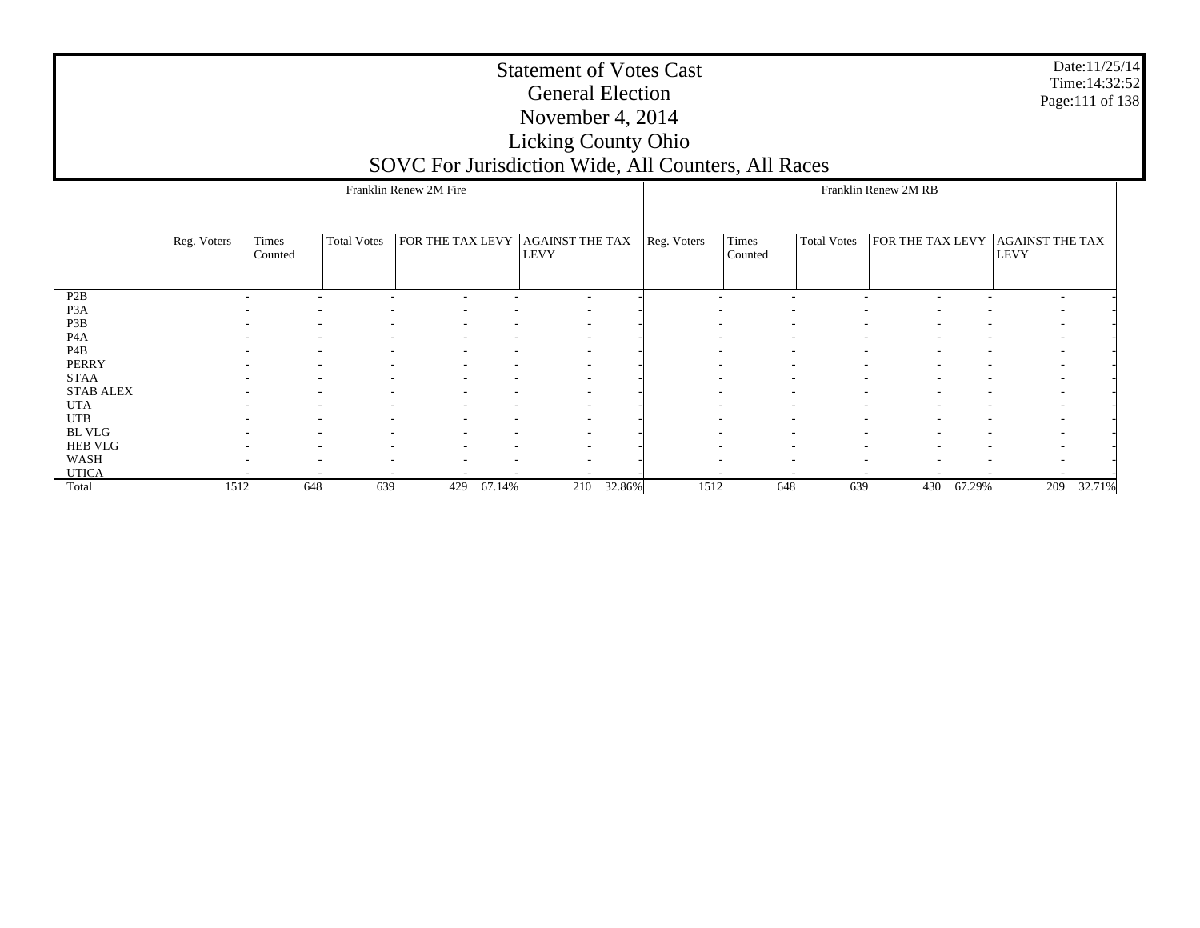# Statement of Votes Cast
## General Election
## November 4, 2014
## Licking County Ohio
## SOVC For Jurisdiction Wide, All Counters, All Races

| | Franklin Renew 2M Fire | | | | | | | Franklin Renew 2M RB | | | | | | |
|---|---|---|---|---|---|---|---|---|---|---|---|---|---|---|
| | Reg. Voters | Times Counted | Total Votes | FOR THE TAX LEVY | | AGAINST THE TAX LEVY | | Reg. Voters | Times Counted | Total Votes | FOR THE TAX LEVY | | AGAINST THE TAX LEVY | |
| P2B | - | - | - | - | - | - | - | - | - | - | - | - | - | - |
| P3A | - | - | - | - | - | - | - | - | - | - | - | - | - | - |
| P3B | - | - | - | - | - | - | - | - | - | - | - | - | - | - |
| P4A | - | - | - | - | - | - | - | - | - | - | - | - | - | - |
| P4B | - | - | - | - | - | - | - | - | - | - | - | - | - | - |
| PERRY | - | - | - | - | - | - | - | - | - | - | - | - | - | - |
| STAA | - | - | - | - | - | - | - | - | - | - | - | - | - | - |
| STAB ALEX | - | - | - | - | - | - | - | - | - | - | - | - | - | - |
| UTA | - | - | - | - | - | - | - | - | - | - | - | - | - | - |
| UTB | - | - | - | - | - | - | - | - | - | - | - | - | - | - |
| BL VLG | - | - | - | - | - | - | - | - | - | - | - | - | - | - |
| HEB VLG | - | - | - | - | - | - | - | - | - | - | - | - | - | - |
| WASH | - | - | - | - | - | - | - | - | - | - | - | - | - | - |
| UTICA | - | - | - | - | - | - | - | - | - | - | - | - | - | - |
| Total | 1512 | 648 | 639 | 429 | 67.14% | 210 | 32.86% | 1512 | 648 | 639 | 430 | 67.29% | 209 | 32.71% |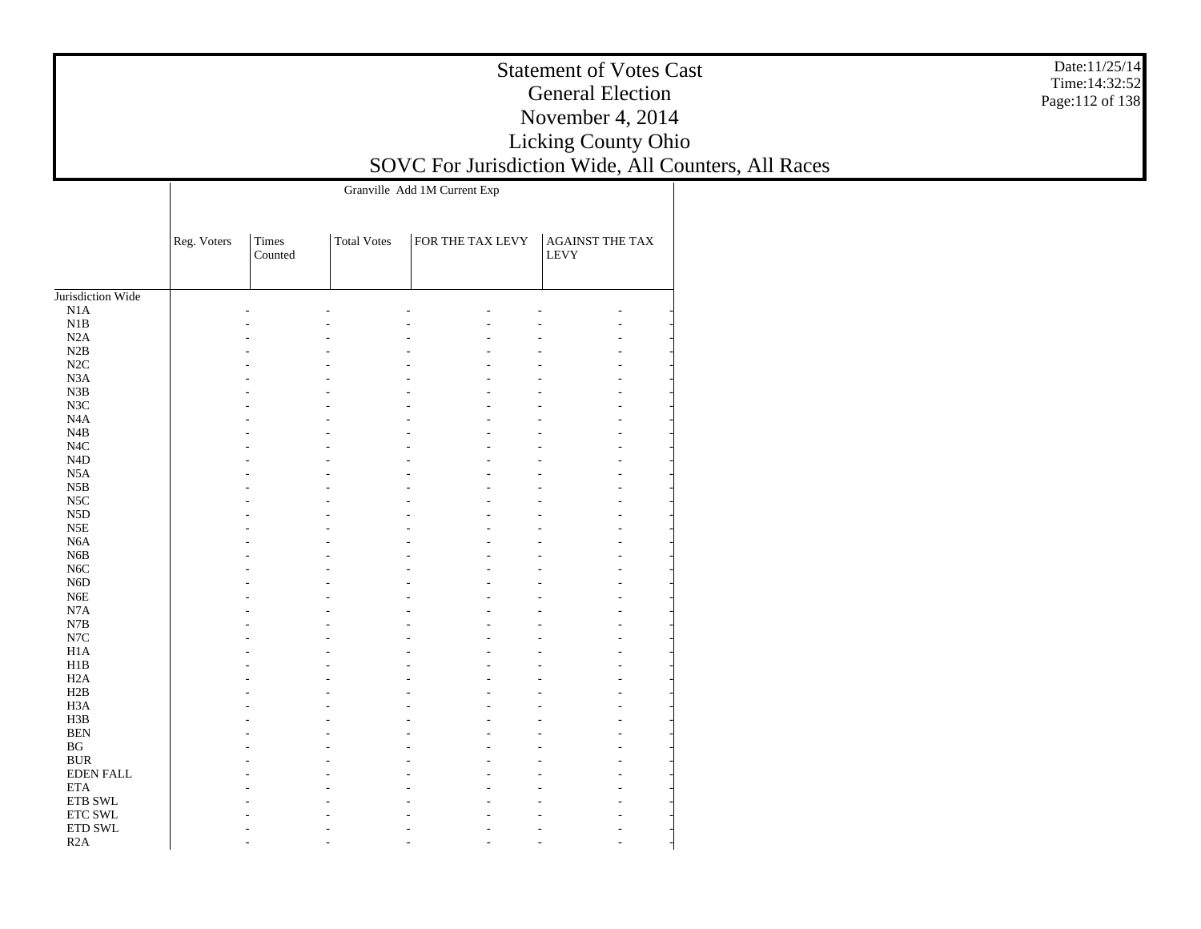| | Granville Add 1M Current Exp | | | | | | |
|---|---|---|---|---|---|---|---|
| | Reg. Voters | Times Counted | Total Votes | FOR THE TAX LEVY | | AGAINST THE TAX LEVY | |
| Jurisdiction Wide | | | | | | | |
| N1A | - | - | - | - | - | - | - |
| N1B | - | - | - | - | - | - | - |
| N2A | - | - | - | - | - | - | - |
| N2B | - | - | - | - | - | - | - |
| N2C | - | - | - | - | - | - | - |
| N3A | - | - | - | - | - | - | - |
| N3B | - | - | - | - | - | - | - |
| N3C | - | - | - | - | - | - | - |
| N4A | - | - | - | - | - | - | - |
| N4B | - | - | - | - | - | - | - |
| N4C | - | - | - | - | - | - | - |
| N4D | - | - | - | - | - | - | - |
| N5A | - | - | - | - | - | - | - |
| N5B | - | - | - | - | - | - | - |
| N5C | - | - | - | - | - | - | - |
| N5D | - | - | - | - | - | - | - |
| N5E | - | - | - | - | - | - | - |
| N6A | - | - | - | - | - | - | - |
| N6B | - | - | - | - | - | - | - |
| N6C | - | - | - | - | - | - | - |
| N6D | - | - | - | - | - | - | - |
| N6E | - | - | - | - | - | - | - |
| N7A | - | - | - | - | - | - | - |
| N7B | - | - | - | - | - | - | - |
| N7C | - | - | - | - | - | - | - |
| H1A | - | - | - | - | - | - | - |
| H1B | - | - | - | - | - | - | - |
| H2A | - | - | - | - | - | - | - |
| H2B | - | - | - | - | - | - | - |
| H3A | - | - | - | - | - | - | - |
| H3B | - | - | - | - | - | - | - |
| BEN | - | - | - | - | - | - | - |
| BG | - | - | - | - | - | - | - |
| BUR | - | - | - | - | - | - | - |
| EDEN FALL | - | - | - | - | - | - | - |
| ETA | - | - | - | - | - | - | - |
| ETB SWL | - | - | - | - | - | - | - |
| ETC SWL | - | - | - | - | - | - | - |
| ETD SWL | - | - | - | - | - | - | - |
| R2A | - | - | - | - | - | - | - |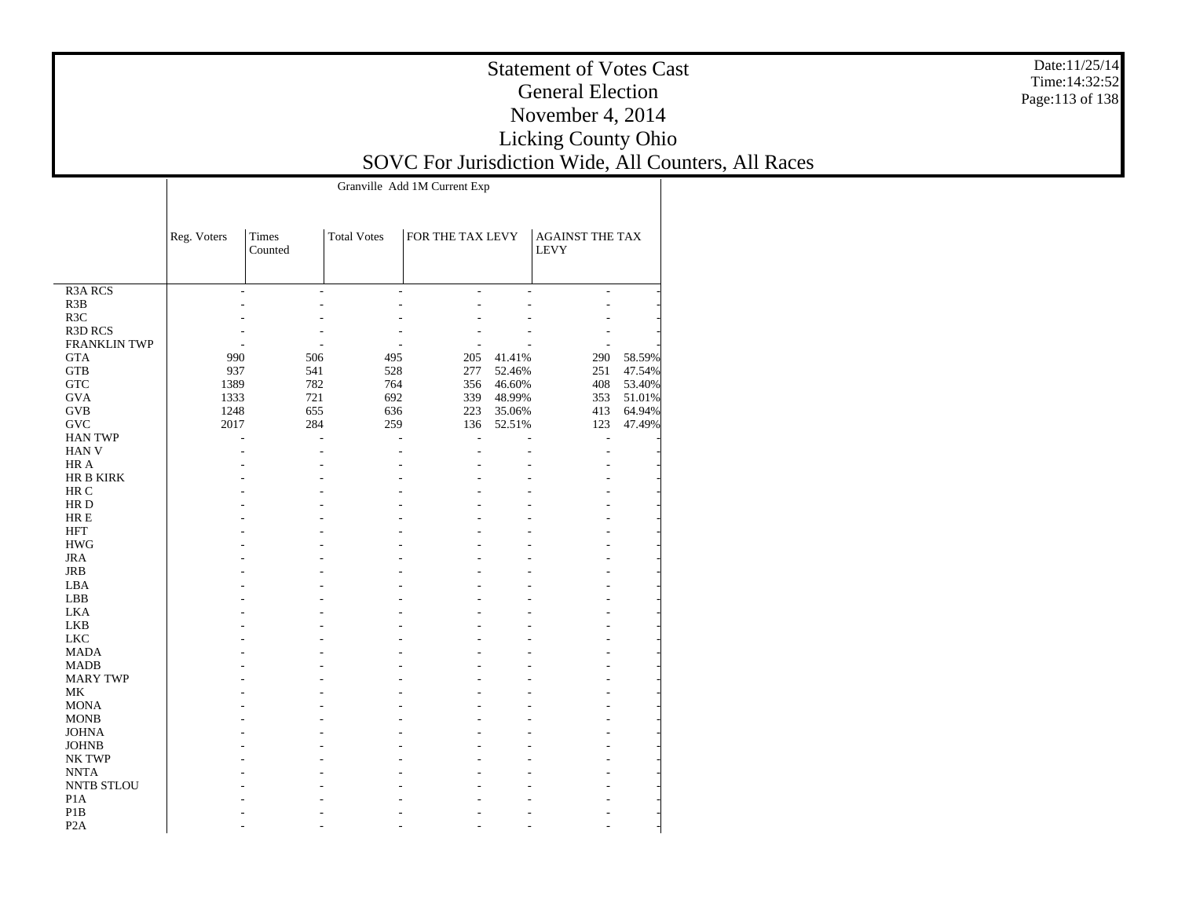# Statement of Votes Cast
## General Election
## November 4, 2014
## Licking County Ohio
## SOVC For Jurisdiction Wide, All Counters, All Races

Date:11/25/14
Time:14:32:52

| | Granville Add 1M Current Exp | | | | | | |
|---|---|---|---|---|---|---|---|
| | Reg. Voters | Times Counted | Total Votes | FOR THE TAX LEVY | | AGAINST THE TAX LEVY | |
| R3A RCS | - | - | - | - | - | - | - |
| R3B | - | - | - | - | - | - | - |
| R3C | - | - | - | - | - | - | - |
| R3D RCS | - | - | - | - | - | - | - |
| FRANKLIN TWP | - | - | - | - | - | - | - |
| GTA | 990 | 506 | 495 | 205 | 41.41% | 290 | 58.59% |
| GTB | 937 | 541 | 528 | 277 | 52.46% | 251 | 47.54% |
| GTC | 1389 | 782 | 764 | 356 | 46.60% | 408 | 53.40% |
| GVA | 1333 | 721 | 692 | 339 | 48.99% | 353 | 51.01% |
| GVB | 1248 | 655 | 636 | 223 | 35.06% | 413 | 64.94% |
| GVC | 2017 | 284 | 259 | 136 | 52.51% | 123 | 47.49% |
| HAN TWP | - | - | - | - | - | - | - |
| HAN V | - | - | - | - | - | - | - |
| HR A | - | - | - | - | - | - | - |
| HR B KIRK | - | - | - | - | - | - | - |
| HR C | - | - | - | - | - | - | - |
| HR D | - | - | - | - | - | - | - |
| HR E | - | - | - | - | - | - | - |
| HFT | - | - | - | - | - | - | - |
| HWG | - | - | - | - | - | - | - |
| JRA | - | - | - | - | - | - | - |
| JRB | - | - | - | - | - | - | - |
| LBA | - | - | - | - | - | - | - |
| LBB | - | - | - | - | - | - | - |
| LKA | - | - | - | - | - | - | - |
| LKB | - | - | - | - | - | - | - |
| LKC | - | - | - | - | - | - | - |
| MADA | - | - | - | - | - | - | - |
| MADB | - | - | - | - | - | - | - |
| MARY TWP | - | - | - | - | - | - | - |
| MK | - | - | - | - | - | - | - |
| MONA | - | - | - | - | - | - | - |
| MONB | - | - | - | - | - | - | - |
| JOHNA | - | - | - | - | - | - | - |
| JOHNB | - | - | - | - | - | - | - |
| NK TWP | - | - | - | - | - | - | - |
| NNTA | - | - | - | - | - | - | - |
| NNTB STLOU | - | - | - | - | - | - | - |
| P1A | - | - | - | - | - | - | - |
| P1B | - | - | - | - | - | - | - |
| P2A | - | - | - | - | - | - | - |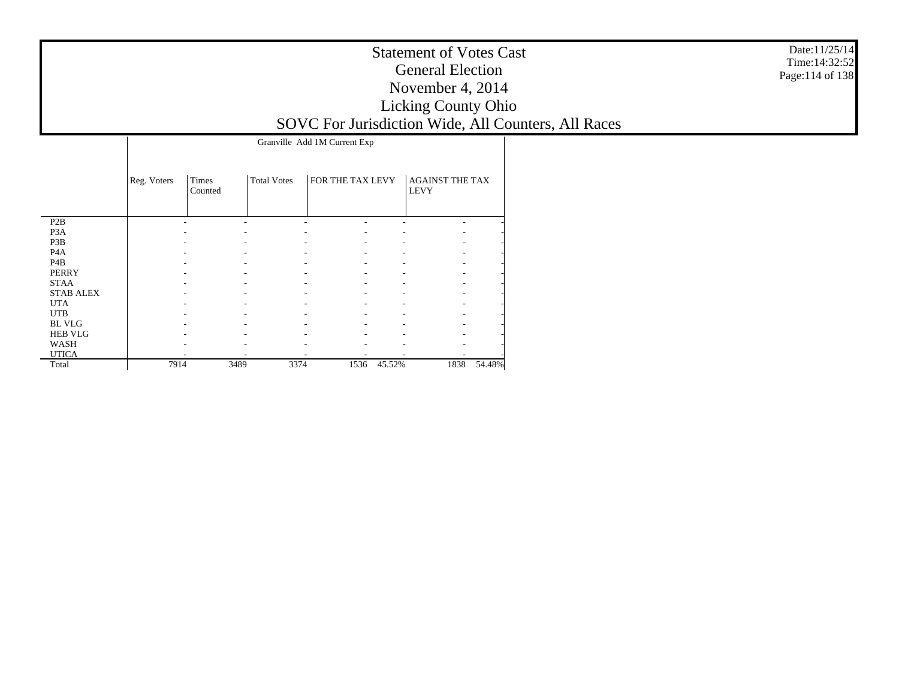# Statement of Votes Cast
## General Election
## November 4, 2014
## Licking County Ohio
## SOVC For Jurisdiction Wide, All Counters, All Races

Date:11/25/14
Time:14:32:52

| | Granville Add 1M Current Exp | | | | | | |
|---|---|---|---|---|---|---|---|
| | Reg. Voters | Times Counted | Total Votes | FOR THE TAX LEVY | | AGAINST THE TAX LEVY | |
| P2B | - | - | - | - | - | - | - |
| P3A | - | - | - | - | - | - | - |
| P3B | - | - | - | - | - | - | - |
| P4A | - | - | - | - | - | - | - |
| P4B | - | - | - | - | - | - | - |
| PERRY | - | - | - | - | - | - | - |
| STAA | - | - | - | - | - | - | - |
| STAB ALEX | - | - | - | - | - | - | - |
| UTA | - | - | - | - | - | - | - |
| UTB | - | - | - | - | - | - | - |
| BL VLG | - | - | - | - | - | - | - |
| HEB VLG | - | - | - | - | - | - | - |
| WASH | - | - | - | - | - | - | - |
| UTICA | - | - | - | - | - | - | - |
| Total | 7914 | 3489 | 3374 | 1536 | 45.52% | 1838 | 54.48% |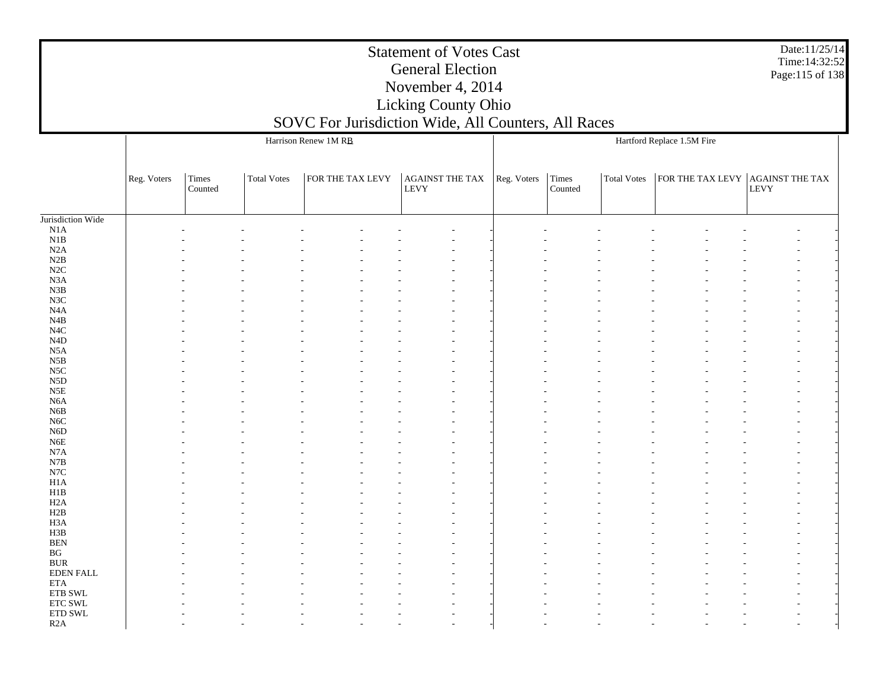# Statement of Votes Cast
## General Election
## November 4, 2014
## Licking County Ohio
## SOVC For Jurisdiction Wide, All Counters, All Races

Date:11/25/14
Time:14:32:52

| | Harrison Renew 1M RB | | | | | Hartford Replace 1.5M Fire | | | | |
|---|---|---|---|---|---|---|---|---|---|---|
| | Reg. Voters | Times Counted | Total Votes | FOR THE TAX LEVY | AGAINST THE TAX LEVY | Reg. Voters | Times Counted | Total Votes | FOR THE TAX LEVY | AGAINST THE TAX LEVY |
| Jurisdiction Wide | | | | | | | | | | |
| N1A | - | - | - | - - | - - | - | - | - | - - | - - |
| N1B | - | - | - | - - | - - | - | - | - | - - | - - |
| N2A | - | - | - | - - | - - | - | - | - | - - | - - |
| N2B | - | - | - | - - | - - | - | - | - | - - | - - |
| N2C | - | - | - | - - | - - | - | - | - | - - | - - |
| N3A | - | - | - | - - | - - | - | - | - | - - | - - |
| N3B | - | - | - | - - | - - | - | - | - | - - | - - |
| N3C | - | - | - | - - | - - | - | - | - | - - | - - |
| N4A | - | - | - | - - | - - | - | - | - | - - | - - |
| N4B | - | - | - | - - | - - | - | - | - | - - | - - |
| N4C | - | - | - | - - | - - | - | - | - | - - | - - |
| N4D | - | - | - | - - | - - | - | - | - | - - | - - |
| N5A | - | - | - | - - | - - | - | - | - | - - | - - |
| N5B | - | - | - | - - | - - | - | - | - | - - | - - |
| N5C | - | - | - | - - | - - | - | - | - | - - | - - |
| N5D | - | - | - | - - | - - | - | - | - | - - | - - |
| N5E | - | - | - | - - | - - | - | - | - | - - | - - |
| N6A | - | - | - | - - | - - | - | - | - | - - | - - |
| N6B | - | - | - | - - | - - | - | - | - | - - | - - |
| N6C | - | - | - | - - | - - | - | - | - | - - | - - |
| N6D | - | - | - | - - | - - | - | - | - | - - | - - |
| N6E | - | - | - | - - | - - | - | - | - | - - | - - |
| N7A | - | - | - | - - | - - | - | - | - | - - | - - |
| N7B | - | - | - | - - | - - | - | - | - | - - | - - |
| N7C | - | - | - | - - | - - | - | - | - | - - | - - |
| H1A | - | - | - | - - | - - | - | - | - | - - | - - |
| H1B | - | - | - | - - | - - | - | - | - | - - | - - |
| H2A | - | - | - | - - | - - | - | - | - | - - | - - |
| H2B | - | - | - | - - | - - | - | - | - | - - | - - |
| H3A | - | - | - | - - | - - | - | - | - | - - | - - |
| H3B | - | - | - | - - | - - | - | - | - | - - | - - |
| BEN | - | - | - | - - | - - | - | - | - | - - | - - |
| BG | - | - | - | - - | - - | - | - | - | - - | - - |
| BUR | - | - | - | - - | - - | - | - | - | - - | - - |
| EDEN FALL | - | - | - | - - | - - | - | - | - | - - | - - |
| ETA | - | - | - | - - | - - | - | - | - | - - | - - |
| ETB SWL | - | - | - | - - | - - | - | - | - | - - | - - |
| ETC SWL | - | - | - | - - | - - | - | - | - | - - | - - |
| ETD SWL | - | - | - | - - | - - | - | - | - | - - | - - |
| R2A | - | - | - | - - | - - | - | - | - | - - | - - |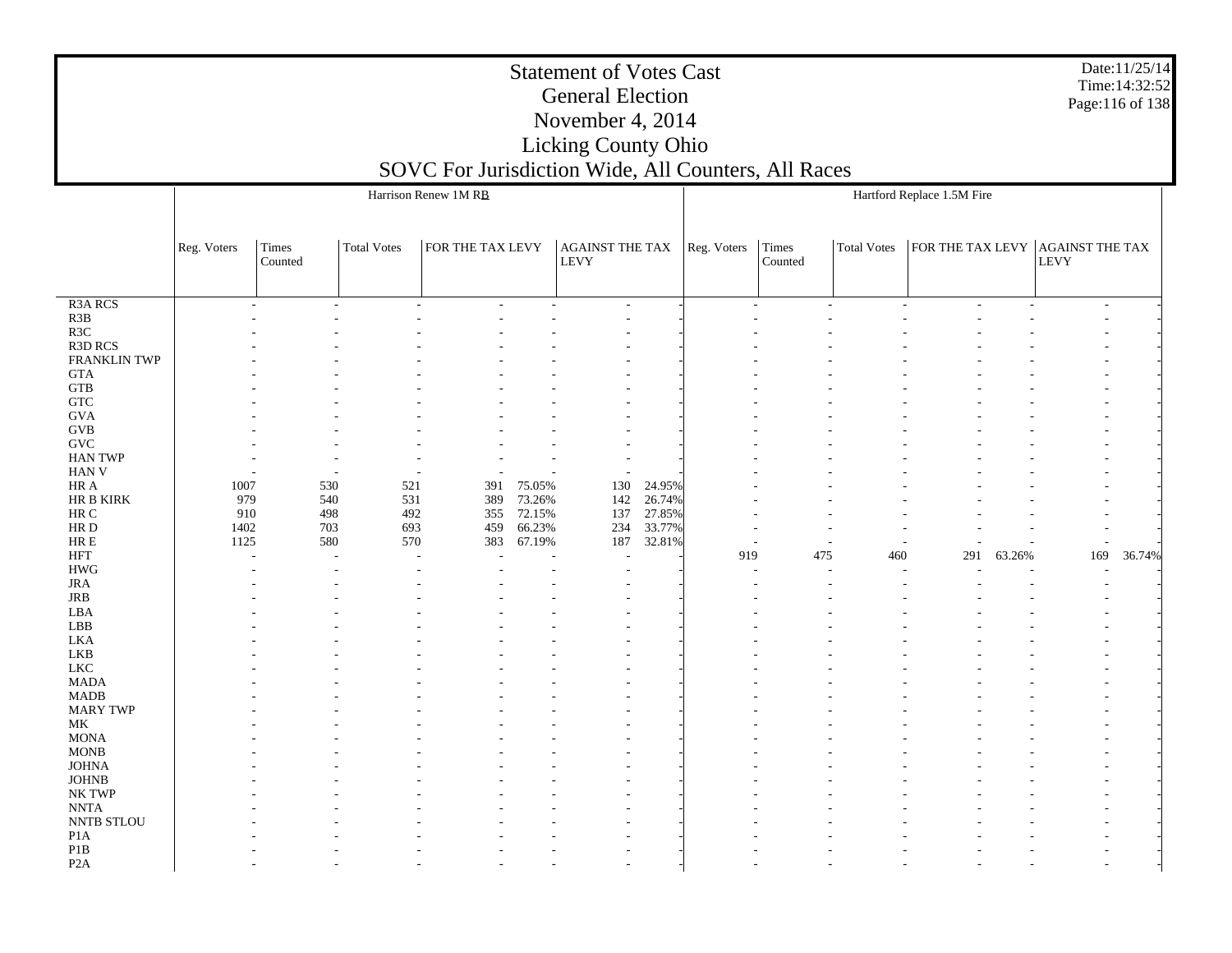# Statement of Votes Cast
## General Election
## November 4, 2014
## Licking County Ohio
## SOVC For Jurisdiction Wide, All Counters, All Races

Date:11/25/14
Time:14:32:52

| | Harrison Renew 1M RB | | | | | | | Hartford Replace 1.5M Fire | | | | | | |
|---|---|---|---|---|---|---|---|---|---|---|---|---|---|---|
| | Reg. Voters | Times Counted | Total Votes | FOR THE TAX LEVY | | AGAINST THE TAX LEVY | | Reg. Voters | Times Counted | Total Votes | FOR THE TAX LEVY | | AGAINST THE TAX LEVY | |
| R3A RCS | - | - | - | - | - | - | - | - | - | - | - | - | - | - |
| R3B | - | - | - | - | - | - | - | - | - | - | - | - | - | - |
| R3C | - | - | - | - | - | - | - | - | - | - | - | - | - | - |
| R3D RCS | - | - | - | - | - | - | - | - | - | - | - | - | - | - |
| FRANKLIN TWP | - | - | - | - | - | - | - | - | - | - | - | - | - | - |
| GTA | - | - | - | - | - | - | - | - | - | - | - | - | - | - |
| GTB | - | - | - | - | - | - | - | - | - | - | - | - | - | - |
| GTC | - | - | - | - | - | - | - | - | - | - | - | - | - | - |
| GVA | - | - | - | - | - | - | - | - | - | - | - | - | - | - |
| GVB | - | - | - | - | - | - | - | - | - | - | - | - | - | - |
| GVC | - | - | - | - | - | - | - | - | - | - | - | - | - | - |
| HAN TWP | - | - | - | - | - | - | - | - | - | - | - | - | - | - |
| HAN V | - | - | - | - | - | - | - | - | - | - | - | - | - | - |
| HR A | 1007 | 530 | 521 | 391 | 75.05% | 130 | 24.95% | - | - | - | - | - | - | - |
| HR B KIRK | 979 | 540 | 531 | 389 | 73.26% | 142 | 26.74% | - | - | - | - | - | - | - |
| HR C | 910 | 498 | 492 | 355 | 72.15% | 137 | 27.85% | - | - | - | - | - | - | - |
| HR D | 1402 | 703 | 693 | 459 | 66.23% | 234 | 33.77% | - | - | - | - | - | - | - |
| HR E | 1125 | 580 | 570 | 383 | 67.19% | 187 | 32.81% | - | - | - | - | - | - | - |
| HFT | - | - | - | - | - | - | - | 919 | 475 | 460 | 291 | 63.26% | 169 | 36.74% |
| HWG | - | - | - | - | - | - | - | - | - | - | - | - | - | - |
| JRA | - | - | - | - | - | - | - | - | - | - | - | - | - | - |
| JRB | - | - | - | - | - | - | - | - | - | - | - | - | - | - |
| LBA | - | - | - | - | - | - | - | - | - | - | - | - | - | - |
| LBB | - | - | - | - | - | - | - | - | - | - | - | - | - | - |
| LKA | - | - | - | - | - | - | - | - | - | - | - | - | - | - |
| LKB | - | - | - | - | - | - | - | - | - | - | - | - | - | - |
| LKC | - | - | - | - | - | - | - | - | - | - | - | - | - | - |
| MADA | - | - | - | - | - | - | - | - | - | - | - | - | - | - |
| MADB | - | - | - | - | - | - | - | - | - | - | - | - | - | - |
| MARY TWP | - | - | - | - | - | - | - | - | - | - | - | - | - | - |
| MK | - | - | - | - | - | - | - | - | - | - | - | - | - | - |
| MONA | - | - | - | - | - | - | - | - | - | - | - | - | - | - |
| MONB | - | - | - | - | - | - | - | - | - | - | - | - | - | - |
| JOHNA | - | - | - | - | - | - | - | - | - | - | - | - | - | - |
| JOHNB | - | - | - | - | - | - | - | - | - | - | - | - | - | - |
| NK TWP | - | - | - | - | - | - | - | - | - | - | - | - | - | - |
| NNTA | - | - | - | - | - | - | - | - | - | - | - | - | - | - |
| NNTB STLOU | - | - | - | - | - | - | - | - | - | - | - | - | - | - |
| P1A | - | - | - | - | - | - | - | - | - | - | - | - | - | - |
| P1B | - | - | - | - | - | - | - | - | - | - | - | - | - | - |
| P2A | - | - | - | - | - | - | - | - | - | - | - | - | - | - |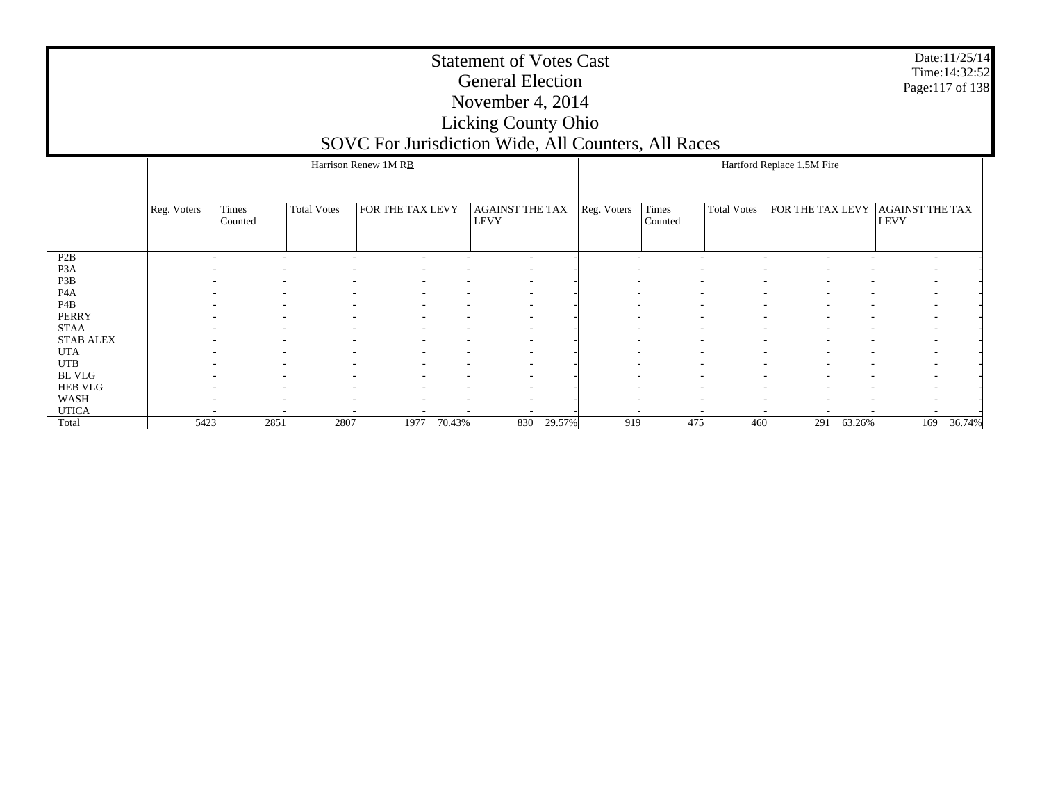# Statement of Votes Cast
## General Election
## November 4, 2014
## Licking County Ohio
## SOVC For Jurisdiction Wide, All Counters, All Races

Date:11/25/14
Time:14:32:52

| | Harrison Renew 1M RB | | | | | | | Hartford Replace 1.5M Fire | | | | | | |
|---|---|---|---|---|---|---|---|---|---|---|---|---|---|---|
| | Reg. Voters | Times Counted | Total Votes | FOR THE TAX LEVY | | AGAINST THE TAX LEVY | | Reg. Voters | Times Counted | Total Votes | FOR THE TAX LEVY | | AGAINST THE TAX LEVY | |
| P2B | - | - | - | - | - | - | - | - | - | - | - | - | - | - |
| P3A | - | - | - | - | - | - | - | - | - | - | - | - | - | - |
| P3B | - | - | - | - | - | - | - | - | - | - | - | - | - | - |
| P4A | - | - | - | - | - | - | - | - | - | - | - | - | - | - |
| P4B | - | - | - | - | - | - | - | - | - | - | - | - | - | - |
| PERRY | - | - | - | - | - | - | - | - | - | - | - | - | - | - |
| STAA | - | - | - | - | - | - | - | - | - | - | - | - | - | - |
| STAB ALEX | - | - | - | - | - | - | - | - | - | - | - | - | - | - |
| UTA | - | - | - | - | - | - | - | - | - | - | - | - | - | - |
| UTB | - | - | - | - | - | - | - | - | - | - | - | - | - | - |
| BL VLG | - | - | - | - | - | - | - | - | - | - | - | - | - | - |
| HEB VLG | - | - | - | - | - | - | - | - | - | - | - | - | - | - |
| WASH | - | - | - | - | - | - | - | - | - | - | - | - | - | - |
| UTICA | - | - | - | - | - | - | - | - | - | - | - | - | - | - |
| Total | 5423 | 2851 | 2807 | 1977 | 70.43% | 830 | 29.57% | 919 | 475 | 460 | 291 | 63.26% | 169 | 36.74% |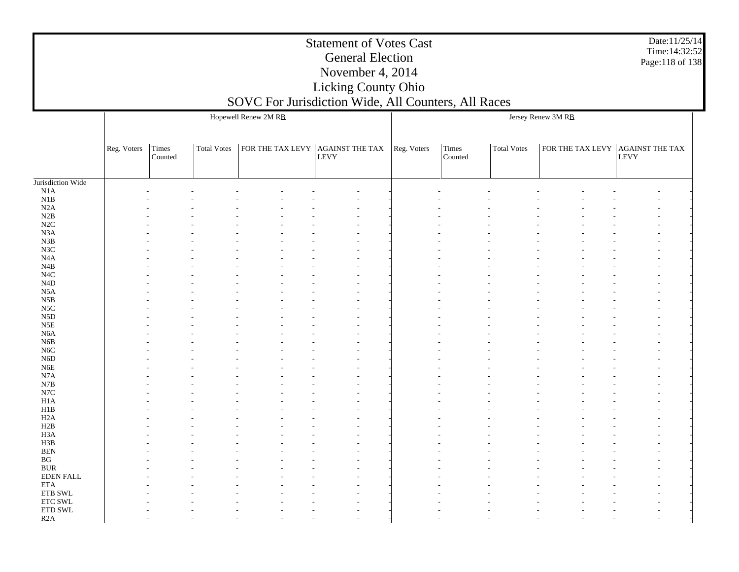# Statement of Votes Cast
## General Election
## November 4, 2014
## Licking County Ohio
## SOVC For Jurisdiction Wide, All Counters, All Races

Date:11/25/14
Time:14:32:52

| | Hopewell Renew 2M RB | | | | | Jersey Renew 3M RB | | | | |
|---|---|---|---|---|---|---|---|---|---|---|
| | Reg. Voters | Times Counted | Total Votes | FOR THE TAX LEVY | AGAINST THE TAX LEVY | Reg. Voters | Times Counted | Total Votes | FOR THE TAX LEVY | AGAINST THE TAX LEVY |
| Jurisdiction Wide | | | | | | | | | | |
| N1A | - | - | - | - - | - - | - | - | - | - - | - - |
| N1B | - | - | - | - - | - - | - | - | - | - - | - - |
| N2A | - | - | - | - - | - - | - | - | - | - - | - - |
| N2B | - | - | - | - - | - - | - | - | - | - - | - - |
| N2C | - | - | - | - - | - - | - | - | - | - - | - - |
| N3A | - | - | - | - - | - - | - | - | - | - - | - - |
| N3B | - | - | - | - - | - - | - | - | - | - - | - - |
| N3C | - | - | - | - - | - - | - | - | - | - - | - - |
| N4A | - | - | - | - - | - - | - | - | - | - - | - - |
| N4B | - | - | - | - - | - - | - | - | - | - - | - - |
| N4C | - | - | - | - - | - - | - | - | - | - - | - - |
| N4D | - | - | - | - - | - - | - | - | - | - - | - - |
| N5A | - | - | - | - - | - - | - | - | - | - - | - - |
| N5B | - | - | - | - - | - - | - | - | - | - - | - - |
| N5C | - | - | - | - - | - - | - | - | - | - - | - - |
| N5D | - | - | - | - - | - - | - | - | - | - - | - - |
| N5E | - | - | - | - - | - - | - | - | - | - - | - - |
| N6A | - | - | - | - - | - - | - | - | - | - - | - - |
| N6B | - | - | - | - - | - - | - | - | - | - - | - - |
| N6C | - | - | - | - - | - - | - | - | - | - - | - - |
| N6D | - | - | - | - - | - - | - | - | - | - - | - - |
| N6E | - | - | - | - - | - - | - | - | - | - - | - - |
| N7A | - | - | - | - - | - - | - | - | - | - - | - - |
| N7B | - | - | - | - - | - - | - | - | - | - - | - - |
| N7C | - | - | - | - - | - - | - | - | - | - - | - - |
| H1A | - | - | - | - - | - - | - | - | - | - - | - - |
| H1B | - | - | - | - - | - - | - | - | - | - - | - - |
| H2A | - | - | - | - - | - - | - | - | - | - - | - - |
| H2B | - | - | - | - - | - - | - | - | - | - - | - - |
| H3A | - | - | - | - - | - - | - | - | - | - - | - - |
| H3B | - | - | - | - - | - - | - | - | - | - - | - - |
| BEN | - | - | - | - - | - - | - | - | - | - - | - - |
| BG | - | - | - | - - | - - | - | - | - | - - | - - |
| BUR | - | - | - | - - | - - | - | - | - | - - | - - |
| EDEN FALL | - | - | - | - - | - - | - | - | - | - - | - - |
| ETA | - | - | - | - - | - - | - | - | - | - - | - - |
| ETB SWL | - | - | - | - - | - - | - | - | - | - - | - - |
| ETC SWL | - | - | - | - - | - - | - | - | - | - - | - - |
| ETD SWL | - | - | - | - - | - - | - | - | - | - - | - - |
| R2A | - | - | - | - - | - - | - | - | - | - - | - - |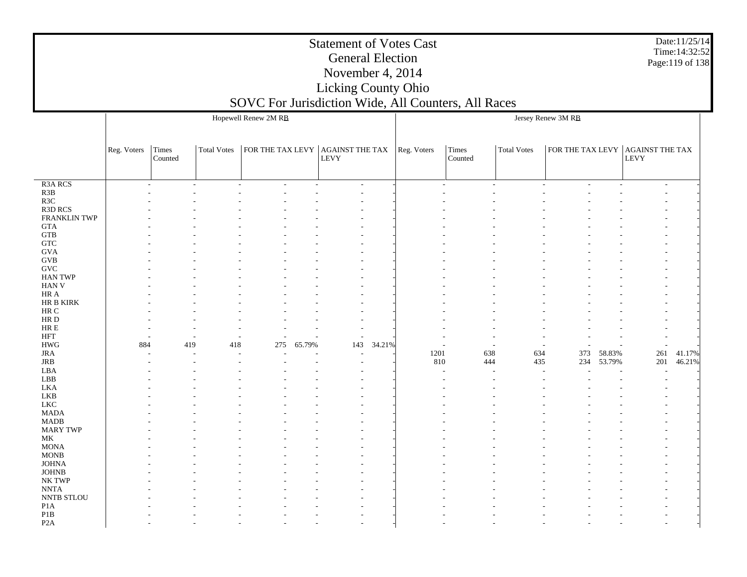# Statement of Votes Cast
## General Election
## November 4, 2014
## Licking County Ohio
## SOVC For Jurisdiction Wide, All Counters, All Races

Date:11/25/14
Time:14:32:52

| | Hopewell Renew 2M RB | | | | | | | Jersey Renew 3M RB | | | | | | |
|---|---|---|---|---|---|---|---|---|---|---|---|---|---|---|
| | Reg. Voters | Times Counted | Total Votes | FOR THE TAX LEVY | | AGAINST THE TAX LEVY | | Reg. Voters | Times Counted | Total Votes | FOR THE TAX LEVY | | AGAINST THE TAX LEVY | |
| R3A RCS | - | - | - | - | - | - | - | - | - | - | - | - | - | - |
| R3B | - | - | - | - | - | - | - | - | - | - | - | - | - | - |
| R3C | - | - | - | - | - | - | - | - | - | - | - | - | - | - |
| R3D RCS | - | - | - | - | - | - | - | - | - | - | - | - | - | - |
| FRANKLIN TWP | - | - | - | - | - | - | - | - | - | - | - | - | - | - |
| GTA | - | - | - | - | - | - | - | - | - | - | - | - | - | - |
| GTB | - | - | - | - | - | - | - | - | - | - | - | - | - | - |
| GTC | - | - | - | - | - | - | - | - | - | - | - | - | - | - |
| GVA | - | - | - | - | - | - | - | - | - | - | - | - | - | - |
| GVB | - | - | - | - | - | - | - | - | - | - | - | - | - | - |
| GVC | - | - | - | - | - | - | - | - | - | - | - | - | - | - |
| HAN TWP | - | - | - | - | - | - | - | - | - | - | - | - | - | - |
| HAN V | - | - | - | - | - | - | - | - | - | - | - | - | - | - |
| HR A | - | - | - | - | - | - | - | - | - | - | - | - | - | - |
| HR B KIRK | - | - | - | - | - | - | - | - | - | - | - | - | - | - |
| HR C | - | - | - | - | - | - | - | - | - | - | - | - | - | - |
| HR D | - | - | - | - | - | - | - | - | - | - | - | - | - | - |
| HR E | - | - | - | - | - | - | - | - | - | - | - | - | - | - |
| HFT | - | - | - | - | - | - | - | - | - | - | - | - | - | - |
| HWG | 884 | 419 | 418 | 275 | 65.79% | 143 | 34.21% | - | - | - | - | - | - | - |
| JRA | - | - | - | - | - | - | - | 1201 | 638 | 634 | 373 | 58.83% | 261 | 41.17% |
| JRB | - | - | - | - | - | - | - | 810 | 444 | 435 | 234 | 53.79% | 201 | 46.21% |
| LBA | - | - | - | - | - | - | - | - | - | - | - | - | - | - |
| LBB | - | - | - | - | - | - | - | - | - | - | - | - | - | - |
| LKA | - | - | - | - | - | - | - | - | - | - | - | - | - | - |
| LKB | - | - | - | - | - | - | - | - | - | - | - | - | - | - |
| LKC | - | - | - | - | - | - | - | - | - | - | - | - | - | - |
| MADA | - | - | - | - | - | - | - | - | - | - | - | - | - | - |
| MADB | - | - | - | - | - | - | - | - | - | - | - | - | - | - |
| MARY TWP | - | - | - | - | - | - | - | - | - | - | - | - | - | - |
| MK | - | - | - | - | - | - | - | - | - | - | - | - | - | - |
| MONA | - | - | - | - | - | - | - | - | - | - | - | - | - | - |
| MONB | - | - | - | - | - | - | - | - | - | - | - | - | - | - |
| JOHNA | - | - | - | - | - | - | - | - | - | - | - | - | - | - |
| JOHNB | - | - | - | - | - | - | - | - | - | - | - | - | - | - |
| NK TWP | - | - | - | - | - | - | - | - | - | - | - | - | - | - |
| NNTA | - | - | - | - | - | - | - | - | - | - | - | - | - | - |
| NNTB STLOU | - | - | - | - | - | - | - | - | - | - | - | - | - | - |
| P1A | - | - | - | - | - | - | - | - | - | - | - | - | - | - |
| P1B | - | - | - | - | - | - | - | - | - | - | - | - | - | - |
| P2A | - | - | - | - | - | - | - | - | - | - | - | - | - | - |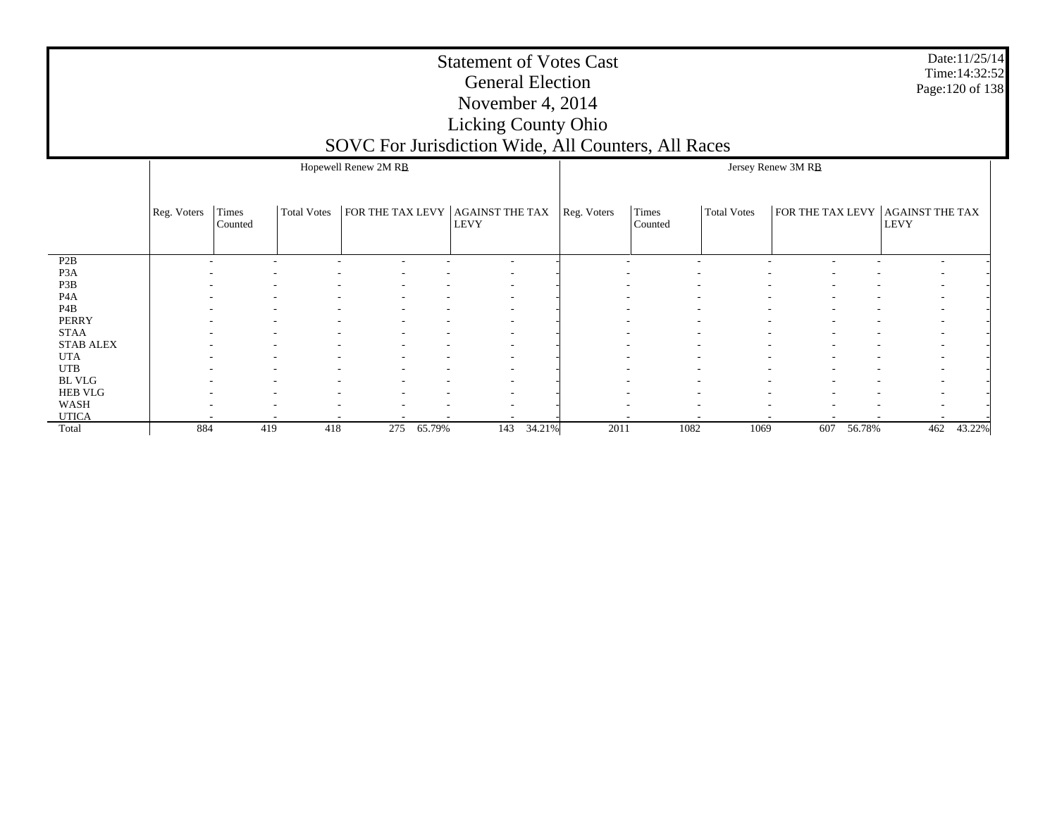# Statement of Votes Cast
## General Election
## November 4, 2014
## Licking County Ohio
## SOVC For Jurisdiction Wide, All Counters, All Races

Date:11/25/14
Time:14:32:52

| | Hopewell Renew 2M RB | | | | | | | Jersey Renew 3M RB | | | | | | |
|---|---|---|---|---|---|---|---|---|---|---|---|---|---|---|
| | Reg. Voters | Times Counted | Total Votes | FOR THE TAX LEVY | | AGAINST THE TAX LEVY | | Reg. Voters | Times Counted | Total Votes | FOR THE TAX LEVY | | AGAINST THE TAX LEVY | |
| P2B | - | - | - | - | - | - | - | - | - | - | - | - | - | - |
| P3A | - | - | - | - | - | - | - | - | - | - | - | - | - | - |
| P3B | - | - | - | - | - | - | - | - | - | - | - | - | - | - |
| P4A | - | - | - | - | - | - | - | - | - | - | - | - | - | - |
| P4B | - | - | - | - | - | - | - | - | - | - | - | - | - | - |
| PERRY | - | - | - | - | - | - | - | - | - | - | - | - | - | - |
| STAA | - | - | - | - | - | - | - | - | - | - | - | - | - | - |
| STAB ALEX | - | - | - | - | - | - | - | - | - | - | - | - | - | - |
| UTA | - | - | - | - | - | - | - | - | - | - | - | - | - | - |
| UTB | - | - | - | - | - | - | - | - | - | - | - | - | - | - |
| BL VLG | - | - | - | - | - | - | - | - | - | - | - | - | - | - |
| HEB VLG | - | - | - | - | - | - | - | - | - | - | - | - | - | - |
| WASH | - | - | - | - | - | - | - | - | - | - | - | - | - | - |
| UTICA | - | - | - | - | - | - | - | - | - | - | - | - | - | - |
| Total | 884 | 419 | 418 | 275 | 65.79% | 143 | 34.21% | 2011 | 1082 | 1069 | 607 | 56.78% | 462 | 43.22% |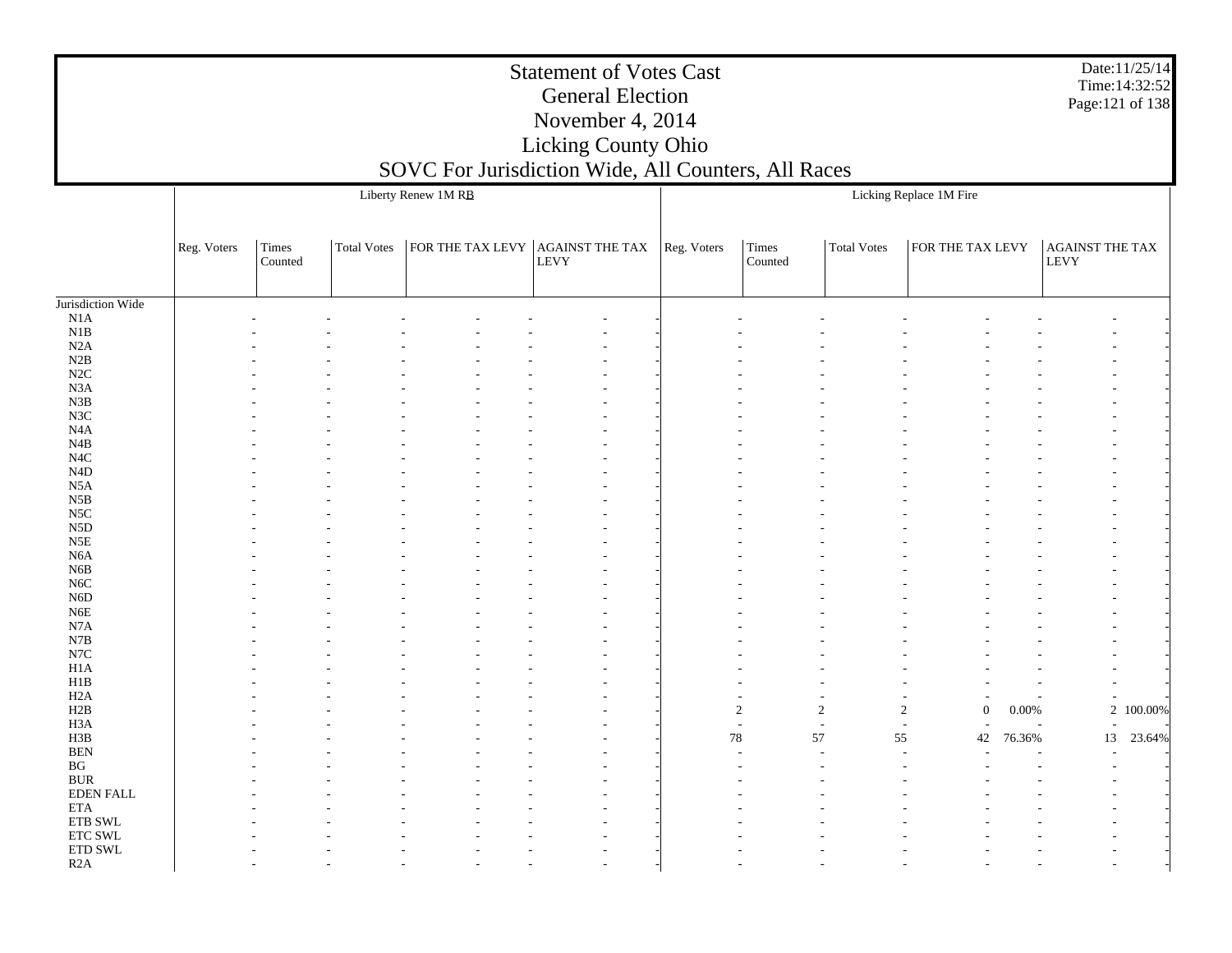# Statement of Votes Cast
## General Election
## November 4, 2014
## Licking County Ohio
## SOVC For Jurisdiction Wide, All Counters, All Races

Date:11/25/14
Time:14:32:52

| | Liberty Renew 1M RB | | | | | | | Licking Replace 1M Fire | | | | | | |
|---|---|---|---|---|---|---|---|---|---|---|---|---|---|---|
| | Reg. Voters | Times Counted | Total Votes | FOR THE TAX LEVY | | AGAINST THE TAX LEVY | | Reg. Voters | Times Counted | Total Votes | FOR THE TAX LEVY | | AGAINST THE TAX LEVY | |
| Jurisdiction Wide | | | | | | | | | | | | | | |
| N1A | - | - | - | - | - | - | - | - | - | - | - | - | - | - |
| N1B | - | - | - | - | - | - | - | - | - | - | - | - | - | - |
| N2A | - | - | - | - | - | - | - | - | - | - | - | - | - | - |
| N2B | - | - | - | - | - | - | - | - | - | - | - | - | - | - |
| N2C | - | - | - | - | - | - | - | - | - | - | - | - | - | - |
| N3A | - | - | - | - | - | - | - | - | - | - | - | - | - | - |
| N3B | - | - | - | - | - | - | - | - | - | - | - | - | - | - |
| N3C | - | - | - | - | - | - | - | - | - | - | - | - | - | - |
| N4A | - | - | - | - | - | - | - | - | - | - | - | - | - | - |
| N4B | - | - | - | - | - | - | - | - | - | - | - | - | - | - |
| N4C | - | - | - | - | - | - | - | - | - | - | - | - | - | - |
| N4D | - | - | - | - | - | - | - | - | - | - | - | - | - | - |
| N5A | - | - | - | - | - | - | - | - | - | - | - | - | - | - |
| N5B | - | - | - | - | - | - | - | - | - | - | - | - | - | - |
| N5C | - | - | - | - | - | - | - | - | - | - | - | - | - | - |
| N5D | - | - | - | - | - | - | - | - | - | - | - | - | - | - |
| N5E | - | - | - | - | - | - | - | - | - | - | - | - | - | - |
| N6A | - | - | - | - | - | - | - | - | - | - | - | - | - | - |
| N6B | - | - | - | - | - | - | - | - | - | - | - | - | - | - |
| N6C | - | - | - | - | - | - | - | - | - | - | - | - | - | - |
| N6D | - | - | - | - | - | - | - | - | - | - | - | - | - | - |
| N6E | - | - | - | - | - | - | - | - | - | - | - | - | - | - |
| N7A | - | - | - | - | - | - | - | - | - | - | - | - | - | - |
| N7B | - | - | - | - | - | - | - | - | - | - | - | - | - | - |
| N7C | - | - | - | - | - | - | - | - | - | - | - | - | - | - |
| H1A | - | - | - | - | - | - | - | - | - | - | - | - | - | - |
| H1B | - | - | - | - | - | - | - | - | - | - | - | - | - | - |
| H2A | - | - | - | - | - | - | - | - | - | - | - | - | - | - |
| H2B | - | - | - | - | - | - | - | 2 | 2 | 2 | 0 | 0.00% | 2 | 100.00% |
| H3A | - | - | - | - | - | - | - | - | - | - | - | - | - | - |
| H3B | - | - | - | - | - | - | - | 78 | 57 | 55 | 42 | 76.36% | 13 | 23.64% |
| BEN | - | - | - | - | - | - | - | - | - | - | - | - | - | - |
| BG | - | - | - | - | - | - | - | - | - | - | - | - | - | - |
| BUR | - | - | - | - | - | - | - | - | - | - | - | - | - | - |
| EDEN FALL | - | - | - | - | - | - | - | - | - | - | - | - | - | - |
| ETA | - | - | - | - | - | - | - | - | - | - | - | - | - | - |
| ETB SWL | - | - | - | - | - | - | - | - | - | - | - | - | - | - |
| ETC SWL | - | - | - | - | - | - | - | - | - | - | - | - | - | - |
| ETD SWL | - | - | - | - | - | - | - | - | - | - | - | - | - | - |
| R2A | - | - | - | - | - | - | - | - | - | - | - | - | - | - |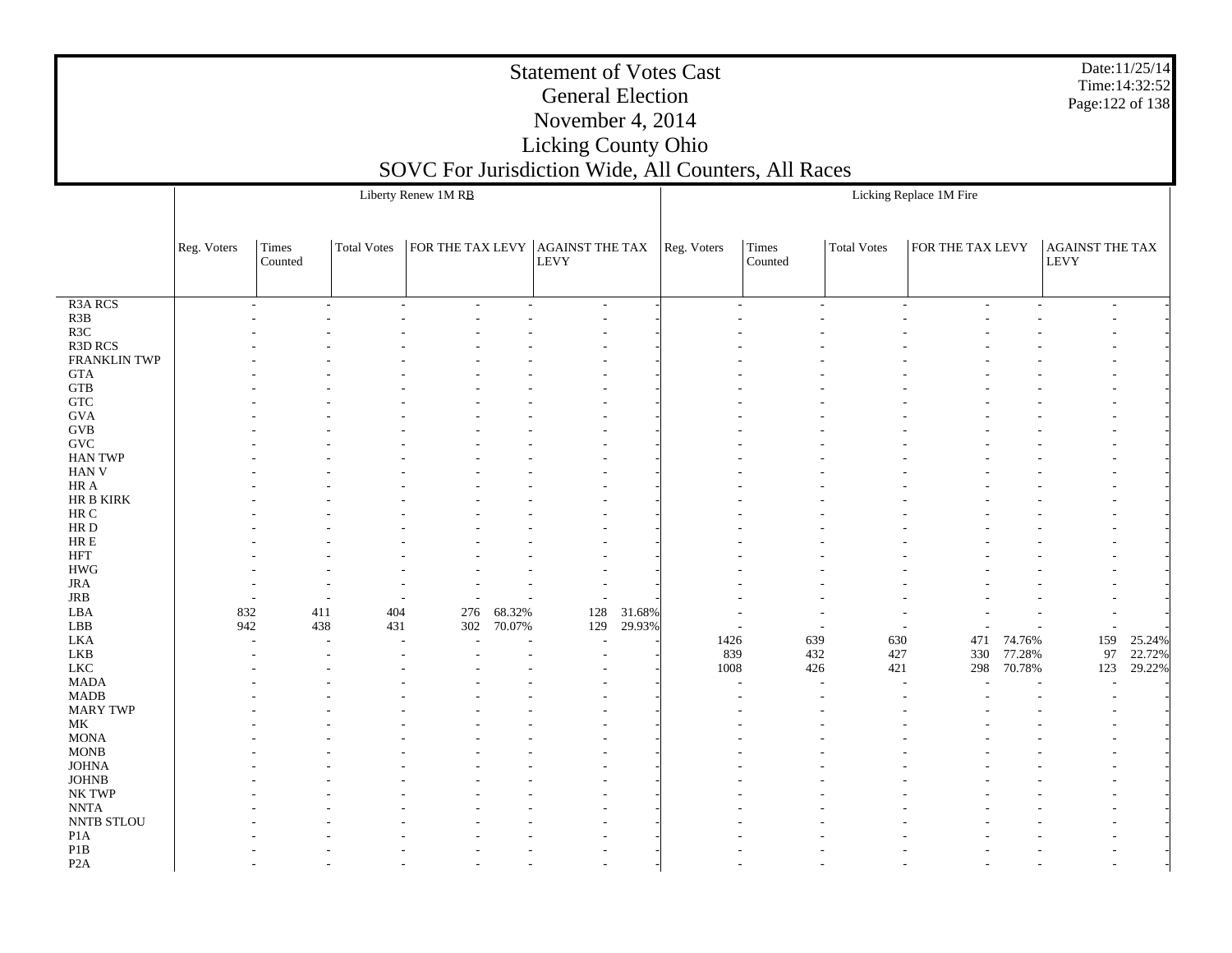# Statement of Votes Cast
## General Election
## November 4, 2014
## Licking County Ohio
## SOVC For Jurisdiction Wide, All Counters, All Races

Date:11/25/14
Time:14:32:52

| | Liberty Renew 1M RB | | | | | | | Licking Replace 1M Fire | | | | | | |
|---|---|---|---|---|---|---|---|---|---|---|---|---|---|---|
| | Reg. Voters | Times Counted | Total Votes | FOR THE TAX LEVY | | AGAINST THE TAX LEVY | | Reg. Voters | Times Counted | Total Votes | FOR THE TAX LEVY | | AGAINST THE TAX LEVY | |
| R3A RCS | - | - | - | - | - | - | - | - | - | - | - | - | - | - |
| R3B | - | - | - | - | - | - | - | - | - | - | - | - | - | - |
| R3C | - | - | - | - | - | - | - | - | - | - | - | - | - | - |
| R3D RCS | - | - | - | - | - | - | - | - | - | - | - | - | - | - |
| FRANKLIN TWP | - | - | - | - | - | - | - | - | - | - | - | - | - | - |
| GTA | - | - | - | - | - | - | - | - | - | - | - | - | - | - |
| GTB | - | - | - | - | - | - | - | - | - | - | - | - | - | - |
| GTC | - | - | - | - | - | - | - | - | - | - | - | - | - | - |
| GVA | - | - | - | - | - | - | - | - | - | - | - | - | - | - |
| GVB | - | - | - | - | - | - | - | - | - | - | - | - | - | - |
| GVC | - | - | - | - | - | - | - | - | - | - | - | - | - | - |
| HAN TWP | - | - | - | - | - | - | - | - | - | - | - | - | - | - |
| HAN V | - | - | - | - | - | - | - | - | - | - | - | - | - | - |
| HR A | - | - | - | - | - | - | - | - | - | - | - | - | - | - |
| HR B KIRK | - | - | - | - | - | - | - | - | - | - | - | - | - | - |
| HR C | - | - | - | - | - | - | - | - | - | - | - | - | - | - |
| HR D | - | - | - | - | - | - | - | - | - | - | - | - | - | - |
| HR E | - | - | - | - | - | - | - | - | - | - | - | - | - | - |
| HFT | - | - | - | - | - | - | - | - | - | - | - | - | - | - |
| HWG | - | - | - | - | - | - | - | - | - | - | - | - | - | - |
| JRA | - | - | - | - | - | - | - | - | - | - | - | - | - | - |
| JRB | - | - | - | - | - | - | - | - | - | - | - | - | - | - |
| LBA | 832 | 411 | 404 | 276 | 68.32% | 128 | 31.68% | - | - | - | - | - | - | - |
| LBB | 942 | 438 | 431 | 302 | 70.07% | 129 | 29.93% | - | - | - | - | - | - | - |
| LKA | - | - | - | - | - | - | - | 1426 | 639 | 630 | 471 | 74.76% | 159 | 25.24% |
| LKB | - | - | - | - | - | - | - | 839 | 432 | 427 | 330 | 77.28% | 97 | 22.72% |
| LKC | - | - | - | - | - | - | - | 1008 | 426 | 421 | 298 | 70.78% | 123 | 29.22% |
| MADA | - | - | - | - | - | - | - | - | - | - | - | - | - | - |
| MADB | - | - | - | - | - | - | - | - | - | - | - | - | - | - |
| MARY TWP | - | - | - | - | - | - | - | - | - | - | - | - | - | - |
| MK | - | - | - | - | - | - | - | - | - | - | - | - | - | - |
| MONA | - | - | - | - | - | - | - | - | - | - | - | - | - | - |
| MONB | - | - | - | - | - | - | - | - | - | - | - | - | - | - |
| JOHNA | - | - | - | - | - | - | - | - | - | - | - | - | - | - |
| JOHNB | - | - | - | - | - | - | - | - | - | - | - | - | - | - |
| NK TWP | - | - | - | - | - | - | - | - | - | - | - | - | - | - |
| NNTA | - | - | - | - | - | - | - | - | - | - | - | - | - | - |
| NNTB STLOU | - | - | - | - | - | - | - | - | - | - | - | - | - | - |
| P1A | - | - | - | - | - | - | - | - | - | - | - | - | - | - |
| P1B | - | - | - | - | - | - | - | - | - | - | - | - | - | - |
| P2A | - | - | - | - | - | - | - | - | - | - | - | - | - | - |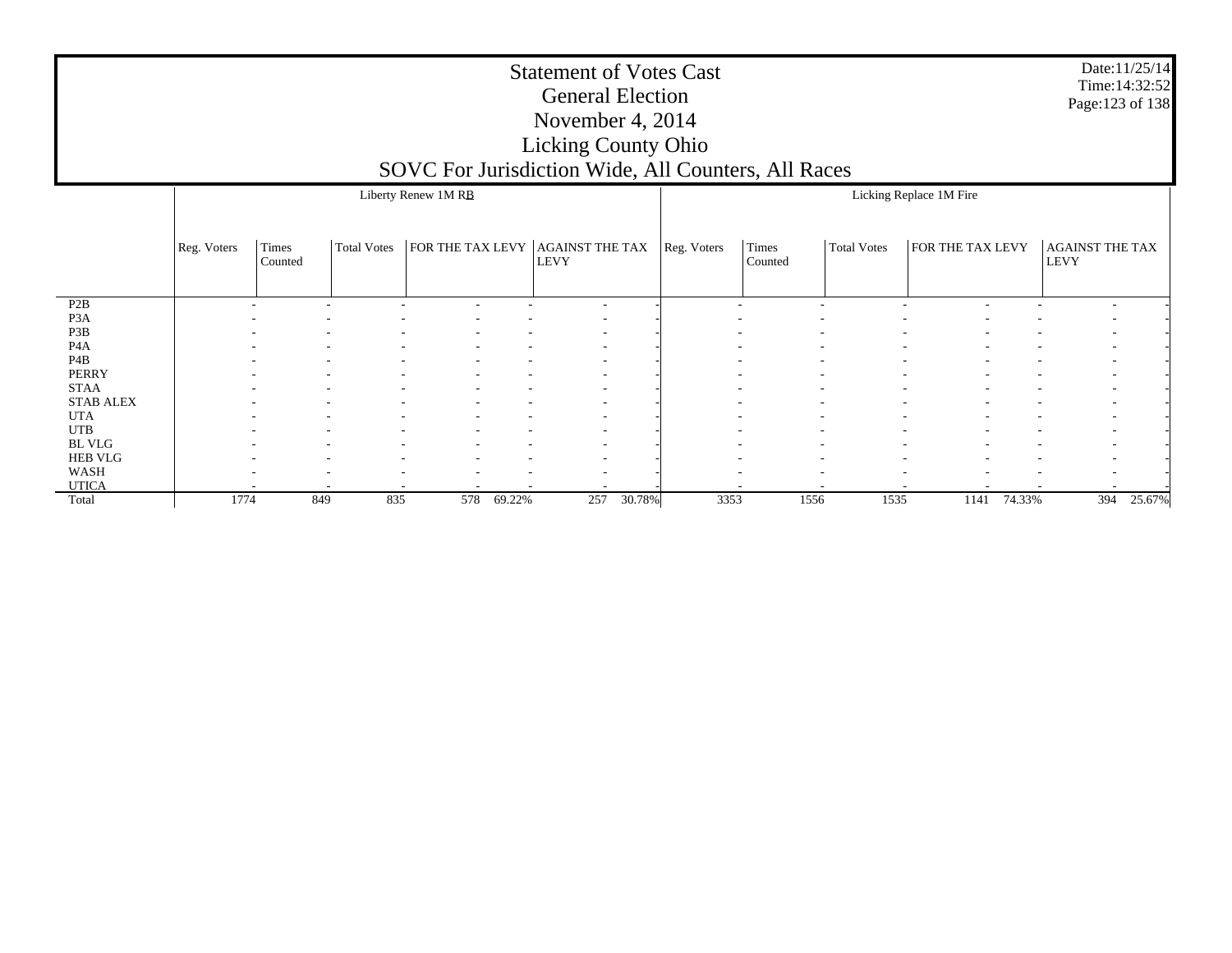# Statement of Votes Cast
## General Election
## November 4, 2014
## Licking County Ohio
## SOVC For Jurisdiction Wide, All Counters, All Races

Date:11/25/14
Time:14:32:52

| | Liberty Renew 1M RB | | | | | | | Licking Replace 1M Fire | | | | | | |
|---|---|---|---|---|---|---|---|---|---|---|---|---|---|---|
| | Reg. Voters | Times Counted | Total Votes | FOR THE TAX LEVY | | AGAINST THE TAX LEVY | | Reg. Voters | Times Counted | Total Votes | FOR THE TAX LEVY | | AGAINST THE TAX LEVY | |
| P2B | - | - | - | - | - | - | - | - | - | - | - | - | - | - |
| P3A | - | - | - | - | - | - | - | - | - | - | - | - | - | - |
| P3B | - | - | - | - | - | - | - | - | - | - | - | - | - | - |
| P4A | - | - | - | - | - | - | - | - | - | - | - | - | - | - |
| P4B | - | - | - | - | - | - | - | - | - | - | - | - | - | - |
| PERRY | - | - | - | - | - | - | - | - | - | - | - | - | - | - |
| STAA | - | - | - | - | - | - | - | - | - | - | - | - | - | - |
| STAB ALEX | - | - | - | - | - | - | - | - | - | - | - | - | - | - |
| UTA | - | - | - | - | - | - | - | - | - | - | - | - | - | - |
| UTB | - | - | - | - | - | - | - | - | - | - | - | - | - | - |
| BL VLG | - | - | - | - | - | - | - | - | - | - | - | - | - | - |
| HEB VLG | - | - | - | - | - | - | - | - | - | - | - | - | - | - |
| WASH | - | - | - | - | - | - | - | - | - | - | - | - | - | - |
| UTICA | - | - | - | - | - | - | - | - | - | - | - | - | - | - |
| Total | 1774 | 849 | 835 | 578 | 69.22% | 257 | 30.78% | 3353 | 1556 | 1535 | 1141 | 74.33% | 394 | 25.67% |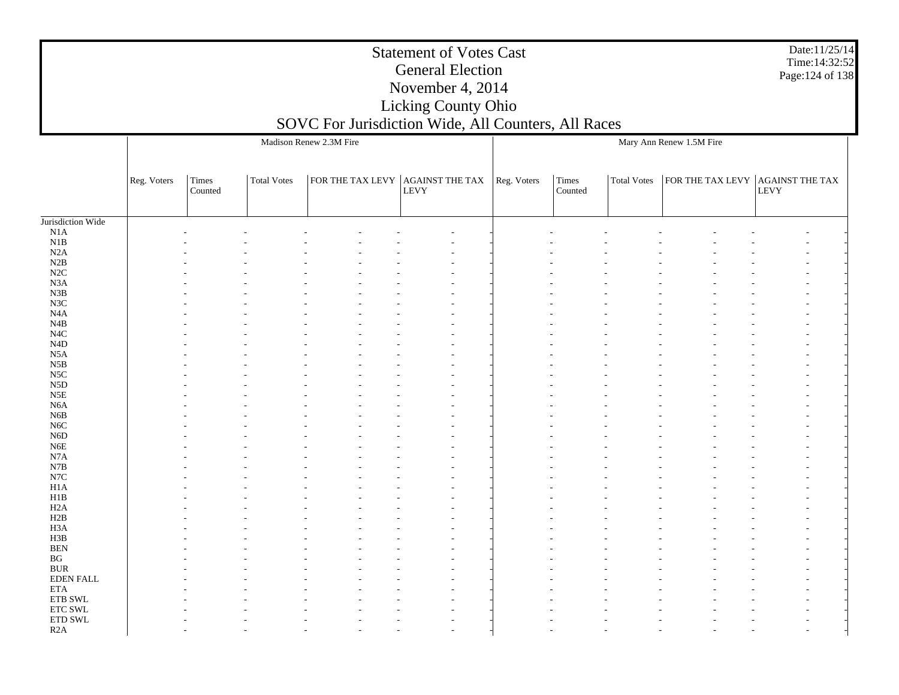# Statement of Votes Cast
## General Election
## November 4, 2014
## Licking County Ohio
## SOVC For Jurisdiction Wide, All Counters, All Races

| | Madison Renew 2.3M Fire | | | | | | | Mary Ann Renew 1.5M Fire | | | | | | |
|---|---|---|---|---|---|---|---|---|---|---|---|---|---|---|
| | Reg. Voters | Times Counted | Total Votes | FOR THE TAX LEVY | | AGAINST THE TAX LEVY | | Reg. Voters | Times Counted | Total Votes | FOR THE TAX LEVY | | AGAINST THE TAX LEVY | |
| Jurisdiction Wide | | | | | | | | | | | | | | |
| N1A | - | - | - | - | - | - | - | - | - | - | - | - | - | - |
| N1B | - | - | - | - | - | - | - | - | - | - | - | - | - | - |
| N2A | - | - | - | - | - | - | - | - | - | - | - | - | - | - |
| N2B | - | - | - | - | - | - | - | - | - | - | - | - | - | - |
| N2C | - | - | - | - | - | - | - | - | - | - | - | - | - | - |
| N3A | - | - | - | - | - | - | - | - | - | - | - | - | - | - |
| N3B | - | - | - | - | - | - | - | - | - | - | - | - | - | - |
| N3C | - | - | - | - | - | - | - | - | - | - | - | - | - | - |
| N4A | - | - | - | - | - | - | - | - | - | - | - | - | - | - |
| N4B | - | - | - | - | - | - | - | - | - | - | - | - | - | - |
| N4C | - | - | - | - | - | - | - | - | - | - | - | - | - | - |
| N4D | - | - | - | - | - | - | - | - | - | - | - | - | - | - |
| N5A | - | - | - | - | - | - | - | - | - | - | - | - | - | - |
| N5B | - | - | - | - | - | - | - | - | - | - | - | - | - | - |
| N5C | - | - | - | - | - | - | - | - | - | - | - | - | - | - |
| N5D | - | - | - | - | - | - | - | - | - | - | - | - | - | - |
| N5E | - | - | - | - | - | - | - | - | - | - | - | - | - | - |
| N6A | - | - | - | - | - | - | - | - | - | - | - | - | - | - |
| N6B | - | - | - | - | - | - | - | - | - | - | - | - | - | - |
| N6C | - | - | - | - | - | - | - | - | - | - | - | - | - | - |
| N6D | - | - | - | - | - | - | - | - | - | - | - | - | - | - |
| N6E | - | - | - | - | - | - | - | - | - | - | - | - | - | - |
| N7A | - | - | - | - | - | - | - | - | - | - | - | - | - | - |
| N7B | - | - | - | - | - | - | - | - | - | - | - | - | - | - |
| N7C | - | - | - | - | - | - | - | - | - | - | - | - | - | - |
| H1A | - | - | - | - | - | - | - | - | - | - | - | - | - | - |
| H1B | - | - | - | - | - | - | - | - | - | - | - | - | - | - |
| H2A | - | - | - | - | - | - | - | - | - | - | - | - | - | - |
| H2B | - | - | - | - | - | - | - | - | - | - | - | - | - | - |
| H3A | - | - | - | - | - | - | - | - | - | - | - | - | - | - |
| H3B | - | - | - | - | - | - | - | - | - | - | - | - | - | - |
| BEN | - | - | - | - | - | - | - | - | - | - | - | - | - | - |
| BG | - | - | - | - | - | - | - | - | - | - | - | - | - | - |
| BUR | - | - | - | - | - | - | - | - | - | - | - | - | - | - |
| EDEN FALL | - | - | - | - | - | - | - | - | - | - | - | - | - | - |
| ETA | - | - | - | - | - | - | - | - | - | - | - | - | - | - |
| ETB SWL | - | - | - | - | - | - | - | - | - | - | - | - | - | - |
| ETC SWL | - | - | - | - | - | - | - | - | - | - | - | - | - | - |
| ETD SWL | - | - | - | - | - | - | - | - | - | - | - | - | - | - |
| R2A | - | - | - | - | - | - | - | - | - | - | - | - | - | - |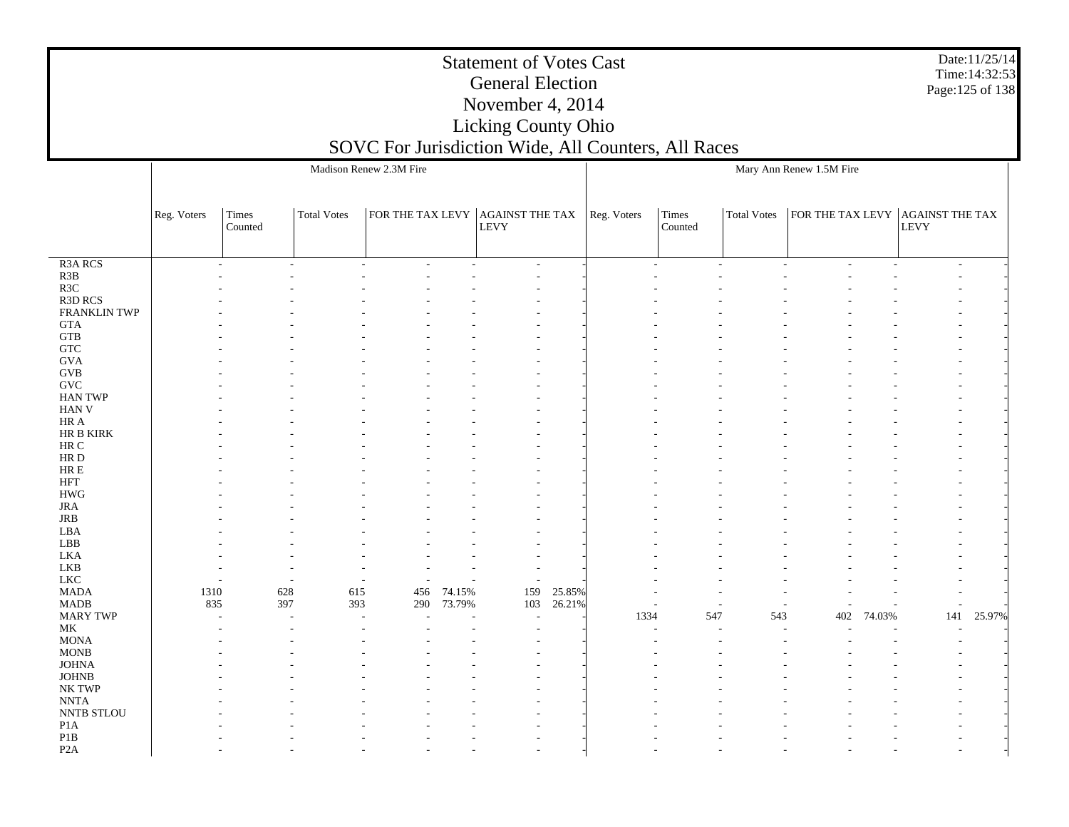# Statement of Votes Cast
## General Election
## November 4, 2014
## Licking County Ohio
## SOVC For Jurisdiction Wide, All Counters, All Races

Date:11/25/14
Time:14:32:53

| | Madison Renew 2.3M Fire | | | | | | | Mary Ann Renew 1.5M Fire | | | | | | |
|---|---|---|---|---|---|---|---|---|---|---|---|---|---|---|
| | Reg. Voters | Times Counted | Total Votes | FOR THE TAX LEVY | | AGAINST THE TAX LEVY | | Reg. Voters | Times Counted | Total Votes | FOR THE TAX LEVY | | AGAINST THE TAX LEVY | |
| R3A RCS | - | - | - | - | - | - | - | - | - | - | - | - | - | - |
| R3B | - | - | - | - | - | - | - | - | - | - | - | - | - | - |
| R3C | - | - | - | - | - | - | - | - | - | - | - | - | - | - |
| R3D RCS | - | - | - | - | - | - | - | - | - | - | - | - | - | - |
| FRANKLIN TWP | - | - | - | - | - | - | - | - | - | - | - | - | - | - |
| GTA | - | - | - | - | - | - | - | - | - | - | - | - | - | - |
| GTB | - | - | - | - | - | - | - | - | - | - | - | - | - | - |
| GTC | - | - | - | - | - | - | - | - | - | - | - | - | - | - |
| GVA | - | - | - | - | - | - | - | - | - | - | - | - | - | - |
| GVB | - | - | - | - | - | - | - | - | - | - | - | - | - | - |
| GVC | - | - | - | - | - | - | - | - | - | - | - | - | - | - |
| HAN TWP | - | - | - | - | - | - | - | - | - | - | - | - | - | - |
| HAN V | - | - | - | - | - | - | - | - | - | - | - | - | - | - |
| HR A | - | - | - | - | - | - | - | - | - | - | - | - | - | - |
| HR B KIRK | - | - | - | - | - | - | - | - | - | - | - | - | - | - |
| HR C | - | - | - | - | - | - | - | - | - | - | - | - | - | - |
| HR D | - | - | - | - | - | - | - | - | - | - | - | - | - | - |
| HR E | - | - | - | - | - | - | - | - | - | - | - | - | - | - |
| HFT | - | - | - | - | - | - | - | - | - | - | - | - | - | - |
| HWG | - | - | - | - | - | - | - | - | - | - | - | - | - | - |
| JRA | - | - | - | - | - | - | - | - | - | - | - | - | - | - |
| JRB | - | - | - | - | - | - | - | - | - | - | - | - | - | - |
| LBA | - | - | - | - | - | - | - | - | - | - | - | - | - | - |
| LBB | - | - | - | - | - | - | - | - | - | - | - | - | - | - |
| LKA | - | - | - | - | - | - | - | - | - | - | - | - | - | - |
| LKB | - | - | - | - | - | - | - | - | - | - | - | - | - | - |
| LKC | - | - | - | - | - | - | - | - | - | - | - | - | - | - |
| MADA | 1310 | 628 | 615 | 456 | 74.15% | 159 | 25.85% | - | - | - | - | - | - | - |
| MADB | 835 | 397 | 393 | 290 | 73.79% | 103 | 26.21% | - | - | - | - | - | - | - |
| MARY TWP | - | - | - | - | - | - | - | 1334 | 547 | 543 | 402 | 74.03% | 141 | 25.97% |
| MK | - | - | - | - | - | - | - | - | - | - | - | - | - | - |
| MONA | - | - | - | - | - | - | - | - | - | - | - | - | - | - |
| MONB | - | - | - | - | - | - | - | - | - | - | - | - | - | - |
| JOHNA | - | - | - | - | - | - | - | - | - | - | - | - | - | - |
| JOHNB | - | - | - | - | - | - | - | - | - | - | - | - | - | - |
| NK TWP | - | - | - | - | - | - | - | - | - | - | - | - | - | - |
| NNTA | - | - | - | - | - | - | - | - | - | - | - | - | - | - |
| NNTB STLOU | - | - | - | - | - | - | - | - | - | - | - | - | - | - |
| P1A | - | - | - | - | - | - | - | - | - | - | - | - | - | - |
| P1B | - | - | - | - | - | - | - | - | - | - | - | - | - | - |
| P2A | - | - | - | - | - | - | - | - | - | - | - | - | - | - |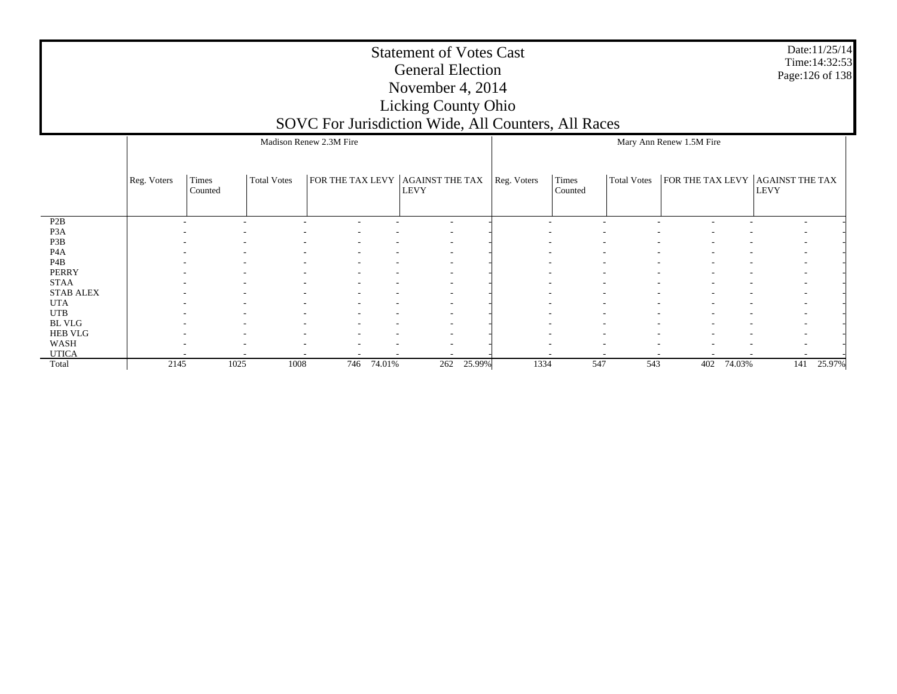# Statement of Votes Cast
## General Election
## November 4, 2014
## Licking County Ohio
## SOVC For Jurisdiction Wide, All Counters, All Races

Date:11/25/14
Time:14:32:53

| | Madison Renew 2.3M Fire | | | | | | | Mary Ann Renew 1.5M Fire | | | | | | |
|---|---|---|---|---|---|---|---|---|---|---|---|---|---|---|
| | Reg. Voters | Times Counted | Total Votes | FOR THE TAX LEVY | | AGAINST THE TAX LEVY | | Reg. Voters | Times Counted | Total Votes | FOR THE TAX LEVY | | AGAINST THE TAX LEVY | |
| P2B | - | - | - | - | - | - | - | - | - | - | - | - | - | - |
| P3A | - | - | - | - | - | - | - | - | - | - | - | - | - | - |
| P3B | - | - | - | - | - | - | - | - | - | - | - | - | - | - |
| P4A | - | - | - | - | - | - | - | - | - | - | - | - | - | - |
| P4B | - | - | - | - | - | - | - | - | - | - | - | - | - | - |
| PERRY | - | - | - | - | - | - | - | - | - | - | - | - | - | - |
| STAA | - | - | - | - | - | - | - | - | - | - | - | - | - | - |
| STAB ALEX | - | - | - | - | - | - | - | - | - | - | - | - | - | - |
| UTA | - | - | - | - | - | - | - | - | - | - | - | - | - | - |
| UTB | - | - | - | - | - | - | - | - | - | - | - | - | - | - |
| BL VLG | - | - | - | - | - | - | - | - | - | - | - | - | - | - |
| HEB VLG | - | - | - | - | - | - | - | - | - | - | - | - | - | - |
| WASH | - | - | - | - | - | - | - | - | - | - | - | - | - | - |
| UTICA | - | - | - | - | - | - | - | - | - | - | - | - | - | - |
| Total | 2145 | 1025 | 1008 | 746 | 74.01% | 262 | 25.99% | 1334 | 547 | 543 | 402 | 74.03% | 141 | 25.97% |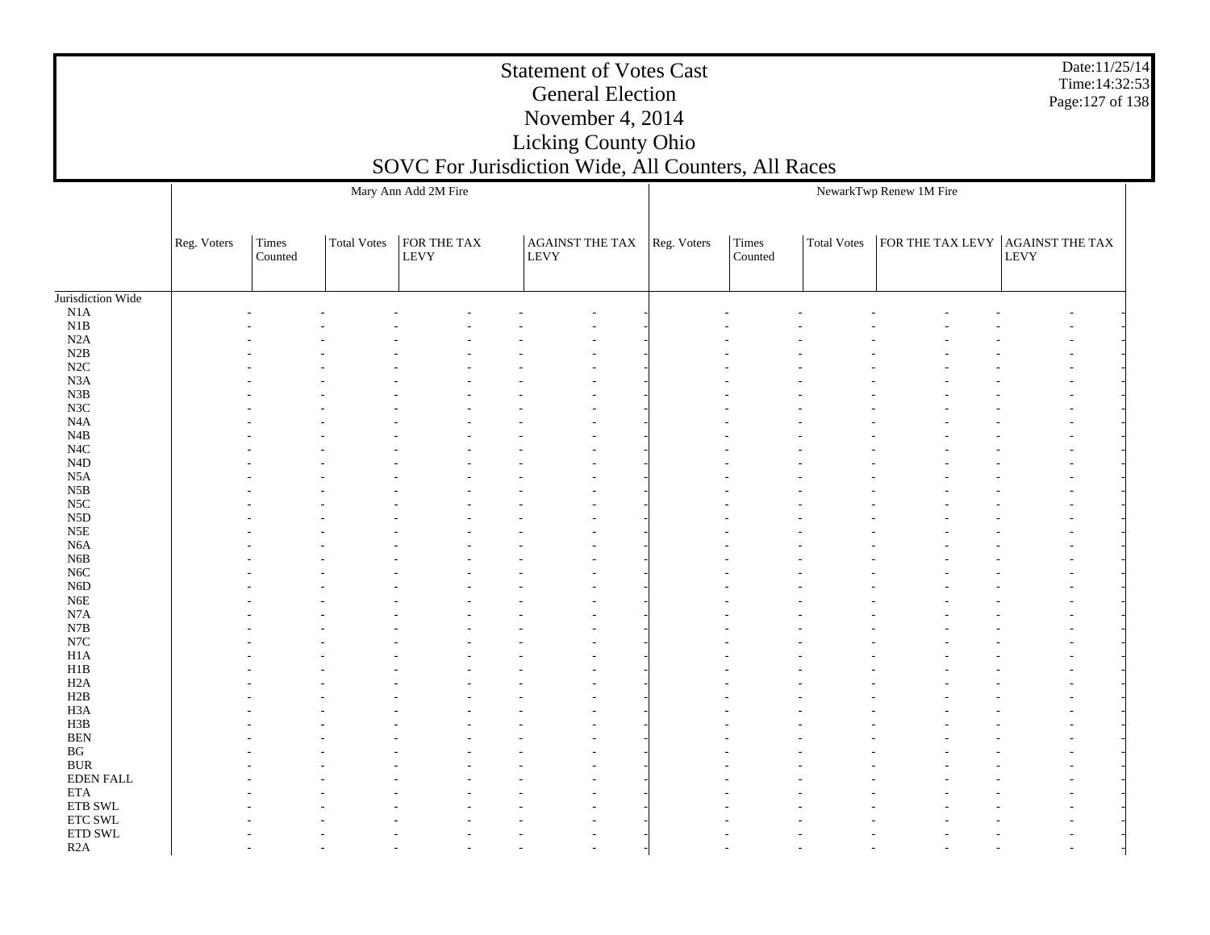# Statement of Votes Cast
## General Election
## November 4, 2014
## Licking County Ohio
## SOVC For Jurisdiction Wide, All Counters, All Races

Date:11/25/14
Time:14:32:53

| | Mary Ann Add 2M Fire | | | | | NewarkTwp Renew 1M Fire | | | | |
|---|---|---|---|---|---|---|---|---|---|---|
| | Reg. Voters | Times Counted | Total Votes | FOR THE TAX LEVY | AGAINST THE TAX LEVY | Reg. Voters | Times Counted | Total Votes | FOR THE TAX LEVY | AGAINST THE TAX LEVY |
| Jurisdiction Wide | | | | | | | | | | |
| N1A | - | - | - | - | - | - | - | - | - | - |
| N1B | - | - | - | - | - | - | - | - | - | - |
| N2A | - | - | - | - | - | - | - | - | - | - |
| N2B | - | - | - | - | - | - | - | - | - | - |
| N2C | - | - | - | - | - | - | - | - | - | - |
| N3A | - | - | - | - | - | - | - | - | - | - |
| N3B | - | - | - | - | - | - | - | - | - | - |
| N3C | - | - | - | - | - | - | - | - | - | - |
| N4A | - | - | - | - | - | - | - | - | - | - |
| N4B | - | - | - | - | - | - | - | - | - | - |
| N4C | - | - | - | - | - | - | - | - | - | - |
| N4D | - | - | - | - | - | - | - | - | - | - |
| N5A | - | - | - | - | - | - | - | - | - | - |
| N5B | - | - | - | - | - | - | - | - | - | - |
| N5C | - | - | - | - | - | - | - | - | - | - |
| N5D | - | - | - | - | - | - | - | - | - | - |
| N5E | - | - | - | - | - | - | - | - | - | - |
| N6A | - | - | - | - | - | - | - | - | - | - |
| N6B | - | - | - | - | - | - | - | - | - | - |
| N6C | - | - | - | - | - | - | - | - | - | - |
| N6D | - | - | - | - | - | - | - | - | - | - |
| N6E | - | - | - | - | - | - | - | - | - | - |
| N7A | - | - | - | - | - | - | - | - | - | - |
| N7B | - | - | - | - | - | - | - | - | - | - |
| N7C | - | - | - | - | - | - | - | - | - | - |
| H1A | - | - | - | - | - | - | - | - | - | - |
| H1B | - | - | - | - | - | - | - | - | - | - |
| H2A | - | - | - | - | - | - | - | - | - | - |
| H2B | - | - | - | - | - | - | - | - | - | - |
| H3A | - | - | - | - | - | - | - | - | - | - |
| H3B | - | - | - | - | - | - | - | - | - | - |
| BEN | - | - | - | - | - | - | - | - | - | - |
| BG | - | - | - | - | - | - | - | - | - | - |
| BUR | - | - | - | - | - | - | - | - | - | - |
| EDEN FALL | - | - | - | - | - | - | - | - | - | - |
| ETA | - | - | - | - | - | - | - | - | - | - |
| ETB SWL | - | - | - | - | - | - | - | - | - | - |
| ETC SWL | - | - | - | - | - | - | - | - | - | - |
| ETD SWL | - | - | - | - | - | - | - | - | - | - |
| R2A | - | - | - | - | - | - | - | - | - | - |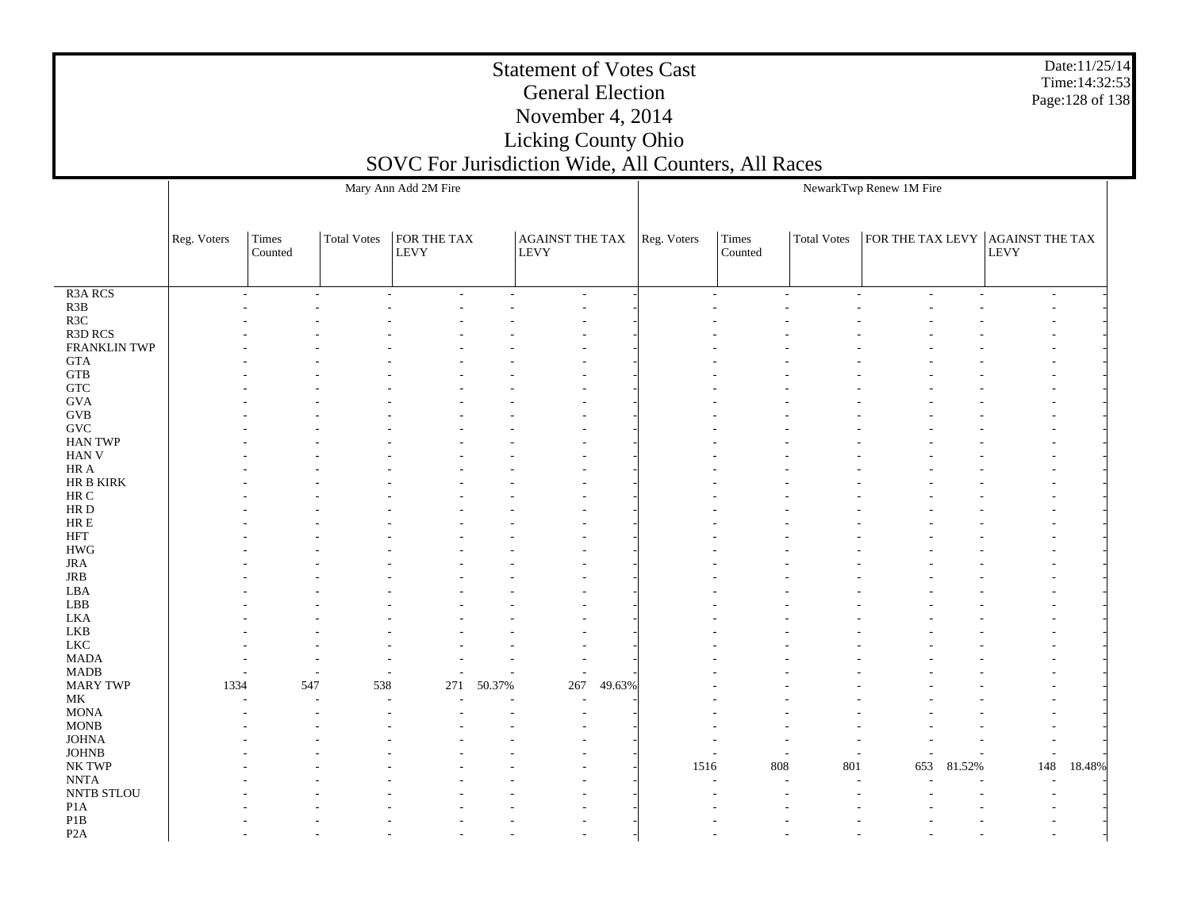# Statement of Votes Cast
## General Election
## November 4, 2014
## Licking County Ohio
## SOVC For Jurisdiction Wide, All Counters, All Races

Date:11/25/14
Time:14:32:53

| | Mary Ann Add 2M Fire | | | | | | | NewarkTwp Renew 1M Fire | | | | | | |
|---|---|---|---|---|---|---|---|---|---|---|---|---|---|---|
| | Reg. Voters | Times Counted | Total Votes | FOR THE TAX LEVY | | AGAINST THE TAX LEVY | | Reg. Voters | Times Counted | Total Votes | FOR THE TAX LEVY | | AGAINST THE TAX LEVY | |
| R3A RCS | - | - | - | - | - | - | - | - | - | - | - | - | - | - |
| R3B | - | - | - | - | - | - | - | - | - | - | - | - | - | - |
| R3C | - | - | - | - | - | - | - | - | - | - | - | - | - | - |
| R3D RCS | - | - | - | - | - | - | - | - | - | - | - | - | - | - |
| FRANKLIN TWP | - | - | - | - | - | - | - | - | - | - | - | - | - | - |
| GTA | - | - | - | - | - | - | - | - | - | - | - | - | - | - |
| GTB | - | - | - | - | - | - | - | - | - | - | - | - | - | - |
| GTC | - | - | - | - | - | - | - | - | - | - | - | - | - | - |
| GVA | - | - | - | - | - | - | - | - | - | - | - | - | - | - |
| GVB | - | - | - | - | - | - | - | - | - | - | - | - | - | - |
| GVC | - | - | - | - | - | - | - | - | - | - | - | - | - | - |
| HAN TWP | - | - | - | - | - | - | - | - | - | - | - | - | - | - |
| HAN V | - | - | - | - | - | - | - | - | - | - | - | - | - | - |
| HR A | - | - | - | - | - | - | - | - | - | - | - | - | - | - |
| HR B KIRK | - | - | - | - | - | - | - | - | - | - | - | - | - | - |
| HR C | - | - | - | - | - | - | - | - | - | - | - | - | - | - |
| HR D | - | - | - | - | - | - | - | - | - | - | - | - | - | - |
| HR E | - | - | - | - | - | - | - | - | - | - | - | - | - | - |
| HFT | - | - | - | - | - | - | - | - | - | - | - | - | - | - |
| HWG | - | - | - | - | - | - | - | - | - | - | - | - | - | - |
| JRA | - | - | - | - | - | - | - | - | - | - | - | - | - | - |
| JRB | - | - | - | - | - | - | - | - | - | - | - | - | - | - |
| LBA | - | - | - | - | - | - | - | - | - | - | - | - | - | - |
| LBB | - | - | - | - | - | - | - | - | - | - | - | - | - | - |
| LKA | - | - | - | - | - | - | - | - | - | - | - | - | - | - |
| LKB | - | - | - | - | - | - | - | - | - | - | - | - | - | - |
| LKC | - | - | - | - | - | - | - | - | - | - | - | - | - | - |
| MADA | - | - | - | - | - | - | - | - | - | - | - | - | - | - |
| MADB | - | - | - | - | - | - | - | - | - | - | - | - | - | - |
| MARY TWP | 1334 | 547 | 538 | 271 | 50.37% | 267 | 49.63% | - | - | - | - | - | - | - |
| MK | - | - | - | - | - | - | - | - | - | - | - | - | - | - |
| MONA | - | - | - | - | - | - | - | - | - | - | - | - | - | - |
| MONB | - | - | - | - | - | - | - | - | - | - | - | - | - | - |
| JOHNA | - | - | - | - | - | - | - | - | - | - | - | - | - | - |
| JOHNB | - | - | - | - | - | - | - | - | - | - | - | - | - | - |
| NK TWP | - | - | - | - | - | - | - | 1516 | 808 | 801 | 653 | 81.52% | 148 | 18.48% |
| NNTA | - | - | - | - | - | - | - | - | - | - | - | - | - | - |
| NNTB STLOU | - | - | - | - | - | - | - | - | - | - | - | - | - | - |
| P1A | - | - | - | - | - | - | - | - | - | - | - | - | - | - |
| P1B | - | - | - | - | - | - | - | - | - | - | - | - | - | - |
| P2A | - | - | - | - | - | - | - | - | - | - | - | - | - | - |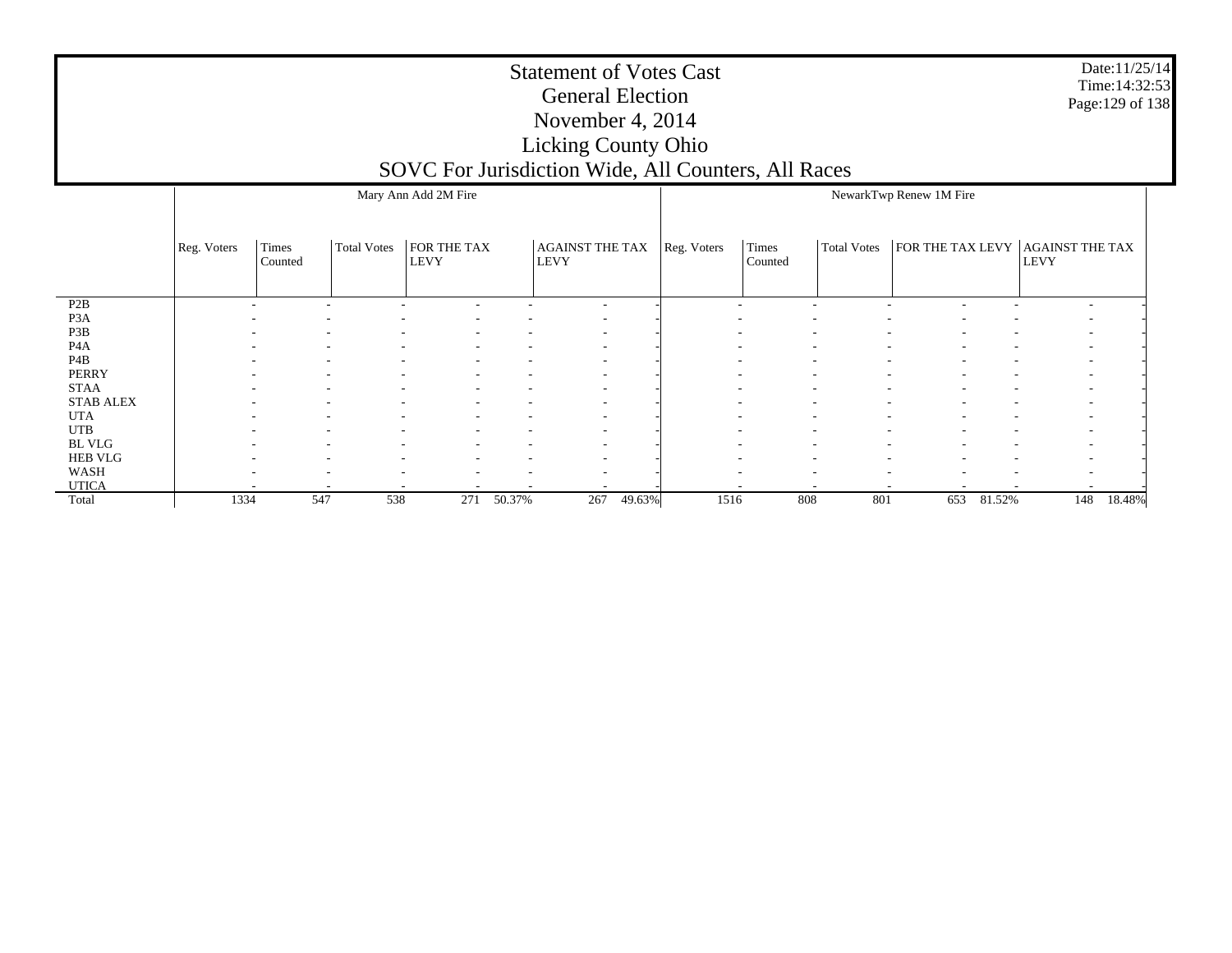# Statement of Votes Cast
## General Election
## November 4, 2014
## Licking County Ohio
## SOVC For Jurisdiction Wide, All Counters, All Races

Date:11/25/14
Time:14:32:53

| | Mary Ann Add 2M Fire | | | | | | | NewarkTwp Renew 1M Fire | | | | | | |
|---|---|---|---|---|---|---|---|---|---|---|---|---|---|---|
| | Reg. Voters | Times Counted | Total Votes | FOR THE TAX LEVY | | AGAINST THE TAX LEVY | | Reg. Voters | Times Counted | Total Votes | FOR THE TAX LEVY | | AGAINST THE TAX LEVY | |
| P2B | - | - | - | - | - | - | - | - | - | - | - | - | - | - |
| P3A | - | - | - | - | - | - | - | - | - | - | - | - | - | - |
| P3B | - | - | - | - | - | - | - | - | - | - | - | - | - | - |
| P4A | - | - | - | - | - | - | - | - | - | - | - | - | - | - |
| P4B | - | - | - | - | - | - | - | - | - | - | - | - | - | - |
| PERRY | - | - | - | - | - | - | - | - | - | - | - | - | - | - |
| STAA | - | - | - | - | - | - | - | - | - | - | - | - | - | - |
| STAB ALEX | - | - | - | - | - | - | - | - | - | - | - | - | - | - |
| UTA | - | - | - | - | - | - | - | - | - | - | - | - | - | - |
| UTB | - | - | - | - | - | - | - | - | - | - | - | - | - | - |
| BL VLG | - | - | - | - | - | - | - | - | - | - | - | - | - | - |
| HEB VLG | - | - | - | - | - | - | - | - | - | - | - | - | - | - |
| WASH | - | - | - | - | - | - | - | - | - | - | - | - | - | - |
| UTICA | - | - | - | - | - | - | - | - | - | - | - | - | - | - |
| Total | 1334 | 547 | 538 | 271 | 50.37% | 267 | 49.63% | 1516 | 808 | 801 | 653 | 81.52% | 148 | 18.48% |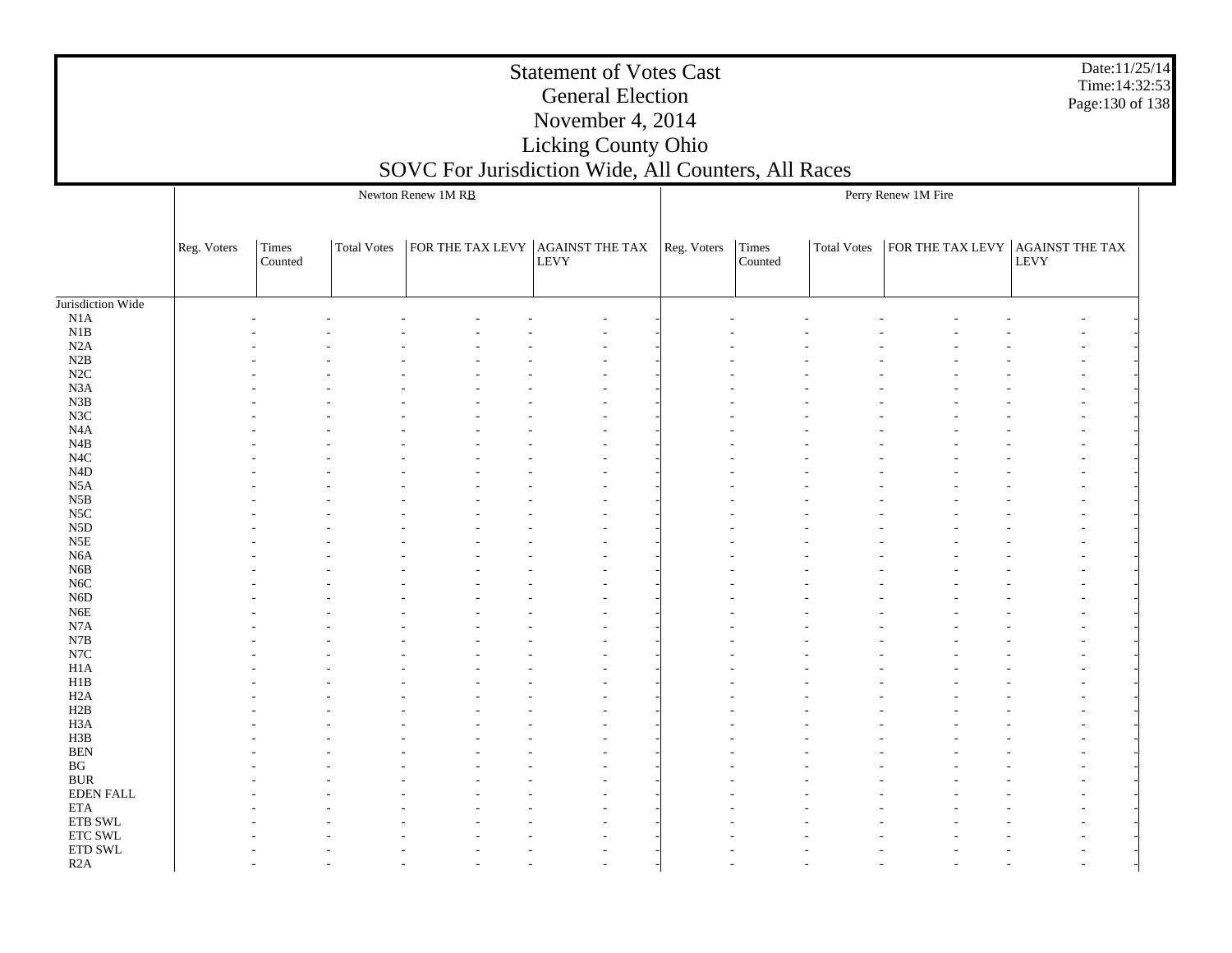# Statement of Votes Cast
## General Election
## November 4, 2014
## Licking County Ohio
## SOVC For Jurisdiction Wide, All Counters, All Races

Date:11/25/14
Time:14:32:53

| | Newton Renew 1M RB | | | | | Perry Renew 1M Fire | | | | |
|---|---|---|---|---|---|---|---|---|---|---|
| | Reg. Voters | Times Counted | Total Votes | FOR THE TAX LEVY | AGAINST THE TAX LEVY | Reg. Voters | Times Counted | Total Votes | FOR THE TAX LEVY | AGAINST THE TAX LEVY |
| Jurisdiction Wide | | | | | | | | | | |
| N1A | - | - | - | - | - | - | - | - | - | - |
| N1B | - | - | - | - | - | - | - | - | - | - |
| N2A | - | - | - | - | - | - | - | - | - | - |
| N2B | - | - | - | - | - | - | - | - | - | - |
| N2C | - | - | - | - | - | - | - | - | - | - |
| N3A | - | - | - | - | - | - | - | - | - | - |
| N3B | - | - | - | - | - | - | - | - | - | - |
| N3C | - | - | - | - | - | - | - | - | - | - |
| N4A | - | - | - | - | - | - | - | - | - | - |
| N4B | - | - | - | - | - | - | - | - | - | - |
| N4C | - | - | - | - | - | - | - | - | - | - |
| N4D | - | - | - | - | - | - | - | - | - | - |
| N5A | - | - | - | - | - | - | - | - | - | - |
| N5B | - | - | - | - | - | - | - | - | - | - |
| N5C | - | - | - | - | - | - | - | - | - | - |
| N5D | - | - | - | - | - | - | - | - | - | - |
| N5E | - | - | - | - | - | - | - | - | - | - |
| N6A | - | - | - | - | - | - | - | - | - | - |
| N6B | - | - | - | - | - | - | - | - | - | - |
| N6C | - | - | - | - | - | - | - | - | - | - |
| N6D | - | - | - | - | - | - | - | - | - | - |
| N6E | - | - | - | - | - | - | - | - | - | - |
| N7A | - | - | - | - | - | - | - | - | - | - |
| N7B | - | - | - | - | - | - | - | - | - | - |
| N7C | - | - | - | - | - | - | - | - | - | - |
| H1A | - | - | - | - | - | - | - | - | - | - |
| H1B | - | - | - | - | - | - | - | - | - | - |
| H2A | - | - | - | - | - | - | - | - | - | - |
| H2B | - | - | - | - | - | - | - | - | - | - |
| H3A | - | - | - | - | - | - | - | - | - | - |
| H3B | - | - | - | - | - | - | - | - | - | - |
| BEN | - | - | - | - | - | - | - | - | - | - |
| BG | - | - | - | - | - | - | - | - | - | - |
| BUR | - | - | - | - | - | - | - | - | - | - |
| EDEN FALL | - | - | - | - | - | - | - | - | - | - |
| ETA | - | - | - | - | - | - | - | - | - | - |
| ETB SWL | - | - | - | - | - | - | - | - | - | - |
| ETC SWL | - | - | - | - | - | - | - | - | - | - |
| ETD SWL | - | - | - | - | - | - | - | - | - | - |
| R2A | - | - | - | - | - | - | - | - | - | - |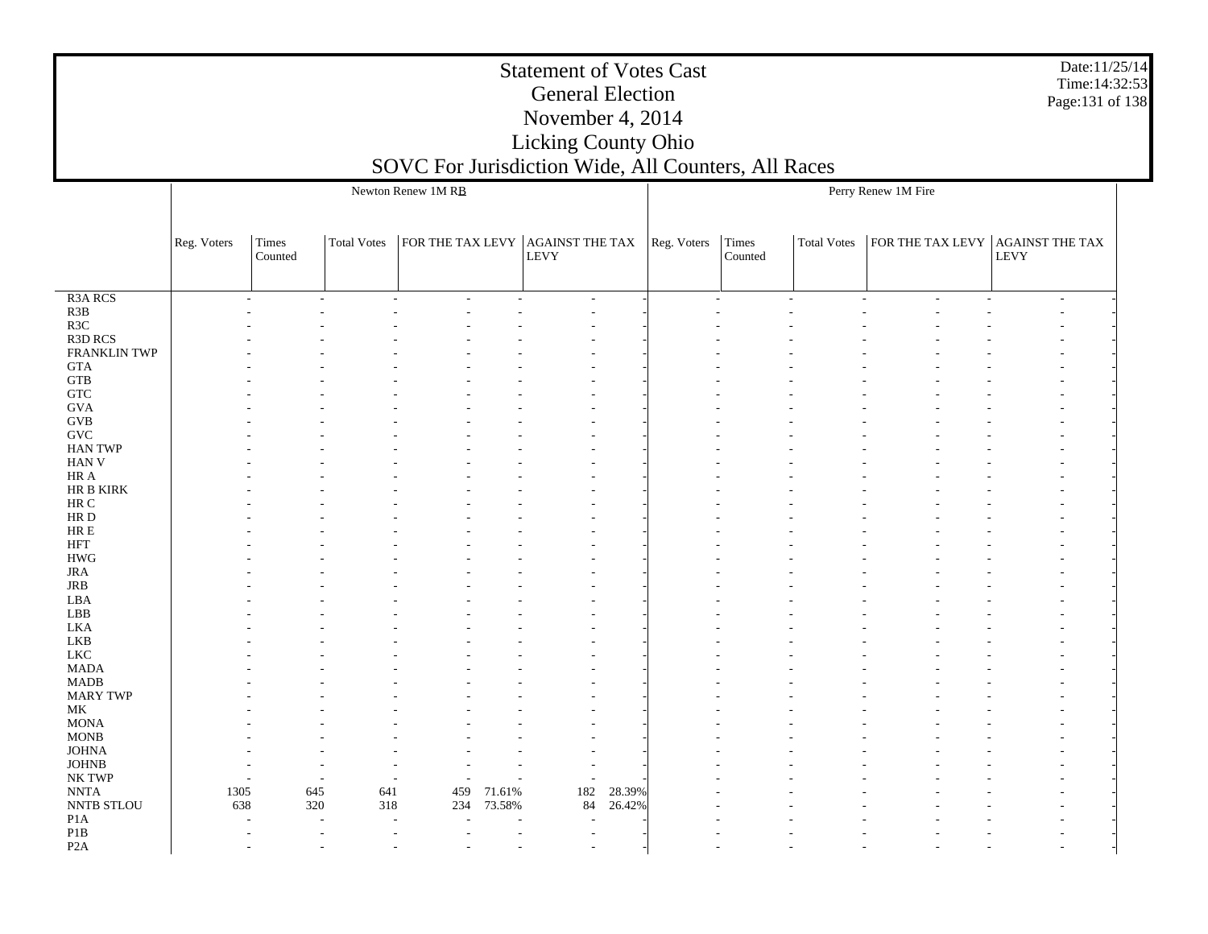# Statement of Votes Cast
## General Election
## November 4, 2014
## Licking County Ohio
## SOVC For Jurisdiction Wide, All Counters, All Races

Date:11/25/14
Time:14:32:53

| | Newton Renew 1M RB | | | | | | | Perry Renew 1M Fire | | | | | | |
|---|---|---|---|---|---|---|---|---|---|---|---|---|---|---|
| | Reg. Voters | Times Counted | Total Votes | FOR THE TAX LEVY | | AGAINST THE TAX LEVY | | Reg. Voters | Times Counted | Total Votes | FOR THE TAX LEVY | | AGAINST THE TAX LEVY | |
| R3A RCS | - | - | - | - | - | - | - | - | - | - | - | - | - | - |
| R3B | - | - | - | - | - | - | - | - | - | - | - | - | - | - |
| R3C | - | - | - | - | - | - | - | - | - | - | - | - | - | - |
| R3D RCS | - | - | - | - | - | - | - | - | - | - | - | - | - | - |
| FRANKLIN TWP | - | - | - | - | - | - | - | - | - | - | - | - | - | - |
| GTA | - | - | - | - | - | - | - | - | - | - | - | - | - | - |
| GTB | - | - | - | - | - | - | - | - | - | - | - | - | - | - |
| GTC | - | - | - | - | - | - | - | - | - | - | - | - | - | - |
| GVA | - | - | - | - | - | - | - | - | - | - | - | - | - | - |
| GVB | - | - | - | - | - | - | - | - | - | - | - | - | - | - |
| GVC | - | - | - | - | - | - | - | - | - | - | - | - | - | - |
| HAN TWP | - | - | - | - | - | - | - | - | - | - | - | - | - | - |
| HAN V | - | - | - | - | - | - | - | - | - | - | - | - | - | - |
| HR A | - | - | - | - | - | - | - | - | - | - | - | - | - | - |
| HR B KIRK | - | - | - | - | - | - | - | - | - | - | - | - | - | - |
| HR C | - | - | - | - | - | - | - | - | - | - | - | - | - | - |
| HR D | - | - | - | - | - | - | - | - | - | - | - | - | - | - |
| HR E | - | - | - | - | - | - | - | - | - | - | - | - | - | - |
| HFT | - | - | - | - | - | - | - | - | - | - | - | - | - | - |
| HWG | - | - | - | - | - | - | - | - | - | - | - | - | - | - |
| JRA | - | - | - | - | - | - | - | - | - | - | - | - | - | - |
| JRB | - | - | - | - | - | - | - | - | - | - | - | - | - | - |
| LBA | - | - | - | - | - | - | - | - | - | - | - | - | - | - |
| LBB | - | - | - | - | - | - | - | - | - | - | - | - | - | - |
| LKA | - | - | - | - | - | - | - | - | - | - | - | - | - | - |
| LKB | - | - | - | - | - | - | - | - | - | - | - | - | - | - |
| LKC | - | - | - | - | - | - | - | - | - | - | - | - | - | - |
| MADA | - | - | - | - | - | - | - | - | - | - | - | - | - | - |
| MADB | - | - | - | - | - | - | - | - | - | - | - | - | - | - |
| MARY TWP | - | - | - | - | - | - | - | - | - | - | - | - | - | - |
| MK | - | - | - | - | - | - | - | - | - | - | - | - | - | - |
| MONA | - | - | - | - | - | - | - | - | - | - | - | - | - | - |
| MONB | - | - | - | - | - | - | - | - | - | - | - | - | - | - |
| JOHNA | - | - | - | - | - | - | - | - | - | - | - | - | - | - |
| JOHNB | - | - | - | - | - | - | - | - | - | - | - | - | - | - |
| NK TWP | - | - | - | - | - | - | - | - | - | - | - | - | - | - |
| NNTA | 1305 | 645 | 641 | 459 | 71.61% | 182 | 28.39% | - | - | - | - | - | - | - |
| NNTB STLOU | 638 | 320 | 318 | 234 | 73.58% | 84 | 26.42% | - | - | - | - | - | - | - |
| P1A | - | - | - | - | - | - | - | - | - | - | - | - | - | - |
| P1B | - | - | - | - | - | - | - | - | - | - | - | - | - | - |
| P2A | - | - | - | - | - | - | - | - | - | - | - | - | - | - |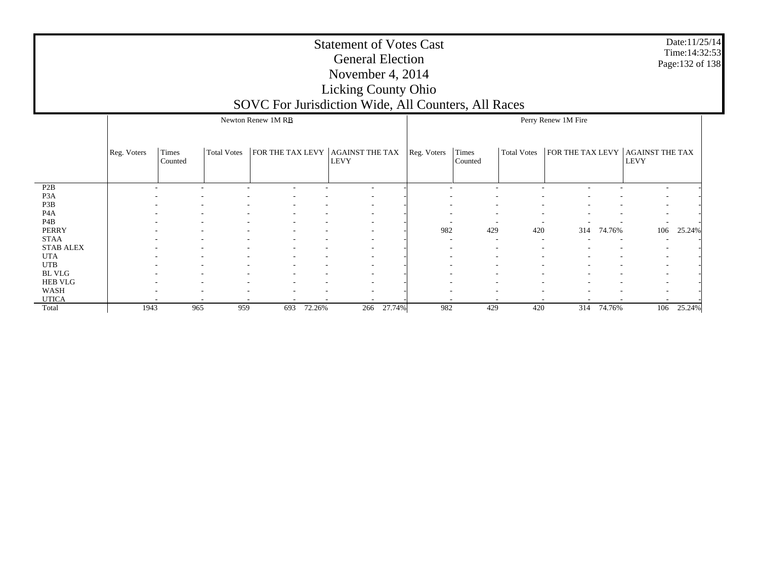# Statement of Votes Cast
## General Election
## November 4, 2014
## Licking County Ohio
## SOVC For Jurisdiction Wide, All Counters, All Races

| | Newton Renew 1M RB | | | | | | | Perry Renew 1M Fire | | | | | | |
|---|---|---|---|---|---|---|---|---|---|---|---|---|---|---|
| | Reg. Voters | Times Counted | Total Votes | FOR THE TAX LEVY | | AGAINST THE TAX LEVY | | Reg. Voters | Times Counted | Total Votes | FOR THE TAX LEVY | | AGAINST THE TAX LEVY | |
| P2B | - | - | - | - | - | - | - | - | - | - | - | - | - | - |
| P3A | - | - | - | - | - | - | - | - | - | - | - | - | - | - |
| P3B | - | - | - | - | - | - | - | - | - | - | - | - | - | - |
| P4A | - | - | - | - | - | - | - | - | - | - | - | - | - | - |
| P4B | - | - | - | - | - | - | - | - | - | - | - | - | - | - |
| PERRY | - | - | - | - | - | - | - | 982 | 429 | 420 | 314 | 74.76% | 106 | 25.24% |
| STAA | - | - | - | - | - | - | - | - | - | - | - | - | - | - |
| STAB ALEX | - | - | - | - | - | - | - | - | - | - | - | - | - | - |
| UTA | - | - | - | - | - | - | - | - | - | - | - | - | - | - |
| UTB | - | - | - | - | - | - | - | - | - | - | - | - | - | - |
| BL VLG | - | - | - | - | - | - | - | - | - | - | - | - | - | - |
| HEB VLG | - | - | - | - | - | - | - | - | - | - | - | - | - | - |
| WASH | - | - | - | - | - | - | - | - | - | - | - | - | - | - |
| UTICA | - | - | - | - | - | - | - | - | - | - | - | - | - | - |
| Total | 1943 | 965 | 959 | 693 | 72.26% | 266 | 27.74% | 982 | 429 | 420 | 314 | 74.76% | 106 | 25.24% |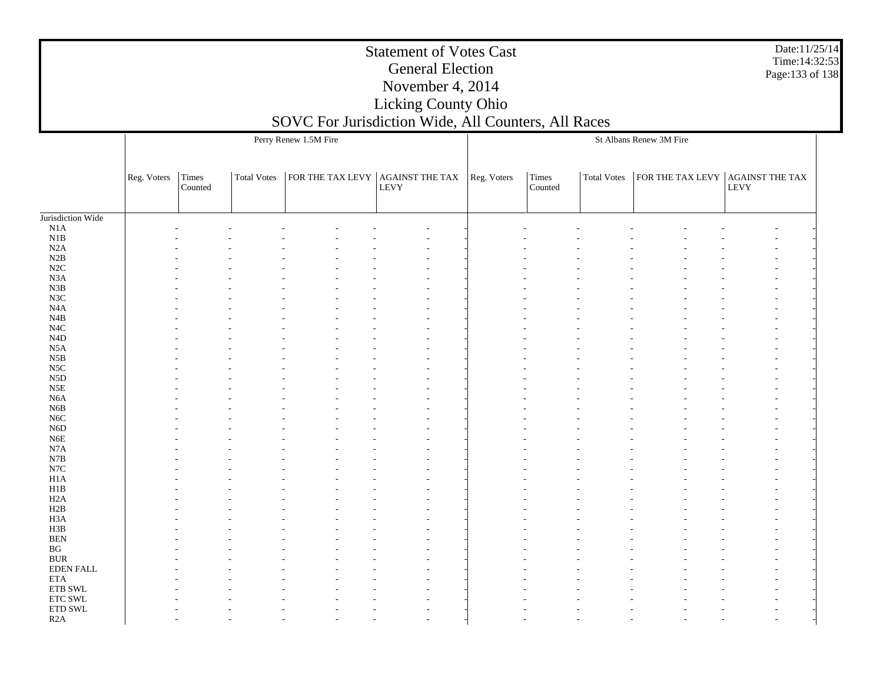# Statement of Votes Cast
## General Election
## November 4, 2014
## Licking County Ohio
## SOVC For Jurisdiction Wide, All Counters, All Races

| | Perry Renew 1.5M Fire | | | | | St Albans Renew 3M Fire | | | | |
|---|---|---|---|---|---|---|---|---|---|---|
| | Reg. Voters | Times Counted | Total Votes | FOR THE TAX LEVY | AGAINST THE TAX LEVY | Reg. Voters | Times Counted | Total Votes | FOR THE TAX LEVY | AGAINST THE TAX LEVY |
| Jurisdiction Wide | | | | | | | | | | |
| N1A | - | - | - | - - | - - | - | - | - | - - | - - |
| N1B | - | - | - | - - | - - | - | - | - | - - | - - |
| N2A | - | - | - | - - | - - | - | - | - | - - | - - |
| N2B | - | - | - | - - | - - | - | - | - | - - | - - |
| N2C | - | - | - | - - | - - | - | - | - | - - | - - |
| N3A | - | - | - | - - | - - | - | - | - | - - | - - |
| N3B | - | - | - | - - | - - | - | - | - | - - | - - |
| N3C | - | - | - | - - | - - | - | - | - | - - | - - |
| N4A | - | - | - | - - | - - | - | - | - | - - | - - |
| N4B | - | - | - | - - | - - | - | - | - | - - | - - |
| N4C | - | - | - | - - | - - | - | - | - | - - | - - |
| N4D | - | - | - | - - | - - | - | - | - | - - | - - |
| N5A | - | - | - | - - | - - | - | - | - | - - | - - |
| N5B | - | - | - | - - | - - | - | - | - | - - | - - |
| N5C | - | - | - | - - | - - | - | - | - | - - | - - |
| N5D | - | - | - | - - | - - | - | - | - | - - | - - |
| N5E | - | - | - | - - | - - | - | - | - | - - | - - |
| N6A | - | - | - | - - | - - | - | - | - | - - | - - |
| N6B | - | - | - | - - | - - | - | - | - | - - | - - |
| N6C | - | - | - | - - | - - | - | - | - | - - | - - |
| N6D | - | - | - | - - | - - | - | - | - | - - | - - |
| N6E | - | - | - | - - | - - | - | - | - | - - | - - |
| N7A | - | - | - | - - | - - | - | - | - | - - | - - |
| N7B | - | - | - | - - | - - | - | - | - | - - | - - |
| N7C | - | - | - | - - | - - | - | - | - | - - | - - |
| H1A | - | - | - | - - | - - | - | - | - | - - | - - |
| H1B | - | - | - | - - | - - | - | - | - | - - | - - |
| H2A | - | - | - | - - | - - | - | - | - | - - | - - |
| H2B | - | - | - | - - | - - | - | - | - | - - | - - |
| H3A | - | - | - | - - | - - | - | - | - | - - | - - |
| H3B | - | - | - | - - | - - | - | - | - | - - | - - |
| BEN | - | - | - | - - | - - | - | - | - | - - | - - |
| BG | - | - | - | - - | - - | - | - | - | - - | - - |
| BUR | - | - | - | - - | - - | - | - | - | - - | - - |
| EDEN FALL | - | - | - | - - | - - | - | - | - | - - | - - |
| ETA | - | - | - | - - | - - | - | - | - | - - | - - |
| ETB SWL | - | - | - | - - | - - | - | - | - | - - | - - |
| ETC SWL | - | - | - | - - | - - | - | - | - | - - | - - |
| ETD SWL | - | - | - | - - | - - | - | - | - | - - | - - |
| R2A | - | - | - | - - | - - | - | - | - | - - | - - |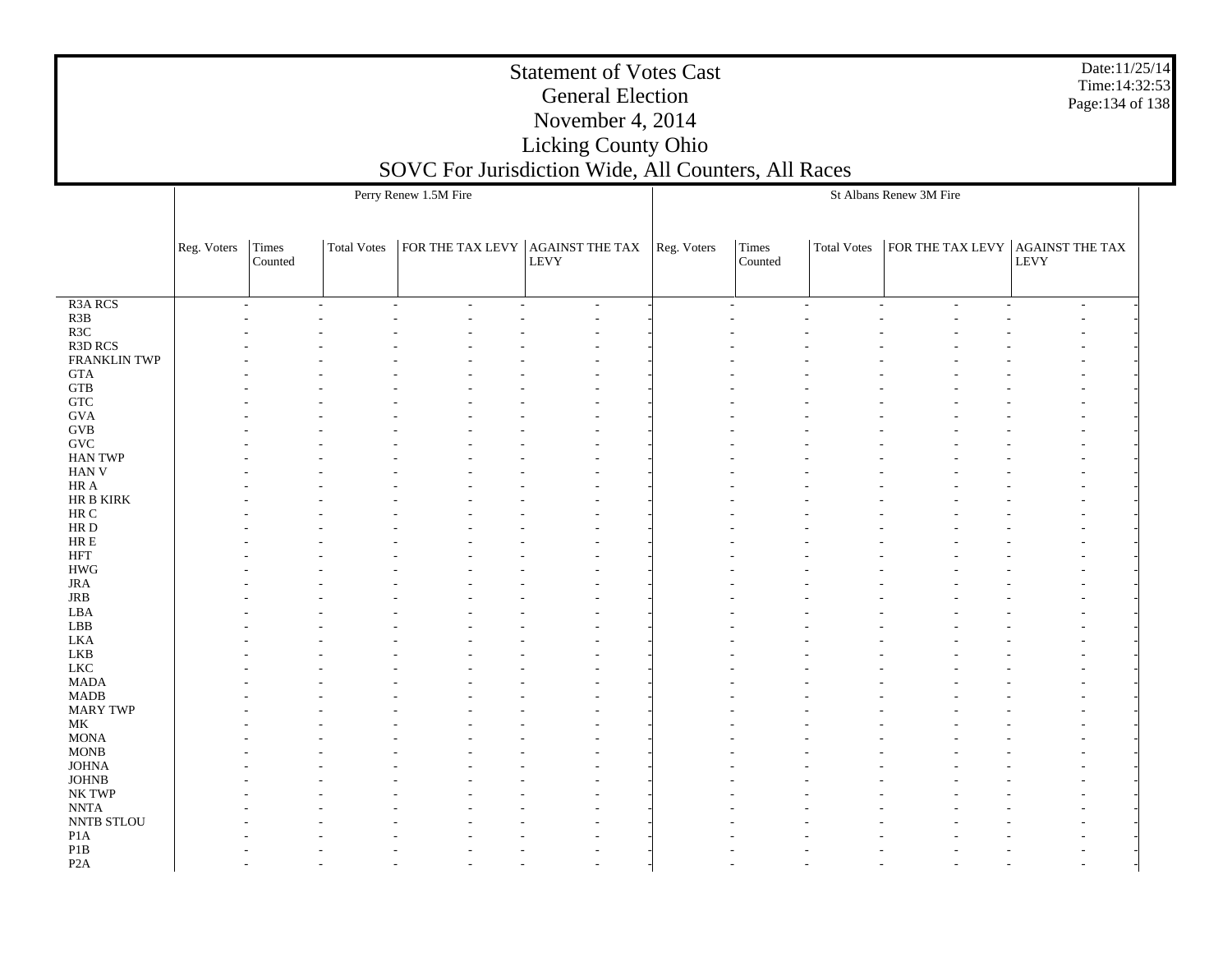# Statement of Votes Cast
## General Election
## November 4, 2014
## Licking County Ohio
## SOVC For Jurisdiction Wide, All Counters, All Races

Date:11/25/14
Time:14:32:53

| | Perry Renew 1.5M Fire | | | | | St Albans Renew 3M Fire | | | | |
|---|---|---|---|---|---|---|---|---|---|---|
| | Reg. Voters | Times Counted | Total Votes | FOR THE TAX LEVY | AGAINST THE TAX LEVY | Reg. Voters | Times Counted | Total Votes | FOR THE TAX LEVY | AGAINST THE TAX LEVY |
| R3A RCS | - | - | - | - | - | - | - | - | - | - |
| R3B | - | - | - | - | - | - | - | - | - | - |
| R3C | - | - | - | - | - | - | - | - | - | - |
| R3D RCS | - | - | - | - | - | - | - | - | - | - |
| FRANKLIN TWP | - | - | - | - | - | - | - | - | - | - |
| GTA | - | - | - | - | - | - | - | - | - | - |
| GTB | - | - | - | - | - | - | - | - | - | - |
| GTC | - | - | - | - | - | - | - | - | - | - |
| GVA | - | - | - | - | - | - | - | - | - | - |
| GVB | - | - | - | - | - | - | - | - | - | - |
| GVC | - | - | - | - | - | - | - | - | - | - |
| HAN TWP | - | - | - | - | - | - | - | - | - | - |
| HAN V | - | - | - | - | - | - | - | - | - | - |
| HR A | - | - | - | - | - | - | - | - | - | - |
| HR B KIRK | - | - | - | - | - | - | - | - | - | - |
| HR C | - | - | - | - | - | - | - | - | - | - |
| HR D | - | - | - | - | - | - | - | - | - | - |
| HR E | - | - | - | - | - | - | - | - | - | - |
| HFT | - | - | - | - | - | - | - | - | - | - |
| HWG | - | - | - | - | - | - | - | - | - | - |
| JRA | - | - | - | - | - | - | - | - | - | - |
| JRB | - | - | - | - | - | - | - | - | - | - |
| LBA | - | - | - | - | - | - | - | - | - | - |
| LBB | - | - | - | - | - | - | - | - | - | - |
| LKA | - | - | - | - | - | - | - | - | - | - |
| LKB | - | - | - | - | - | - | - | - | - | - |
| LKC | - | - | - | - | - | - | - | - | - | - |
| MADA | - | - | - | - | - | - | - | - | - | - |
| MADB | - | - | - | - | - | - | - | - | - | - |
| MARY TWP | - | - | - | - | - | - | - | - | - | - |
| MK | - | - | - | - | - | - | - | - | - | - |
| MONA | - | - | - | - | - | - | - | - | - | - |
| MONB | - | - | - | - | - | - | - | - | - | - |
| JOHNA | - | - | - | - | - | - | - | - | - | - |
| JOHNB | - | - | - | - | - | - | - | - | - | - |
| NK TWP | - | - | - | - | - | - | - | - | - | - |
| NNTA | - | - | - | - | - | - | - | - | - | - |
| NNTB STLOU | - | - | - | - | - | - | - | - | - | - |
| P1A | - | - | - | - | - | - | - | - | - | - |
| P1B | - | - | - | - | - | - | - | - | - | - |
| P2A | - | - | - | - | - | - | - | - | - | - |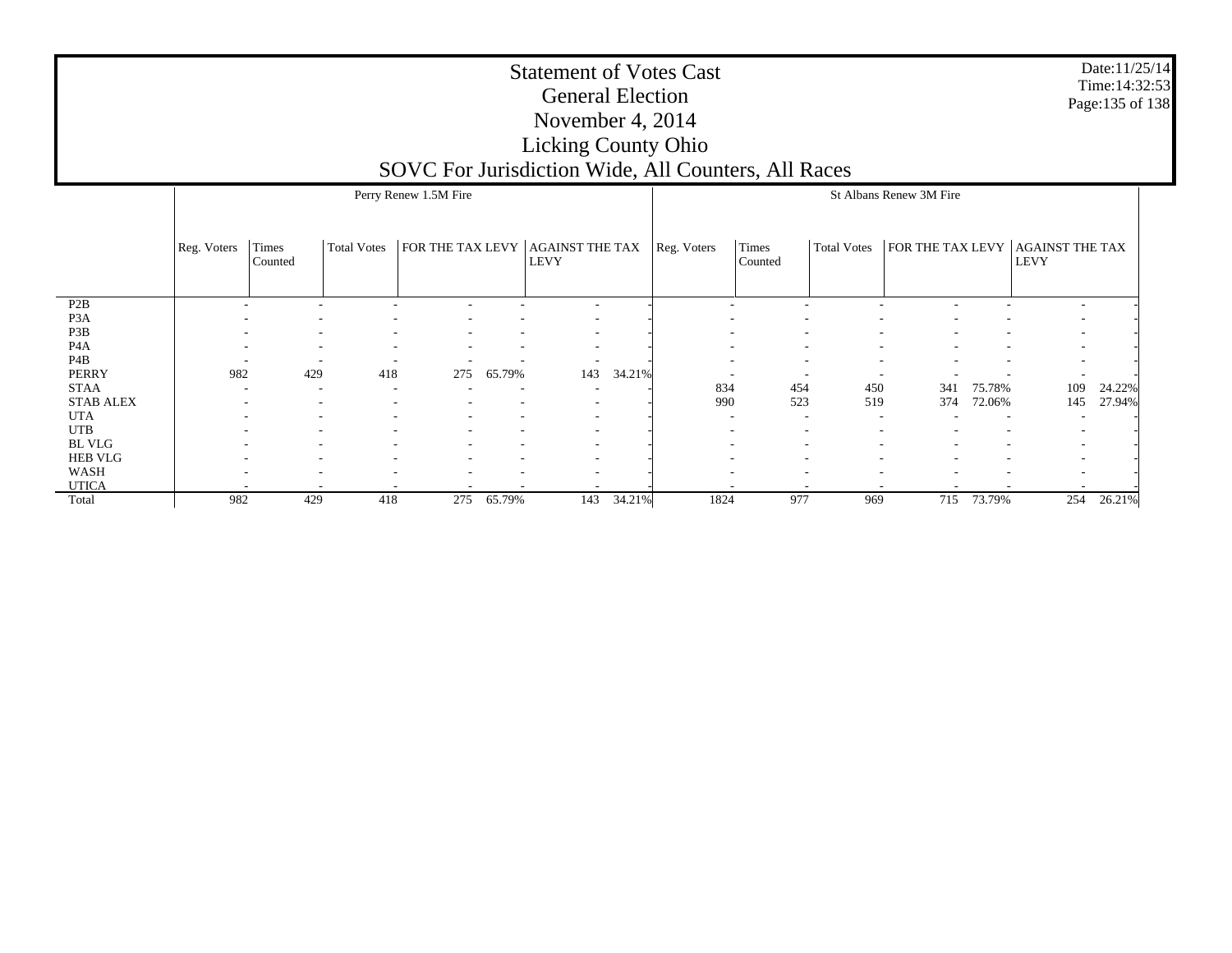# Statement of Votes Cast
## General Election
## November 4, 2014
## Licking County Ohio
## SOVC For Jurisdiction Wide, All Counters, All Races

Date:11/25/14
Time:14:32:53

| | Perry Renew 1.5M Fire | | | | | | | St Albans Renew 3M Fire | | | | | | |
|---|---|---|---|---|---|---|---|---|---|---|---|---|---|---|
| | Reg. Voters | Times Counted | Total Votes | FOR THE TAX LEVY | | AGAINST THE TAX LEVY | | Reg. Voters | Times Counted | Total Votes | FOR THE TAX LEVY | | AGAINST THE TAX LEVY | |
| P2B | - | - | - | - | - | - | - | - | - | - | - | - | - | - |
| P3A | - | - | - | - | - | - | - | - | - | - | - | - | - | - |
| P3B | - | - | - | - | - | - | - | - | - | - | - | - | - | - |
| P4A | - | - | - | - | - | - | - | - | - | - | - | - | - | - |
| P4B | - | - | - | - | - | - | - | - | - | - | - | - | - | - |
| PERRY | 982 | 429 | 418 | 275 | 65.79% | 143 | 34.21% | - | - | - | - | - | - | - |
| STAA | - | - | - | - | - | - | - | 834 | 454 | 450 | 341 | 75.78% | 109 | 24.22% |
| STAB ALEX | - | - | - | - | - | - | - | 990 | 523 | 519 | 374 | 72.06% | 145 | 27.94% |
| UTA | - | - | - | - | - | - | - | - | - | - | - | - | - | - |
| UTB | - | - | - | - | - | - | - | - | - | - | - | - | - | - |
| BL VLG | - | - | - | - | - | - | - | - | - | - | - | - | - | - |
| HEB VLG | - | - | - | - | - | - | - | - | - | - | - | - | - | - |
| WASH | - | - | - | - | - | - | - | - | - | - | - | - | - | - |
| UTICA | - | - | - | - | - | - | - | - | - | - | - | - | - | - |
| Total | 982 | 429 | 418 | 275 | 65.79% | 143 | 34.21% | 1824 | 977 | 969 | 715 | 73.79% | 254 | 26.21% |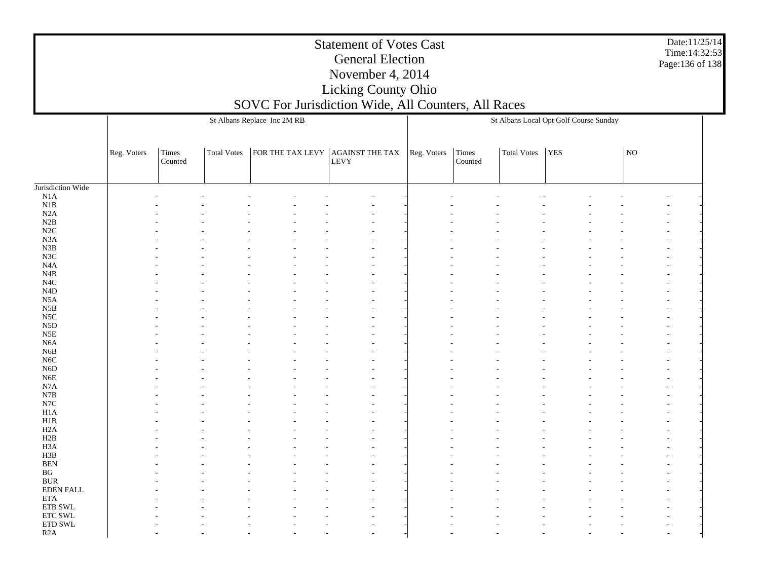# Statement of Votes Cast
## General Election
## November 4, 2014
## Licking County Ohio
## SOVC For Jurisdiction Wide, All Counters, All Races

Date:11/25/14
Time:14:32:53

| | St Albans Replace Inc 2M RB | | | | | | | | | | | | | | | |
|---|---|---|---|---|---|---|---|---|---|---|---|---|---|---|---|---|
| | | | | | | | | St Albans Local Opt Golf Course Sunday | | | | | | | | |
| | Reg. Voters | Times Counted | Total Votes | FOR THE TAX LEVY | | AGAINST THE TAX LEVY | | Reg. Voters | Times Counted | Total Votes | YES | | NO | | | |
| Jurisdiction Wide | | | | | | | | | | | | | | | | |
| N1A | - | - | - | - | - | - | - | - | - | - | - | - | - | - | - | |
| N1B | - | - | - | - | - | - | - | - | - | - | - | - | - | - | - | |
| N2A | - | - | - | - | - | - | - | - | - | - | - | - | - | - | - | |
| N2B | - | - | - | - | - | - | - | - | - | - | - | - | - | - | - | |
| N2C | - | - | - | - | - | - | - | - | - | - | - | - | - | - | - | |
| N3A | - | - | - | - | - | - | - | - | - | - | - | - | - | - | - | |
| N3B | - | - | - | - | - | - | - | - | - | - | - | - | - | - | - | |
| N3C | - | - | - | - | - | - | - | - | - | - | - | - | - | - | - | |
| N4A | - | - | - | - | - | - | - | - | - | - | - | - | - | - | - | |
| N4B | - | - | - | - | - | - | - | - | - | - | - | - | - | - | - | |
| N4C | - | - | - | - | - | - | - | - | - | - | - | - | - | - | - | |
| N4D | - | - | - | - | - | - | - | - | - | - | - | - | - | - | - | |
| N5A | - | - | - | - | - | - | - | - | - | - | - | - | - | - | - | |
| N5B | - | - | - | - | - | - | - | - | - | - | - | - | - | - | - | |
| N5C | - | - | - | - | - | - | - | - | - | - | - | - | - | - | - | |
| N5D | - | - | - | - | - | - | - | - | - | - | - | - | - | - | - | |
| N5E | - | - | - | - | - | - | - | - | - | - | - | - | - | - | - | |
| N6A | - | - | - | - | - | - | - | - | - | - | - | - | - | - | - | |
| N6B | - | - | - | - | - | - | - | - | - | - | - | - | - | - | - | |
| N6C | - | - | - | - | - | - | - | - | - | - | - | - | - | - | - | |
| N6D | - | - | - | - | - | - | - | - | - | - | - | - | - | - | - | |
| N6E | - | - | - | - | - | - | - | - | - | - | - | - | - | - | - | |
| N7A | - | - | - | - | - | - | - | - | - | - | - | - | - | - | - | |
| N7B | - | - | - | - | - | - | - | - | - | - | - | - | - | - | - | |
| N7C | - | - | - | - | - | - | - | - | - | - | - | - | - | - | - | |
| H1A | - | - | - | - | - | - | - | - | - | - | - | - | - | - | - | |
| H1B | - | - | - | - | - | - | - | - | - | - | - | - | - | - | - | |
| H2A | - | - | - | - | - | - | - | - | - | - | - | - | - | - | - | |
| H2B | - | - | - | - | - | - | - | - | - | - | - | - | - | - | - | |
| H3A | - | - | - | - | - | - | - | - | - | - | - | - | - | - | - | |
| H3B | - | - | - | - | - | - | - | - | - | - | - | - | - | - | - | |
| BEN | - | - | - | - | - | - | - | - | - | - | - | - | - | - | - | |
| BG | - | - | - | - | - | - | - | - | - | - | - | - | - | - | - | |
| BUR | - | - | - | - | - | - | - | - | - | - | - | - | - | - | - | |
| EDEN FALL | - | - | - | - | - | - | - | - | - | - | - | - | - | - | - | |
| ETA | - | - | - | - | - | - | - | - | - | - | - | - | - | - | - | |
| ETB SWL | - | - | - | - | - | - | - | - | - | - | - | - | - | - | - | |
| ETC SWL | - | - | - | - | - | - | - | - | - | - | - | - | - | - | - | |
| ETD SWL | - | - | - | - | - | - | - | - | - | - | - | - | - | - | - | |
| R2A | - | - | - | - | - | - | - | - | - | - | - | - | - | - | - | |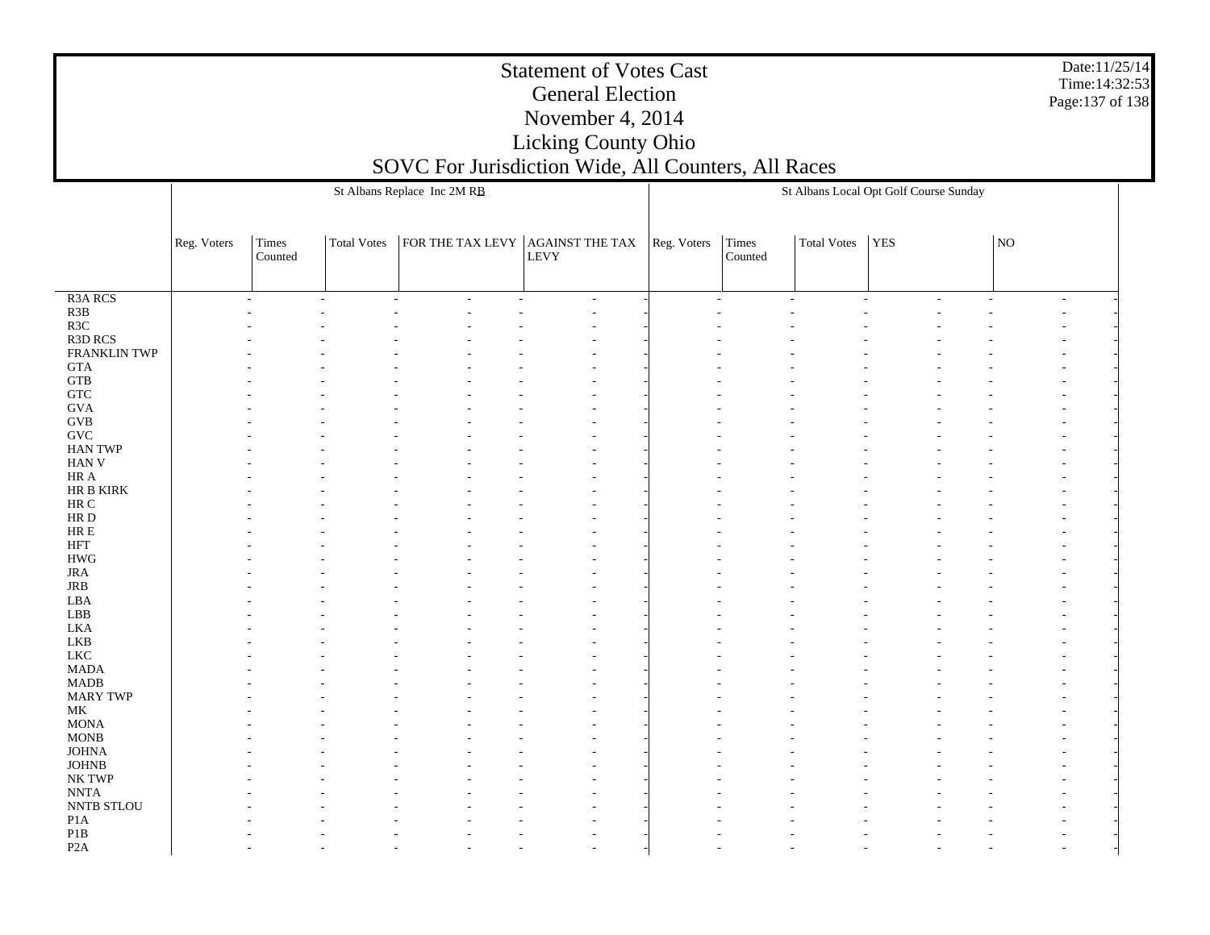# Statement of Votes Cast
## General Election
## November 4, 2014
## Licking County Ohio
## SOVC For Jurisdiction Wide, All Counters, All Races

Date:11/25/14
Time:14:32:53

| | St Albans Replace Inc 2M RB | | | | | St Albans Local Opt Golf Course Sunday | | | | |
|---|---|---|---|---|---|---|---|---|---|---|
| | Reg. Voters | Times Counted | Total Votes | FOR THE TAX LEVY | AGAINST THE TAX LEVY | Reg. Voters | Times Counted | Total Votes | YES | NO |
| R3A RCS | - | - | - | - | - | - | - | - | - | - |
| R3B | - | - | - | - | - | - | - | - | - | - |
| R3C | - | - | - | - | - | - | - | - | - | - |
| R3D RCS | - | - | - | - | - | - | - | - | - | - |
| FRANKLIN TWP | - | - | - | - | - | - | - | - | - | - |
| GTA | - | - | - | - | - | - | - | - | - | - |
| GTB | - | - | - | - | - | - | - | - | - | - |
| GTC | - | - | - | - | - | - | - | - | - | - |
| GVA | - | - | - | - | - | - | - | - | - | - |
| GVB | - | - | - | - | - | - | - | - | - | - |
| GVC | - | - | - | - | - | - | - | - | - | - |
| HAN TWP | - | - | - | - | - | - | - | - | - | - |
| HAN V | - | - | - | - | - | - | - | - | - | - |
| HR A | - | - | - | - | - | - | - | - | - | - |
| HR B KIRK | - | - | - | - | - | - | - | - | - | - |
| HR C | - | - | - | - | - | - | - | - | - | - |
| HR D | - | - | - | - | - | - | - | - | - | - |
| HR E | - | - | - | - | - | - | - | - | - | - |
| HFT | - | - | - | - | - | - | - | - | - | - |
| HWG | - | - | - | - | - | - | - | - | - | - |
| JRA | - | - | - | - | - | - | - | - | - | - |
| JRB | - | - | - | - | - | - | - | - | - | - |
| LBA | - | - | - | - | - | - | - | - | - | - |
| LBB | - | - | - | - | - | - | - | - | - | - |
| LKA | - | - | - | - | - | - | - | - | - | - |
| LKB | - | - | - | - | - | - | - | - | - | - |
| LKC | - | - | - | - | - | - | - | - | - | - |
| MADA | - | - | - | - | - | - | - | - | - | - |
| MADB | - | - | - | - | - | - | - | - | - | - |
| MARY TWP | - | - | - | - | - | - | - | - | - | - |
| MK | - | - | - | - | - | - | - | - | - | - |
| MONA | - | - | - | - | - | - | - | - | - | - |
| MONB | - | - | - | - | - | - | - | - | - | - |
| JOHNA | - | - | - | - | - | - | - | - | - | - |
| JOHNB | - | - | - | - | - | - | - | - | - | - |
| NK TWP | - | - | - | - | - | - | - | - | - | - |
| NNTA | - | - | - | - | - | - | - | - | - | - |
| NNTB STLOU | - | - | - | - | - | - | - | - | - | - |
| P1A | - | - | - | - | - | - | - | - | - | - |
| P1B | - | - | - | - | - | - | - | - | - | - |
| P2A | - | - | - | - | - | - | - | - | - | - |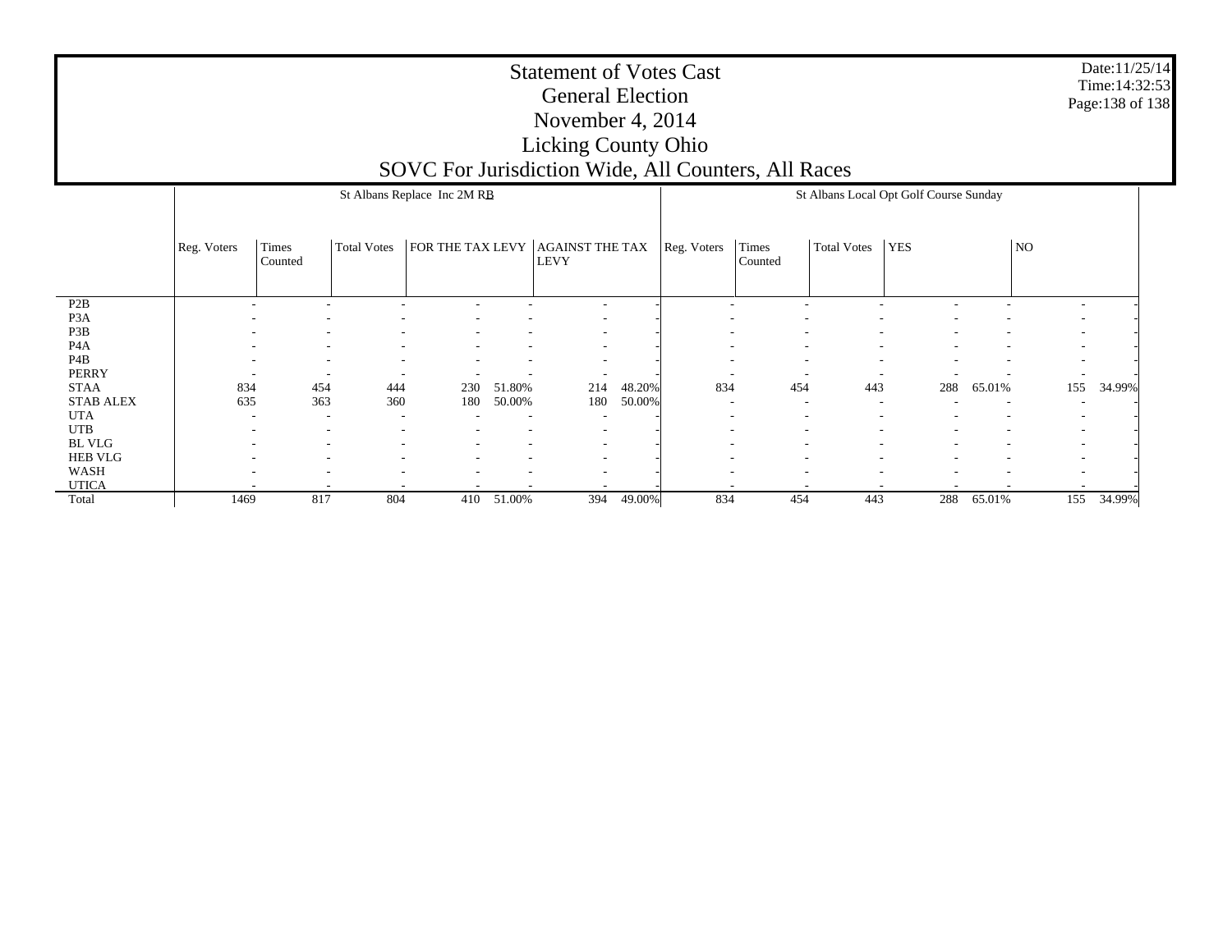# Statement of Votes Cast
## General Election
## November 4, 2014
## Licking County Ohio
## SOVC For Jurisdiction Wide, All Counters, All Races

Date:11/25/14
Time:14:32:53

| | St Albans Replace Inc 2M RB | | | | | | | St Albans Local Opt Golf Course Sunday | | | | | | |
|---|---|---|---|---|---|---|---|---|---|---|---|---|---|---|
| | Reg. Voters | Times Counted | Total Votes | FOR THE TAX LEVY | | AGAINST THE TAX LEVY | | Reg. Voters | Times Counted | Total Votes | YES | | NO | |
| P2B | - | - | - | - | - | - | - | - | - | - | - | - | - | - |
| P3A | - | - | - | - | - | - | - | - | - | - | - | - | - | - |
| P3B | - | - | - | - | - | - | - | - | - | - | - | - | - | - |
| P4A | - | - | - | - | - | - | - | - | - | - | - | - | - | - |
| P4B | - | - | - | - | - | - | - | - | - | - | - | - | - | - |
| PERRY | - | - | - | - | - | - | - | - | - | - | - | - | - | - |
| STAA | 834 | 454 | 444 | 230 | 51.80% | 214 | 48.20% | 834 | 454 | 443 | 288 | 65.01% | 155 | 34.99% |
| STAB ALEX | 635 | 363 | 360 | 180 | 50.00% | 180 | 50.00% | - | - | - | - | - | - | - |
| UTA | - | - | - | - | - | - | - | - | - | - | - | - | - | - |
| UTB | - | - | - | - | - | - | - | - | - | - | - | - | - | - |
| BL VLG | - | - | - | - | - | - | - | - | - | - | - | - | - | - |
| HEB VLG | - | - | - | - | - | - | - | - | - | - | - | - | - | - |
| WASH | - | - | - | - | - | - | - | - | - | - | - | - | - | - |
| UTICA | - | - | - | - | - | - | - | - | - | - | - | - | - | - |
| Total | 1469 | 817 | 804 | 410 | 51.00% | 394 | 49.00% | 834 | 454 | 443 | 288 | 65.01% | 155 | 34.99% |